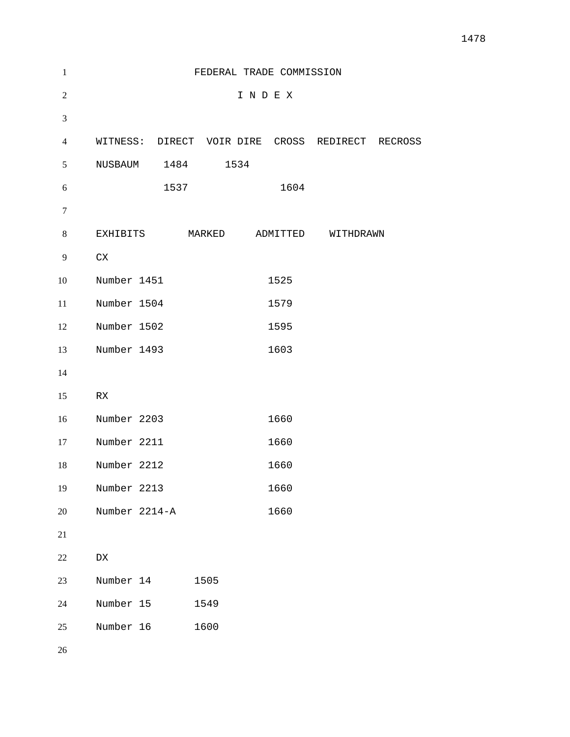FEDERAL TRADE COMMISSION

I N D E X

| WITNESS: | DIRECT | VOIR DIRE | CROSS | REDIRECT | RECROSS |
|---|---|---|---|---|---|
| NUSBAUM | 1484 | 1534 | | | |
| | 1537 | | 1604 | | |

| EXHIBITS | MARKED | ADMITTED | WITHDRAWN |
|---|---|---|---|
| CX | | | |
| Number 1451 | | 1525 | |
| Number 1504 | | 1579 | |
| Number 1502 | | 1595 | |
| Number 1493 | | 1603 | |
| | | | |
| RX | | | |
| Number 2203 | | 1660 | |
| Number 2211 | | 1660 | |
| Number 2212 | | 1660 | |
| Number 2213 | | 1660 | |
| Number 2214-A | | 1660 | |
| | | | |
| DX | | | |
| Number 14 | 1505 | | |
| Number 15 | 1549 | | |
| Number 16 | 1600 | | |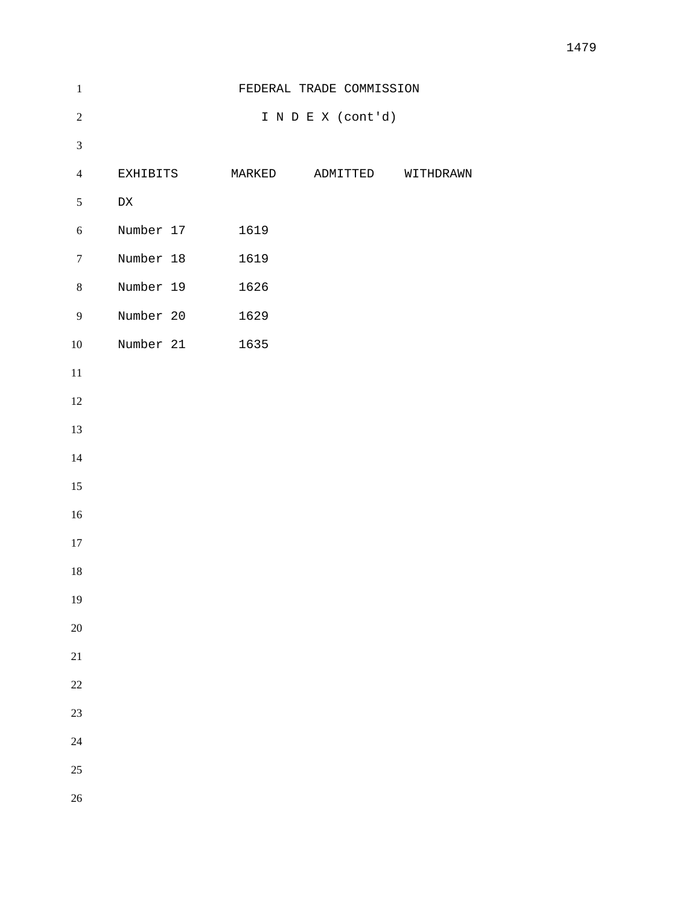FEDERAL TRADE COMMISSION

I N D E X (cont'd)

| EXHIBITS | MARKED | ADMITTED | WITHDRAWN |
|---|---|---|---|
| DX | | | |
| Number 17 | 1619 | | |
| Number 18 | 1619 | | |
| Number 19 | 1626 | | |
| Number 20 | 1629 | | |
| Number 21 | 1635 | | |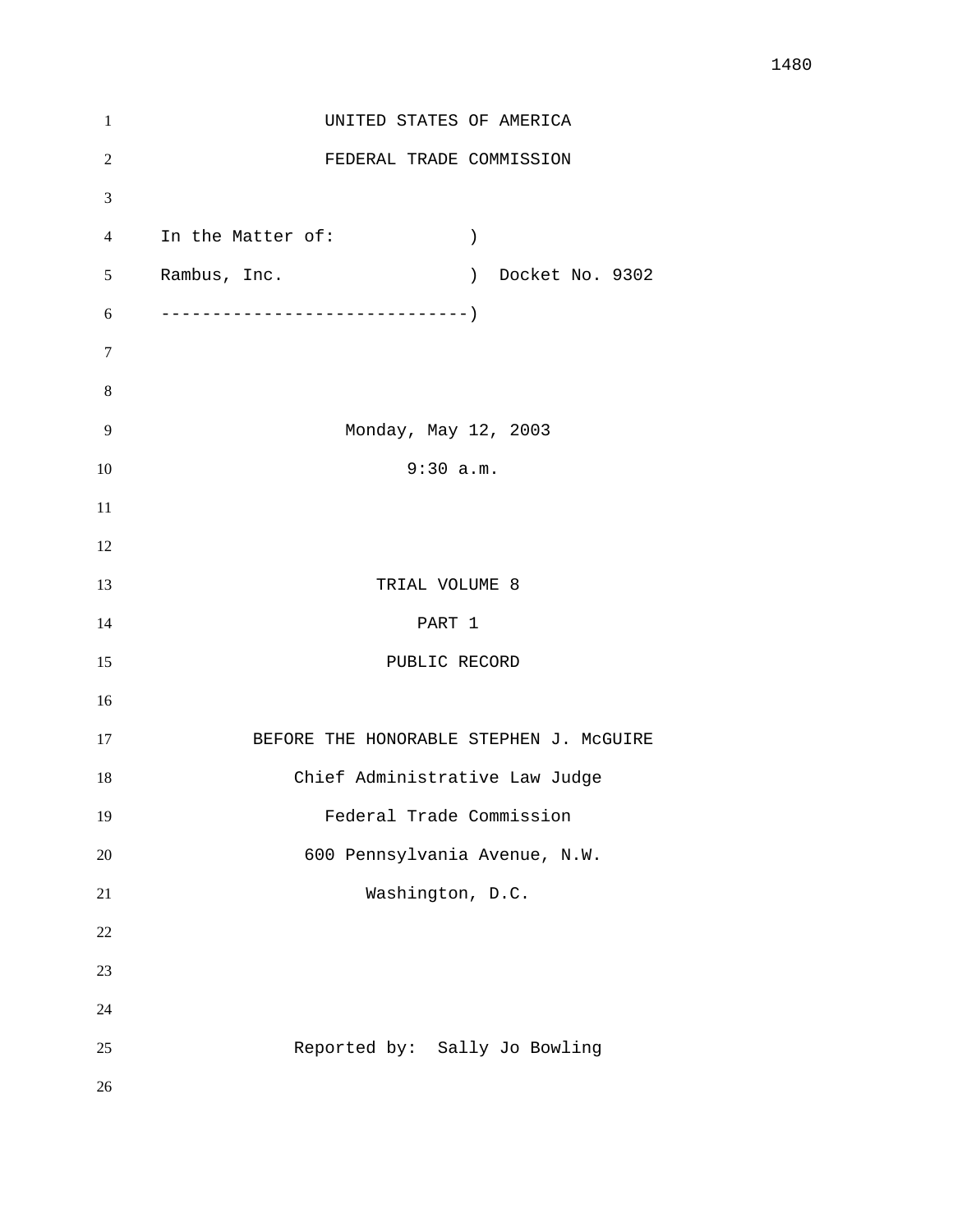UNITED STATES OF AMERICA

FEDERAL TRADE COMMISSION

```
In the Matter of:              )
Rambus, Inc.                   )  Docket No. 9302
-------------------------------)
```

Monday, May 12, 2003

9:30 a.m.

TRIAL VOLUME 8

PART 1

PUBLIC RECORD

BEFORE THE HONORABLE STEPHEN J. McGUIRE

Chief Administrative Law Judge

Federal Trade Commission

600 Pennsylvania Avenue, N.W.

Washington, D.C.

Reported by: Sally Jo Bowling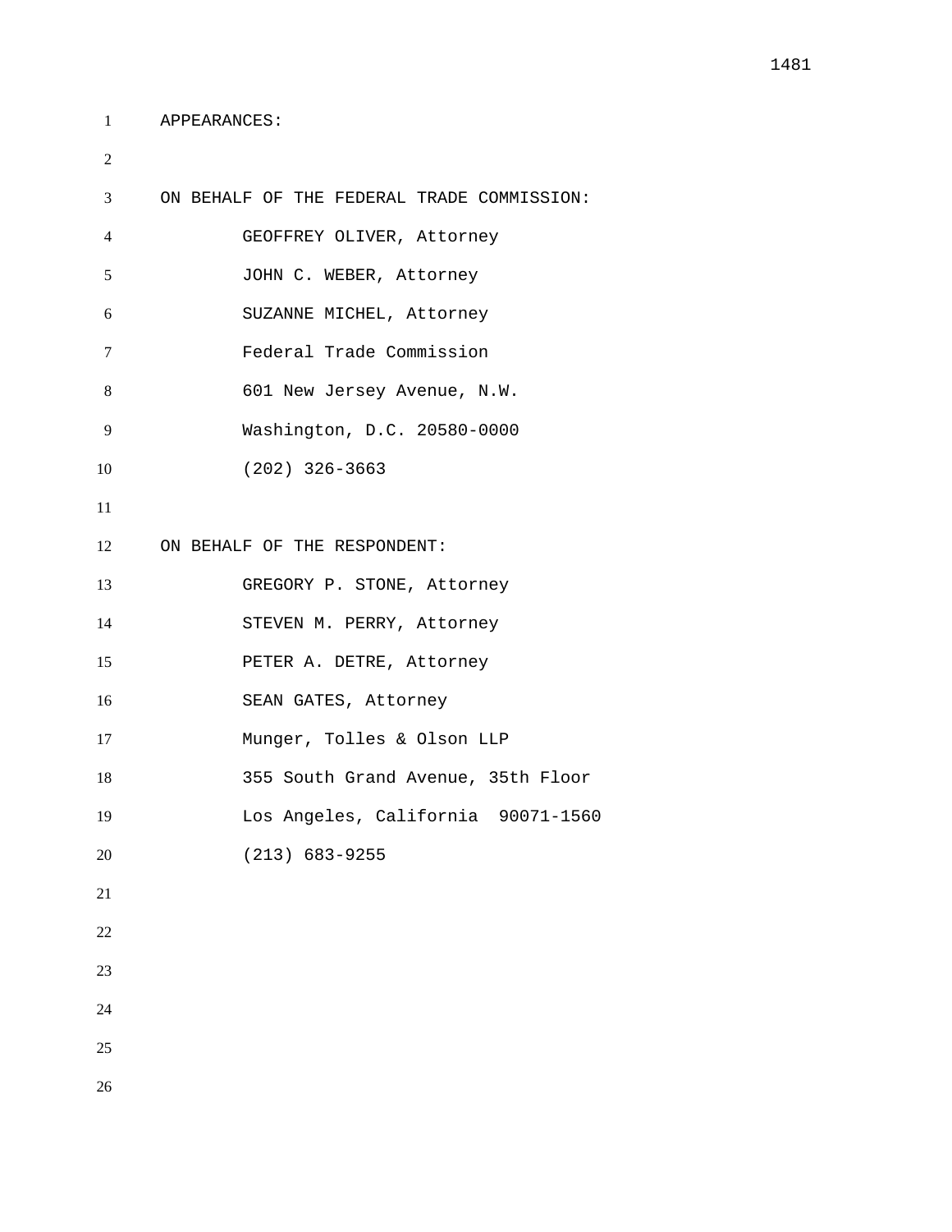APPEARANCES:

ON BEHALF OF THE FEDERAL TRADE COMMISSION:

GEOFFREY OLIVER, Attorney
JOHN C. WEBER, Attorney
SUZANNE MICHEL, Attorney
Federal Trade Commission
601 New Jersey Avenue, N.W.
Washington, D.C. 20580-0000
(202) 326-3663

ON BEHALF OF THE RESPONDENT:

GREGORY P. STONE, Attorney
STEVEN M. PERRY, Attorney
PETER A. DETRE, Attorney
SEAN GATES, Attorney
Munger, Tolles & Olson LLP
355 South Grand Avenue, 35th Floor
Los Angeles, California  90071-1560
(213) 683-9255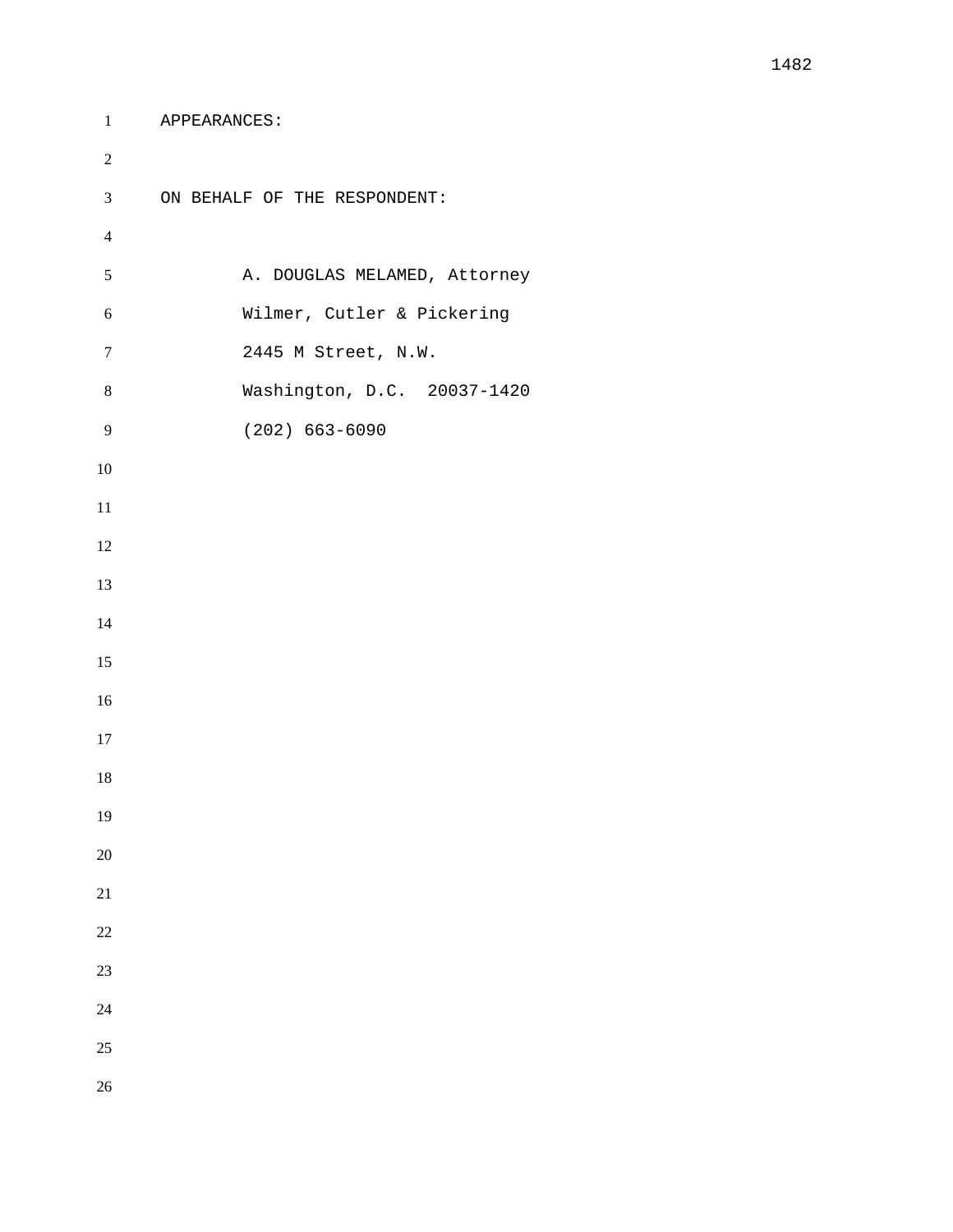APPEARANCES:

ON BEHALF OF THE RESPONDENT:

A. DOUGLAS MELAMED, Attorney
Wilmer, Cutler & Pickering
2445 M Street, N.W.
Washington, D.C. 20037-1420
(202) 663-6090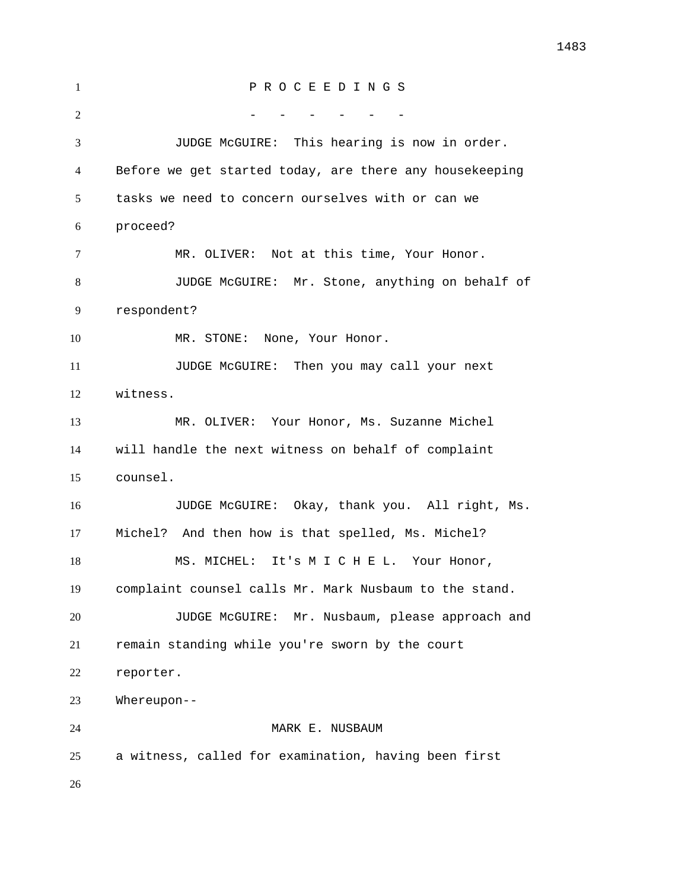P R O C E E D I N G S

\- - - - - -

JUDGE McGUIRE: This hearing is now in order. Before we get started today, are there any housekeeping tasks we need to concern ourselves with or can we proceed?

MR. OLIVER: Not at this time, Your Honor.

JUDGE McGUIRE: Mr. Stone, anything on behalf of respondent?

MR. STONE: None, Your Honor.

JUDGE McGUIRE: Then you may call your next witness.

MR. OLIVER: Your Honor, Ms. Suzanne Michel will handle the next witness on behalf of complaint counsel.

JUDGE McGUIRE: Okay, thank you. All right, Ms. Michel? And then how is that spelled, Ms. Michel?

MS. MICHEL: It's M I C H E L. Your Honor, complaint counsel calls Mr. Mark Nusbaum to the stand.

JUDGE McGUIRE: Mr. Nusbaum, please approach and remain standing while you're sworn by the court reporter.

Whereupon--

MARK E. NUSBAUM

a witness, called for examination, having been first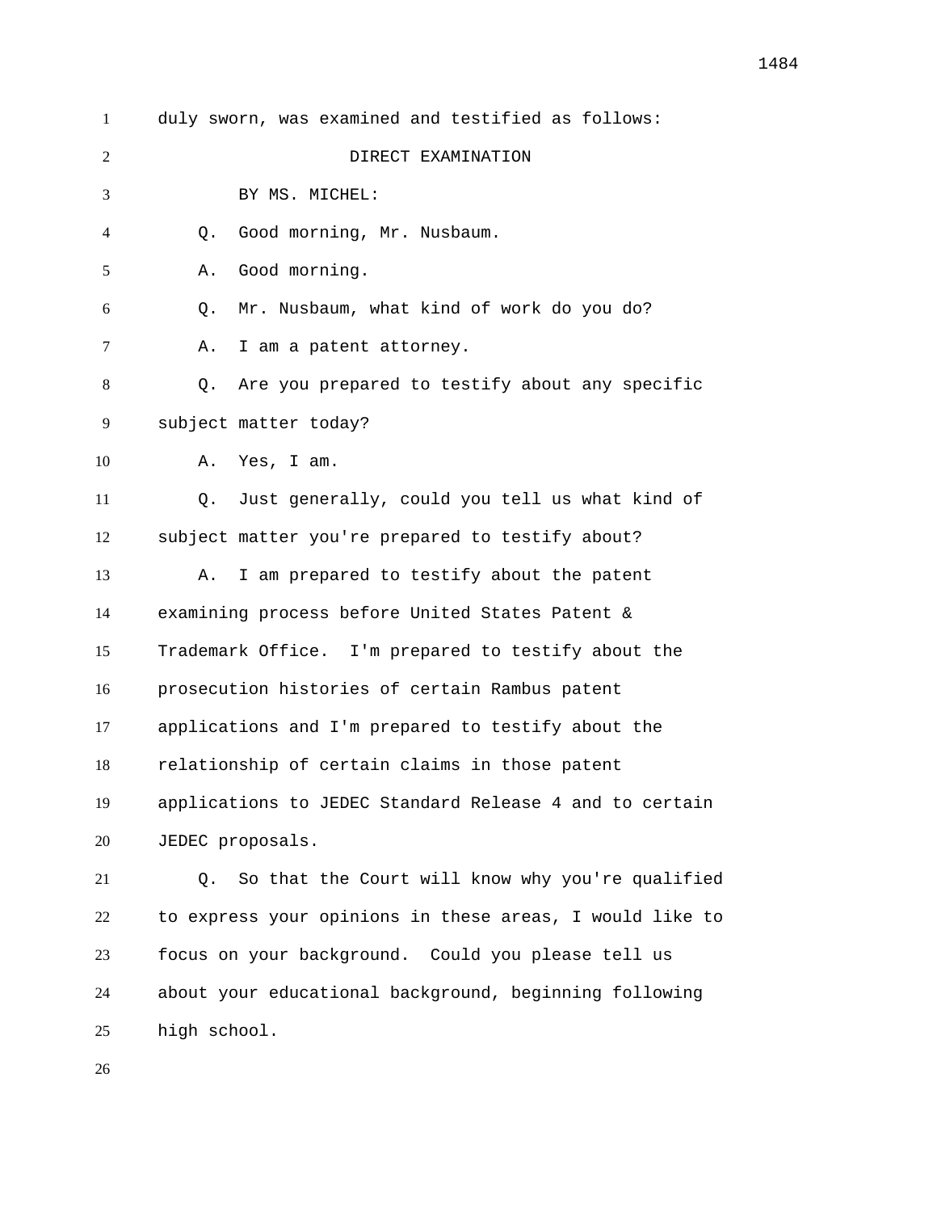duly sworn, was examined and testified as follows:

DIRECT EXAMINATION

BY MS. MICHEL:

Q. Good morning, Mr. Nusbaum.

A. Good morning.

Q. Mr. Nusbaum, what kind of work do you do?

A. I am a patent attorney.

Q. Are you prepared to testify about any specific subject matter today?

A. Yes, I am.

Q. Just generally, could you tell us what kind of subject matter you're prepared to testify about?

A. I am prepared to testify about the patent examining process before United States Patent & Trademark Office. I'm prepared to testify about the prosecution histories of certain Rambus patent applications and I'm prepared to testify about the relationship of certain claims in those patent applications to JEDEC Standard Release 4 and to certain JEDEC proposals.

Q. So that the Court will know why you're qualified to express your opinions in these areas, I would like to focus on your background. Could you please tell us about your educational background, beginning following high school.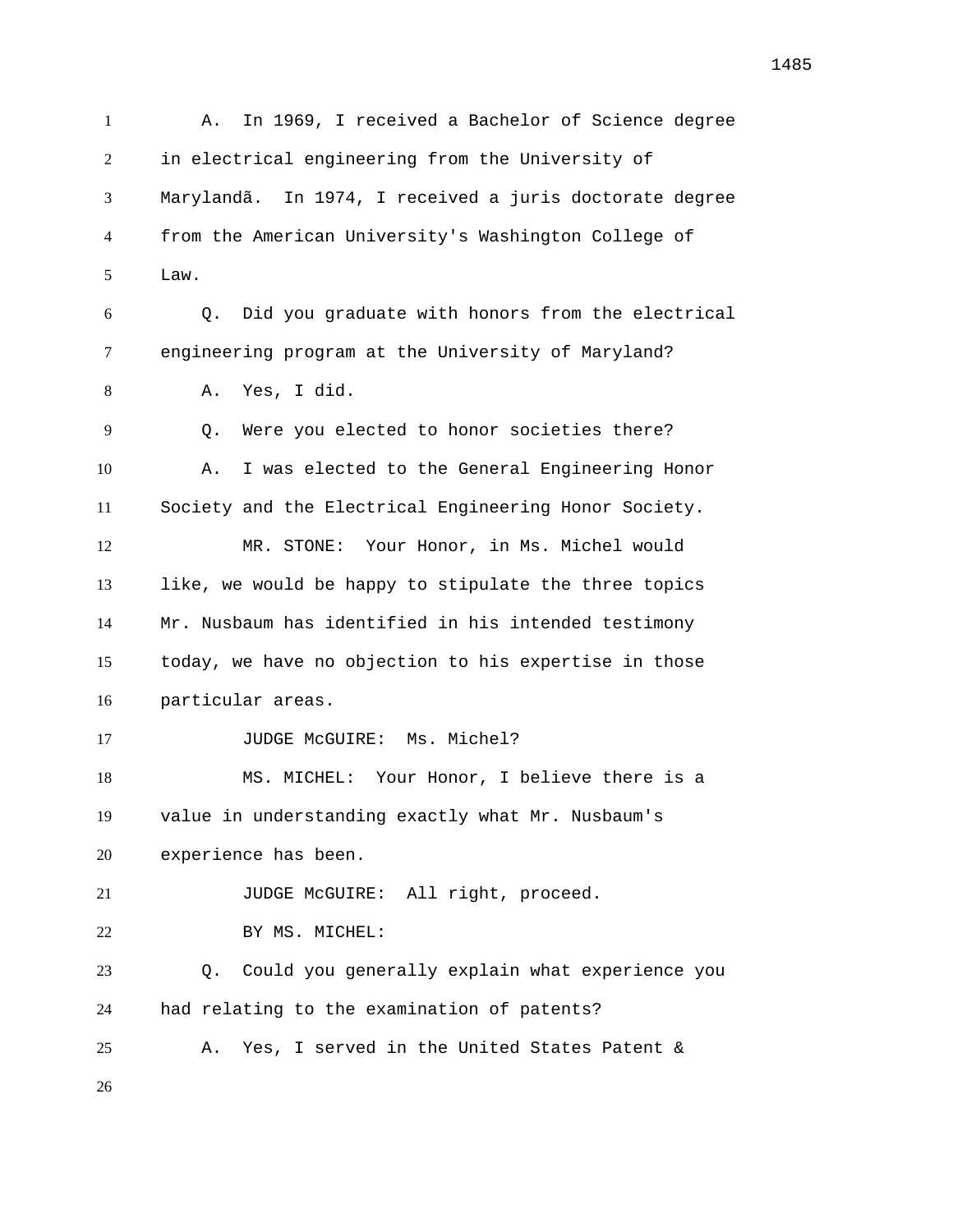A. In 1969, I received a Bachelor of Science degree in electrical engineering from the University of Marylandã. In 1974, I received a juris doctorate degree from the American University's Washington College of Law.

Q. Did you graduate with honors from the electrical engineering program at the University of Maryland?

A. Yes, I did.

Q. Were you elected to honor societies there?

A. I was elected to the General Engineering Honor Society and the Electrical Engineering Honor Society.

MR. STONE: Your Honor, in Ms. Michel would like, we would be happy to stipulate the three topics Mr. Nusbaum has identified in his intended testimony today, we have no objection to his expertise in those particular areas.

JUDGE McGUIRE: Ms. Michel?

MS. MICHEL: Your Honor, I believe there is a value in understanding exactly what Mr. Nusbaum's experience has been.

JUDGE McGUIRE: All right, proceed.

BY MS. MICHEL:

Q. Could you generally explain what experience you had relating to the examination of patents?

A. Yes, I served in the United States Patent &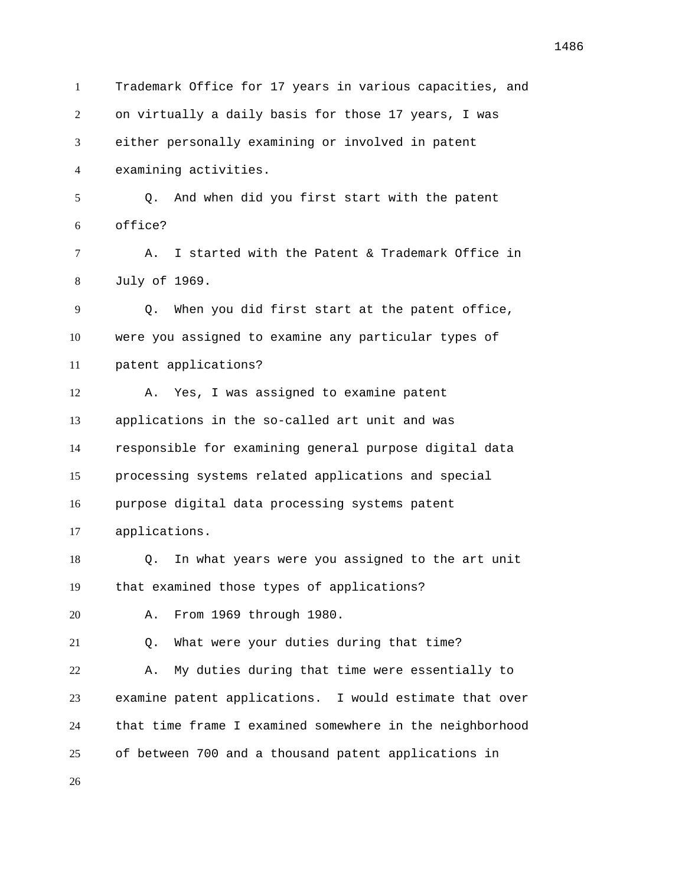Trademark Office for 17 years in various capacities, and on virtually a daily basis for those 17 years, I was either personally examining or involved in patent examining activities.

Q. And when did you first start with the patent office?

A. I started with the Patent & Trademark Office in July of 1969.

Q. When you did first start at the patent office, were you assigned to examine any particular types of patent applications?

A. Yes, I was assigned to examine patent applications in the so-called art unit and was responsible for examining general purpose digital data processing systems related applications and special purpose digital data processing systems patent applications.

Q. In what years were you assigned to the art unit that examined those types of applications?

A. From 1969 through 1980.

Q. What were your duties during that time?

A. My duties during that time were essentially to examine patent applications. I would estimate that over that time frame I examined somewhere in the neighborhood of between 700 and a thousand patent applications in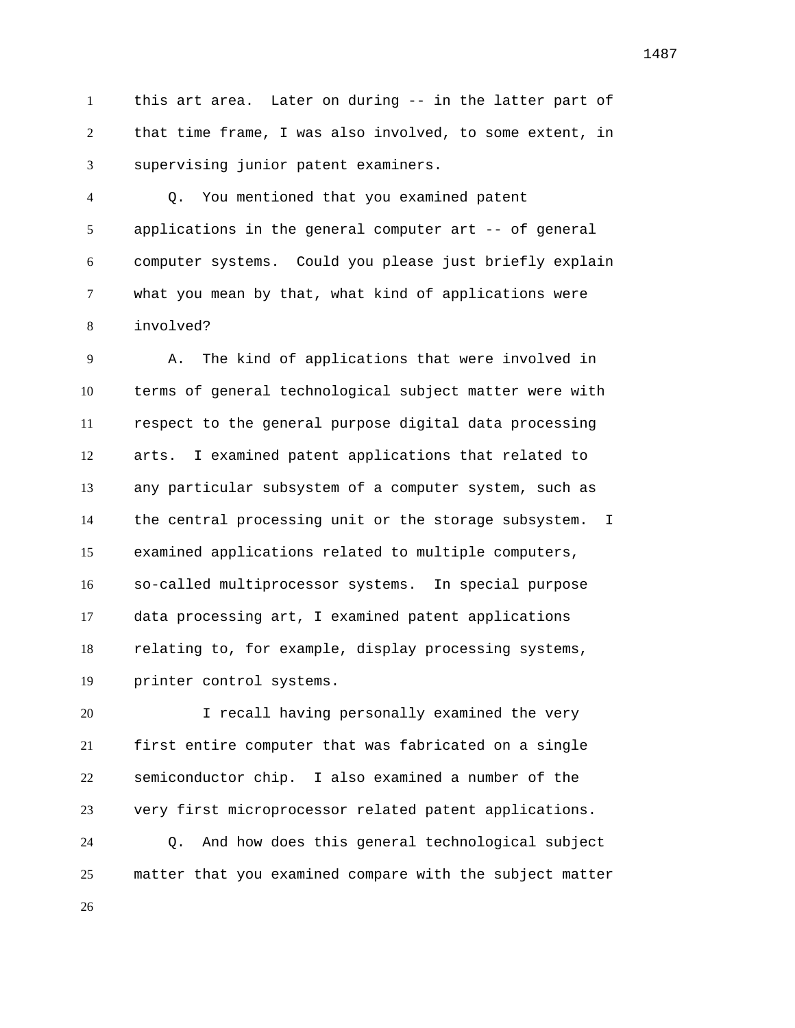this art area. Later on during -- in the latter part of that time frame, I was also involved, to some extent, in supervising junior patent examiners.

Q. You mentioned that you examined patent applications in the general computer art -- of general computer systems. Could you please just briefly explain what you mean by that, what kind of applications were involved?

A. The kind of applications that were involved in terms of general technological subject matter were with respect to the general purpose digital data processing arts. I examined patent applications that related to any particular subsystem of a computer system, such as the central processing unit or the storage subsystem. I examined applications related to multiple computers, so-called multiprocessor systems. In special purpose data processing art, I examined patent applications relating to, for example, display processing systems, printer control systems.

I recall having personally examined the very first entire computer that was fabricated on a single semiconductor chip. I also examined a number of the very first microprocessor related patent applications.

Q. And how does this general technological subject matter that you examined compare with the subject matter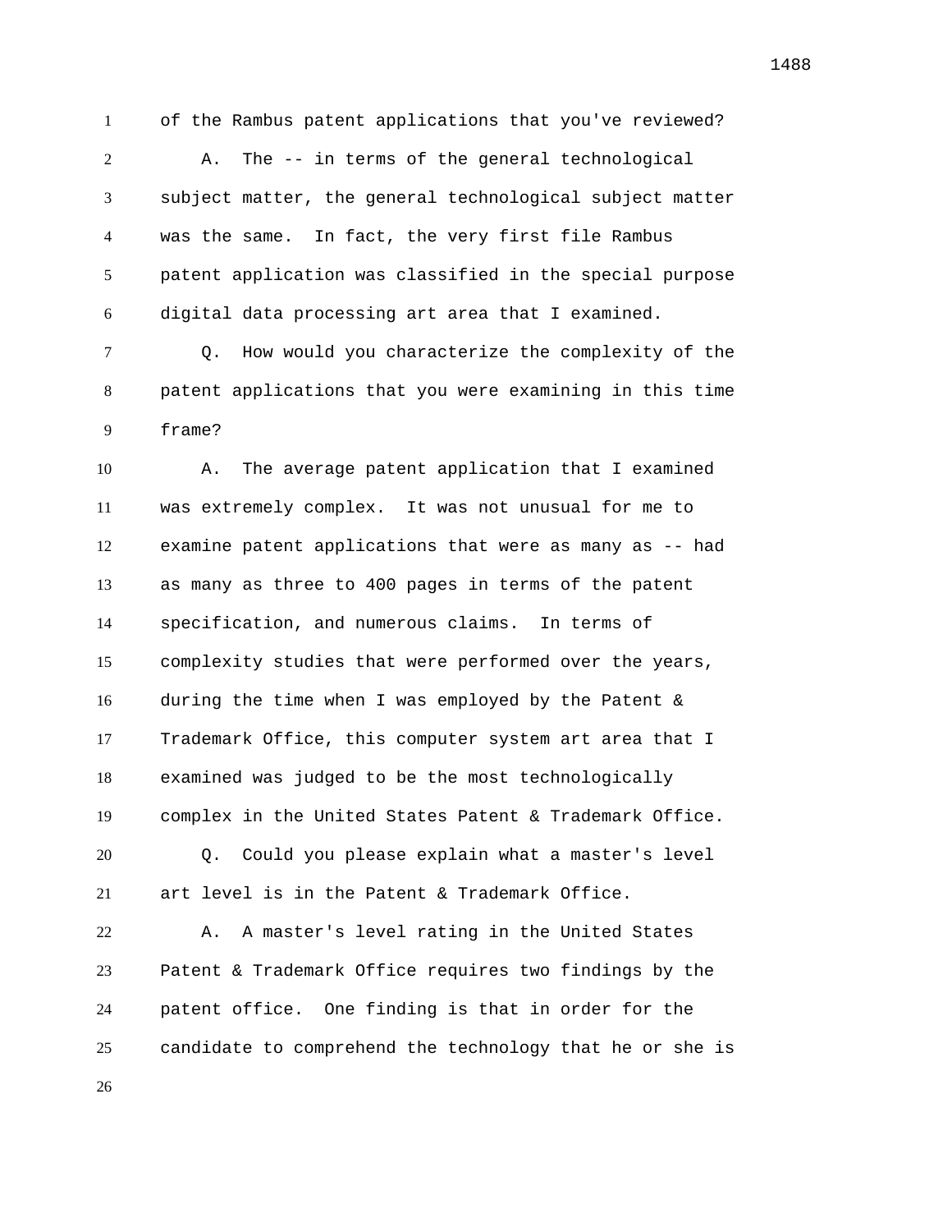of the Rambus patent applications that you've reviewed?

A. The -- in terms of the general technological subject matter, the general technological subject matter was the same. In fact, the very first file Rambus patent application was classified in the special purpose digital data processing art area that I examined.

Q. How would you characterize the complexity of the patent applications that you were examining in this time frame?

A. The average patent application that I examined was extremely complex. It was not unusual for me to examine patent applications that were as many as -- had as many as three to 400 pages in terms of the patent specification, and numerous claims. In terms of complexity studies that were performed over the years, during the time when I was employed by the Patent & Trademark Office, this computer system art area that I examined was judged to be the most technologically complex in the United States Patent & Trademark Office.

Q. Could you please explain what a master's level art level is in the Patent & Trademark Office.

A. A master's level rating in the United States Patent & Trademark Office requires two findings by the patent office. One finding is that in order for the candidate to comprehend the technology that he or she is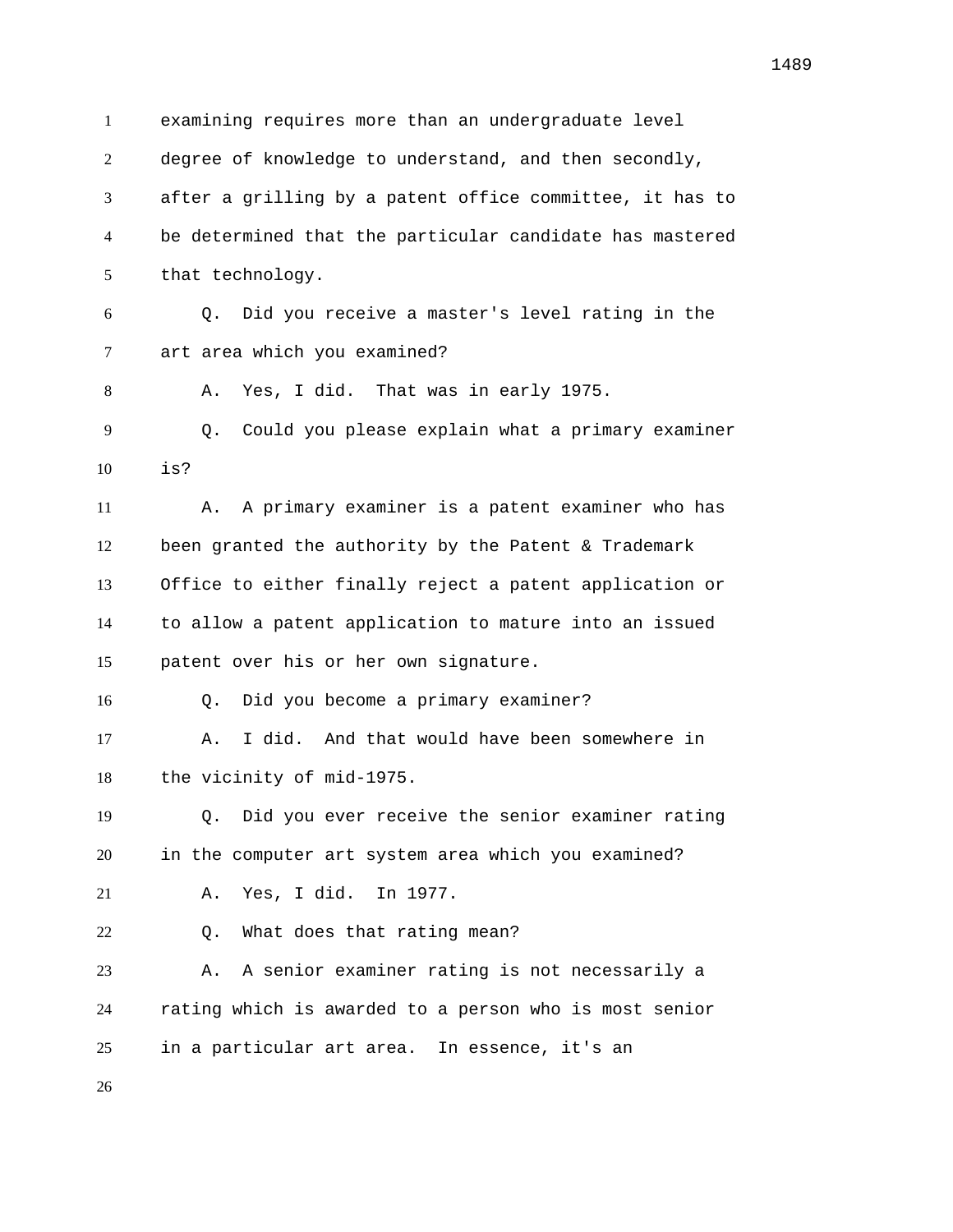examining requires more than an undergraduate level degree of knowledge to understand, and then secondly, after a grilling by a patent office committee, it has to be determined that the particular candidate has mastered that technology.

Q. Did you receive a master's level rating in the art area which you examined?

A. Yes, I did. That was in early 1975.

Q. Could you please explain what a primary examiner is?

A. A primary examiner is a patent examiner who has been granted the authority by the Patent & Trademark Office to either finally reject a patent application or to allow a patent application to mature into an issued patent over his or her own signature.

Q. Did you become a primary examiner?

A. I did. And that would have been somewhere in the vicinity of mid-1975.

Q. Did you ever receive the senior examiner rating in the computer art system area which you examined?

A. Yes, I did. In 1977.

Q. What does that rating mean?

A. A senior examiner rating is not necessarily a rating which is awarded to a person who is most senior in a particular art area. In essence, it's an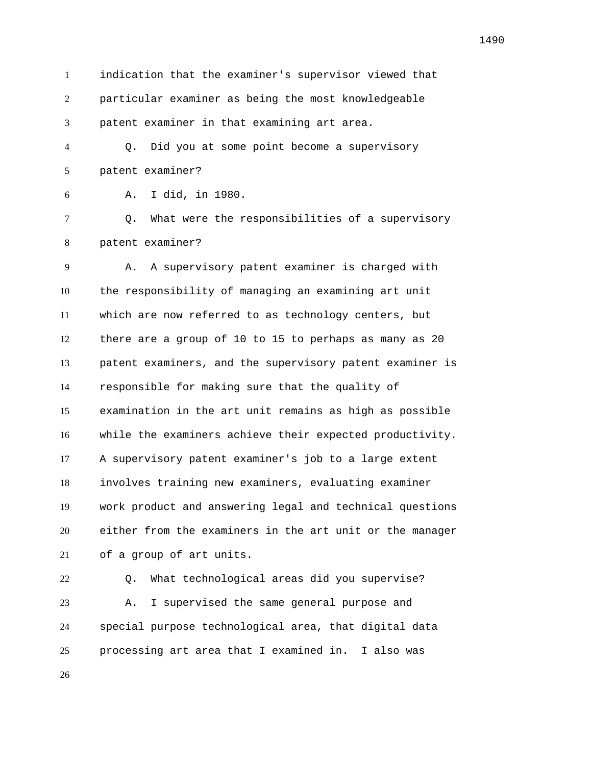indication that the examiner's supervisor viewed that particular examiner as being the most knowledgeable patent examiner in that examining art area.

Q. Did you at some point become a supervisory patent examiner?

A. I did, in 1980.

Q. What were the responsibilities of a supervisory patent examiner?

A. A supervisory patent examiner is charged with the responsibility of managing an examining art unit which are now referred to as technology centers, but there are a group of 10 to 15 to perhaps as many as 20 patent examiners, and the supervisory patent examiner is responsible for making sure that the quality of examination in the art unit remains as high as possible while the examiners achieve their expected productivity. A supervisory patent examiner's job to a large extent involves training new examiners, evaluating examiner work product and answering legal and technical questions either from the examiners in the art unit or the manager of a group of art units.

Q. What technological areas did you supervise?

A. I supervised the same general purpose and special purpose technological area, that digital data processing art area that I examined in. I also was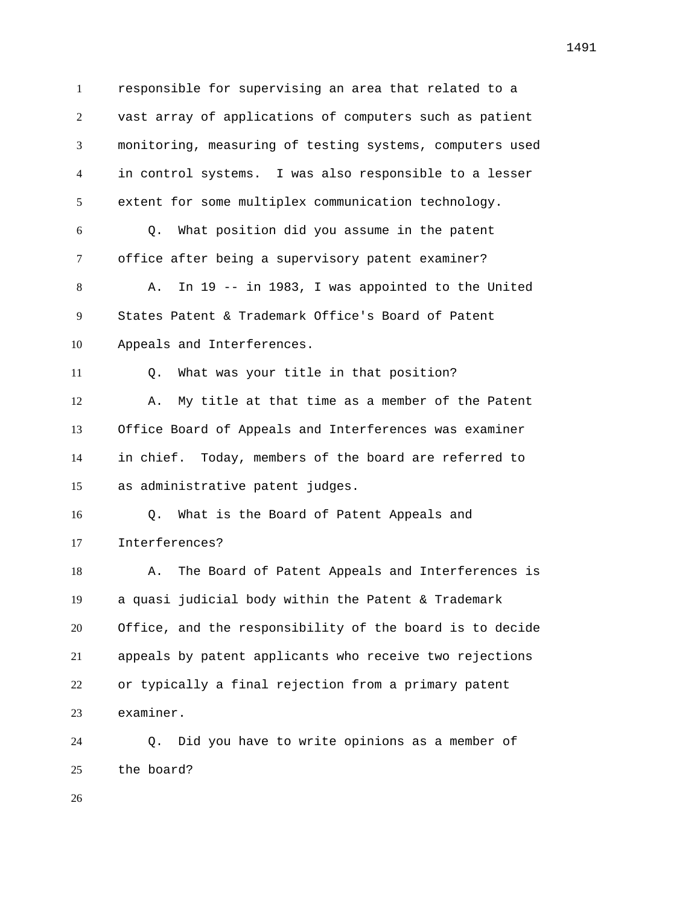responsible for supervising an area that related to a vast array of applications of computers such as patient monitoring, measuring of testing systems, computers used in control systems. I was also responsible to a lesser extent for some multiplex communication technology.

Q. What position did you assume in the patent office after being a supervisory patent examiner?

A. In 19 -- in 1983, I was appointed to the United States Patent & Trademark Office's Board of Patent Appeals and Interferences.

Q. What was your title in that position?

A. My title at that time as a member of the Patent Office Board of Appeals and Interferences was examiner in chief. Today, members of the board are referred to as administrative patent judges.

Q. What is the Board of Patent Appeals and Interferences?

A. The Board of Patent Appeals and Interferences is a quasi judicial body within the Patent & Trademark Office, and the responsibility of the board is to decide appeals by patent applicants who receive two rejections or typically a final rejection from a primary patent examiner.

Q. Did you have to write opinions as a member of the board?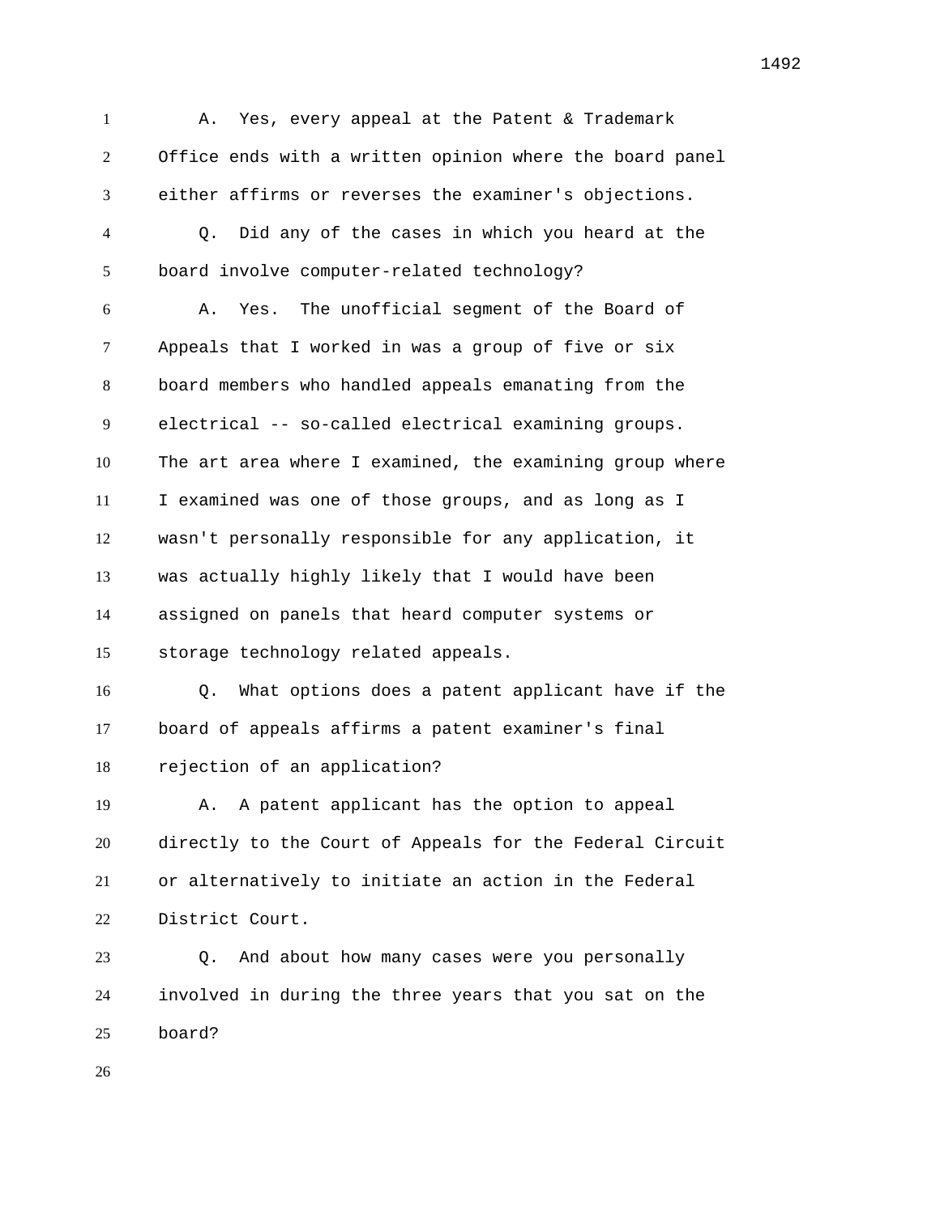A. Yes, every appeal at the Patent & Trademark Office ends with a written opinion where the board panel either affirms or reverses the examiner's objections.

Q. Did any of the cases in which you heard at the board involve computer-related technology?

A. Yes. The unofficial segment of the Board of Appeals that I worked in was a group of five or six board members who handled appeals emanating from the electrical -- so-called electrical examining groups. The art area where I examined, the examining group where I examined was one of those groups, and as long as I wasn't personally responsible for any application, it was actually highly likely that I would have been assigned on panels that heard computer systems or storage technology related appeals.

Q. What options does a patent applicant have if the board of appeals affirms a patent examiner's final rejection of an application?

A. A patent applicant has the option to appeal directly to the Court of Appeals for the Federal Circuit or alternatively to initiate an action in the Federal District Court.

Q. And about how many cases were you personally involved in during the three years that you sat on the board?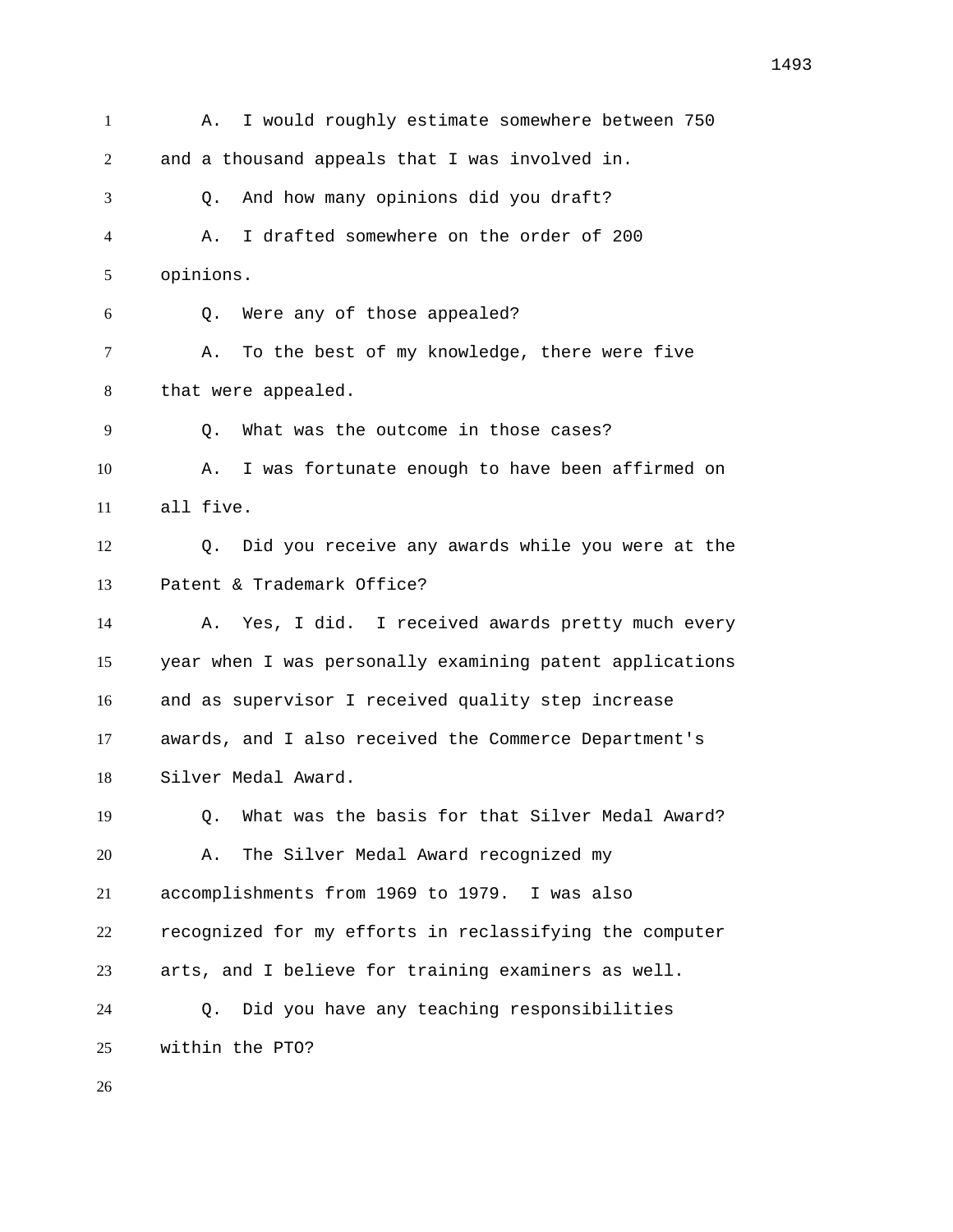A. I would roughly estimate somewhere between 750 and a thousand appeals that I was involved in.

Q. And how many opinions did you draft?

A. I drafted somewhere on the order of 200 opinions.

Q. Were any of those appealed?

A. To the best of my knowledge, there were five that were appealed.

Q. What was the outcome in those cases?

A. I was fortunate enough to have been affirmed on all five.

Q. Did you receive any awards while you were at the Patent & Trademark Office?

A. Yes, I did. I received awards pretty much every year when I was personally examining patent applications and as supervisor I received quality step increase awards, and I also received the Commerce Department's Silver Medal Award.

Q. What was the basis for that Silver Medal Award?

A. The Silver Medal Award recognized my accomplishments from 1969 to 1979. I was also recognized for my efforts in reclassifying the computer arts, and I believe for training examiners as well.

Q. Did you have any teaching responsibilities within the PTO?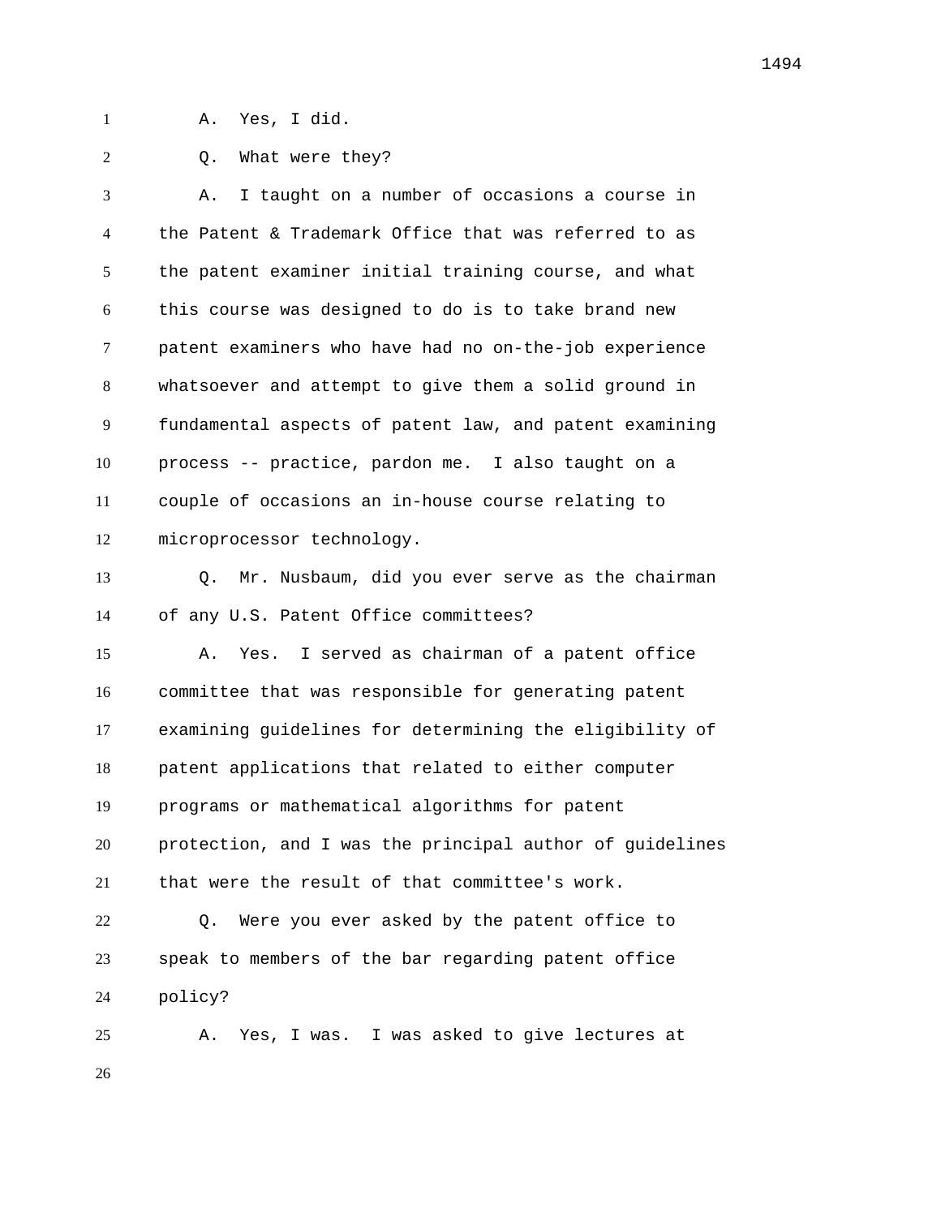A. Yes, I did.

Q. What were they?

A. I taught on a number of occasions a course in the Patent & Trademark Office that was referred to as the patent examiner initial training course, and what this course was designed to do is to take brand new patent examiners who have had no on-the-job experience whatsoever and attempt to give them a solid ground in fundamental aspects of patent law, and patent examining process -- practice, pardon me. I also taught on a couple of occasions an in-house course relating to microprocessor technology.

Q. Mr. Nusbaum, did you ever serve as the chairman of any U.S. Patent Office committees?

A. Yes. I served as chairman of a patent office committee that was responsible for generating patent examining guidelines for determining the eligibility of patent applications that related to either computer programs or mathematical algorithms for patent protection, and I was the principal author of guidelines that were the result of that committee's work.

Q. Were you ever asked by the patent office to speak to members of the bar regarding patent office policy?

A. Yes, I was. I was asked to give lectures at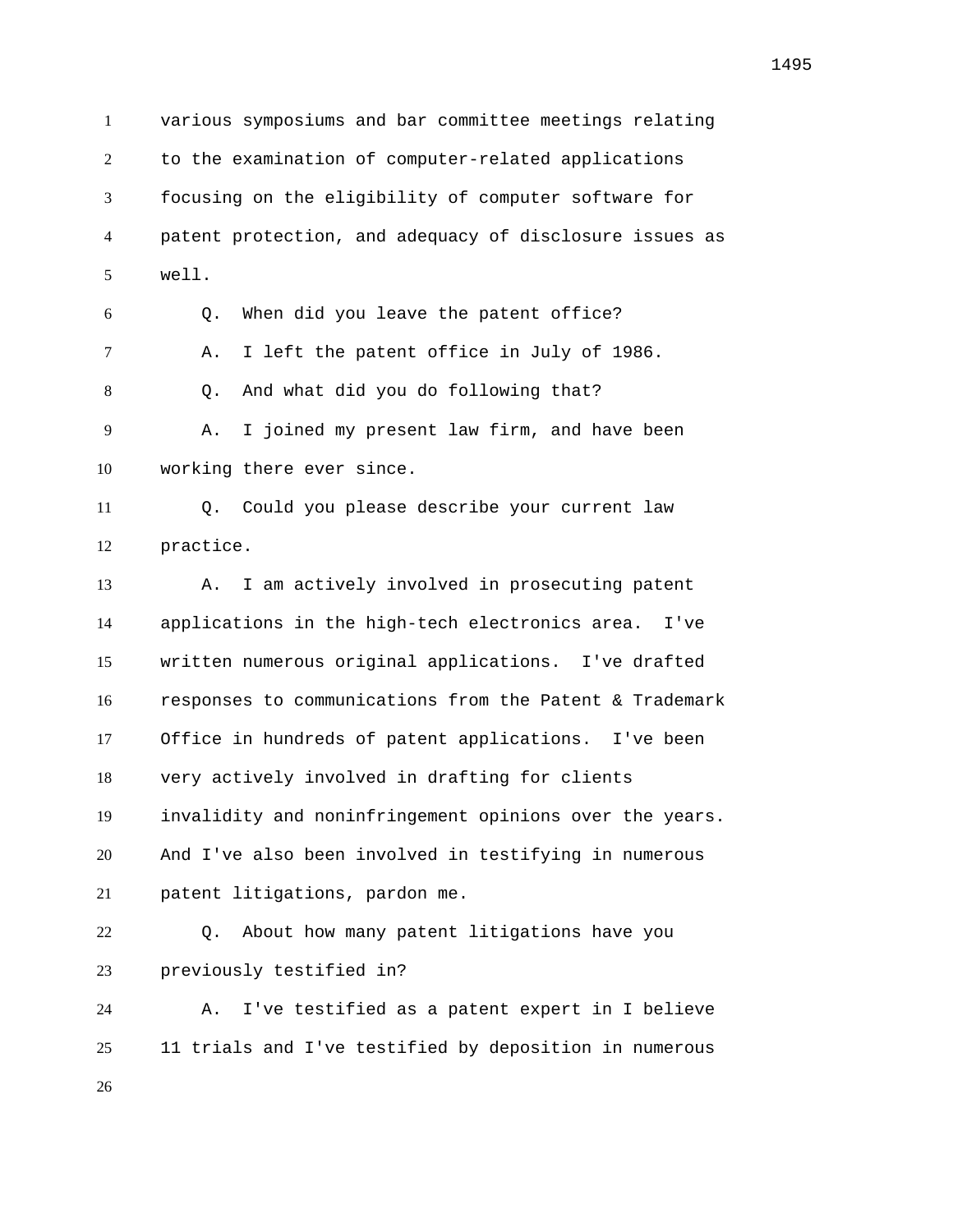various symposiums and bar committee meetings relating to the examination of computer-related applications focusing on the eligibility of computer software for patent protection, and adequacy of disclosure issues as well.

Q. When did you leave the patent office?

A. I left the patent office in July of 1986.

Q. And what did you do following that?

A. I joined my present law firm, and have been working there ever since.

Q. Could you please describe your current law practice.

A. I am actively involved in prosecuting patent applications in the high-tech electronics area. I've written numerous original applications. I've drafted responses to communications from the Patent & Trademark Office in hundreds of patent applications. I've been very actively involved in drafting for clients invalidity and noninfringement opinions over the years. And I've also been involved in testifying in numerous patent litigations, pardon me.

Q. About how many patent litigations have you previously testified in?

A. I've testified as a patent expert in I believe 11 trials and I've testified by deposition in numerous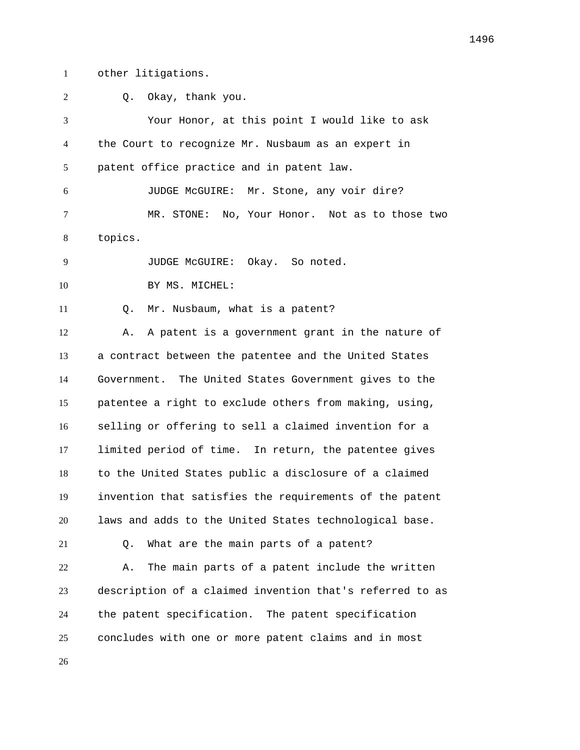other litigations.

Q. Okay, thank you.

Your Honor, at this point I would like to ask the Court to recognize Mr. Nusbaum as an expert in patent office practice and in patent law.

JUDGE McGUIRE: Mr. Stone, any voir dire?

MR. STONE: No, Your Honor. Not as to those two topics.

JUDGE McGUIRE: Okay. So noted.

BY MS. MICHEL:

Q. Mr. Nusbaum, what is a patent?

A. A patent is a government grant in the nature of a contract between the patentee and the United States Government. The United States Government gives to the patentee a right to exclude others from making, using, selling or offering to sell a claimed invention for a limited period of time. In return, the patentee gives to the United States public a disclosure of a claimed invention that satisfies the requirements of the patent laws and adds to the United States technological base.

Q. What are the main parts of a patent?

A. The main parts of a patent include the written description of a claimed invention that's referred to as the patent specification. The patent specification concludes with one or more patent claims and in most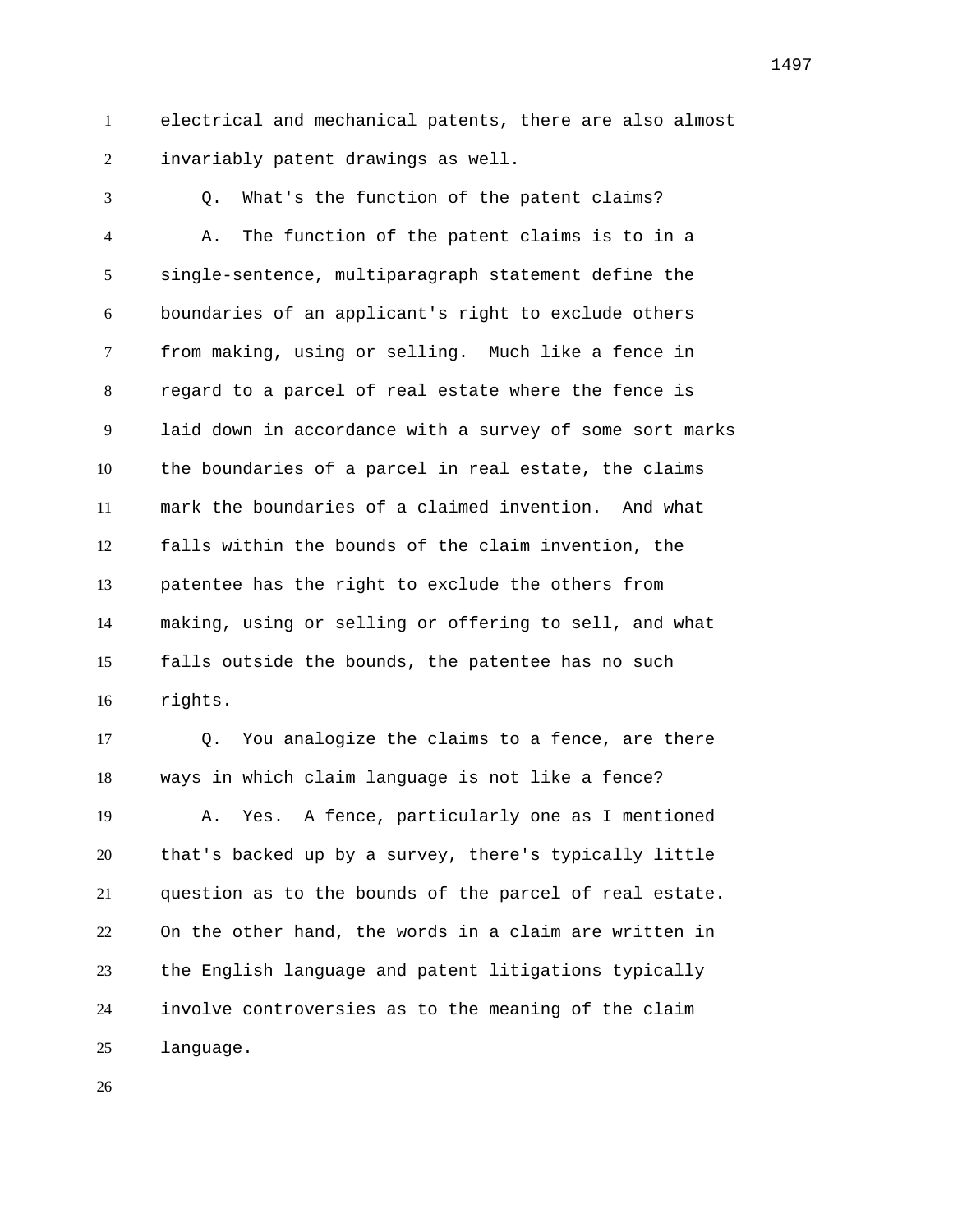electrical and mechanical patents, there are also almost invariably patent drawings as well.

Q. What's the function of the patent claims?

A. The function of the patent claims is to in a single-sentence, multiparagraph statement define the boundaries of an applicant's right to exclude others from making, using or selling. Much like a fence in regard to a parcel of real estate where the fence is laid down in accordance with a survey of some sort marks the boundaries of a parcel in real estate, the claims mark the boundaries of a claimed invention. And what falls within the bounds of the claim invention, the patentee has the right to exclude the others from making, using or selling or offering to sell, and what falls outside the bounds, the patentee has no such rights.

Q. You analogize the claims to a fence, are there ways in which claim language is not like a fence?

A. Yes. A fence, particularly one as I mentioned that's backed up by a survey, there's typically little question as to the bounds of the parcel of real estate. On the other hand, the words in a claim are written in the English language and patent litigations typically involve controversies as to the meaning of the claim language.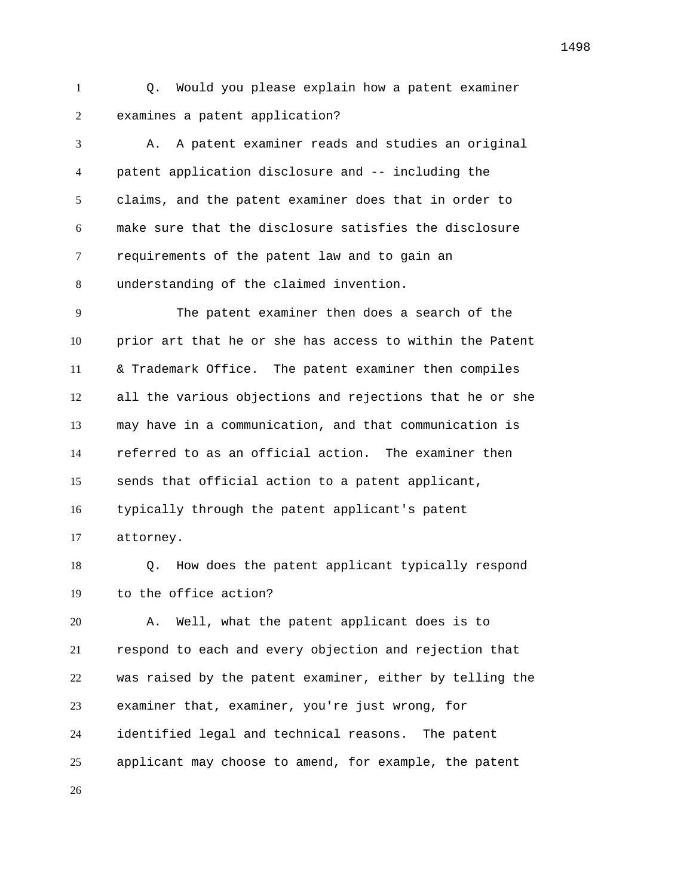Q. Would you please explain how a patent examiner examines a patent application?

A. A patent examiner reads and studies an original patent application disclosure and -- including the claims, and the patent examiner does that in order to make sure that the disclosure satisfies the disclosure requirements of the patent law and to gain an understanding of the claimed invention.

The patent examiner then does a search of the prior art that he or she has access to within the Patent & Trademark Office. The patent examiner then compiles all the various objections and rejections that he or she may have in a communication, and that communication is referred to as an official action. The examiner then sends that official action to a patent applicant, typically through the patent applicant's patent attorney.

Q. How does the patent applicant typically respond to the office action?

A. Well, what the patent applicant does is to respond to each and every objection and rejection that was raised by the patent examiner, either by telling the examiner that, examiner, you're just wrong, for identified legal and technical reasons. The patent applicant may choose to amend, for example, the patent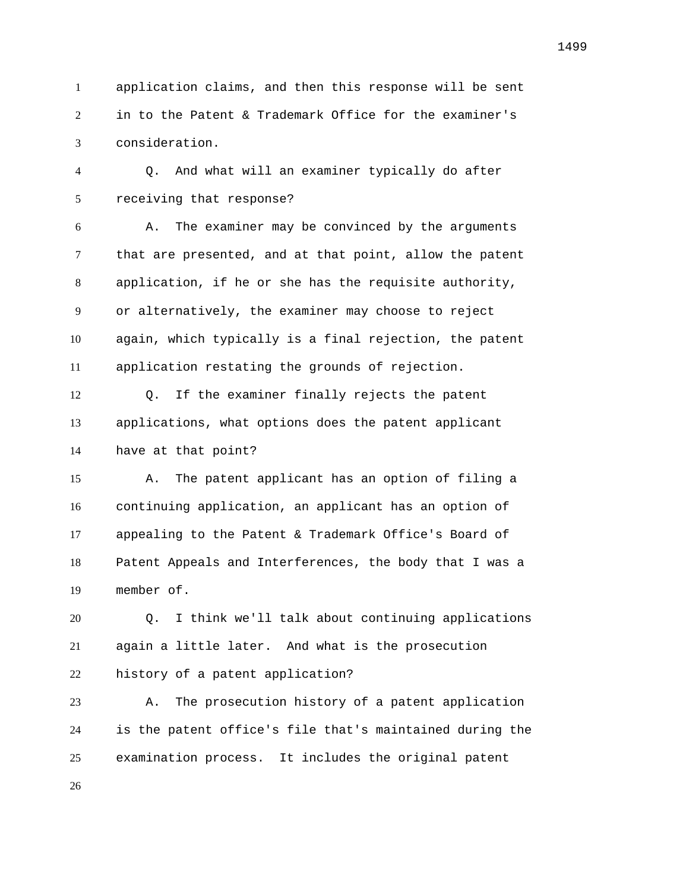application claims, and then this response will be sent in to the Patent & Trademark Office for the examiner's consideration.

Q. And what will an examiner typically do after receiving that response?

A. The examiner may be convinced by the arguments that are presented, and at that point, allow the patent application, if he or she has the requisite authority, or alternatively, the examiner may choose to reject again, which typically is a final rejection, the patent application restating the grounds of rejection.

Q. If the examiner finally rejects the patent applications, what options does the patent applicant have at that point?

A. The patent applicant has an option of filing a continuing application, an applicant has an option of appealing to the Patent & Trademark Office's Board of Patent Appeals and Interferences, the body that I was a member of.

Q. I think we'll talk about continuing applications again a little later. And what is the prosecution history of a patent application?

A. The prosecution history of a patent application is the patent office's file that's maintained during the examination process. It includes the original patent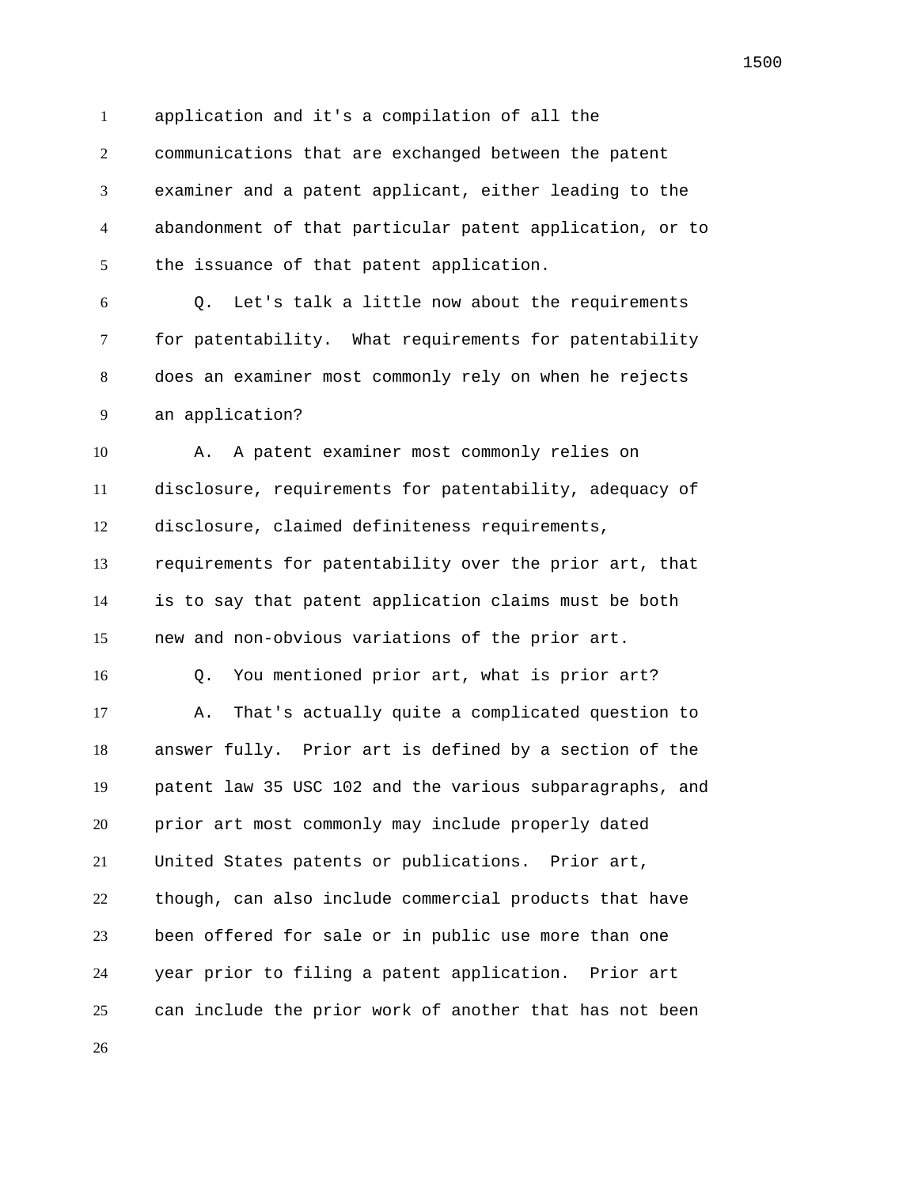application and it's a compilation of all the communications that are exchanged between the patent examiner and a patent applicant, either leading to the abandonment of that particular patent application, or to the issuance of that patent application.

Q. Let's talk a little now about the requirements for patentability. What requirements for patentability does an examiner most commonly rely on when he rejects an application?

A. A patent examiner most commonly relies on disclosure, requirements for patentability, adequacy of disclosure, claimed definiteness requirements, requirements for patentability over the prior art, that is to say that patent application claims must be both new and non-obvious variations of the prior art.

Q. You mentioned prior art, what is prior art?

A. That's actually quite a complicated question to answer fully. Prior art is defined by a section of the patent law 35 USC 102 and the various subparagraphs, and prior art most commonly may include properly dated United States patents or publications. Prior art, though, can also include commercial products that have been offered for sale or in public use more than one year prior to filing a patent application. Prior art can include the prior work of another that has not been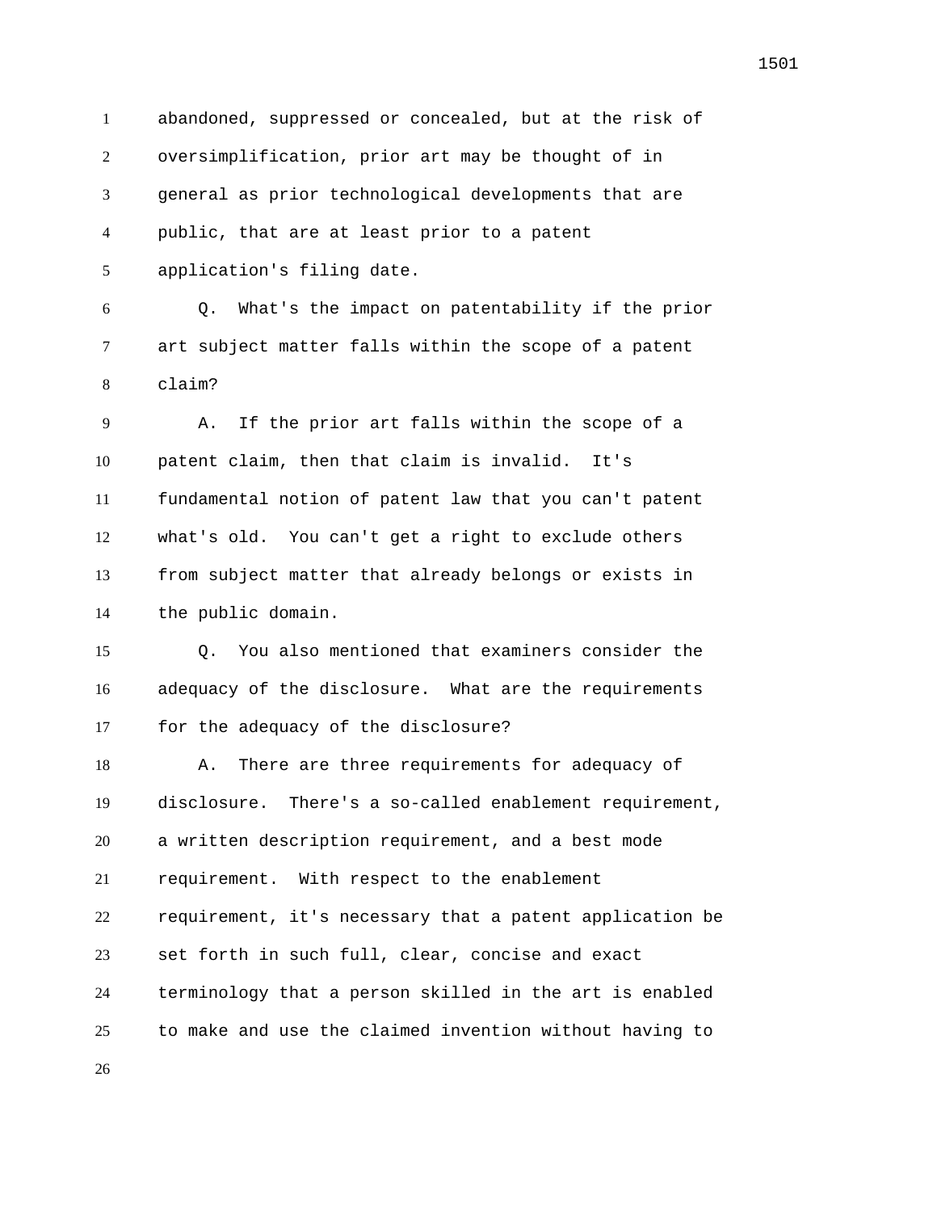abandoned, suppressed or concealed, but at the risk of oversimplification, prior art may be thought of in general as prior technological developments that are public, that are at least prior to a patent application's filing date.

Q. What's the impact on patentability if the prior art subject matter falls within the scope of a patent claim?

A. If the prior art falls within the scope of a patent claim, then that claim is invalid. It's fundamental notion of patent law that you can't patent what's old. You can't get a right to exclude others from subject matter that already belongs or exists in the public domain.

Q. You also mentioned that examiners consider the adequacy of the disclosure. What are the requirements for the adequacy of the disclosure?

A. There are three requirements for adequacy of disclosure. There's a so-called enablement requirement, a written description requirement, and a best mode requirement. With respect to the enablement requirement, it's necessary that a patent application be set forth in such full, clear, concise and exact terminology that a person skilled in the art is enabled to make and use the claimed invention without having to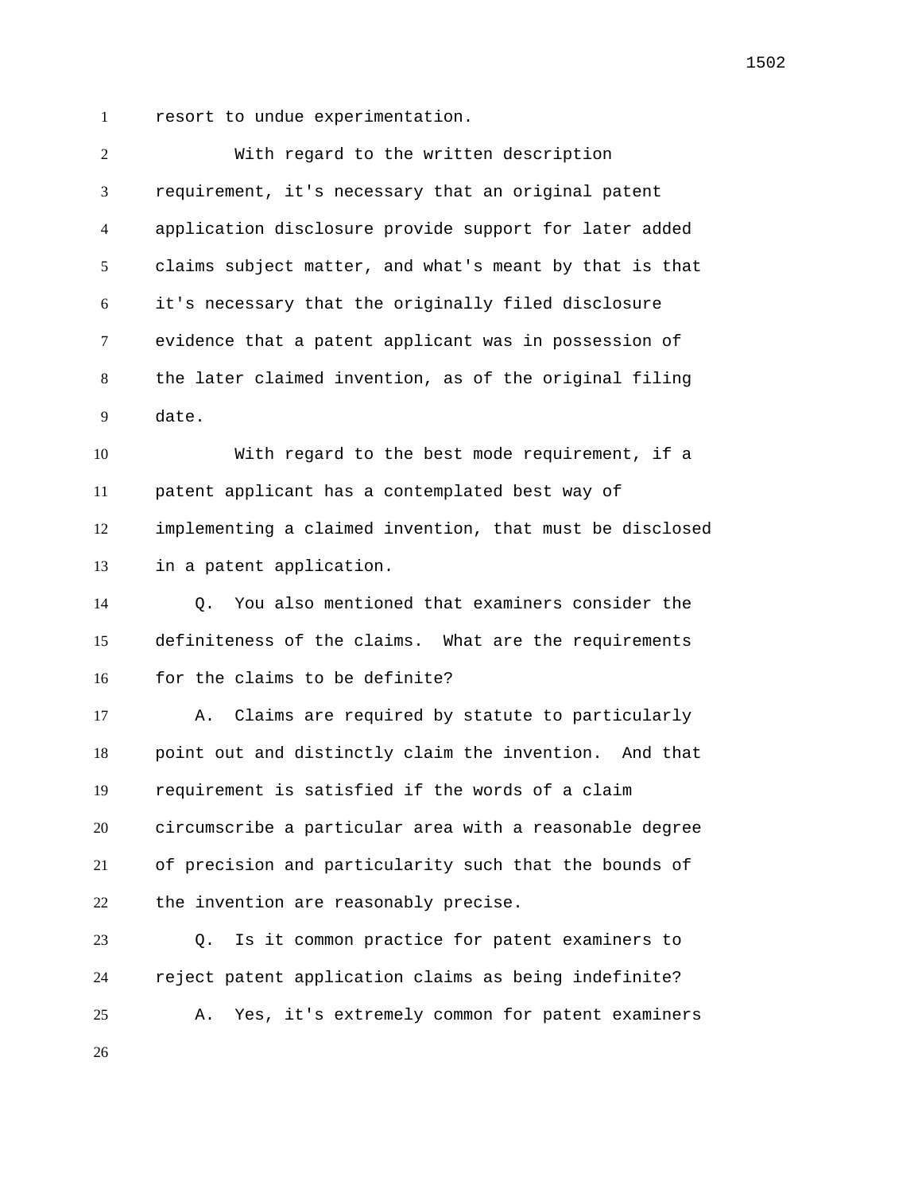resort to undue experimentation.

With regard to the written description requirement, it's necessary that an original patent application disclosure provide support for later added claims subject matter, and what's meant by that is that it's necessary that the originally filed disclosure evidence that a patent applicant was in possession of the later claimed invention, as of the original filing date.

With regard to the best mode requirement, if a patent applicant has a contemplated best way of implementing a claimed invention, that must be disclosed in a patent application.

Q. You also mentioned that examiners consider the definiteness of the claims. What are the requirements for the claims to be definite?

A. Claims are required by statute to particularly point out and distinctly claim the invention. And that requirement is satisfied if the words of a claim circumscribe a particular area with a reasonable degree of precision and particularity such that the bounds of the invention are reasonably precise.

Q. Is it common practice for patent examiners to reject patent application claims as being indefinite?

A. Yes, it's extremely common for patent examiners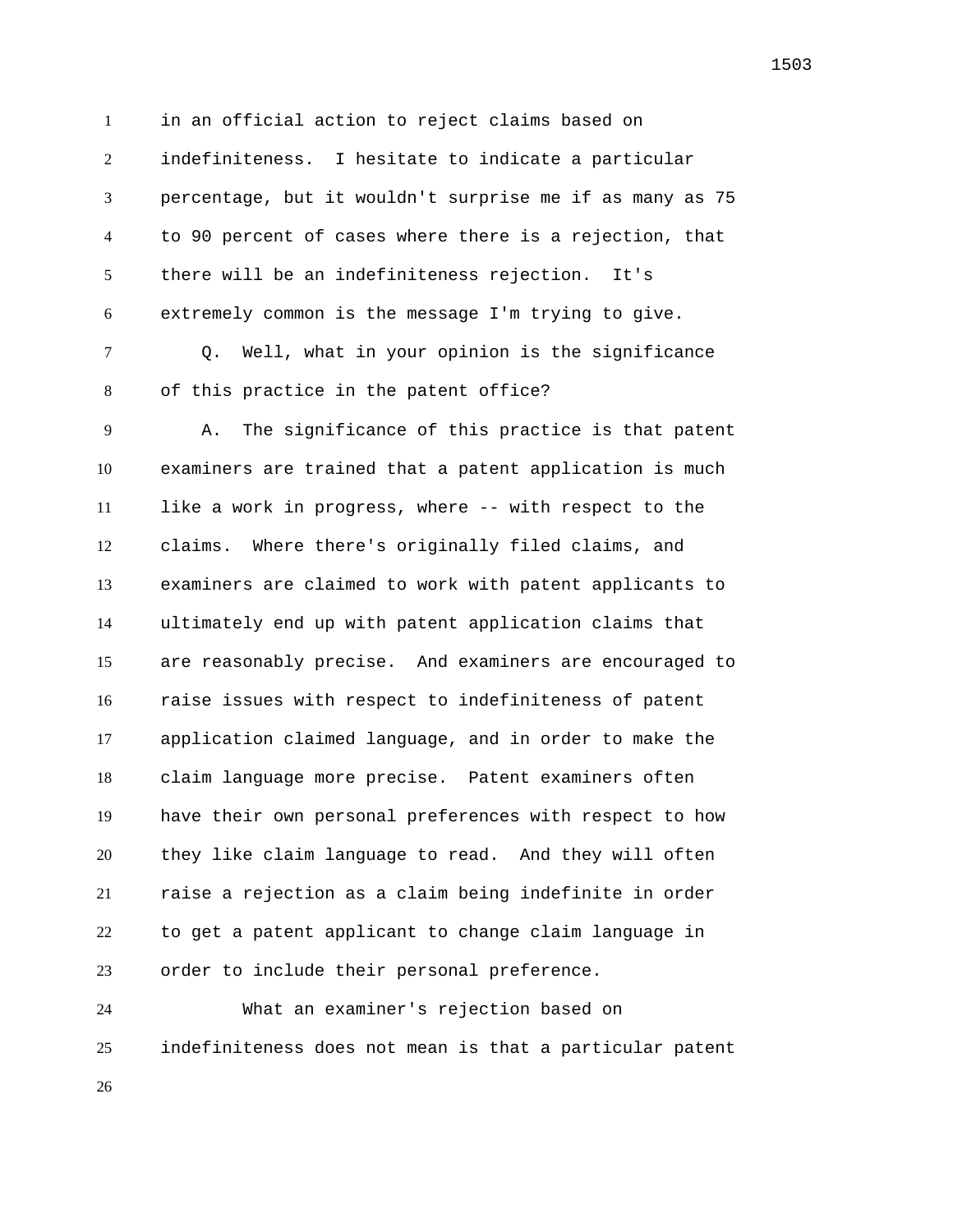in an official action to reject claims based on indefiniteness. I hesitate to indicate a particular percentage, but it wouldn't surprise me if as many as 75 to 90 percent of cases where there is a rejection, that there will be an indefiniteness rejection. It's extremely common is the message I'm trying to give.

Q. Well, what in your opinion is the significance of this practice in the patent office?

A. The significance of this practice is that patent examiners are trained that a patent application is much like a work in progress, where -- with respect to the claims. Where there's originally filed claims, and examiners are claimed to work with patent applicants to ultimately end up with patent application claims that are reasonably precise. And examiners are encouraged to raise issues with respect to indefiniteness of patent application claimed language, and in order to make the claim language more precise. Patent examiners often have their own personal preferences with respect to how they like claim language to read. And they will often raise a rejection as a claim being indefinite in order to get a patent applicant to change claim language in order to include their personal preference.

What an examiner's rejection based on indefiniteness does not mean is that a particular patent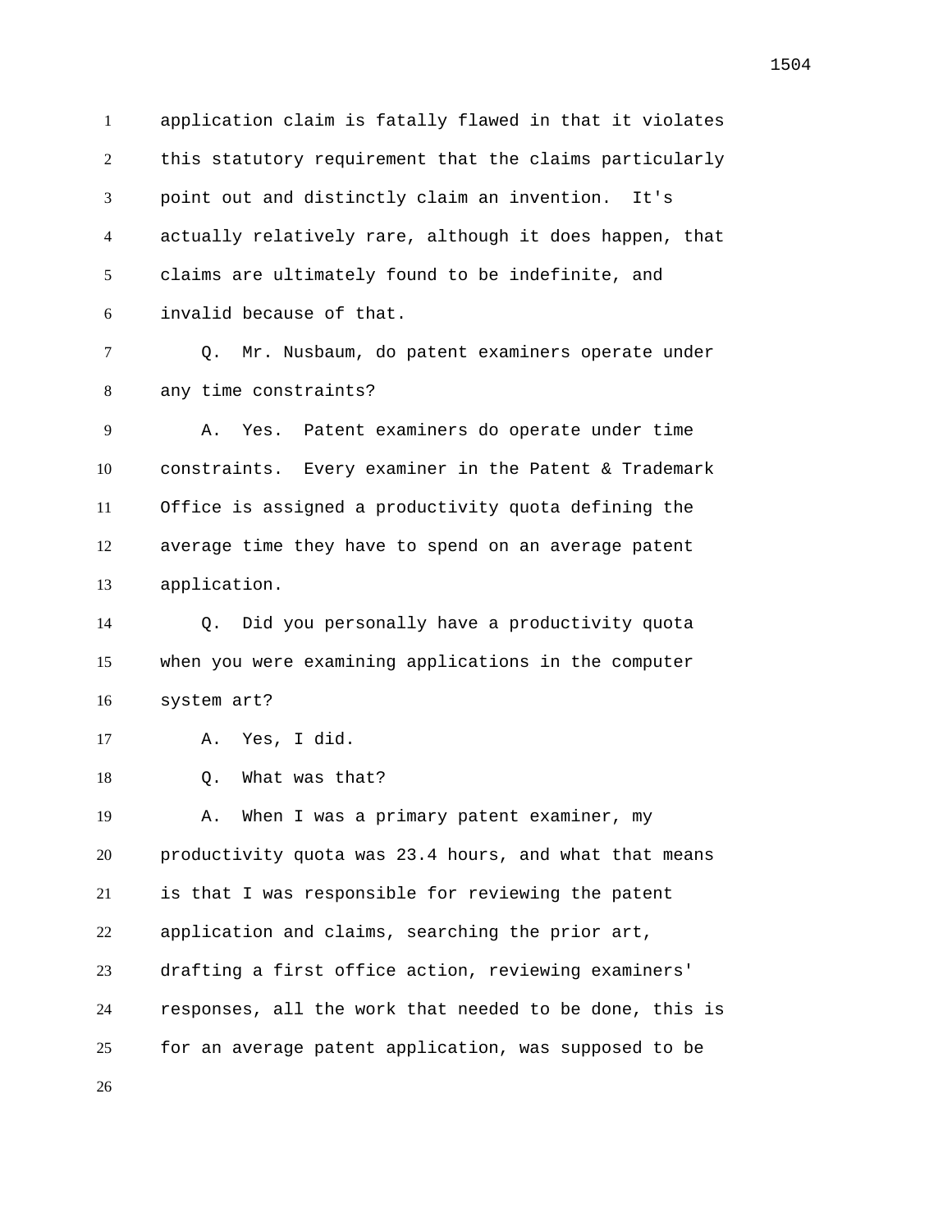application claim is fatally flawed in that it violates this statutory requirement that the claims particularly point out and distinctly claim an invention. It's actually relatively rare, although it does happen, that claims are ultimately found to be indefinite, and invalid because of that.

Q. Mr. Nusbaum, do patent examiners operate under any time constraints?

A. Yes. Patent examiners do operate under time constraints. Every examiner in the Patent & Trademark Office is assigned a productivity quota defining the average time they have to spend on an average patent application.

Q. Did you personally have a productivity quota when you were examining applications in the computer system art?

A. Yes, I did.

Q. What was that?

A. When I was a primary patent examiner, my productivity quota was 23.4 hours, and what that means is that I was responsible for reviewing the patent application and claims, searching the prior art, drafting a first office action, reviewing examiners' responses, all the work that needed to be done, this is for an average patent application, was supposed to be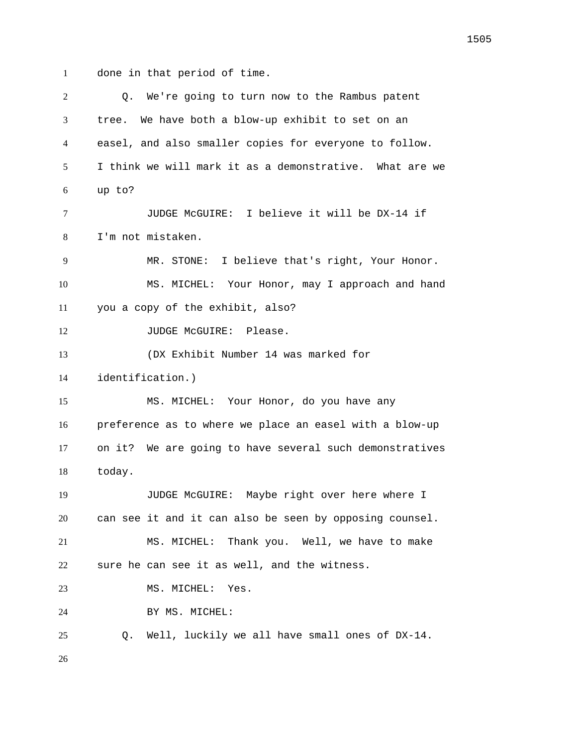1 done in that period of time.

2 Q. We're going to turn now to the Rambus patent

3 tree. We have both a blow-up exhibit to set on an

4 easel, and also smaller copies for everyone to follow.

5 I think we will mark it as a demonstrative. What are we

6 up to?

7 JUDGE McGUIRE: I believe it will be DX-14 if

8 I'm not mistaken.

9 MR. STONE: I believe that's right, Your Honor.

10 MS. MICHEL: Your Honor, may I approach and hand

11 you a copy of the exhibit, also?

12 JUDGE McGUIRE: Please.

13 (DX Exhibit Number 14 was marked for

14 identification.)

15 MS. MICHEL: Your Honor, do you have any

16 preference as to where we place an easel with a blow-up

17 on it? We are going to have several such demonstratives

18 today.

19 JUDGE McGUIRE: Maybe right over here where I

20 can see it and it can also be seen by opposing counsel.

21 MS. MICHEL: Thank you. Well, we have to make

22 sure he can see it as well, and the witness.

23 MS. MICHEL: Yes.

24 BY MS. MICHEL:

25 Q. Well, luckily we all have small ones of DX-14.

26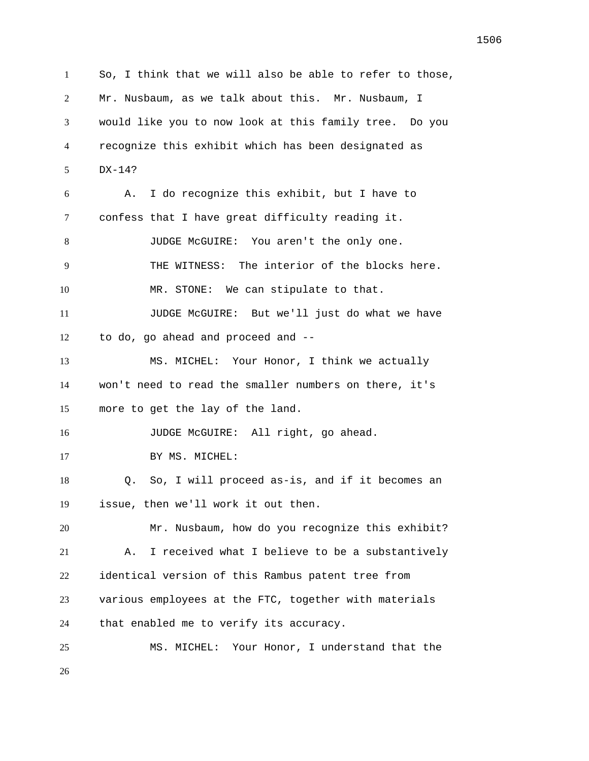So, I think that we will also be able to refer to those, Mr. Nusbaum, as we talk about this. Mr. Nusbaum, I would like you to now look at this family tree. Do you recognize this exhibit which has been designated as DX-14?

A. I do recognize this exhibit, but I have to confess that I have great difficulty reading it.

JUDGE McGUIRE: You aren't the only one.

THE WITNESS: The interior of the blocks here.

MR. STONE: We can stipulate to that.

JUDGE McGUIRE: But we'll just do what we have to do, go ahead and proceed and --

MS. MICHEL: Your Honor, I think we actually won't need to read the smaller numbers on there, it's more to get the lay of the land.

JUDGE McGUIRE: All right, go ahead.

BY MS. MICHEL:

Q. So, I will proceed as-is, and if it becomes an issue, then we'll work it out then.

Mr. Nusbaum, how do you recognize this exhibit?

A. I received what I believe to be a substantively identical version of this Rambus patent tree from various employees at the FTC, together with materials that enabled me to verify its accuracy.

MS. MICHEL: Your Honor, I understand that the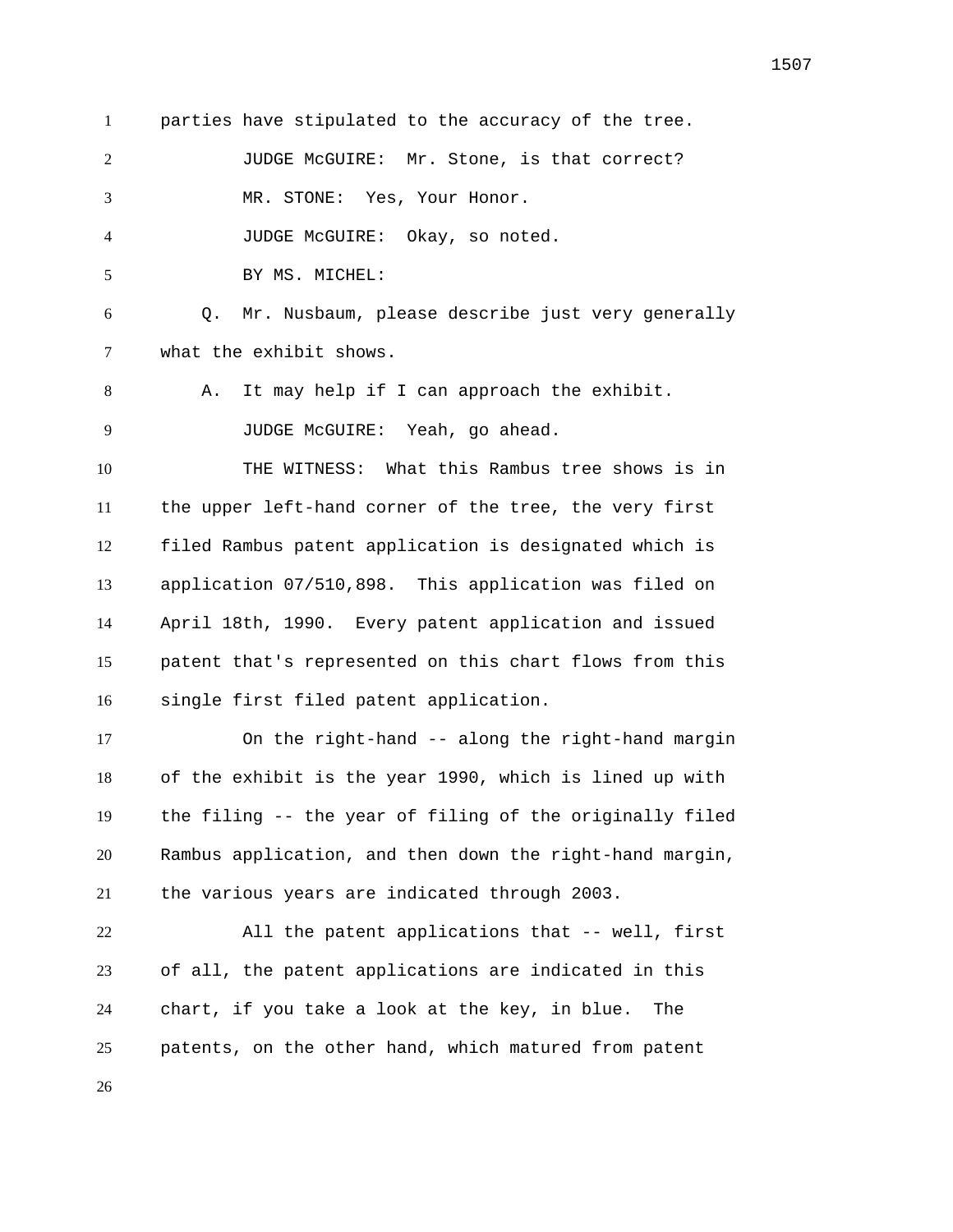parties have stipulated to the accuracy of the tree.

JUDGE McGUIRE: Mr. Stone, is that correct?

MR. STONE: Yes, Your Honor.

JUDGE McGUIRE: Okay, so noted.

BY MS. MICHEL:

Q. Mr. Nusbaum, please describe just very generally what the exhibit shows.

A. It may help if I can approach the exhibit.

JUDGE McGUIRE: Yeah, go ahead.

THE WITNESS: What this Rambus tree shows is in the upper left-hand corner of the tree, the very first filed Rambus patent application is designated which is application 07/510,898. This application was filed on April 18th, 1990. Every patent application and issued patent that's represented on this chart flows from this single first filed patent application.

On the right-hand -- along the right-hand margin of the exhibit is the year 1990, which is lined up with the filing -- the year of filing of the originally filed Rambus application, and then down the right-hand margin, the various years are indicated through 2003.

All the patent applications that -- well, first of all, the patent applications are indicated in this chart, if you take a look at the key, in blue. The patents, on the other hand, which matured from patent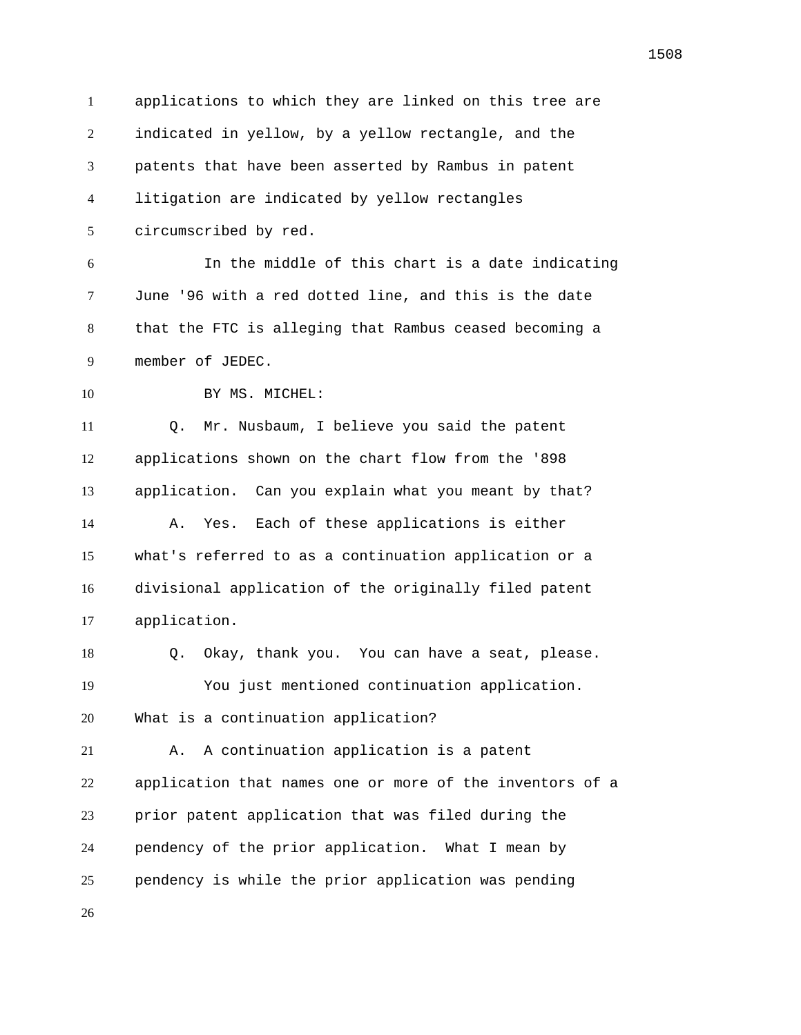applications to which they are linked on this tree are indicated in yellow, by a yellow rectangle, and the patents that have been asserted by Rambus in patent litigation are indicated by yellow rectangles circumscribed by red.

In the middle of this chart is a date indicating June '96 with a red dotted line, and this is the date that the FTC is alleging that Rambus ceased becoming a member of JEDEC.

BY MS. MICHEL:

Q. Mr. Nusbaum, I believe you said the patent applications shown on the chart flow from the '898 application. Can you explain what you meant by that?

A. Yes. Each of these applications is either what's referred to as a continuation application or a divisional application of the originally filed patent application.

Q. Okay, thank you. You can have a seat, please.

You just mentioned continuation application. What is a continuation application?

A. A continuation application is a patent application that names one or more of the inventors of a prior patent application that was filed during the pendency of the prior application. What I mean by pendency is while the prior application was pending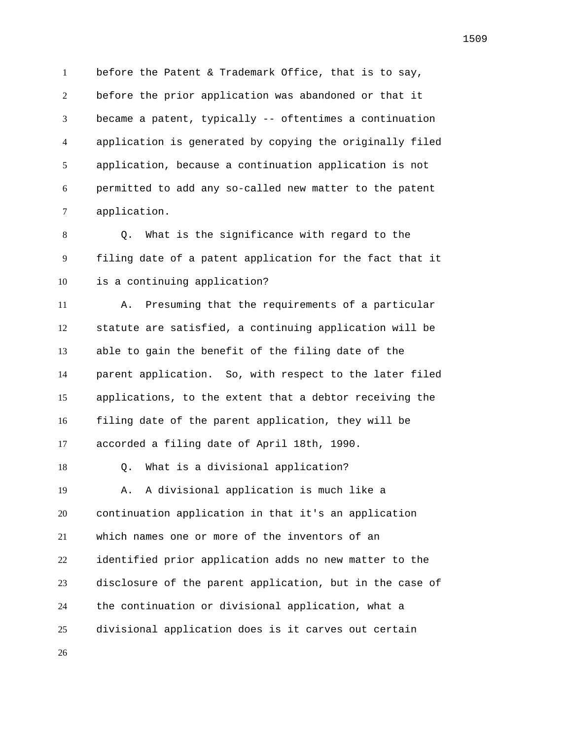before the Patent & Trademark Office, that is to say, before the prior application was abandoned or that it became a patent, typically -- oftentimes a continuation application is generated by copying the originally filed application, because a continuation application is not permitted to add any so-called new matter to the patent application.

Q. What is the significance with regard to the filing date of a patent application for the fact that it is a continuing application?

A. Presuming that the requirements of a particular statute are satisfied, a continuing application will be able to gain the benefit of the filing date of the parent application. So, with respect to the later filed applications, to the extent that a debtor receiving the filing date of the parent application, they will be accorded a filing date of April 18th, 1990.

Q. What is a divisional application?

A. A divisional application is much like a continuation application in that it's an application which names one or more of the inventors of an identified prior application adds no new matter to the disclosure of the parent application, but in the case of the continuation or divisional application, what a divisional application does is it carves out certain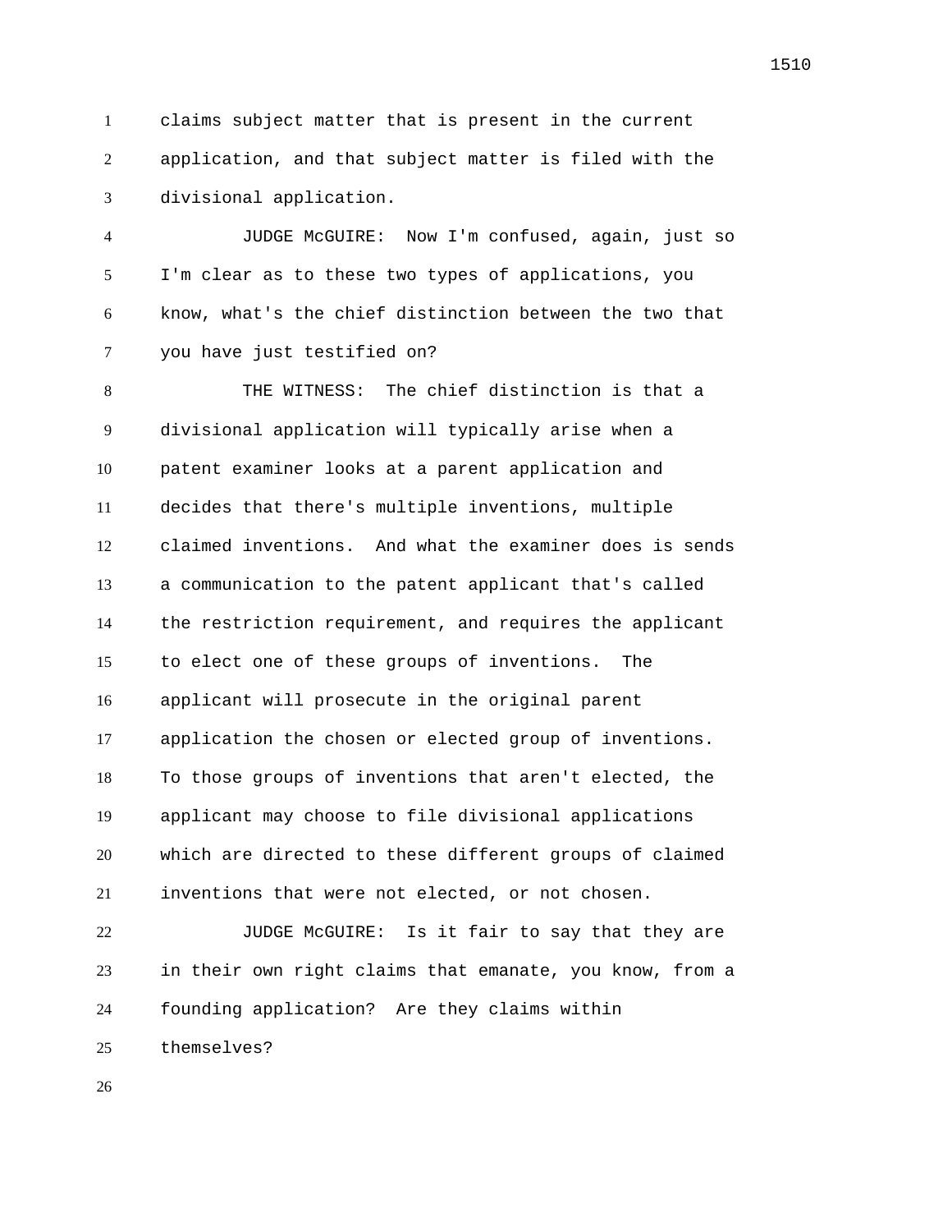claims subject matter that is present in the current application, and that subject matter is filed with the divisional application.

JUDGE McGUIRE: Now I'm confused, again, just so I'm clear as to these two types of applications, you know, what's the chief distinction between the two that you have just testified on?

THE WITNESS: The chief distinction is that a divisional application will typically arise when a patent examiner looks at a parent application and decides that there's multiple inventions, multiple claimed inventions. And what the examiner does is sends a communication to the patent applicant that's called the restriction requirement, and requires the applicant to elect one of these groups of inventions. The applicant will prosecute in the original parent application the chosen or elected group of inventions. To those groups of inventions that aren't elected, the applicant may choose to file divisional applications which are directed to these different groups of claimed inventions that were not elected, or not chosen.

JUDGE McGUIRE: Is it fair to say that they are in their own right claims that emanate, you know, from a founding application? Are they claims within themselves?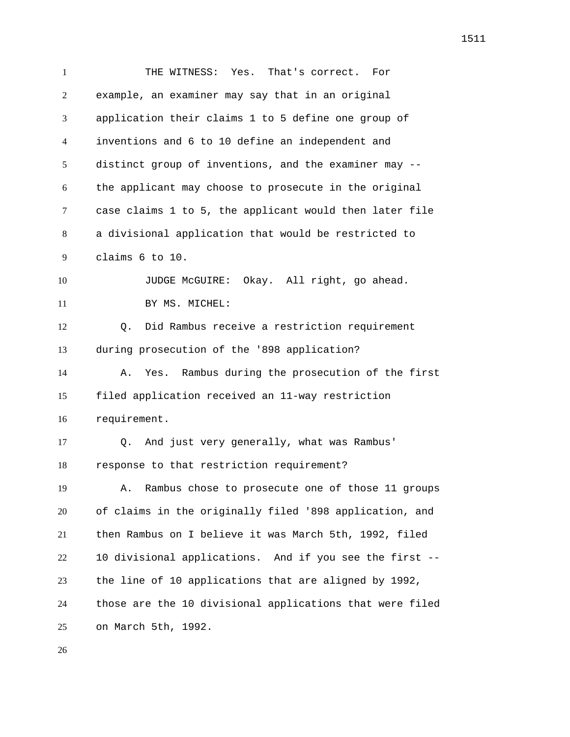THE WITNESS: Yes. That's correct. For example, an examiner may say that in an original application their claims 1 to 5 define one group of inventions and 6 to 10 define an independent and distinct group of inventions, and the examiner may -- the applicant may choose to prosecute in the original case claims 1 to 5, the applicant would then later file a divisional application that would be restricted to claims 6 to 10.

JUDGE McGUIRE: Okay. All right, go ahead.

BY MS. MICHEL:

Q. Did Rambus receive a restriction requirement during prosecution of the '898 application?

A. Yes. Rambus during the prosecution of the first filed application received an 11-way restriction requirement.

Q. And just very generally, what was Rambus' response to that restriction requirement?

A. Rambus chose to prosecute one of those 11 groups of claims in the originally filed '898 application, and then Rambus on I believe it was March 5th, 1992, filed 10 divisional applications. And if you see the first -- the line of 10 applications that are aligned by 1992, those are the 10 divisional applications that were filed on March 5th, 1992.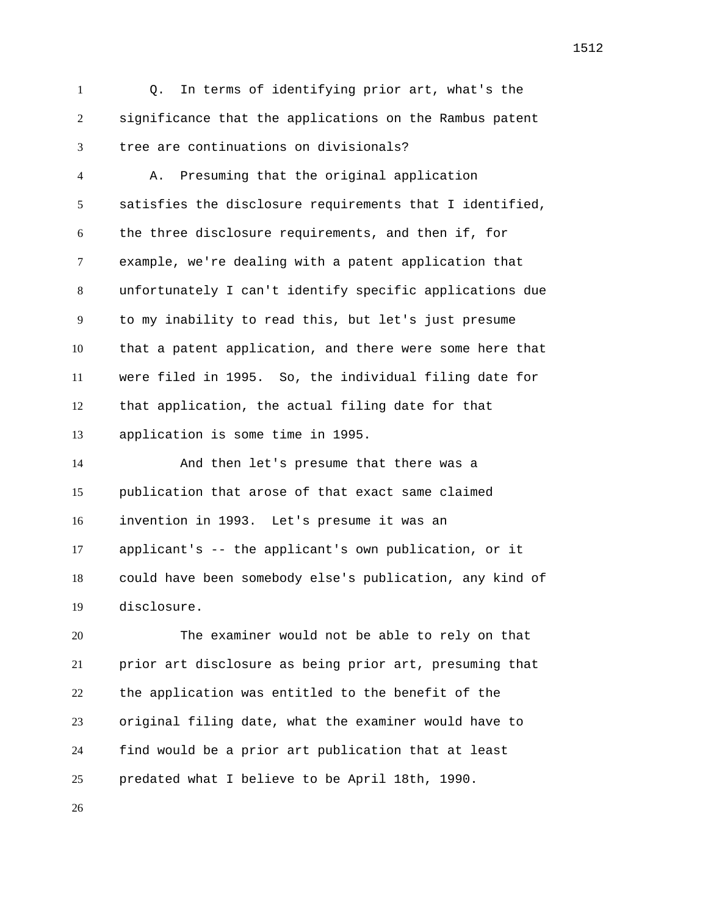Q. In terms of identifying prior art, what's the significance that the applications on the Rambus patent tree are continuations on divisionals?

A. Presuming that the original application satisfies the disclosure requirements that I identified, the three disclosure requirements, and then if, for example, we're dealing with a patent application that unfortunately I can't identify specific applications due to my inability to read this, but let's just presume that a patent application, and there were some here that were filed in 1995. So, the individual filing date for that application, the actual filing date for that application is some time in 1995.

And then let's presume that there was a publication that arose of that exact same claimed invention in 1993. Let's presume it was an applicant's -- the applicant's own publication, or it could have been somebody else's publication, any kind of disclosure.

The examiner would not be able to rely on that prior art disclosure as being prior art, presuming that the application was entitled to the benefit of the original filing date, what the examiner would have to find would be a prior art publication that at least predated what I believe to be April 18th, 1990.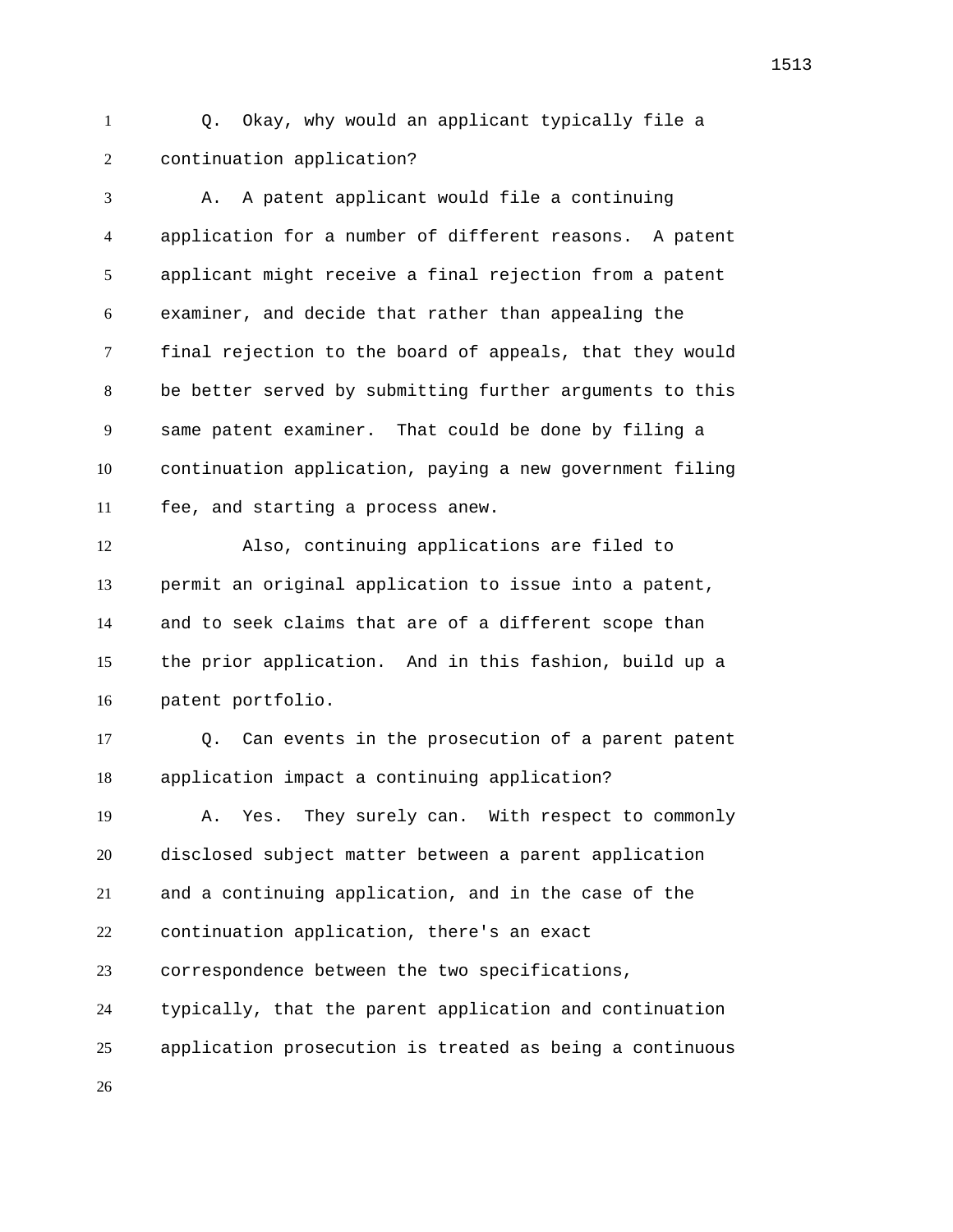Q. Okay, why would an applicant typically file a continuation application?

A. A patent applicant would file a continuing application for a number of different reasons. A patent applicant might receive a final rejection from a patent examiner, and decide that rather than appealing the final rejection to the board of appeals, that they would be better served by submitting further arguments to this same patent examiner. That could be done by filing a continuation application, paying a new government filing fee, and starting a process anew.

Also, continuing applications are filed to permit an original application to issue into a patent, and to seek claims that are of a different scope than the prior application. And in this fashion, build up a patent portfolio.

Q. Can events in the prosecution of a parent patent application impact a continuing application?

A. Yes. They surely can. With respect to commonly disclosed subject matter between a parent application and a continuing application, and in the case of the continuation application, there's an exact correspondence between the two specifications, typically, that the parent application and continuation application prosecution is treated as being a continuous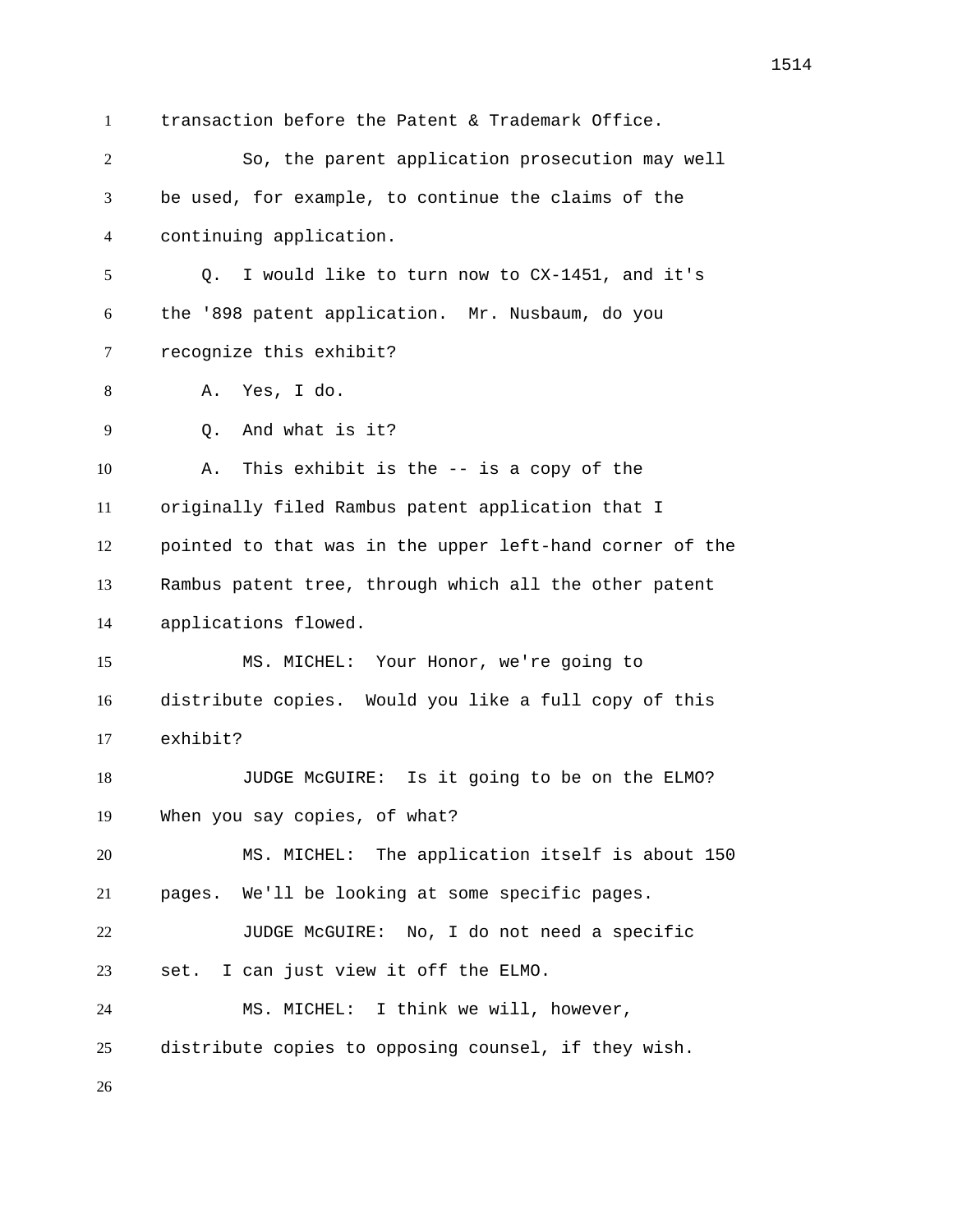transaction before the Patent & Trademark Office.

So, the parent application prosecution may well be used, for example, to continue the claims of the continuing application.

Q. I would like to turn now to CX-1451, and it's the '898 patent application. Mr. Nusbaum, do you recognize this exhibit?

A. Yes, I do.

Q. And what is it?

A. This exhibit is the -- is a copy of the originally filed Rambus patent application that I pointed to that was in the upper left-hand corner of the Rambus patent tree, through which all the other patent applications flowed.

MS. MICHEL: Your Honor, we're going to distribute copies. Would you like a full copy of this exhibit?

JUDGE McGUIRE: Is it going to be on the ELMO? When you say copies, of what?

MS. MICHEL: The application itself is about 150 pages. We'll be looking at some specific pages.

JUDGE McGUIRE: No, I do not need a specific set. I can just view it off the ELMO.

MS. MICHEL: I think we will, however, distribute copies to opposing counsel, if they wish.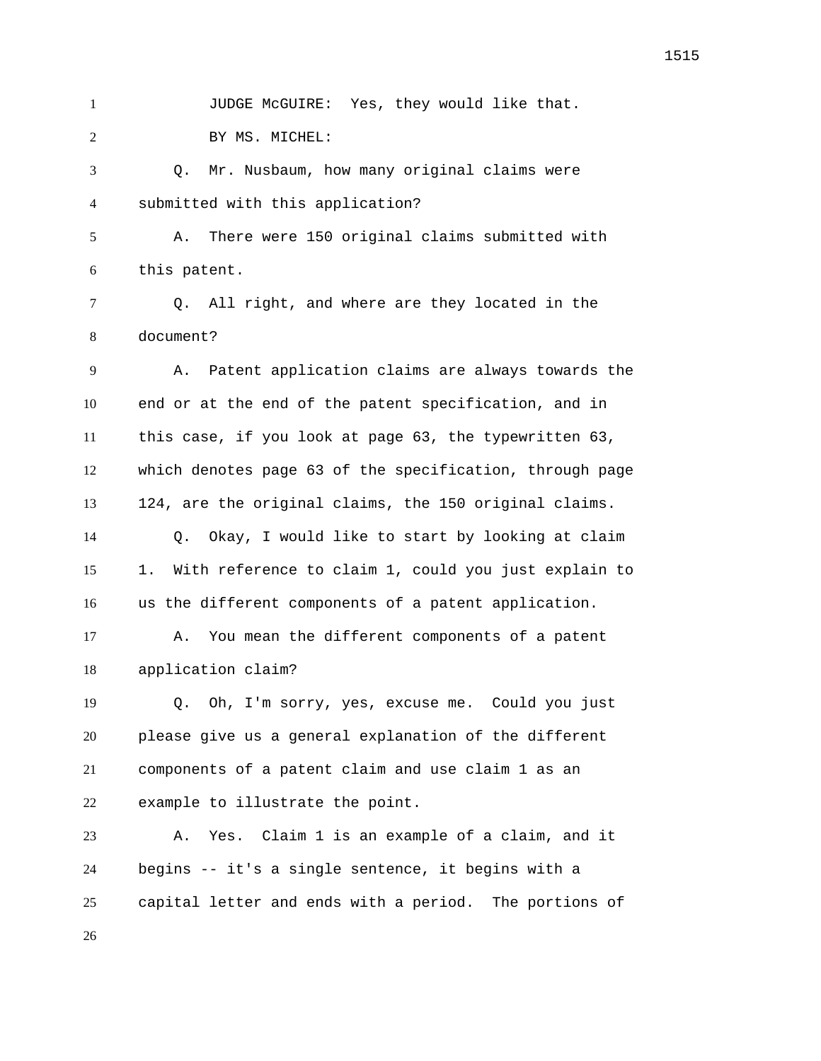JUDGE McGUIRE: Yes, they would like that.

BY MS. MICHEL:

Q. Mr. Nusbaum, how many original claims were submitted with this application?

A. There were 150 original claims submitted with this patent.

Q. All right, and where are they located in the document?

A. Patent application claims are always towards the end or at the end of the patent specification, and in this case, if you look at page 63, the typewritten 63, which denotes page 63 of the specification, through page 124, are the original claims, the 150 original claims.

Q. Okay, I would like to start by looking at claim 1. With reference to claim 1, could you just explain to us the different components of a patent application.

A. You mean the different components of a patent application claim?

Q. Oh, I'm sorry, yes, excuse me. Could you just please give us a general explanation of the different components of a patent claim and use claim 1 as an example to illustrate the point.

A. Yes. Claim 1 is an example of a claim, and it begins -- it's a single sentence, it begins with a capital letter and ends with a period. The portions of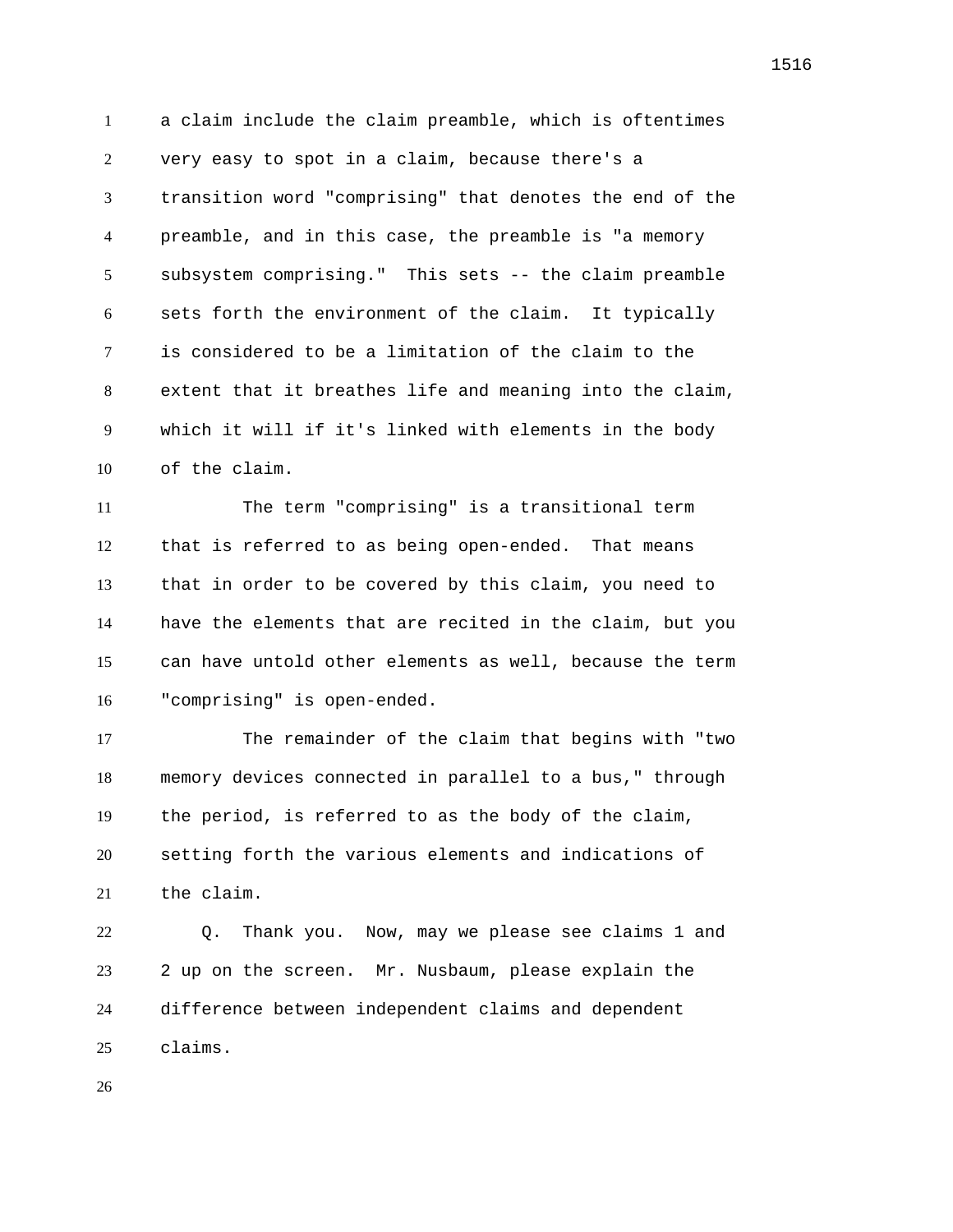a claim include the claim preamble, which is oftentimes very easy to spot in a claim, because there's a transition word "comprising" that denotes the end of the preamble, and in this case, the preamble is "a memory subsystem comprising." This sets -- the claim preamble sets forth the environment of the claim. It typically is considered to be a limitation of the claim to the extent that it breathes life and meaning into the claim, which it will if it's linked with elements in the body of the claim.

The term "comprising" is a transitional term that is referred to as being open-ended. That means that in order to be covered by this claim, you need to have the elements that are recited in the claim, but you can have untold other elements as well, because the term "comprising" is open-ended.

The remainder of the claim that begins with "two memory devices connected in parallel to a bus," through the period, is referred to as the body of the claim, setting forth the various elements and indications of the claim.

Q. Thank you. Now, may we please see claims 1 and 2 up on the screen. Mr. Nusbaum, please explain the difference between independent claims and dependent claims.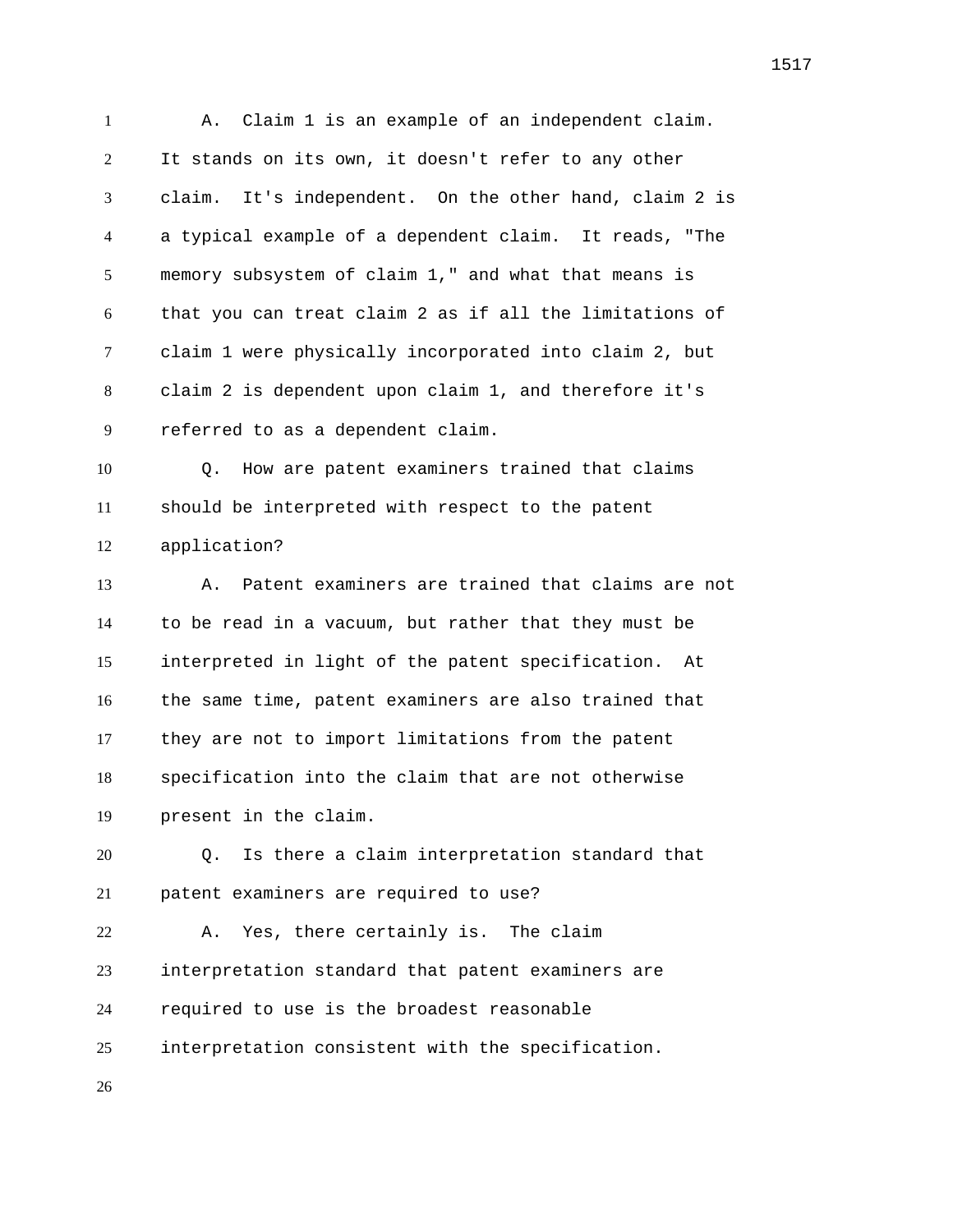A. Claim 1 is an example of an independent claim. It stands on its own, it doesn't refer to any other claim. It's independent. On the other hand, claim 2 is a typical example of a dependent claim. It reads, "The memory subsystem of claim 1," and what that means is that you can treat claim 2 as if all the limitations of claim 1 were physically incorporated into claim 2, but claim 2 is dependent upon claim 1, and therefore it's referred to as a dependent claim.

Q. How are patent examiners trained that claims should be interpreted with respect to the patent application?

A. Patent examiners are trained that claims are not to be read in a vacuum, but rather that they must be interpreted in light of the patent specification. At the same time, patent examiners are also trained that they are not to import limitations from the patent specification into the claim that are not otherwise present in the claim.

Q. Is there a claim interpretation standard that patent examiners are required to use?

A. Yes, there certainly is. The claim interpretation standard that patent examiners are required to use is the broadest reasonable interpretation consistent with the specification.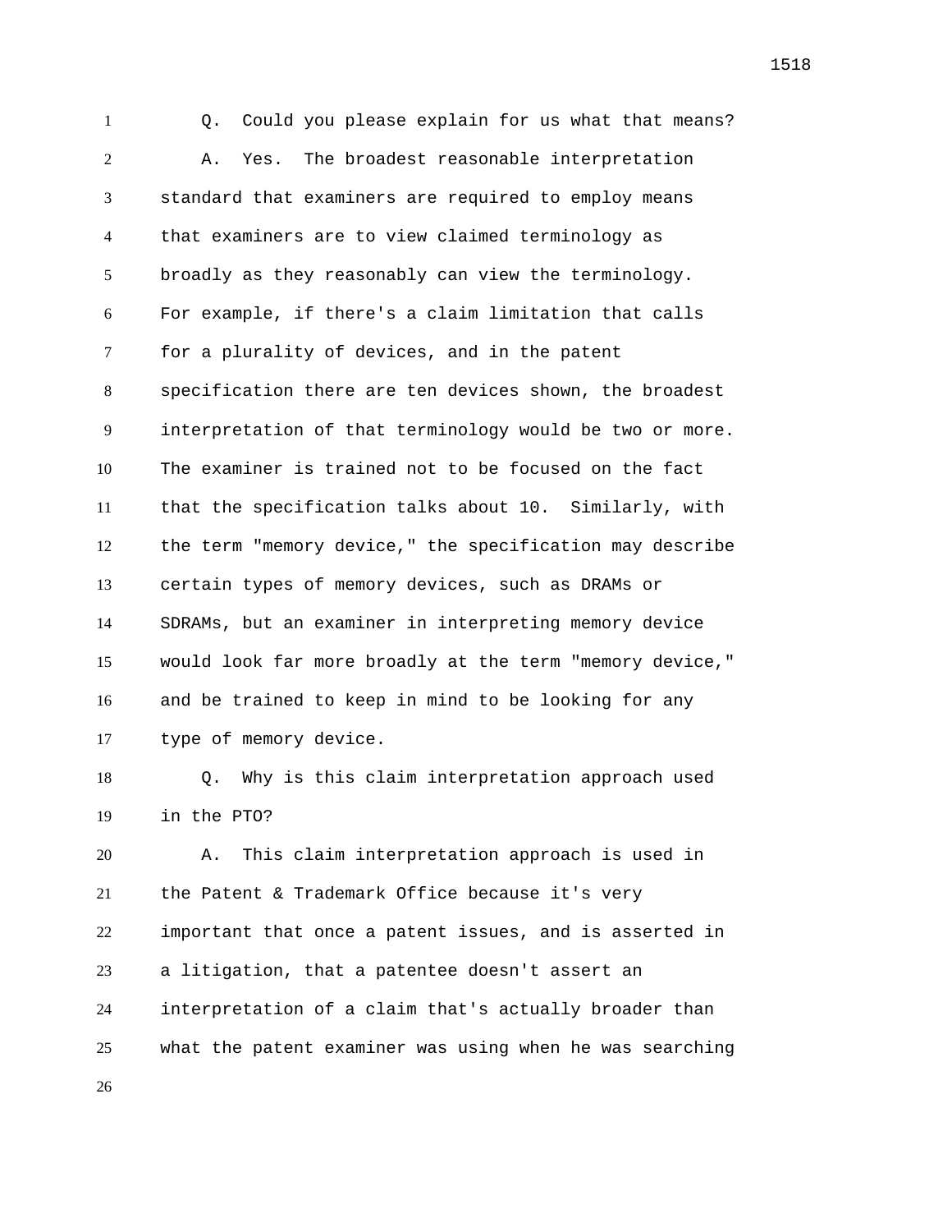Q. Could you please explain for us what that means?

A. Yes. The broadest reasonable interpretation standard that examiners are required to employ means that examiners are to view claimed terminology as broadly as they reasonably can view the terminology. For example, if there's a claim limitation that calls for a plurality of devices, and in the patent specification there are ten devices shown, the broadest interpretation of that terminology would be two or more. The examiner is trained not to be focused on the fact that the specification talks about 10. Similarly, with the term "memory device," the specification may describe certain types of memory devices, such as DRAMs or SDRAMs, but an examiner in interpreting memory device would look far more broadly at the term "memory device," and be trained to keep in mind to be looking for any type of memory device.

Q. Why is this claim interpretation approach used in the PTO?

A. This claim interpretation approach is used in the Patent & Trademark Office because it's very important that once a patent issues, and is asserted in a litigation, that a patentee doesn't assert an interpretation of a claim that's actually broader than what the patent examiner was using when he was searching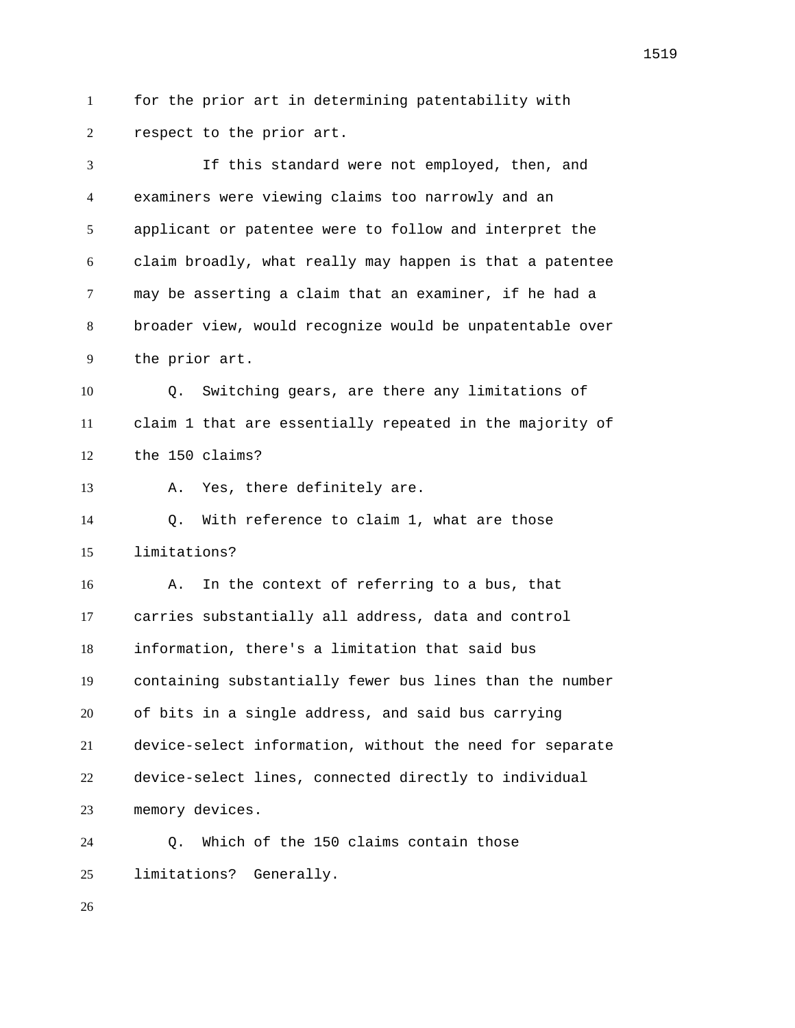for the prior art in determining patentability with respect to the prior art.

If this standard were not employed, then, and examiners were viewing claims too narrowly and an applicant or patentee were to follow and interpret the claim broadly, what really may happen is that a patentee may be asserting a claim that an examiner, if he had a broader view, would recognize would be unpatentable over the prior art.

Q. Switching gears, are there any limitations of claim 1 that are essentially repeated in the majority of the 150 claims?

A. Yes, there definitely are.

Q. With reference to claim 1, what are those limitations?

A. In the context of referring to a bus, that carries substantially all address, data and control information, there's a limitation that said bus containing substantially fewer bus lines than the number of bits in a single address, and said bus carrying device-select information, without the need for separate device-select lines, connected directly to individual memory devices.

Q. Which of the 150 claims contain those limitations? Generally.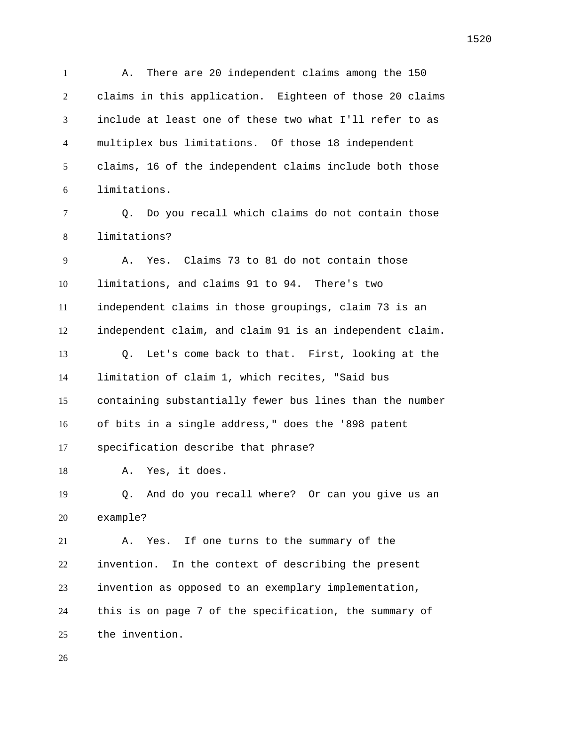A. There are 20 independent claims among the 150 claims in this application. Eighteen of those 20 claims include at least one of these two what I'll refer to as multiplex bus limitations. Of those 18 independent claims, 16 of the independent claims include both those limitations.

Q. Do you recall which claims do not contain those limitations?

A. Yes. Claims 73 to 81 do not contain those limitations, and claims 91 to 94. There's two independent claims in those groupings, claim 73 is an independent claim, and claim 91 is an independent claim.

Q. Let's come back to that. First, looking at the limitation of claim 1, which recites, "Said bus containing substantially fewer bus lines than the number of bits in a single address," does the '898 patent specification describe that phrase?

A. Yes, it does.

Q. And do you recall where? Or can you give us an example?

A. Yes. If one turns to the summary of the invention. In the context of describing the present invention as opposed to an exemplary implementation, this is on page 7 of the specification, the summary of the invention.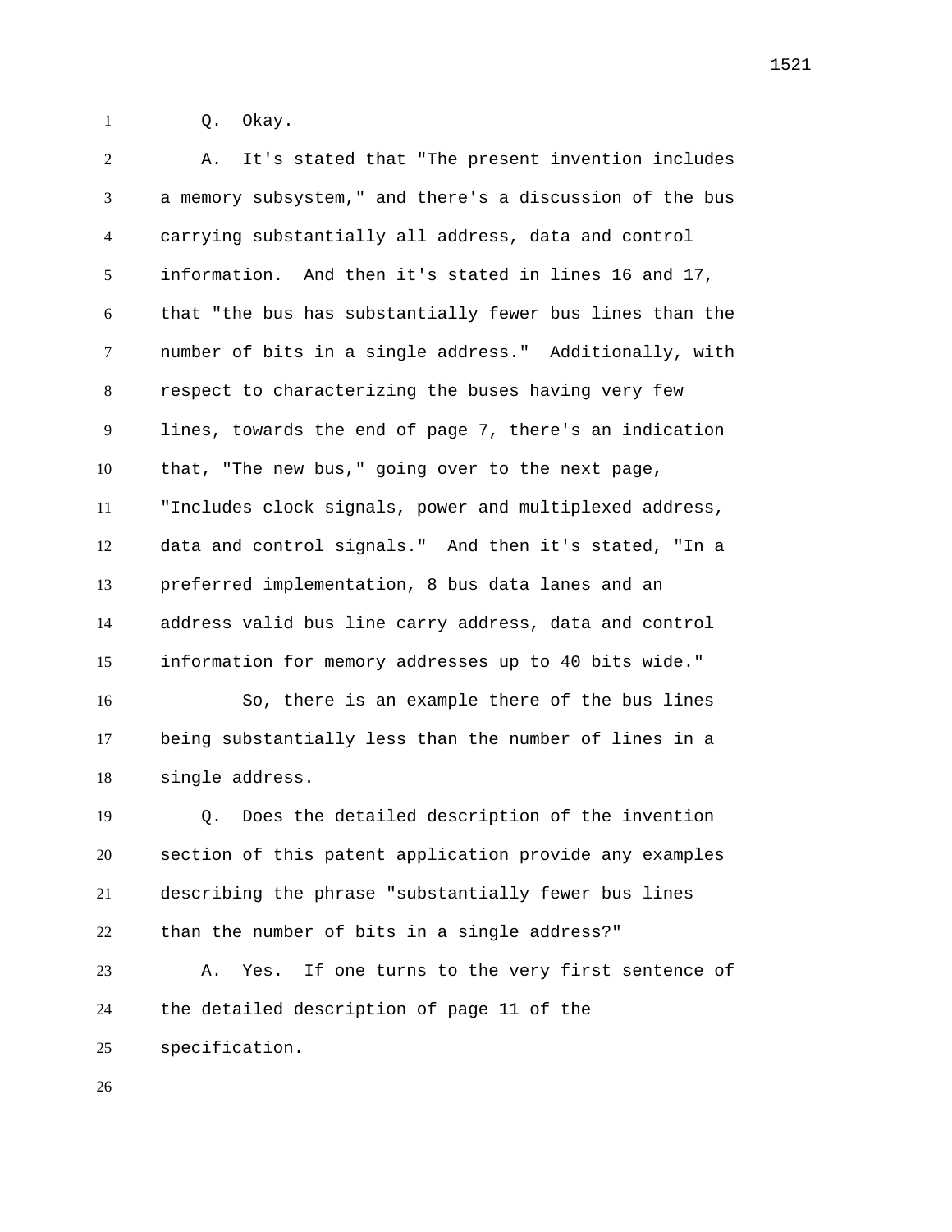Q. Okay.

A. It's stated that "The present invention includes a memory subsystem," and there's a discussion of the bus carrying substantially all address, data and control information. And then it's stated in lines 16 and 17, that "the bus has substantially fewer bus lines than the number of bits in a single address." Additionally, with respect to characterizing the buses having very few lines, towards the end of page 7, there's an indication that, "The new bus," going over to the next page, "Includes clock signals, power and multiplexed address, data and control signals." And then it's stated, "In a preferred implementation, 8 bus data lanes and an address valid bus line carry address, data and control information for memory addresses up to 40 bits wide."

So, there is an example there of the bus lines being substantially less than the number of lines in a single address.

Q. Does the detailed description of the invention section of this patent application provide any examples describing the phrase "substantially fewer bus lines than the number of bits in a single address?"

A. Yes. If one turns to the very first sentence of the detailed description of page 11 of the specification.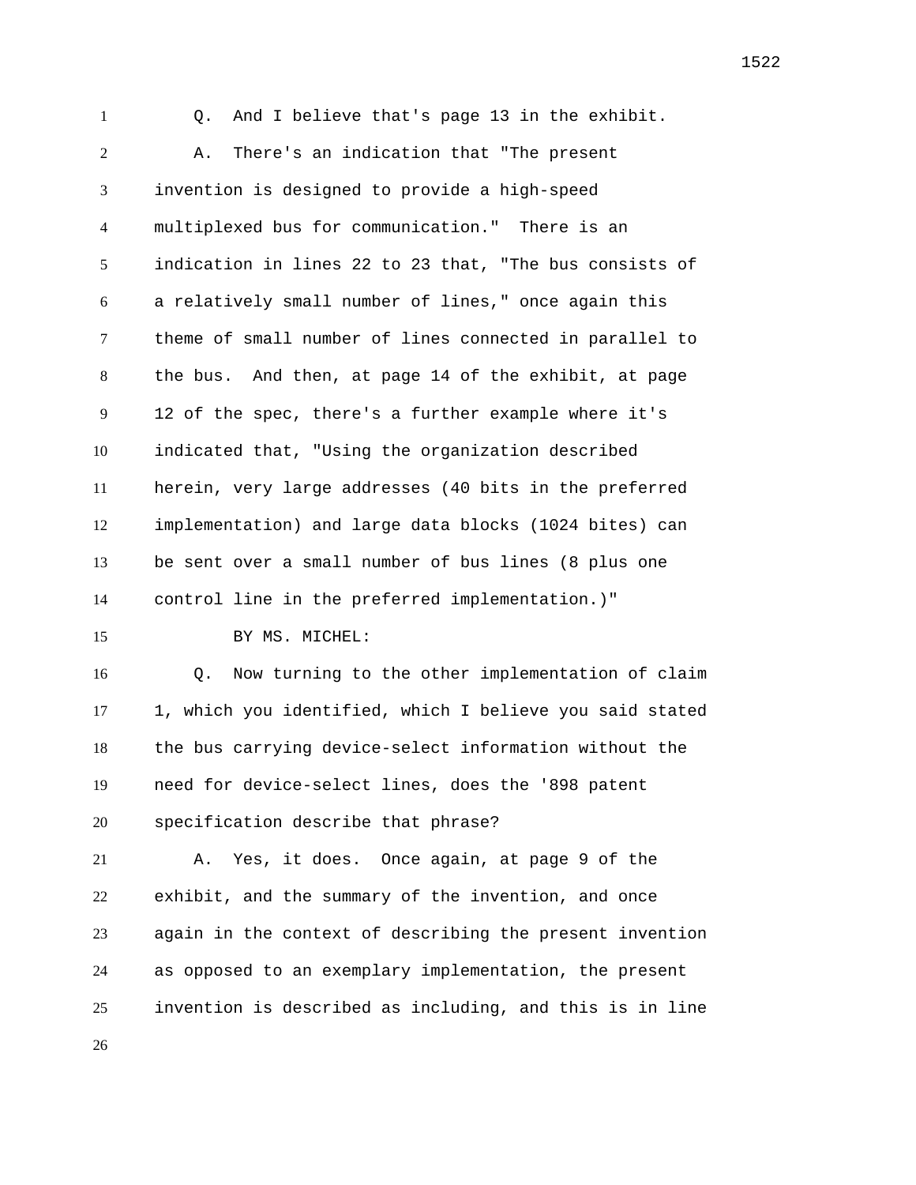1 Q. And I believe that's page 13 in the exhibit.

2 A. There's an indication that "The present

3 invention is designed to provide a high-speed

4 multiplexed bus for communication." There is an

5 indication in lines 22 to 23 that, "The bus consists of

6 a relatively small number of lines," once again this

7 theme of small number of lines connected in parallel to

8 the bus. And then, at page 14 of the exhibit, at page

9 12 of the spec, there's a further example where it's

10 indicated that, "Using the organization described

11 herein, very large addresses (40 bits in the preferred

12 implementation) and large data blocks (1024 bites) can

13 be sent over a small number of bus lines (8 plus one

14 control line in the preferred implementation.)"

15 BY MS. MICHEL:

16 Q. Now turning to the other implementation of claim

17 1, which you identified, which I believe you said stated

18 the bus carrying device-select information without the

19 need for device-select lines, does the '898 patent

20 specification describe that phrase?

21 A. Yes, it does. Once again, at page 9 of the

22 exhibit, and the summary of the invention, and once

23 again in the context of describing the present invention

24 as opposed to an exemplary implementation, the present

25 invention is described as including, and this is in line

26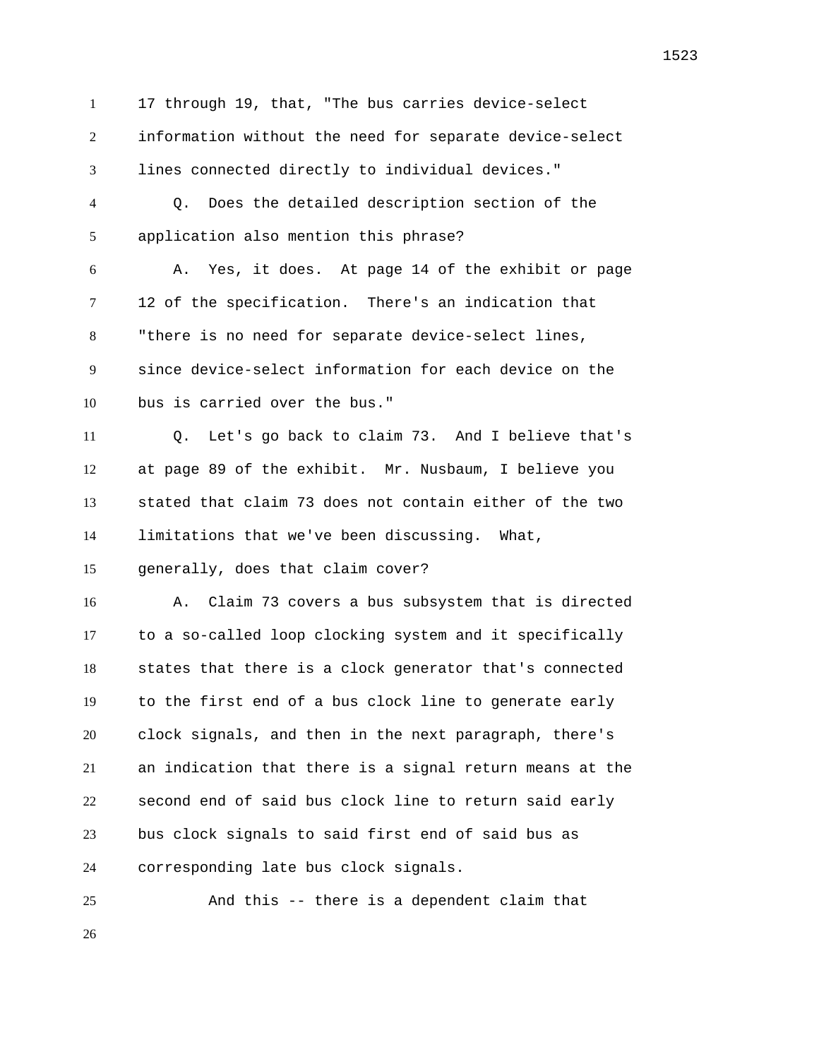17 through 19, that, "The bus carries device-select information without the need for separate device-select lines connected directly to individual devices."

Q. Does the detailed description section of the application also mention this phrase?

A. Yes, it does. At page 14 of the exhibit or page 12 of the specification. There's an indication that "there is no need for separate device-select lines, since device-select information for each device on the bus is carried over the bus."

Q. Let's go back to claim 73. And I believe that's at page 89 of the exhibit. Mr. Nusbaum, I believe you stated that claim 73 does not contain either of the two limitations that we've been discussing. What, generally, does that claim cover?

A. Claim 73 covers a bus subsystem that is directed to a so-called loop clocking system and it specifically states that there is a clock generator that's connected to the first end of a bus clock line to generate early clock signals, and then in the next paragraph, there's an indication that there is a signal return means at the second end of said bus clock line to return said early bus clock signals to said first end of said bus as corresponding late bus clock signals.

And this -- there is a dependent claim that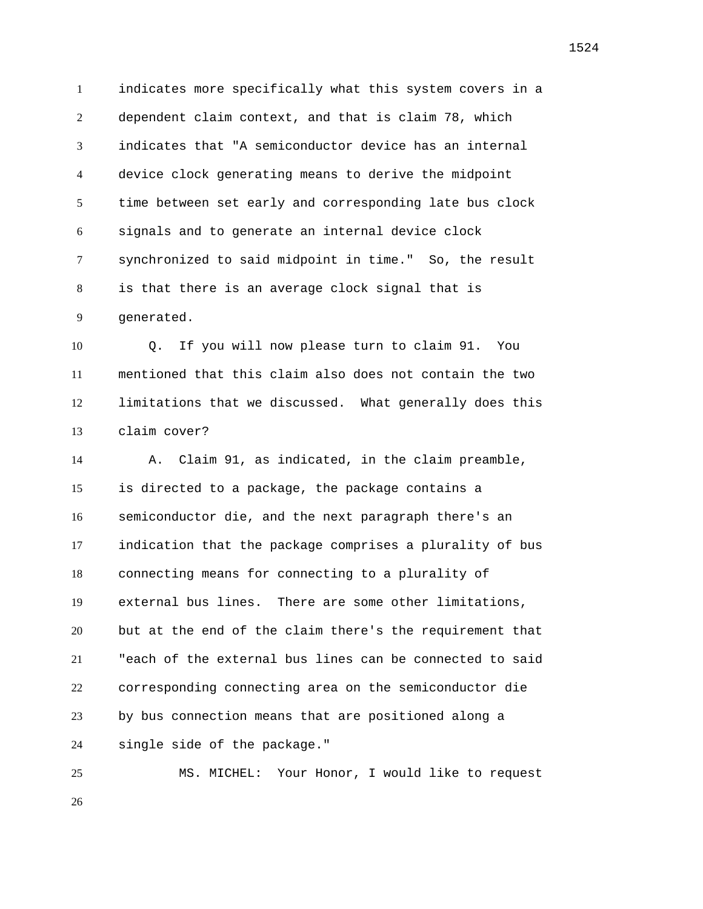indicates more specifically what this system covers in a dependent claim context, and that is claim 78, which indicates that "A semiconductor device has an internal device clock generating means to derive the midpoint time between set early and corresponding late bus clock signals and to generate an internal device clock synchronized to said midpoint in time." So, the result is that there is an average clock signal that is generated.

Q. If you will now please turn to claim 91. You mentioned that this claim also does not contain the two limitations that we discussed. What generally does this claim cover?

A. Claim 91, as indicated, in the claim preamble, is directed to a package, the package contains a semiconductor die, and the next paragraph there's an indication that the package comprises a plurality of bus connecting means for connecting to a plurality of external bus lines. There are some other limitations, but at the end of the claim there's the requirement that "each of the external bus lines can be connected to said corresponding connecting area on the semiconductor die by bus connection means that are positioned along a single side of the package."

MS. MICHEL: Your Honor, I would like to request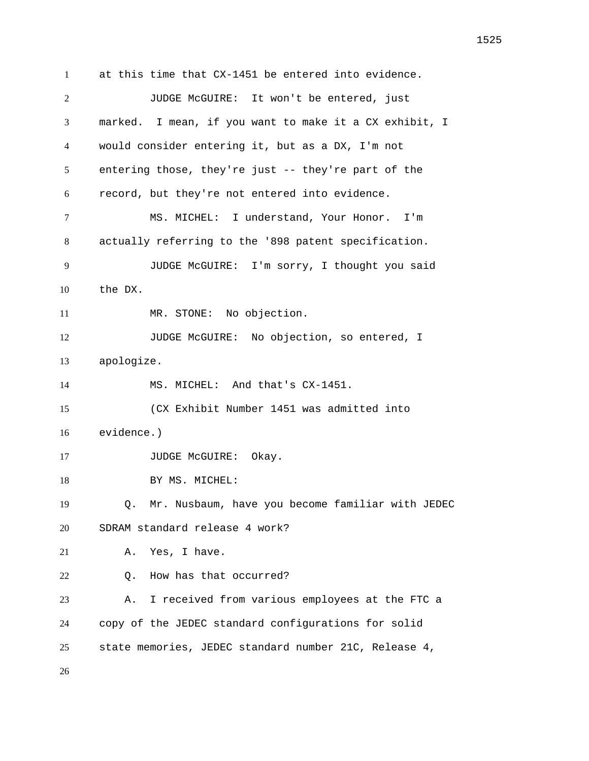at this time that CX-1451 be entered into evidence.

JUDGE McGUIRE: It won't be entered, just marked. I mean, if you want to make it a CX exhibit, I would consider entering it, but as a DX, I'm not entering those, they're just -- they're part of the record, but they're not entered into evidence.

MS. MICHEL: I understand, Your Honor. I'm actually referring to the '898 patent specification.

JUDGE McGUIRE: I'm sorry, I thought you said the DX.

MR. STONE: No objection.

JUDGE McGUIRE: No objection, so entered, I apologize.

MS. MICHEL: And that's CX-1451.

(CX Exhibit Number 1451 was admitted into evidence.)

JUDGE McGUIRE: Okay.

BY MS. MICHEL:

Q. Mr. Nusbaum, have you become familiar with JEDEC SDRAM standard release 4 work?

A. Yes, I have.

Q. How has that occurred?

A. I received from various employees at the FTC a copy of the JEDEC standard configurations for solid state memories, JEDEC standard number 21C, Release 4,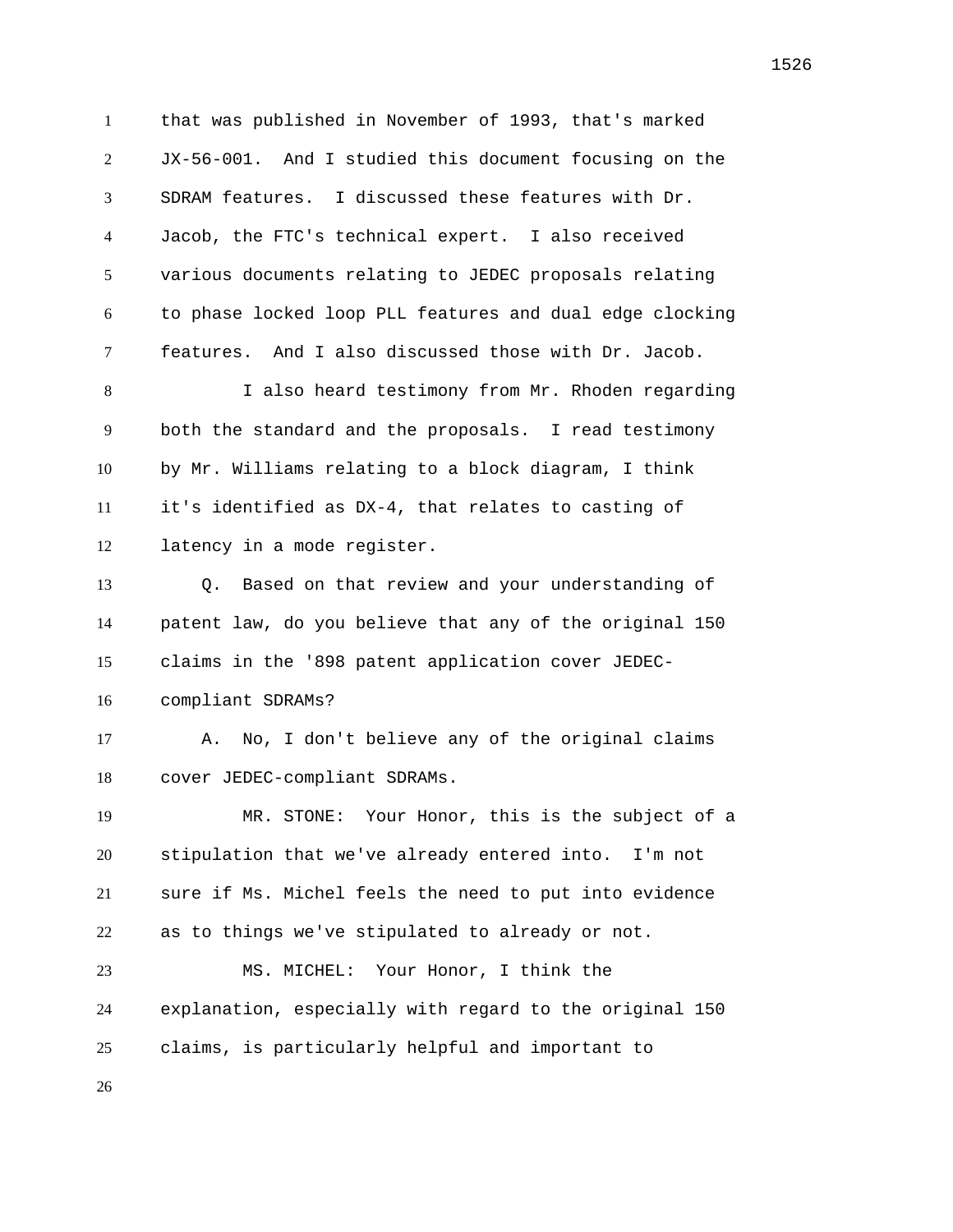that was published in November of 1993, that's marked JX-56-001. And I studied this document focusing on the SDRAM features. I discussed these features with Dr. Jacob, the FTC's technical expert. I also received various documents relating to JEDEC proposals relating to phase locked loop PLL features and dual edge clocking features. And I also discussed those with Dr. Jacob.

I also heard testimony from Mr. Rhoden regarding both the standard and the proposals. I read testimony by Mr. Williams relating to a block diagram, I think it's identified as DX-4, that relates to casting of latency in a mode register.

Q. Based on that review and your understanding of patent law, do you believe that any of the original 150 claims in the '898 patent application cover JEDEC-compliant SDRAMs?

A. No, I don't believe any of the original claims cover JEDEC-compliant SDRAMs.

MR. STONE: Your Honor, this is the subject of a stipulation that we've already entered into. I'm not sure if Ms. Michel feels the need to put into evidence as to things we've stipulated to already or not.

MS. MICHEL: Your Honor, I think the explanation, especially with regard to the original 150 claims, is particularly helpful and important to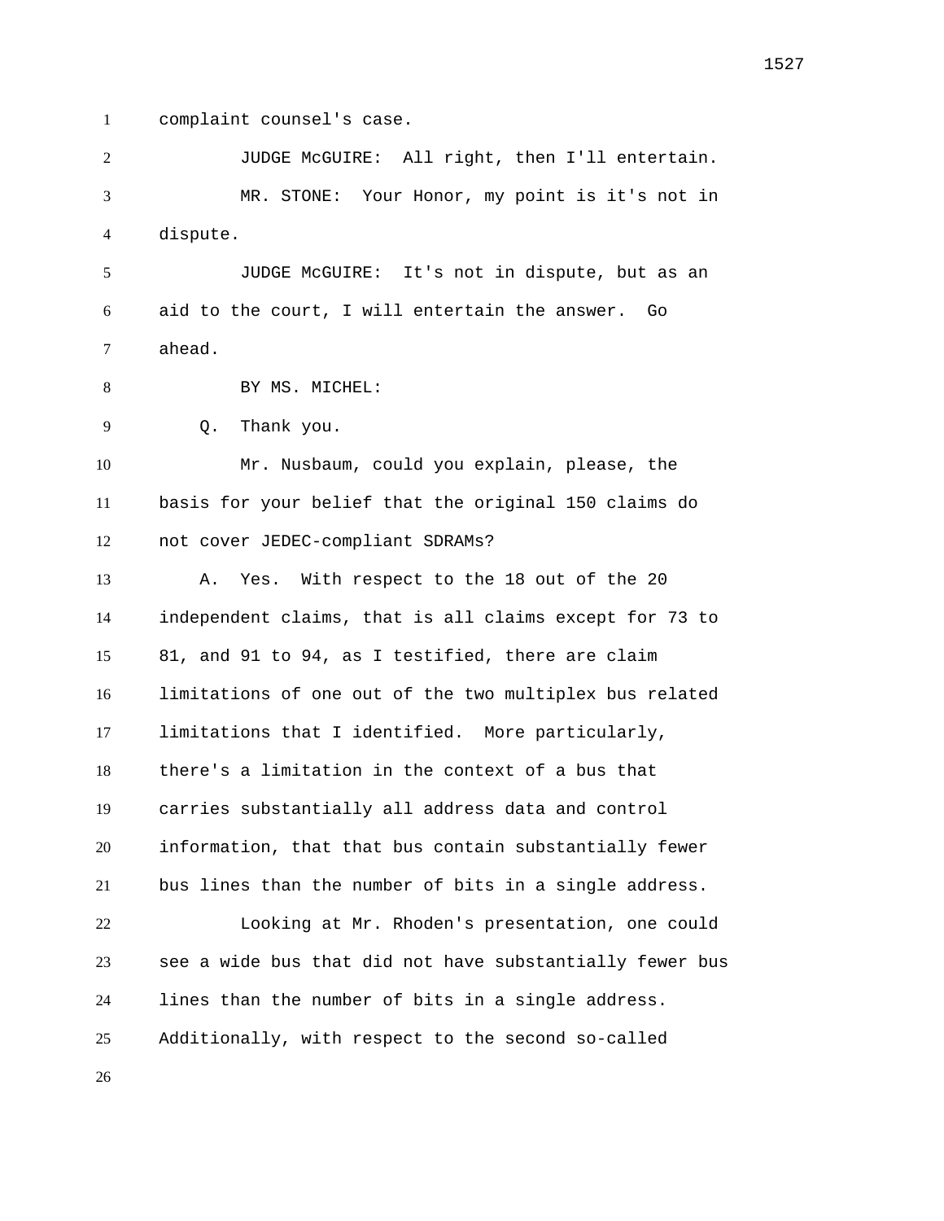complaint counsel's case.

JUDGE McGUIRE: All right, then I'll entertain.

MR. STONE: Your Honor, my point is it's not in dispute.

JUDGE McGUIRE: It's not in dispute, but as an aid to the court, I will entertain the answer. Go ahead.

BY MS. MICHEL:

Q. Thank you.

Mr. Nusbaum, could you explain, please, the basis for your belief that the original 150 claims do not cover JEDEC-compliant SDRAMs?

A. Yes. With respect to the 18 out of the 20 independent claims, that is all claims except for 73 to 81, and 91 to 94, as I testified, there are claim limitations of one out of the two multiplex bus related limitations that I identified. More particularly, there's a limitation in the context of a bus that carries substantially all address data and control information, that that bus contain substantially fewer bus lines than the number of bits in a single address.

Looking at Mr. Rhoden's presentation, one could see a wide bus that did not have substantially fewer bus lines than the number of bits in a single address. Additionally, with respect to the second so-called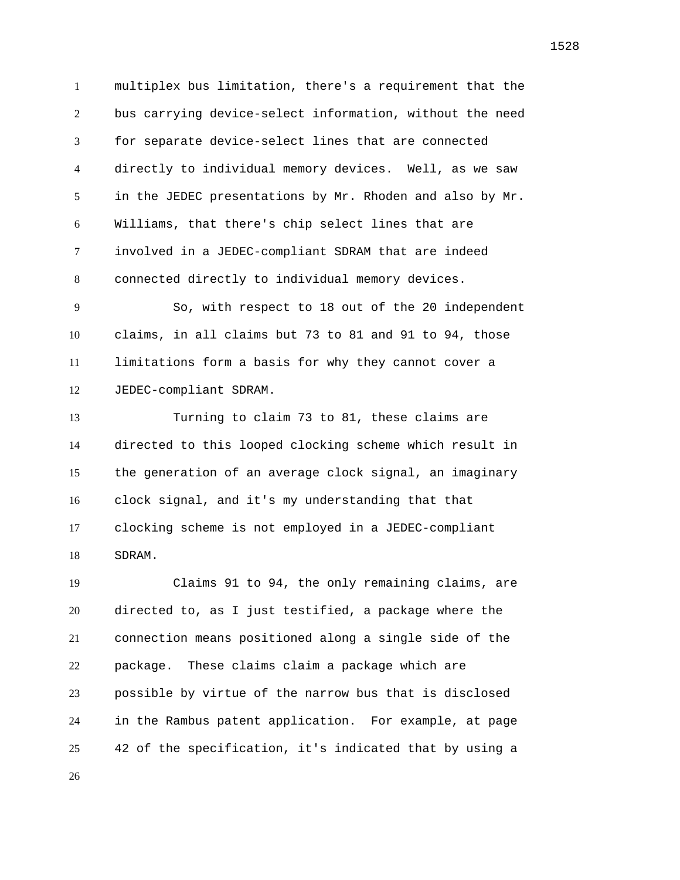multiplex bus limitation, there's a requirement that the bus carrying device-select information, without the need for separate device-select lines that are connected directly to individual memory devices. Well, as we saw in the JEDEC presentations by Mr. Rhoden and also by Mr. Williams, that there's chip select lines that are involved in a JEDEC-compliant SDRAM that are indeed connected directly to individual memory devices.

So, with respect to 18 out of the 20 independent claims, in all claims but 73 to 81 and 91 to 94, those limitations form a basis for why they cannot cover a JEDEC-compliant SDRAM.

Turning to claim 73 to 81, these claims are directed to this looped clocking scheme which result in the generation of an average clock signal, an imaginary clock signal, and it's my understanding that that clocking scheme is not employed in a JEDEC-compliant SDRAM.

Claims 91 to 94, the only remaining claims, are directed to, as I just testified, a package where the connection means positioned along a single side of the package. These claims claim a package which are possible by virtue of the narrow bus that is disclosed in the Rambus patent application. For example, at page 42 of the specification, it's indicated that by using a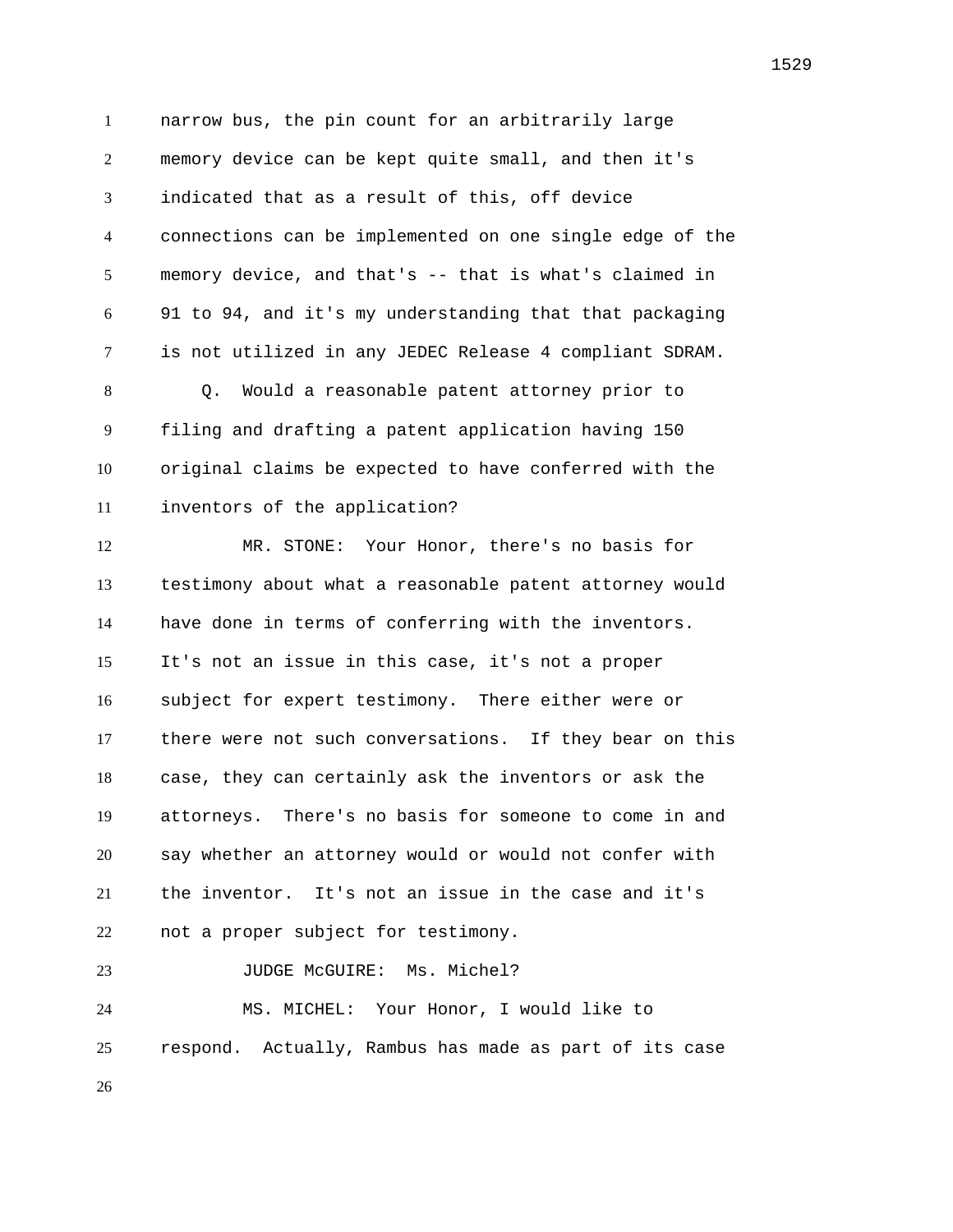narrow bus, the pin count for an arbitrarily large memory device can be kept quite small, and then it's indicated that as a result of this, off device connections can be implemented on one single edge of the memory device, and that's -- that is what's claimed in 91 to 94, and it's my understanding that that packaging is not utilized in any JEDEC Release 4 compliant SDRAM.

Q. Would a reasonable patent attorney prior to filing and drafting a patent application having 150 original claims be expected to have conferred with the inventors of the application?

MR. STONE: Your Honor, there's no basis for testimony about what a reasonable patent attorney would have done in terms of conferring with the inventors. It's not an issue in this case, it's not a proper subject for expert testimony. There either were or there were not such conversations. If they bear on this case, they can certainly ask the inventors or ask the attorneys. There's no basis for someone to come in and say whether an attorney would or would not confer with the inventor. It's not an issue in the case and it's not a proper subject for testimony.

JUDGE McGUIRE: Ms. Michel?

MS. MICHEL: Your Honor, I would like to respond. Actually, Rambus has made as part of its case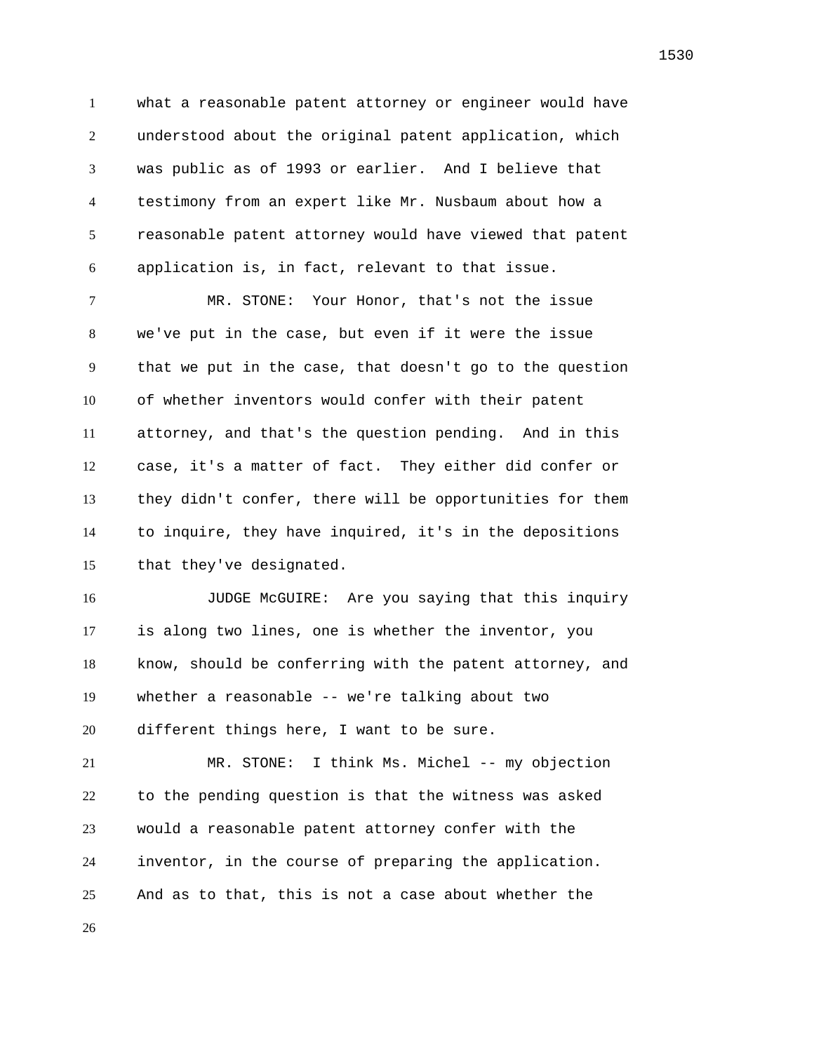what a reasonable patent attorney or engineer would have understood about the original patent application, which was public as of 1993 or earlier. And I believe that testimony from an expert like Mr. Nusbaum about how a reasonable patent attorney would have viewed that patent application is, in fact, relevant to that issue.

MR. STONE: Your Honor, that's not the issue we've put in the case, but even if it were the issue that we put in the case, that doesn't go to the question of whether inventors would confer with their patent attorney, and that's the question pending. And in this case, it's a matter of fact. They either did confer or they didn't confer, there will be opportunities for them to inquire, they have inquired, it's in the depositions that they've designated.

JUDGE McGUIRE: Are you saying that this inquiry is along two lines, one is whether the inventor, you know, should be conferring with the patent attorney, and whether a reasonable -- we're talking about two different things here, I want to be sure.

MR. STONE: I think Ms. Michel -- my objection to the pending question is that the witness was asked would a reasonable patent attorney confer with the inventor, in the course of preparing the application. And as to that, this is not a case about whether the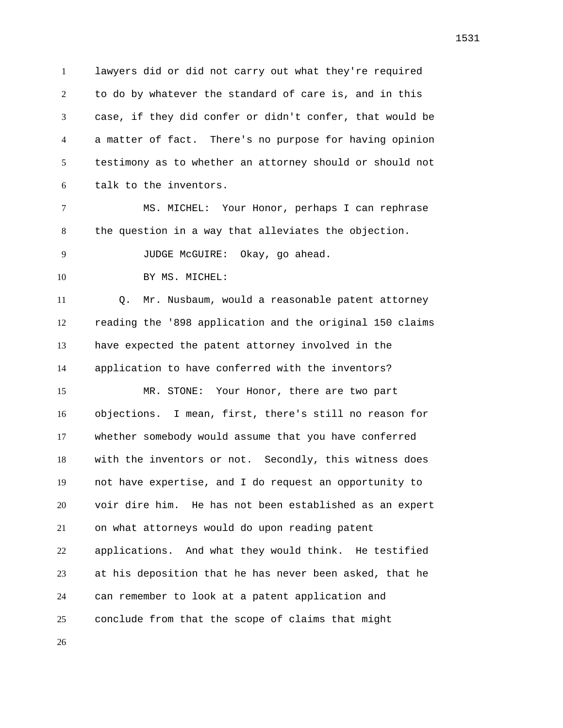lawyers did or did not carry out what they're required to do by whatever the standard of care is, and in this case, if they did confer or didn't confer, that would be a matter of fact. There's no purpose for having opinion testimony as to whether an attorney should or should not talk to the inventors.

MS. MICHEL: Your Honor, perhaps I can rephrase the question in a way that alleviates the objection.

JUDGE McGUIRE: Okay, go ahead.

BY MS. MICHEL:

Q. Mr. Nusbaum, would a reasonable patent attorney reading the '898 application and the original 150 claims have expected the patent attorney involved in the application to have conferred with the inventors?

MR. STONE: Your Honor, there are two part objections. I mean, first, there's still no reason for whether somebody would assume that you have conferred with the inventors or not. Secondly, this witness does not have expertise, and I do request an opportunity to voir dire him. He has not been established as an expert on what attorneys would do upon reading patent applications. And what they would think. He testified at his deposition that he has never been asked, that he can remember to look at a patent application and conclude from that the scope of claims that might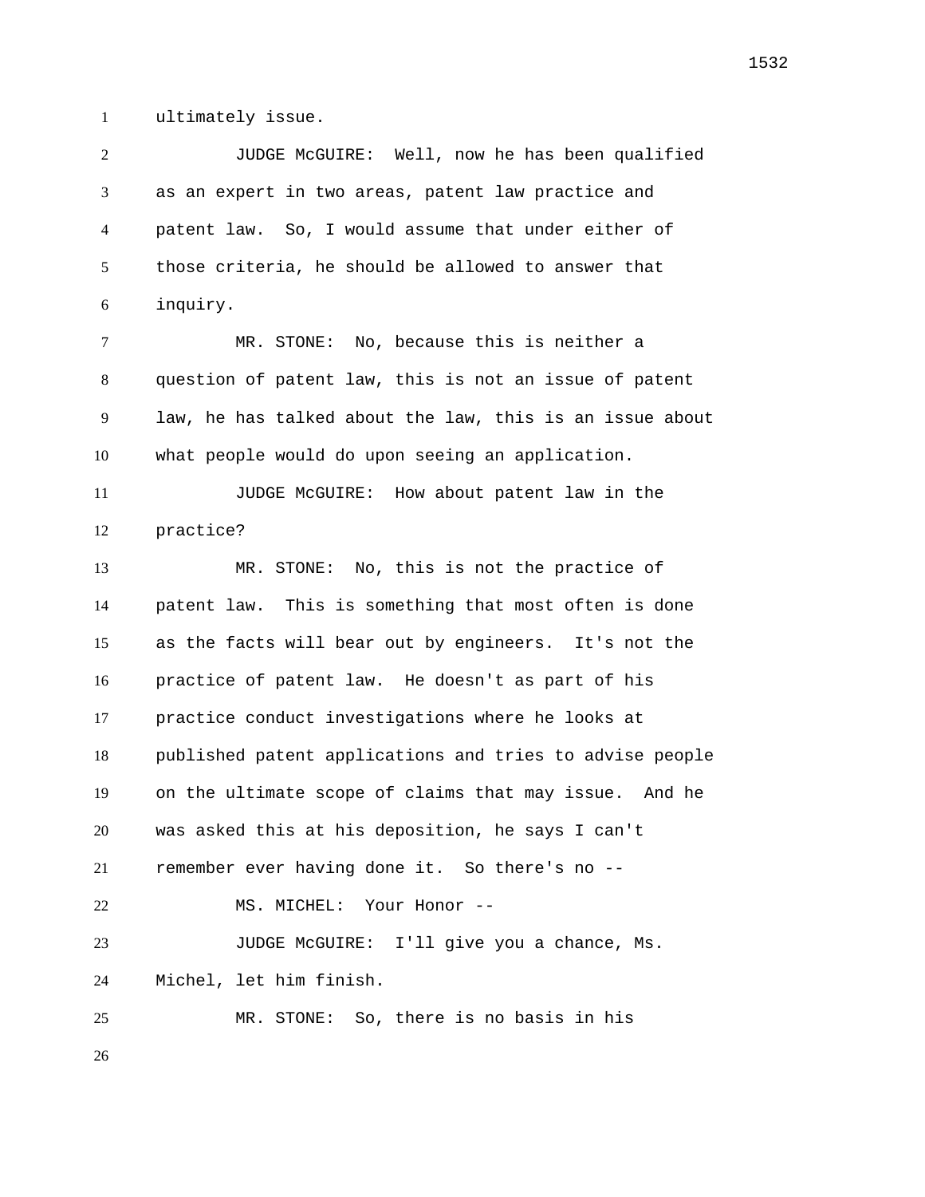ultimately issue.

JUDGE McGUIRE: Well, now he has been qualified as an expert in two areas, patent law practice and patent law. So, I would assume that under either of those criteria, he should be allowed to answer that inquiry.

MR. STONE: No, because this is neither a question of patent law, this is not an issue of patent law, he has talked about the law, this is an issue about what people would do upon seeing an application.

JUDGE McGUIRE: How about patent law in the practice?

MR. STONE: No, this is not the practice of patent law. This is something that most often is done as the facts will bear out by engineers. It's not the practice of patent law. He doesn't as part of his practice conduct investigations where he looks at published patent applications and tries to advise people on the ultimate scope of claims that may issue. And he was asked this at his deposition, he says I can't remember ever having done it. So there's no --

MS. MICHEL: Your Honor --

JUDGE McGUIRE: I'll give you a chance, Ms. Michel, let him finish.

MR. STONE: So, there is no basis in his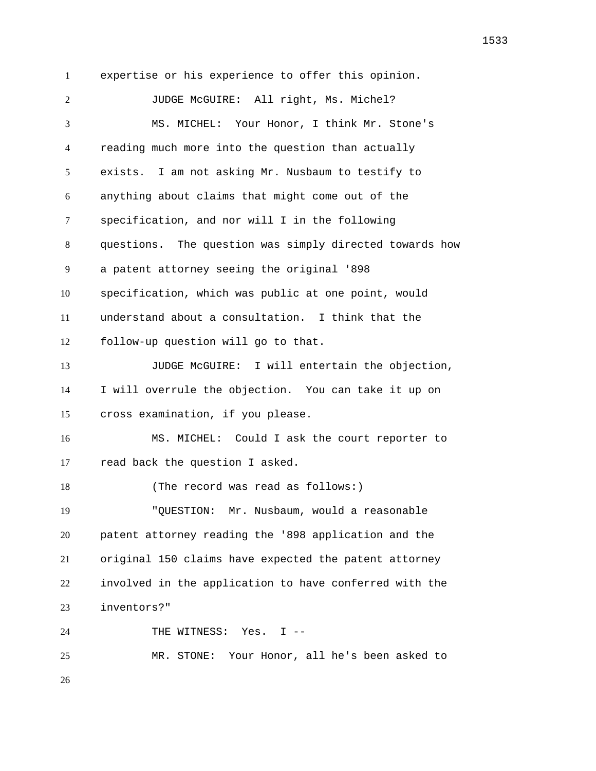expertise or his experience to offer this opinion.

JUDGE McGUIRE: All right, Ms. Michel?

MS. MICHEL: Your Honor, I think Mr. Stone's reading much more into the question than actually exists. I am not asking Mr. Nusbaum to testify to anything about claims that might come out of the specification, and nor will I in the following questions. The question was simply directed towards how a patent attorney seeing the original '898 specification, which was public at one point, would understand about a consultation. I think that the follow-up question will go to that.

JUDGE McGUIRE: I will entertain the objection, I will overrule the objection. You can take it up on cross examination, if you please.

MS. MICHEL: Could I ask the court reporter to read back the question I asked.

(The record was read as follows:)

"QUESTION: Mr. Nusbaum, would a reasonable patent attorney reading the '898 application and the original 150 claims have expected the patent attorney involved in the application to have conferred with the inventors?"

THE WITNESS: Yes. I --

MR. STONE: Your Honor, all he's been asked to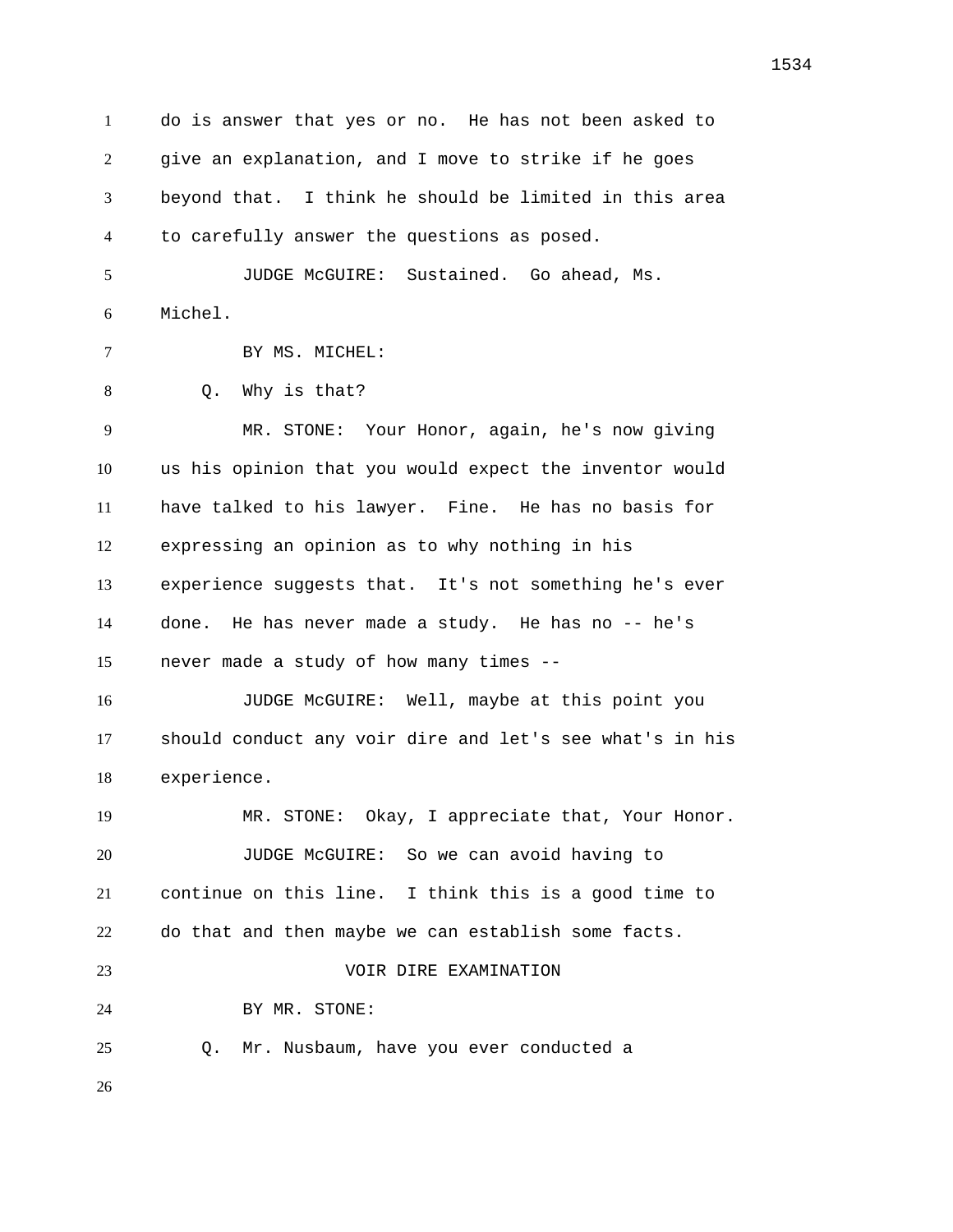do is answer that yes or no. He has not been asked to give an explanation, and I move to strike if he goes beyond that. I think he should be limited in this area to carefully answer the questions as posed.

JUDGE McGUIRE: Sustained. Go ahead, Ms. Michel.

BY MS. MICHEL:

Q. Why is that?

MR. STONE: Your Honor, again, he's now giving us his opinion that you would expect the inventor would have talked to his lawyer. Fine. He has no basis for expressing an opinion as to why nothing in his experience suggests that. It's not something he's ever done. He has never made a study. He has no -- he's never made a study of how many times --

JUDGE McGUIRE: Well, maybe at this point you should conduct any voir dire and let's see what's in his experience.

MR. STONE: Okay, I appreciate that, Your Honor.

JUDGE McGUIRE: So we can avoid having to continue on this line. I think this is a good time to do that and then maybe we can establish some facts.

VOIR DIRE EXAMINATION

BY MR. STONE:

Q. Mr. Nusbaum, have you ever conducted a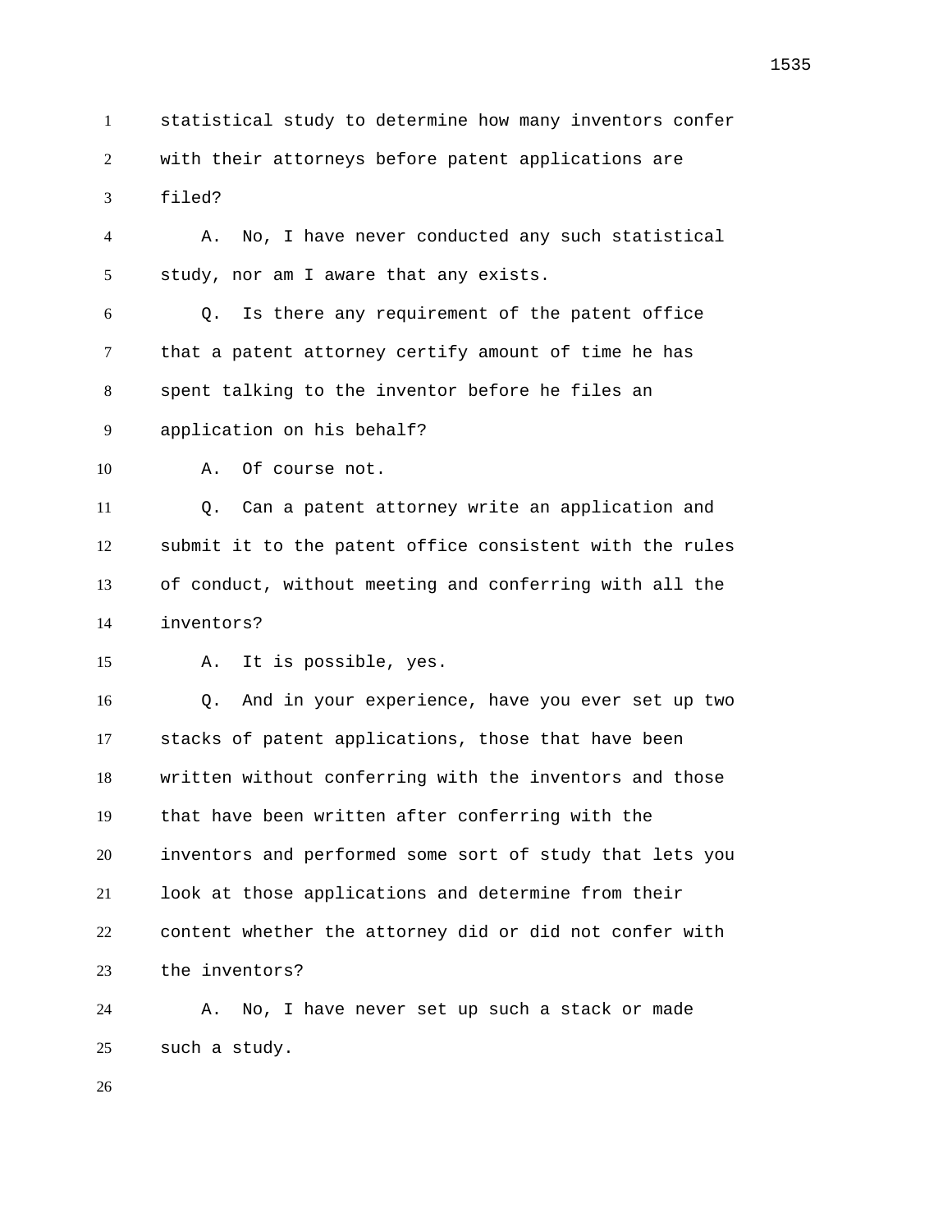statistical study to determine how many inventors confer with their attorneys before patent applications are filed?

A. No, I have never conducted any such statistical study, nor am I aware that any exists.

Q. Is there any requirement of the patent office that a patent attorney certify amount of time he has spent talking to the inventor before he files an application on his behalf?

A. Of course not.

Q. Can a patent attorney write an application and submit it to the patent office consistent with the rules of conduct, without meeting and conferring with all the inventors?

A. It is possible, yes.

Q. And in your experience, have you ever set up two stacks of patent applications, those that have been written without conferring with the inventors and those that have been written after conferring with the inventors and performed some sort of study that lets you look at those applications and determine from their content whether the attorney did or did not confer with the inventors?

A. No, I have never set up such a stack or made such a study.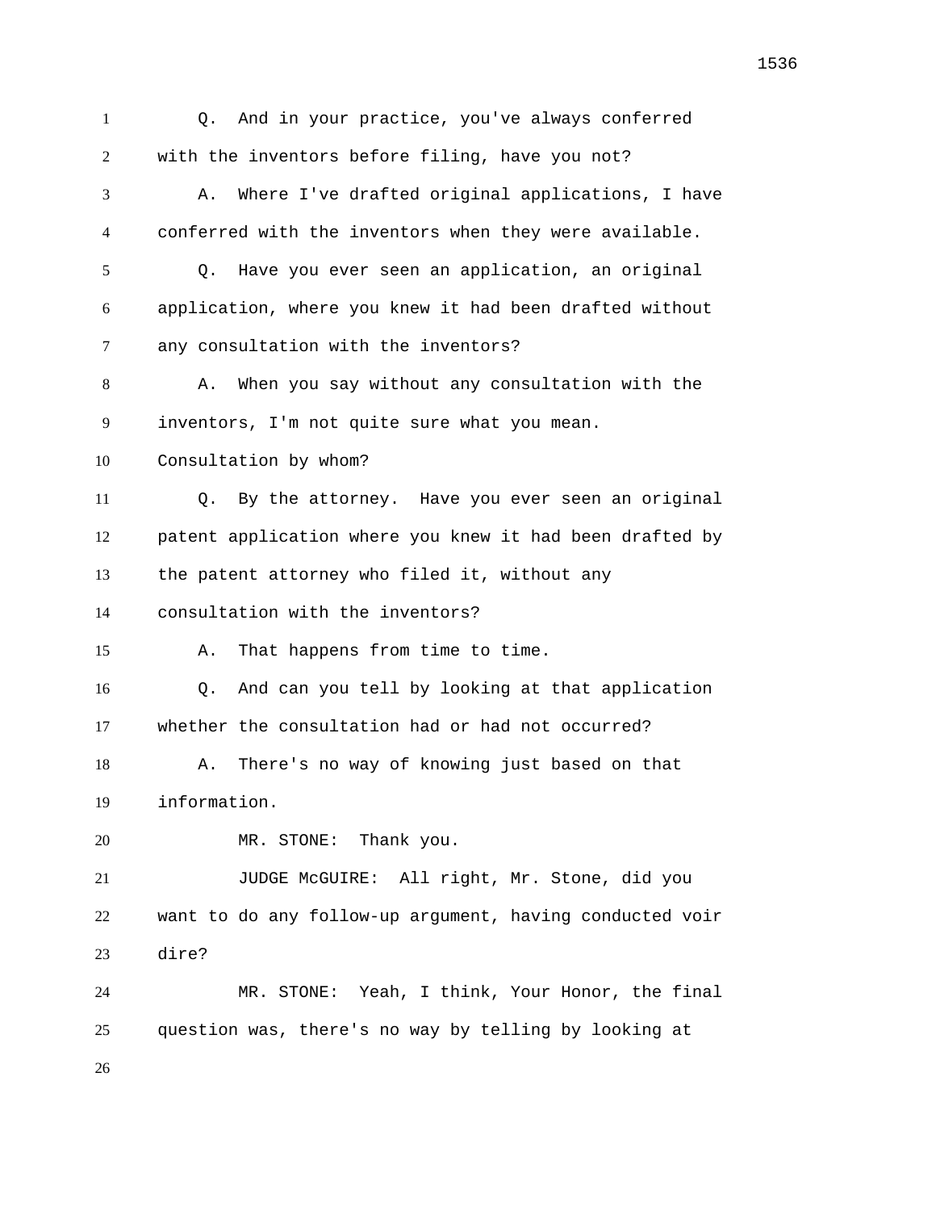Q. And in your practice, you've always conferred with the inventors before filing, have you not?

A. Where I've drafted original applications, I have conferred with the inventors when they were available.

Q. Have you ever seen an application, an original application, where you knew it had been drafted without any consultation with the inventors?

A. When you say without any consultation with the inventors, I'm not quite sure what you mean. Consultation by whom?

Q. By the attorney. Have you ever seen an original patent application where you knew it had been drafted by the patent attorney who filed it, without any consultation with the inventors?

A. That happens from time to time.

Q. And can you tell by looking at that application whether the consultation had or had not occurred?

A. There's no way of knowing just based on that information.

MR. STONE: Thank you.

JUDGE McGUIRE: All right, Mr. Stone, did you want to do any follow-up argument, having conducted voir dire?

MR. STONE: Yeah, I think, Your Honor, the final question was, there's no way by telling by looking at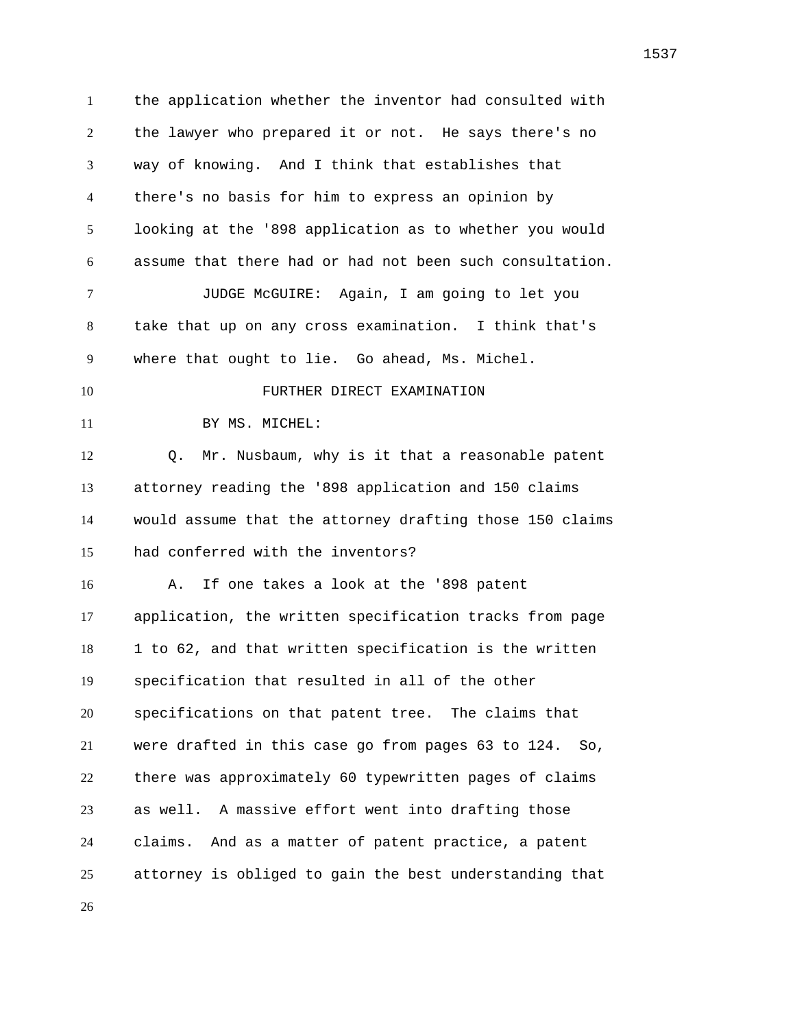the application whether the inventor had consulted with the lawyer who prepared it or not. He says there's no way of knowing. And I think that establishes that there's no basis for him to express an opinion by looking at the '898 application as to whether you would assume that there had or had not been such consultation.

JUDGE McGUIRE: Again, I am going to let you take that up on any cross examination. I think that's where that ought to lie. Go ahead, Ms. Michel.

FURTHER DIRECT EXAMINATION

BY MS. MICHEL:

Q. Mr. Nusbaum, why is it that a reasonable patent attorney reading the '898 application and 150 claims would assume that the attorney drafting those 150 claims had conferred with the inventors?

A. If one takes a look at the '898 patent application, the written specification tracks from page 1 to 62, and that written specification is the written specification that resulted in all of the other specifications on that patent tree. The claims that were drafted in this case go from pages 63 to 124. So, there was approximately 60 typewritten pages of claims as well. A massive effort went into drafting those claims. And as a matter of patent practice, a patent attorney is obliged to gain the best understanding that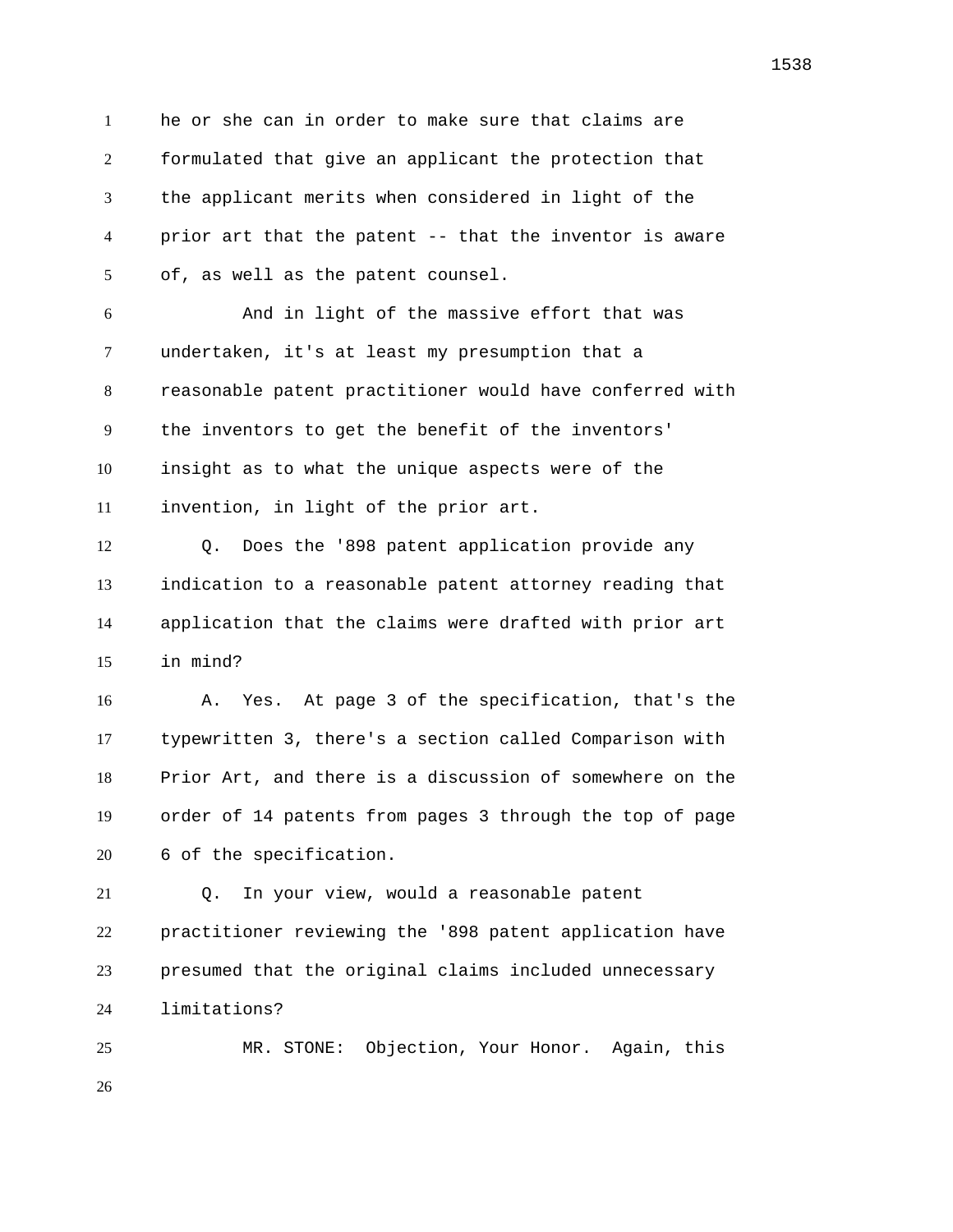he or she can in order to make sure that claims are formulated that give an applicant the protection that the applicant merits when considered in light of the prior art that the patent -- that the inventor is aware of, as well as the patent counsel.

And in light of the massive effort that was undertaken, it's at least my presumption that a reasonable patent practitioner would have conferred with the inventors to get the benefit of the inventors' insight as to what the unique aspects were of the invention, in light of the prior art.

Q. Does the '898 patent application provide any indication to a reasonable patent attorney reading that application that the claims were drafted with prior art in mind?

A. Yes. At page 3 of the specification, that's the typewritten 3, there's a section called Comparison with Prior Art, and there is a discussion of somewhere on the order of 14 patents from pages 3 through the top of page 6 of the specification.

Q. In your view, would a reasonable patent practitioner reviewing the '898 patent application have presumed that the original claims included unnecessary limitations?

MR. STONE: Objection, Your Honor. Again, this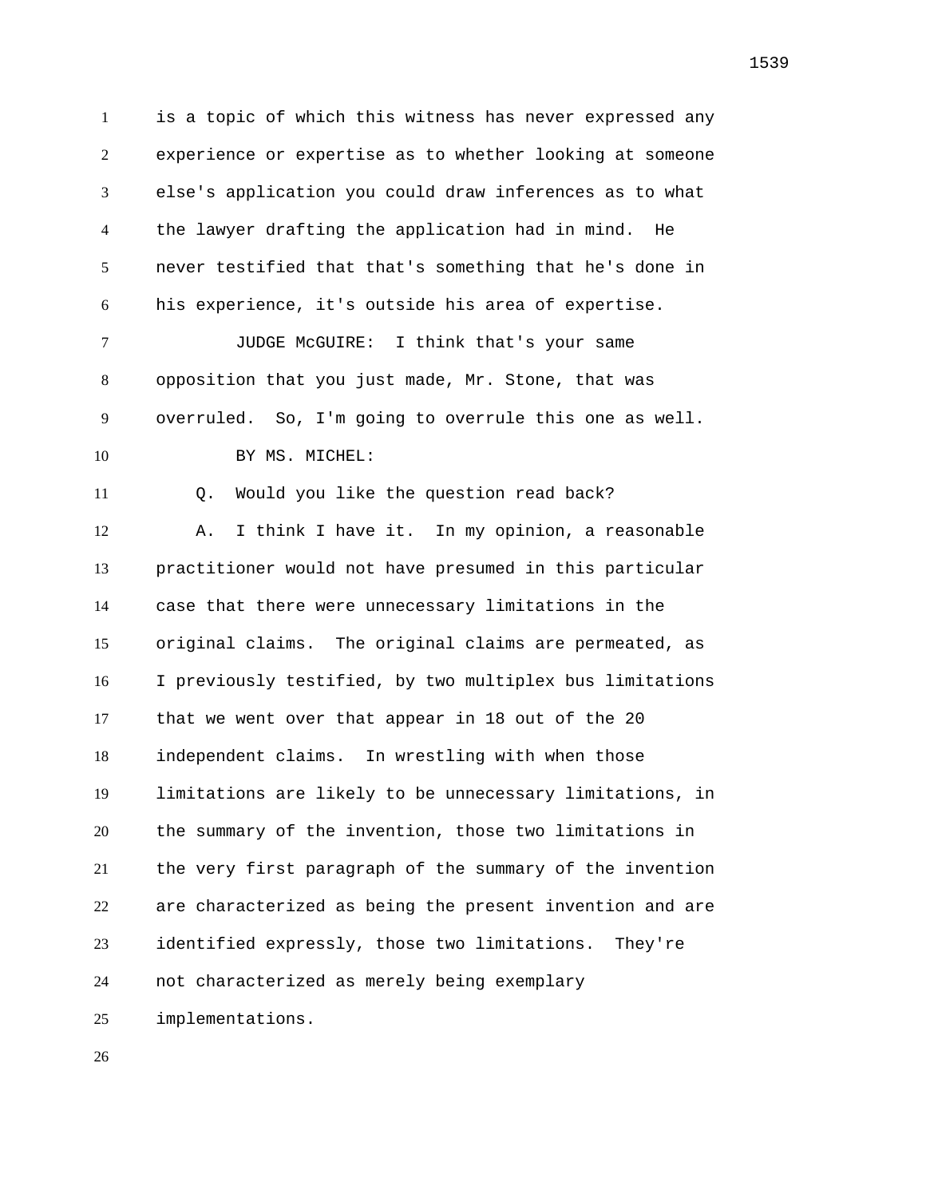is a topic of which this witness has never expressed any experience or expertise as to whether looking at someone else's application you could draw inferences as to what the lawyer drafting the application had in mind. He never testified that that's something that he's done in his experience, it's outside his area of expertise.

JUDGE McGUIRE: I think that's your same opposition that you just made, Mr. Stone, that was overruled. So, I'm going to overrule this one as well.

BY MS. MICHEL:

Q. Would you like the question read back?

A. I think I have it. In my opinion, a reasonable practitioner would not have presumed in this particular case that there were unnecessary limitations in the original claims. The original claims are permeated, as I previously testified, by two multiplex bus limitations that we went over that appear in 18 out of the 20 independent claims. In wrestling with when those limitations are likely to be unnecessary limitations, in the summary of the invention, those two limitations in the very first paragraph of the summary of the invention are characterized as being the present invention and are identified expressly, those two limitations. They're not characterized as merely being exemplary implementations.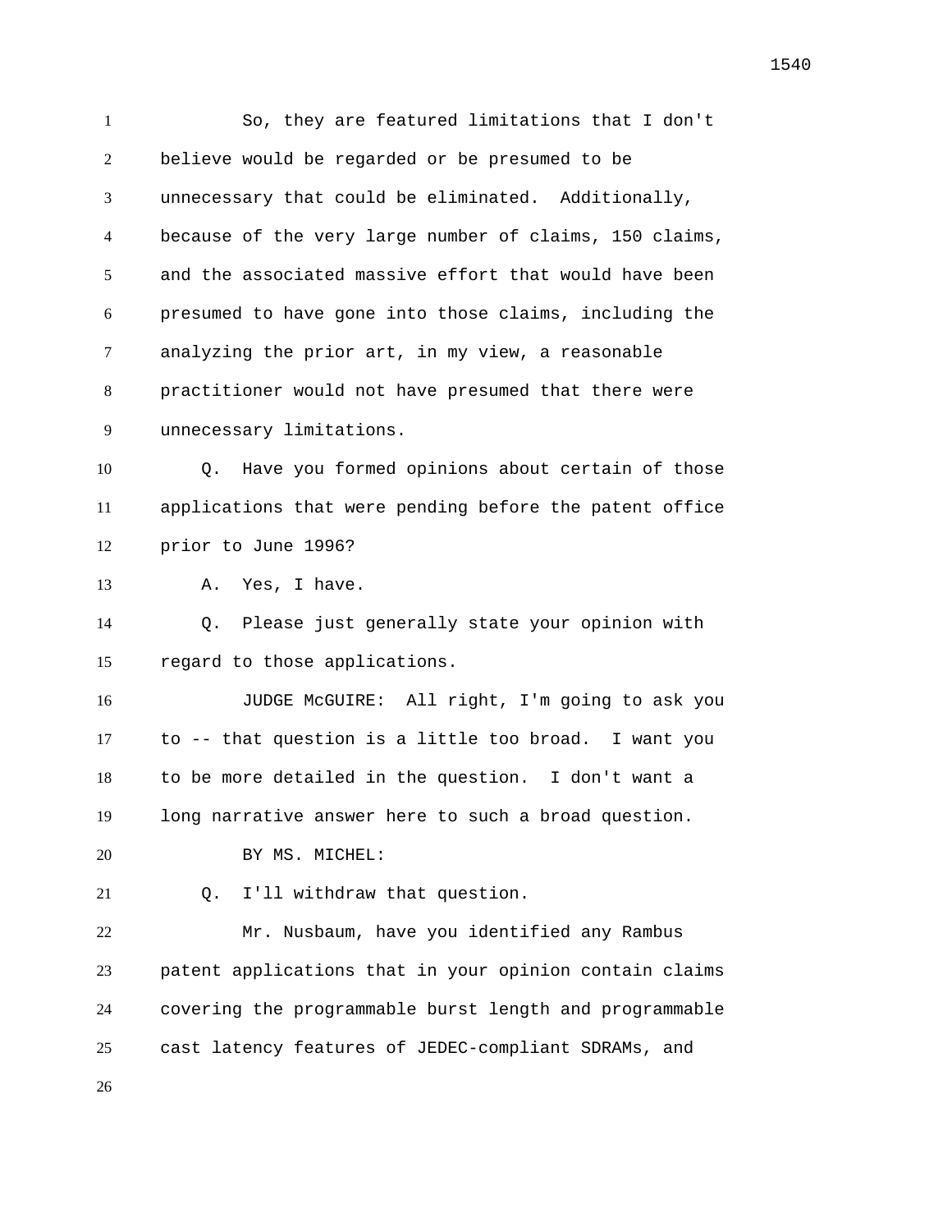So, they are featured limitations that I don't believe would be regarded or be presumed to be unnecessary that could be eliminated. Additionally, because of the very large number of claims, 150 claims, and the associated massive effort that would have been presumed to have gone into those claims, including the analyzing the prior art, in my view, a reasonable practitioner would not have presumed that there were unnecessary limitations.

Q. Have you formed opinions about certain of those applications that were pending before the patent office prior to June 1996?

A. Yes, I have.

Q. Please just generally state your opinion with regard to those applications.

JUDGE McGUIRE: All right, I'm going to ask you to -- that question is a little too broad. I want you to be more detailed in the question. I don't want a long narrative answer here to such a broad question.

BY MS. MICHEL:

Q. I'll withdraw that question.

Mr. Nusbaum, have you identified any Rambus patent applications that in your opinion contain claims covering the programmable burst length and programmable cast latency features of JEDEC-compliant SDRAMs, and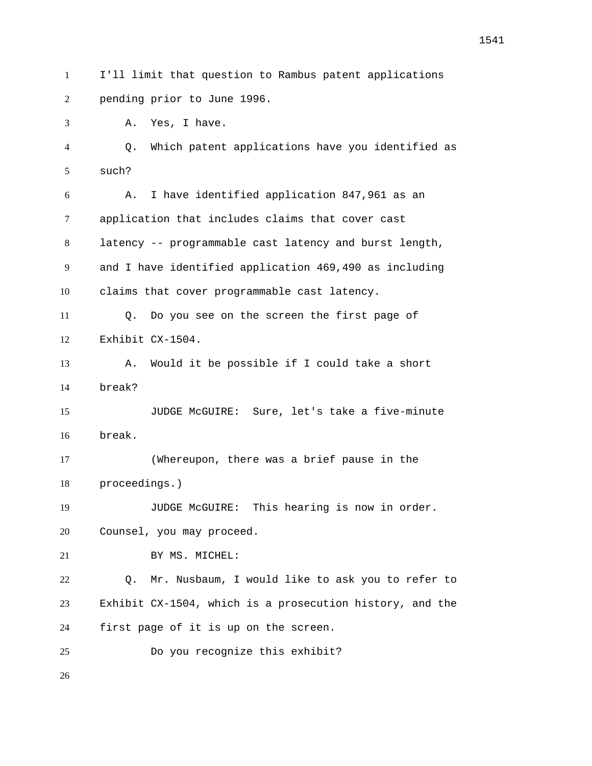I'll limit that question to Rambus patent applications pending prior to June 1996.

A. Yes, I have.

Q. Which patent applications have you identified as such?

A. I have identified application 847,961 as an application that includes claims that cover cast latency -- programmable cast latency and burst length, and I have identified application 469,490 as including claims that cover programmable cast latency.

Q. Do you see on the screen the first page of Exhibit CX-1504.

A. Would it be possible if I could take a short break?

JUDGE McGUIRE: Sure, let's take a five-minute break.

(Whereupon, there was a brief pause in the proceedings.)

JUDGE McGUIRE: This hearing is now in order. Counsel, you may proceed.

BY MS. MICHEL:

Q. Mr. Nusbaum, I would like to ask you to refer to Exhibit CX-1504, which is a prosecution history, and the first page of it is up on the screen.

Do you recognize this exhibit?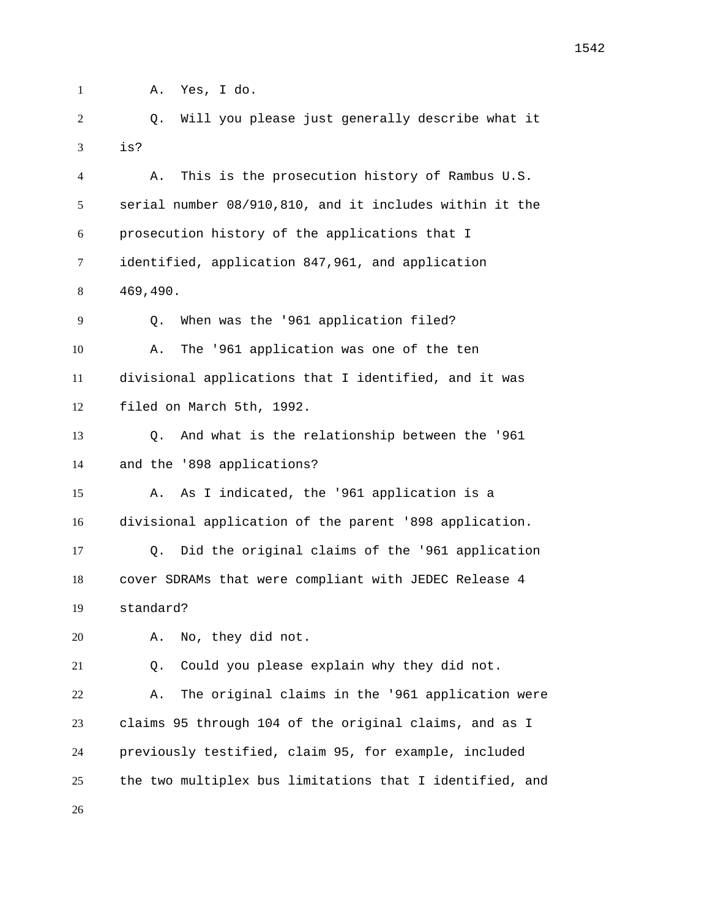A. Yes, I do.

Q. Will you please just generally describe what it is?

A. This is the prosecution history of Rambus U.S. serial number 08/910,810, and it includes within it the prosecution history of the applications that I identified, application 847,961, and application 469,490.

Q. When was the '961 application filed?

A. The '961 application was one of the ten divisional applications that I identified, and it was filed on March 5th, 1992.

Q. And what is the relationship between the '961 and the '898 applications?

A. As I indicated, the '961 application is a divisional application of the parent '898 application.

Q. Did the original claims of the '961 application cover SDRAMs that were compliant with JEDEC Release 4 standard?

A. No, they did not.

Q. Could you please explain why they did not.

A. The original claims in the '961 application were claims 95 through 104 of the original claims, and as I previously testified, claim 95, for example, included the two multiplex bus limitations that I identified, and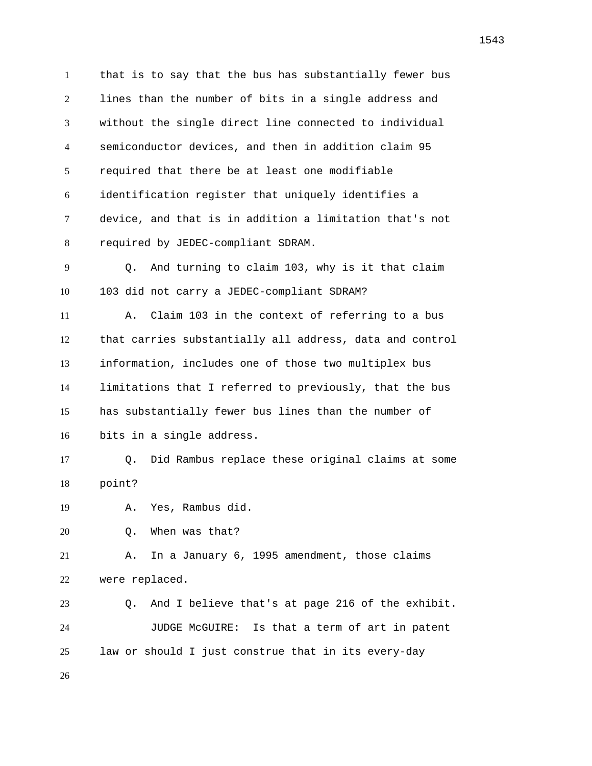that is to say that the bus has substantially fewer bus lines than the number of bits in a single address and without the single direct line connected to individual semiconductor devices, and then in addition claim 95 required that there be at least one modifiable identification register that uniquely identifies a device, and that is in addition a limitation that's not required by JEDEC-compliant SDRAM.

Q. And turning to claim 103, why is it that claim 103 did not carry a JEDEC-compliant SDRAM?

A. Claim 103 in the context of referring to a bus that carries substantially all address, data and control information, includes one of those two multiplex bus limitations that I referred to previously, that the bus has substantially fewer bus lines than the number of bits in a single address.

Q. Did Rambus replace these original claims at some point?

A. Yes, Rambus did.

Q. When was that?

A. In a January 6, 1995 amendment, those claims were replaced.

Q. And I believe that's at page 216 of the exhibit.

JUDGE McGUIRE: Is that a term of art in patent law or should I just construe that in its every-day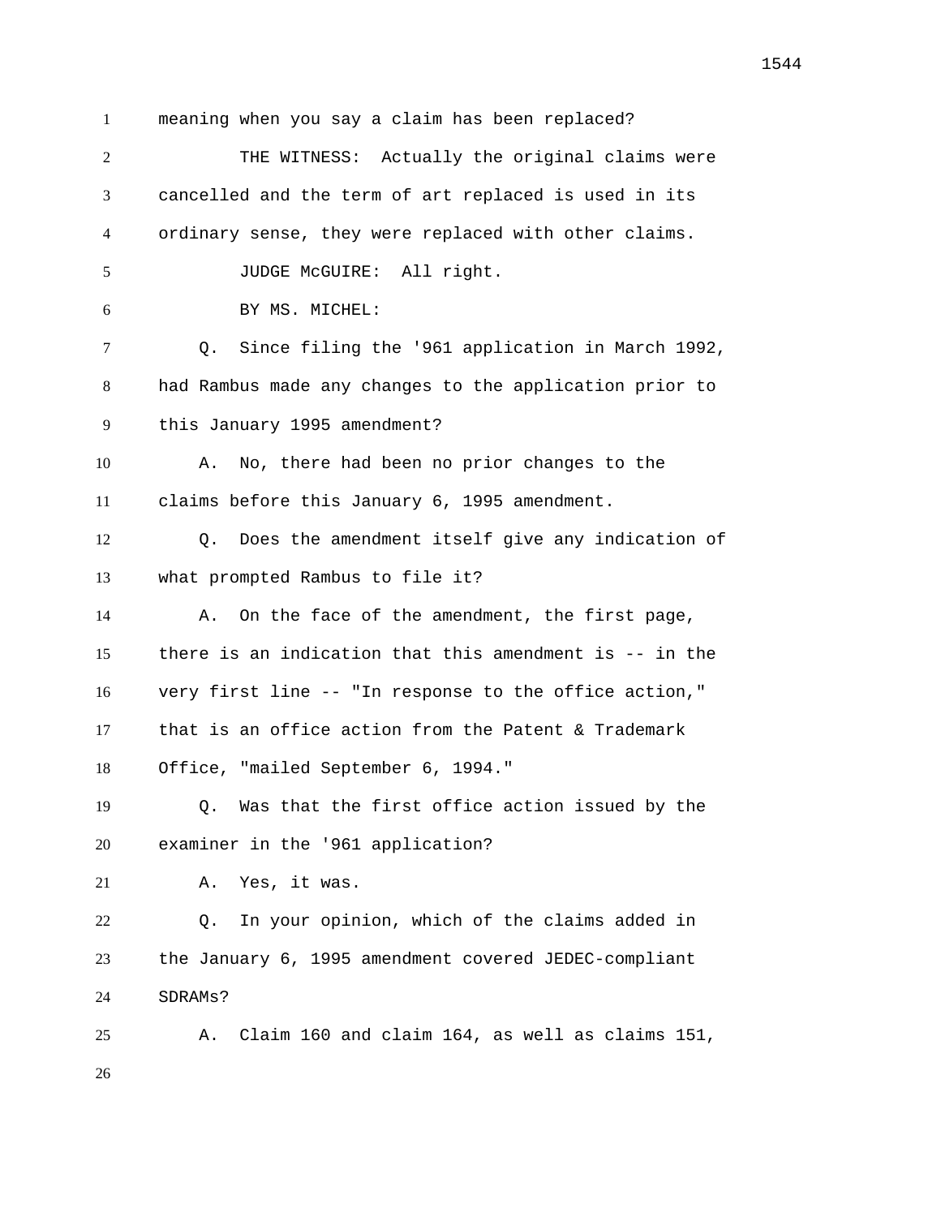meaning when you say a claim has been replaced?

THE WITNESS: Actually the original claims were cancelled and the term of art replaced is used in its ordinary sense, they were replaced with other claims.

JUDGE McGUIRE: All right.

BY MS. MICHEL:

Q. Since filing the '961 application in March 1992, had Rambus made any changes to the application prior to this January 1995 amendment?

A. No, there had been no prior changes to the claims before this January 6, 1995 amendment.

Q. Does the amendment itself give any indication of what prompted Rambus to file it?

A. On the face of the amendment, the first page, there is an indication that this amendment is -- in the very first line -- "In response to the office action," that is an office action from the Patent & Trademark Office, "mailed September 6, 1994."

Q. Was that the first office action issued by the examiner in the '961 application?

A. Yes, it was.

Q. In your opinion, which of the claims added in the January 6, 1995 amendment covered JEDEC-compliant SDRAMs?

A. Claim 160 and claim 164, as well as claims 151,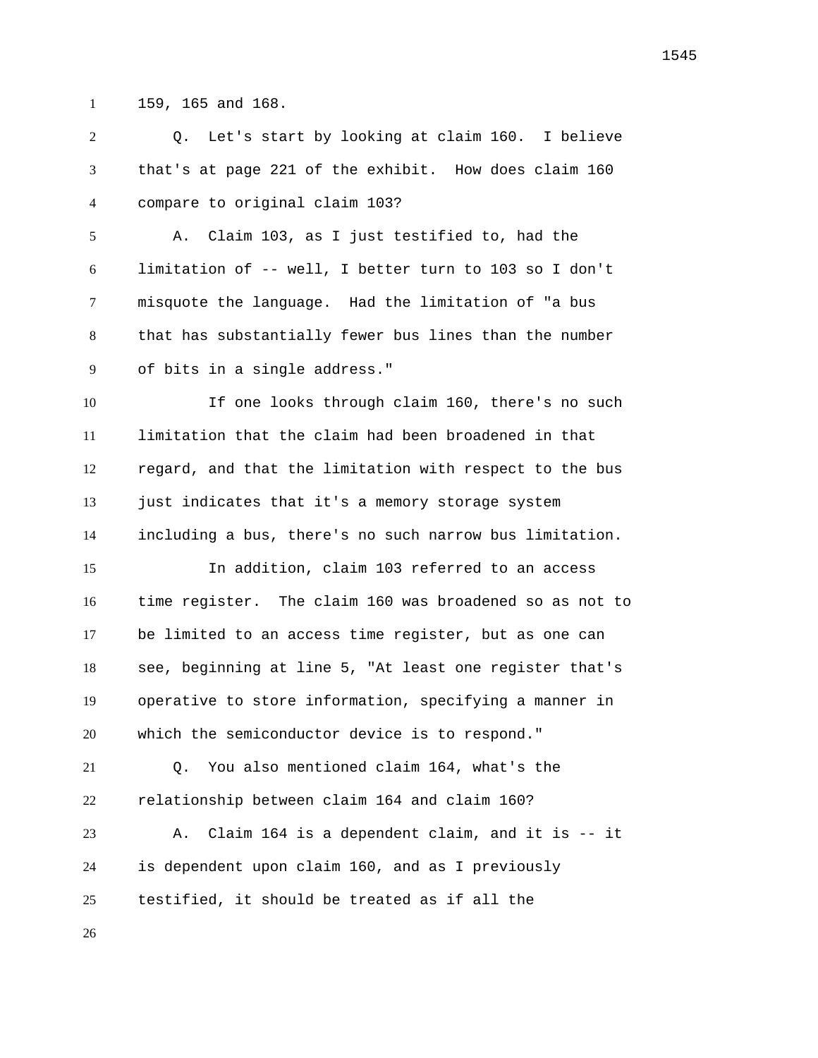159, 165 and 168.

Q. Let's start by looking at claim 160. I believe that's at page 221 of the exhibit. How does claim 160 compare to original claim 103?

A. Claim 103, as I just testified to, had the limitation of -- well, I better turn to 103 so I don't misquote the language. Had the limitation of "a bus that has substantially fewer bus lines than the number of bits in a single address."

If one looks through claim 160, there's no such limitation that the claim had been broadened in that regard, and that the limitation with respect to the bus just indicates that it's a memory storage system including a bus, there's no such narrow bus limitation.

In addition, claim 103 referred to an access time register. The claim 160 was broadened so as not to be limited to an access time register, but as one can see, beginning at line 5, "At least one register that's operative to store information, specifying a manner in which the semiconductor device is to respond."

Q. You also mentioned claim 164, what's the relationship between claim 164 and claim 160?

A. Claim 164 is a dependent claim, and it is -- it is dependent upon claim 160, and as I previously testified, it should be treated as if all the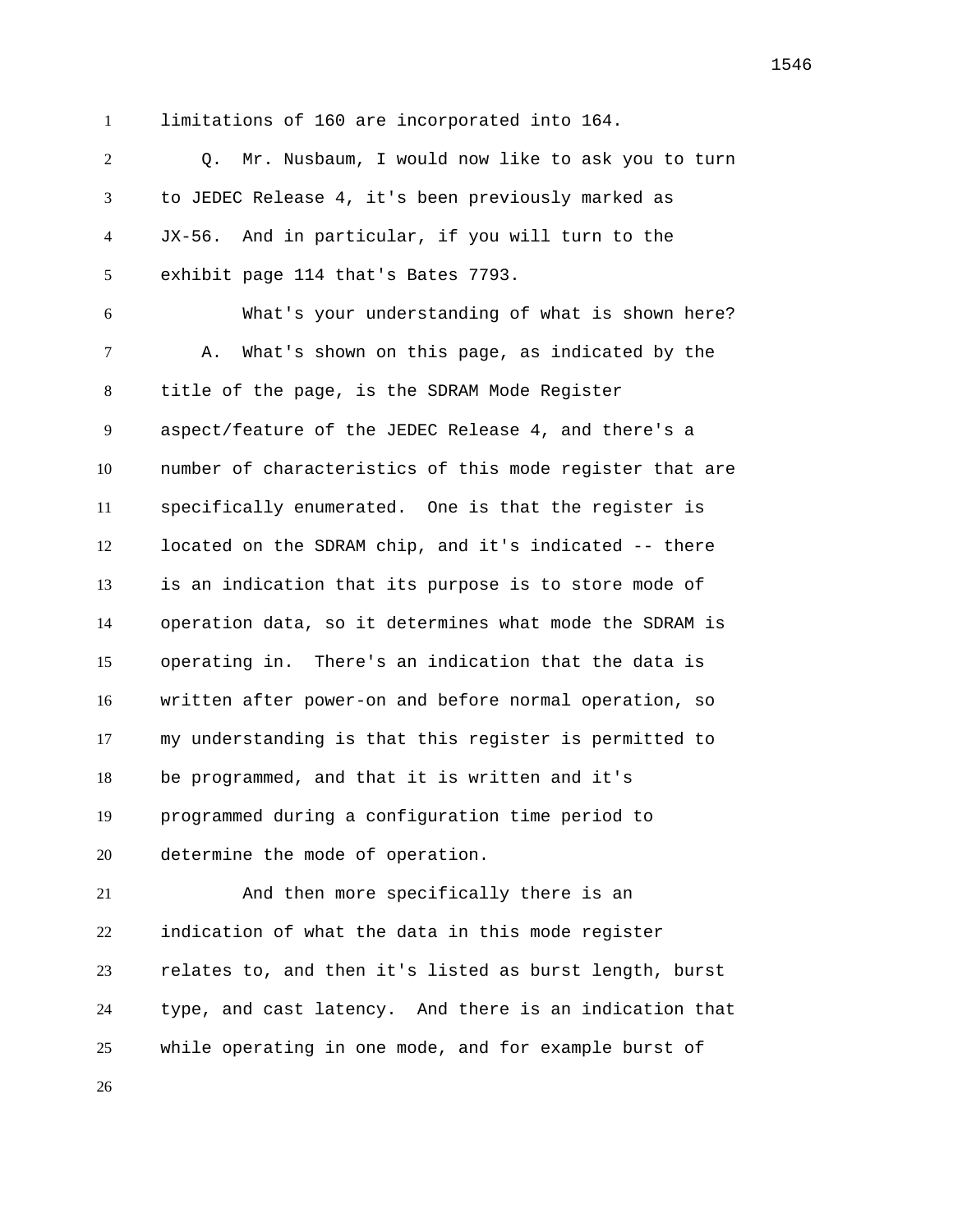limitations of 160 are incorporated into 164.

Q. Mr. Nusbaum, I would now like to ask you to turn to JEDEC Release 4, it's been previously marked as JX-56. And in particular, if you will turn to the exhibit page 114 that's Bates 7793.

What's your understanding of what is shown here?

A. What's shown on this page, as indicated by the title of the page, is the SDRAM Mode Register aspect/feature of the JEDEC Release 4, and there's a number of characteristics of this mode register that are specifically enumerated. One is that the register is located on the SDRAM chip, and it's indicated -- there is an indication that its purpose is to store mode of operation data, so it determines what mode the SDRAM is operating in. There's an indication that the data is written after power-on and before normal operation, so my understanding is that this register is permitted to be programmed, and that it is written and it's programmed during a configuration time period to determine the mode of operation.

And then more specifically there is an indication of what the data in this mode register relates to, and then it's listed as burst length, burst type, and cast latency. And there is an indication that while operating in one mode, and for example burst of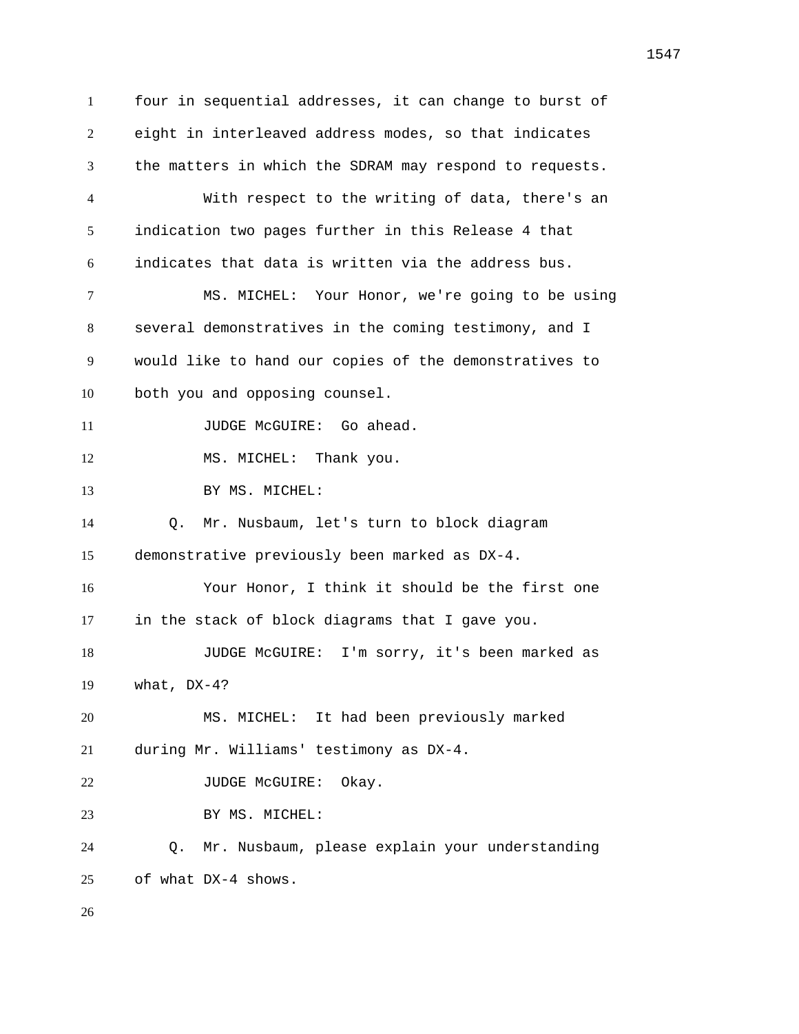four in sequential addresses, it can change to burst of eight in interleaved address modes, so that indicates the matters in which the SDRAM may respond to requests.

With respect to the writing of data, there's an indication two pages further in this Release 4 that indicates that data is written via the address bus.

MS. MICHEL: Your Honor, we're going to be using several demonstratives in the coming testimony, and I would like to hand our copies of the demonstratives to both you and opposing counsel.

JUDGE McGUIRE: Go ahead.

MS. MICHEL: Thank you.

BY MS. MICHEL:

Q. Mr. Nusbaum, let's turn to block diagram demonstrative previously been marked as DX-4.

Your Honor, I think it should be the first one in the stack of block diagrams that I gave you.

JUDGE McGUIRE: I'm sorry, it's been marked as what, DX-4?

MS. MICHEL: It had been previously marked during Mr. Williams' testimony as DX-4.

JUDGE McGUIRE: Okay.

BY MS. MICHEL:

Q. Mr. Nusbaum, please explain your understanding of what DX-4 shows.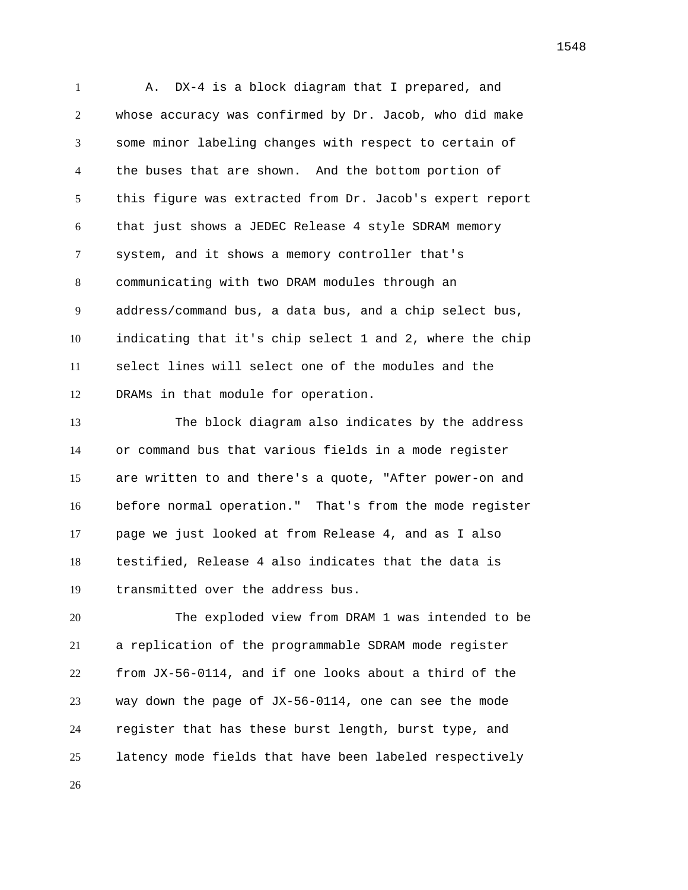A. DX-4 is a block diagram that I prepared, and whose accuracy was confirmed by Dr. Jacob, who did make some minor labeling changes with respect to certain of the buses that are shown. And the bottom portion of this figure was extracted from Dr. Jacob's expert report that just shows a JEDEC Release 4 style SDRAM memory system, and it shows a memory controller that's communicating with two DRAM modules through an address/command bus, a data bus, and a chip select bus, indicating that it's chip select 1 and 2, where the chip select lines will select one of the modules and the DRAMs in that module for operation.

The block diagram also indicates by the address or command bus that various fields in a mode register are written to and there's a quote, "After power-on and before normal operation." That's from the mode register page we just looked at from Release 4, and as I also testified, Release 4 also indicates that the data is transmitted over the address bus.

The exploded view from DRAM 1 was intended to be a replication of the programmable SDRAM mode register from JX-56-0114, and if one looks about a third of the way down the page of JX-56-0114, one can see the mode register that has these burst length, burst type, and latency mode fields that have been labeled respectively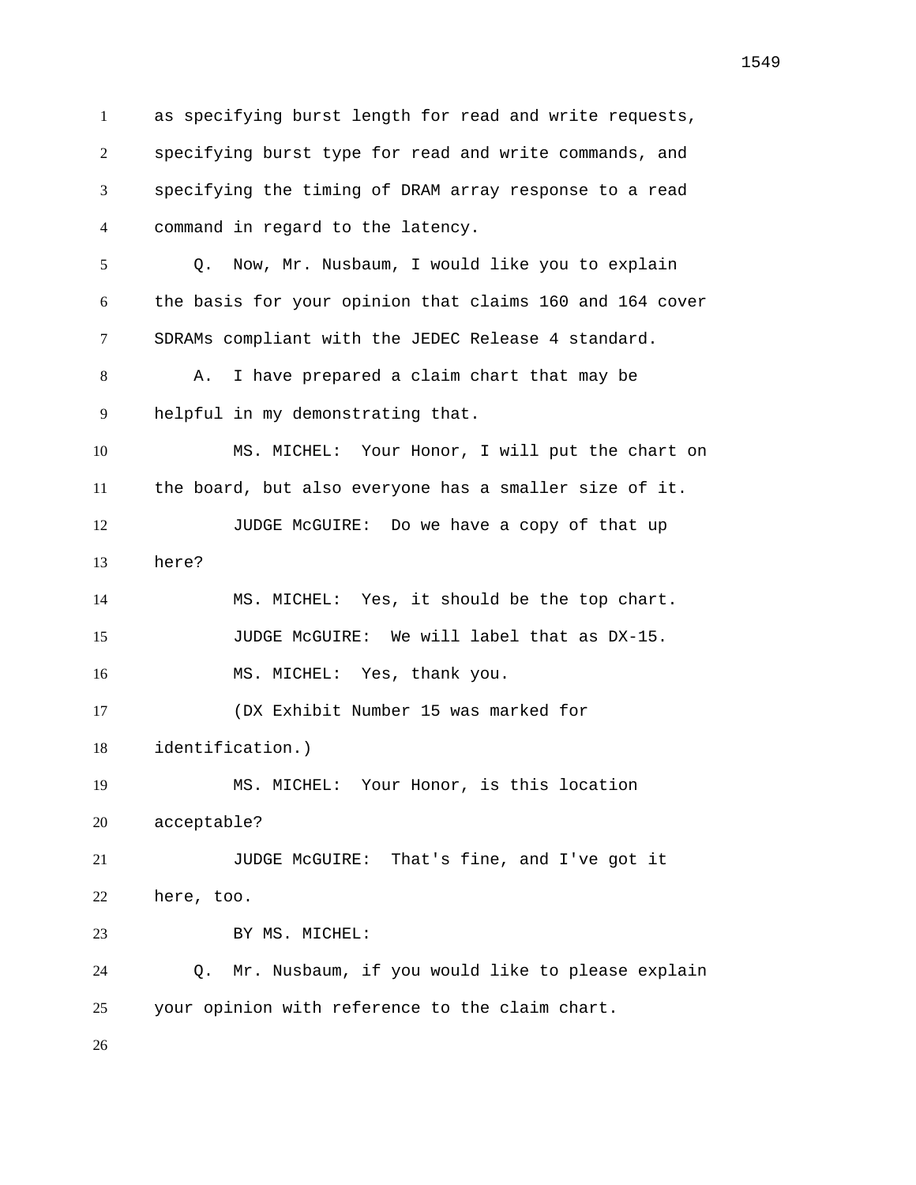as specifying burst length for read and write requests, specifying burst type for read and write commands, and specifying the timing of DRAM array response to a read command in regard to the latency.

Q. Now, Mr. Nusbaum, I would like you to explain the basis for your opinion that claims 160 and 164 cover SDRAMs compliant with the JEDEC Release 4 standard.

A. I have prepared a claim chart that may be helpful in my demonstrating that.

MS. MICHEL: Your Honor, I will put the chart on the board, but also everyone has a smaller size of it.

JUDGE McGUIRE: Do we have a copy of that up here?

MS. MICHEL: Yes, it should be the top chart.

JUDGE McGUIRE: We will label that as DX-15.

MS. MICHEL: Yes, thank you.

(DX Exhibit Number 15 was marked for identification.)

MS. MICHEL: Your Honor, is this location acceptable?

JUDGE McGUIRE: That's fine, and I've got it here, too.

BY MS. MICHEL:

Q. Mr. Nusbaum, if you would like to please explain your opinion with reference to the claim chart.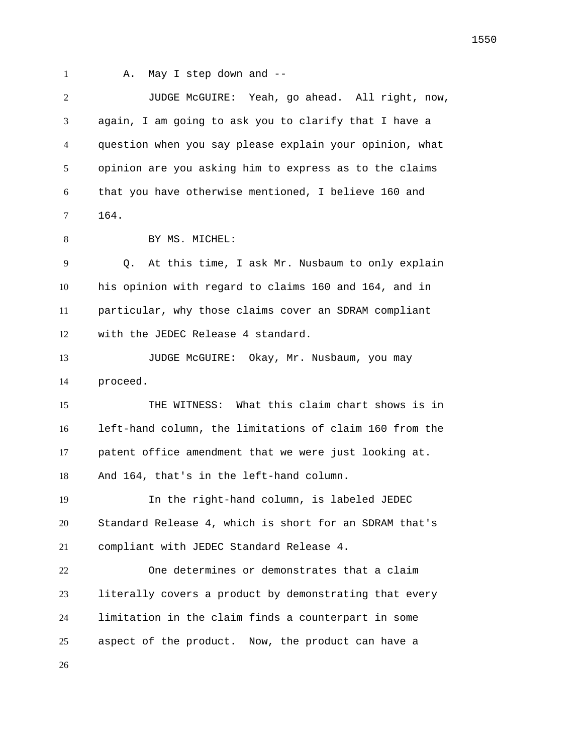A. May I step down and --

JUDGE McGUIRE: Yeah, go ahead. All right, now, again, I am going to ask you to clarify that I have a question when you say please explain your opinion, what opinion are you asking him to express as to the claims that you have otherwise mentioned, I believe 160 and 164.

BY MS. MICHEL:

Q. At this time, I ask Mr. Nusbaum to only explain his opinion with regard to claims 160 and 164, and in particular, why those claims cover an SDRAM compliant with the JEDEC Release 4 standard.

JUDGE McGUIRE: Okay, Mr. Nusbaum, you may proceed.

THE WITNESS: What this claim chart shows is in left-hand column, the limitations of claim 160 from the patent office amendment that we were just looking at. And 164, that's in the left-hand column.

In the right-hand column, is labeled JEDEC Standard Release 4, which is short for an SDRAM that's compliant with JEDEC Standard Release 4.

One determines or demonstrates that a claim literally covers a product by demonstrating that every limitation in the claim finds a counterpart in some aspect of the product. Now, the product can have a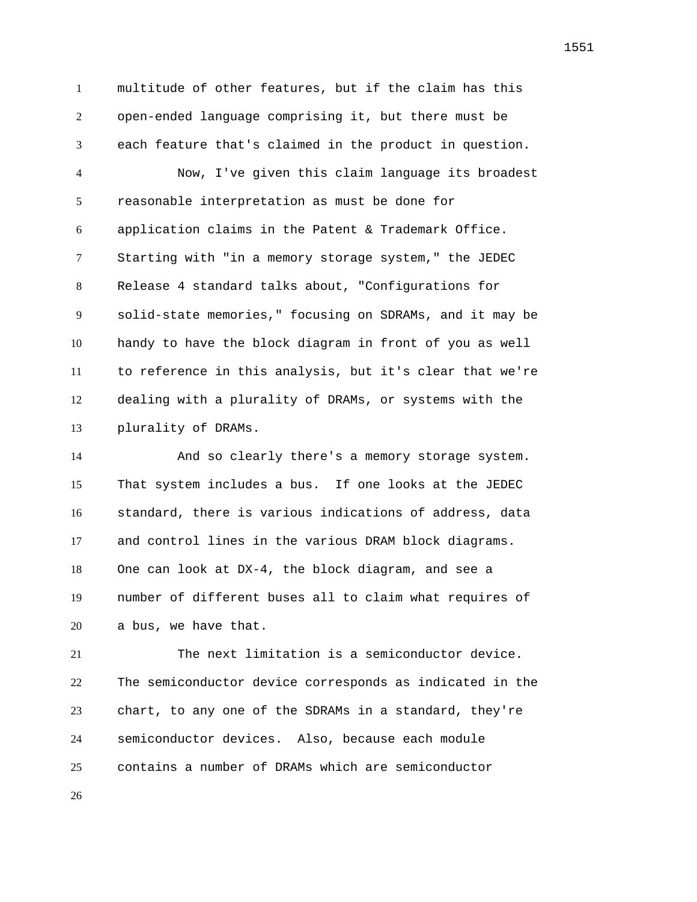multitude of other features, but if the claim has this open-ended language comprising it, but there must be each feature that's claimed in the product in question.

Now, I've given this claim language its broadest reasonable interpretation as must be done for application claims in the Patent & Trademark Office. Starting with "in a memory storage system," the JEDEC Release 4 standard talks about, "Configurations for solid-state memories," focusing on SDRAMs, and it may be handy to have the block diagram in front of you as well to reference in this analysis, but it's clear that we're dealing with a plurality of DRAMs, or systems with the plurality of DRAMs.

And so clearly there's a memory storage system. That system includes a bus. If one looks at the JEDEC standard, there is various indications of address, data and control lines in the various DRAM block diagrams. One can look at DX-4, the block diagram, and see a number of different buses all to claim what requires of a bus, we have that.

The next limitation is a semiconductor device. The semiconductor device corresponds as indicated in the chart, to any one of the SDRAMs in a standard, they're semiconductor devices. Also, because each module contains a number of DRAMs which are semiconductor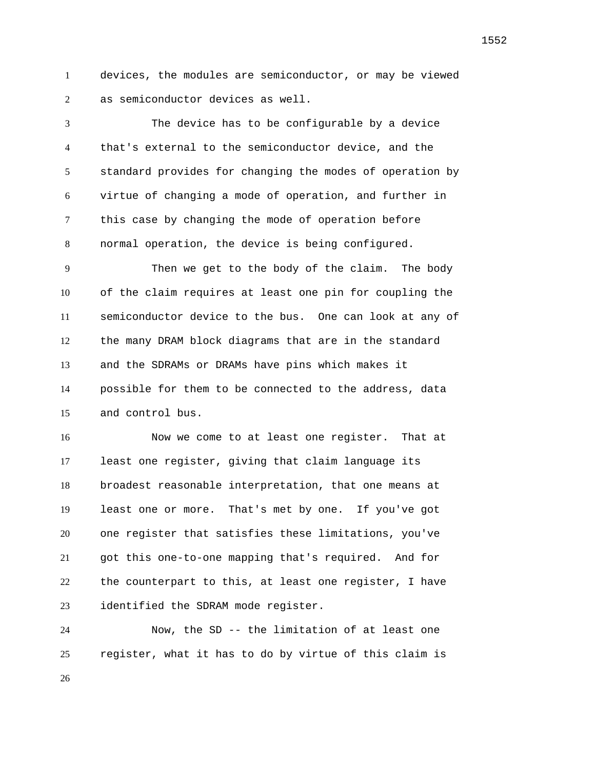devices, the modules are semiconductor, or may be viewed as semiconductor devices as well.

The device has to be configurable by a device that's external to the semiconductor device, and the standard provides for changing the modes of operation by virtue of changing a mode of operation, and further in this case by changing the mode of operation before normal operation, the device is being configured.

Then we get to the body of the claim. The body of the claim requires at least one pin for coupling the semiconductor device to the bus. One can look at any of the many DRAM block diagrams that are in the standard and the SDRAMs or DRAMs have pins which makes it possible for them to be connected to the address, data and control bus.

Now we come to at least one register. That at least one register, giving that claim language its broadest reasonable interpretation, that one means at least one or more. That's met by one. If you've got one register that satisfies these limitations, you've got this one-to-one mapping that's required. And for the counterpart to this, at least one register, I have identified the SDRAM mode register.

Now, the SD -- the limitation of at least one register, what it has to do by virtue of this claim is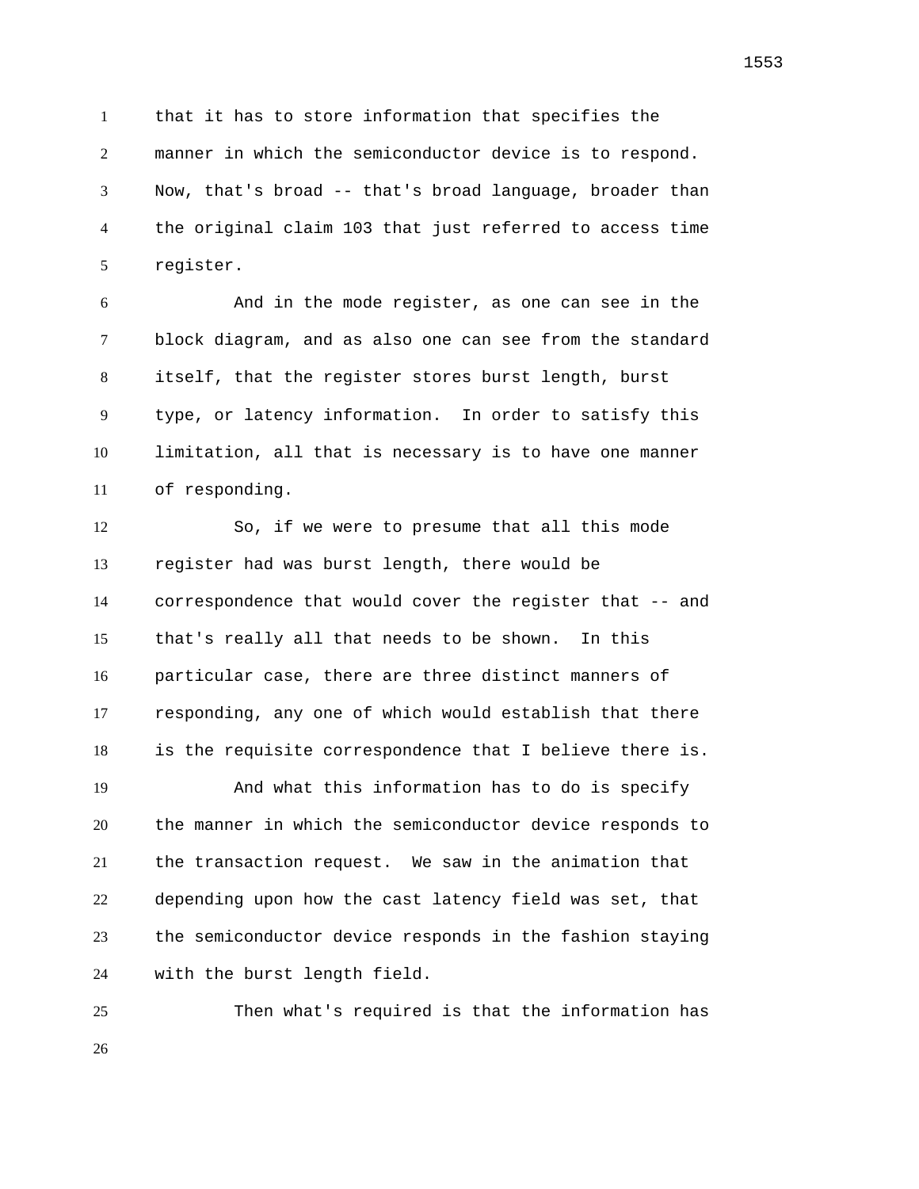that it has to store information that specifies the manner in which the semiconductor device is to respond. Now, that's broad -- that's broad language, broader than the original claim 103 that just referred to access time register.

And in the mode register, as one can see in the block diagram, and as also one can see from the standard itself, that the register stores burst length, burst type, or latency information. In order to satisfy this limitation, all that is necessary is to have one manner of responding.

So, if we were to presume that all this mode register had was burst length, there would be correspondence that would cover the register that -- and that's really all that needs to be shown. In this particular case, there are three distinct manners of responding, any one of which would establish that there is the requisite correspondence that I believe there is.

And what this information has to do is specify the manner in which the semiconductor device responds to the transaction request. We saw in the animation that depending upon how the cast latency field was set, that the semiconductor device responds in the fashion staying with the burst length field.

Then what's required is that the information has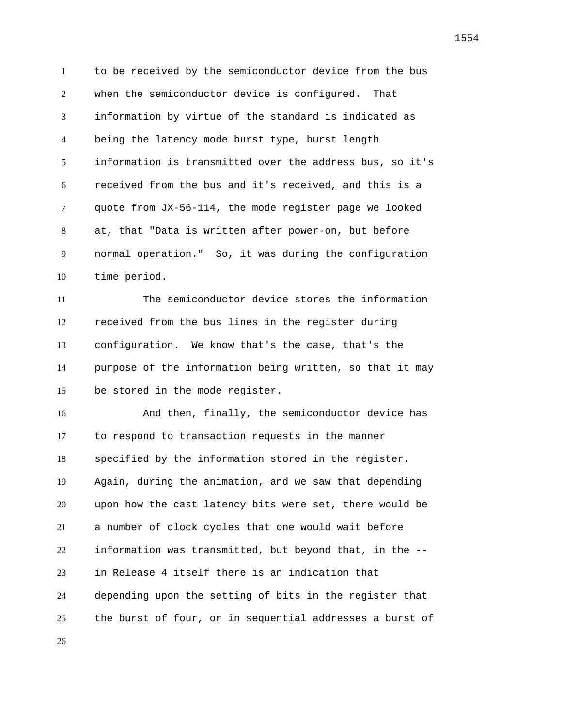to be received by the semiconductor device from the bus when the semiconductor device is configured. That information by virtue of the standard is indicated as being the latency mode burst type, burst length information is transmitted over the address bus, so it's received from the bus and it's received, and this is a quote from JX-56-114, the mode register page we looked at, that "Data is written after power-on, but before normal operation." So, it was during the configuration time period.

The semiconductor device stores the information received from the bus lines in the register during configuration. We know that's the case, that's the purpose of the information being written, so that it may be stored in the mode register.

And then, finally, the semiconductor device has to respond to transaction requests in the manner specified by the information stored in the register. Again, during the animation, and we saw that depending upon how the cast latency bits were set, there would be a number of clock cycles that one would wait before information was transmitted, but beyond that, in the -- in Release 4 itself there is an indication that depending upon the setting of bits in the register that the burst of four, or in sequential addresses a burst of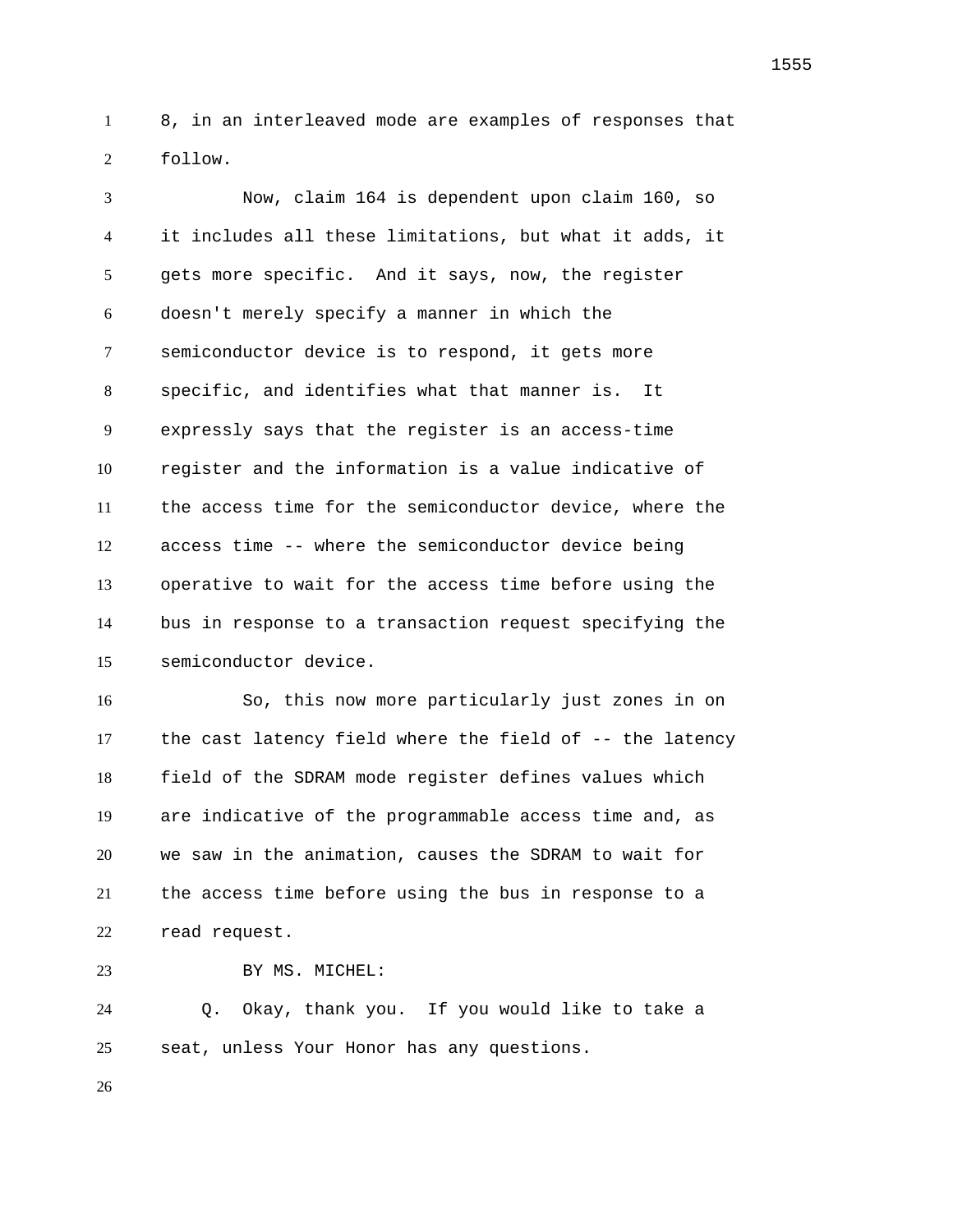8, in an interleaved mode are examples of responses that follow.

Now, claim 164 is dependent upon claim 160, so it includes all these limitations, but what it adds, it gets more specific. And it says, now, the register doesn't merely specify a manner in which the semiconductor device is to respond, it gets more specific, and identifies what that manner is. It expressly says that the register is an access-time register and the information is a value indicative of the access time for the semiconductor device, where the access time -- where the semiconductor device being operative to wait for the access time before using the bus in response to a transaction request specifying the semiconductor device.

So, this now more particularly just zones in on the cast latency field where the field of -- the latency field of the SDRAM mode register defines values which are indicative of the programmable access time and, as we saw in the animation, causes the SDRAM to wait for the access time before using the bus in response to a read request.

BY MS. MICHEL:

Q. Okay, thank you. If you would like to take a seat, unless Your Honor has any questions.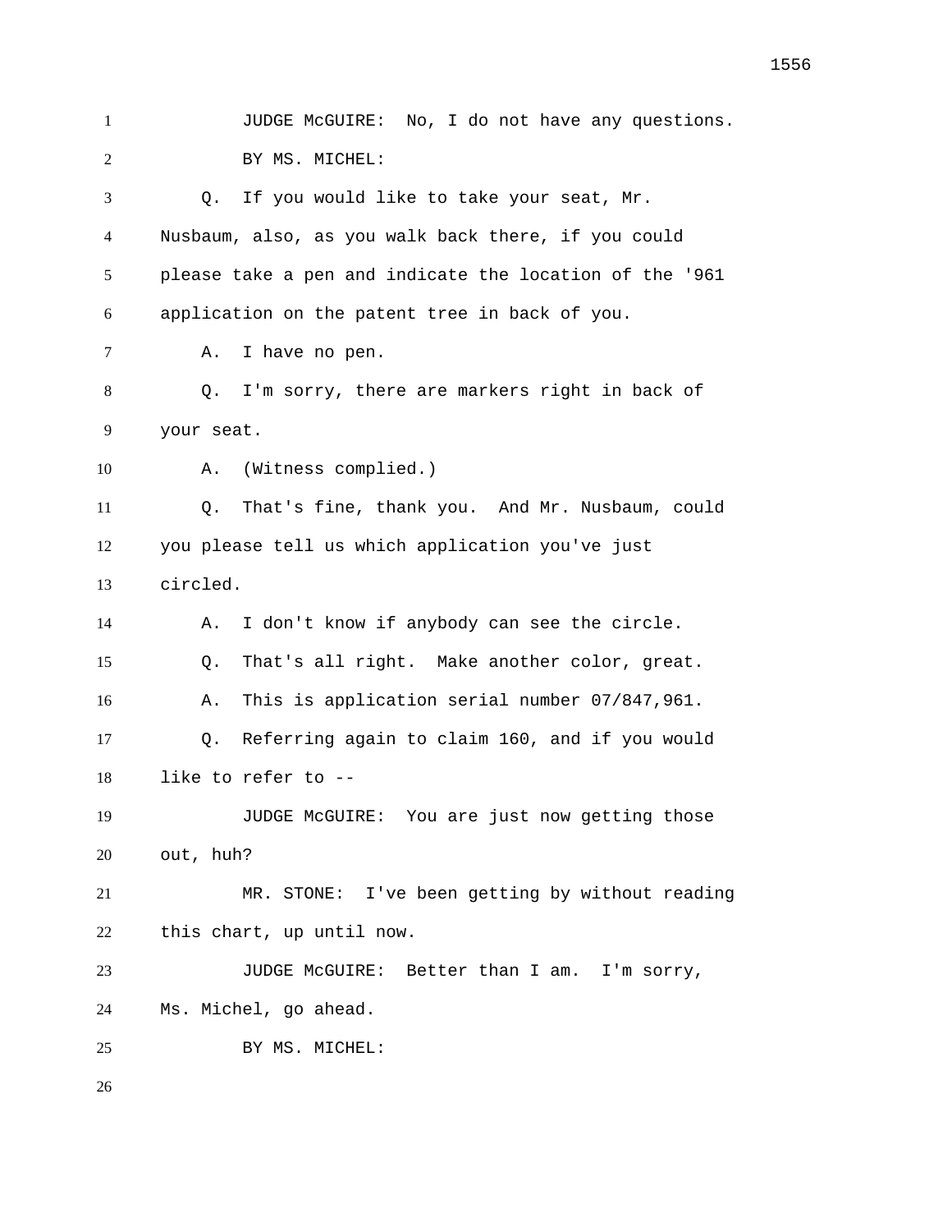JUDGE McGUIRE: No, I do not have any questions.

BY MS. MICHEL:

Q. If you would like to take your seat, Mr. Nusbaum, also, as you walk back there, if you could please take a pen and indicate the location of the '961 application on the patent tree in back of you.

A. I have no pen.

Q. I'm sorry, there are markers right in back of your seat.

A. (Witness complied.)

Q. That's fine, thank you. And Mr. Nusbaum, could you please tell us which application you've just circled.

A. I don't know if anybody can see the circle.

Q. That's all right. Make another color, great.

A. This is application serial number 07/847,961.

Q. Referring again to claim 160, and if you would like to refer to --

JUDGE McGUIRE: You are just now getting those out, huh?

MR. STONE: I've been getting by without reading this chart, up until now.

JUDGE McGUIRE: Better than I am. I'm sorry, Ms. Michel, go ahead.

BY MS. MICHEL: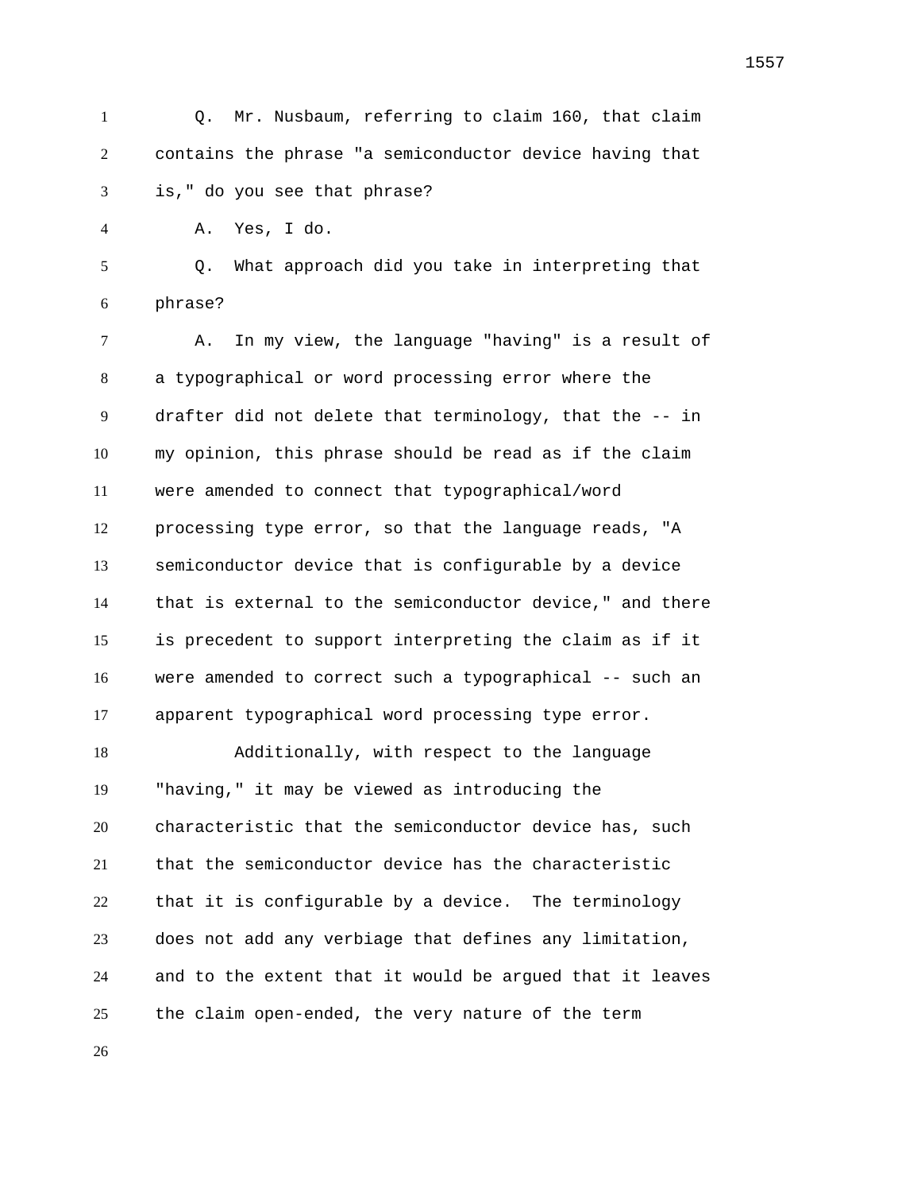Q. Mr. Nusbaum, referring to claim 160, that claim contains the phrase "a semiconductor device having that is," do you see that phrase?

A. Yes, I do.

Q. What approach did you take in interpreting that phrase?

A. In my view, the language "having" is a result of a typographical or word processing error where the drafter did not delete that terminology, that the -- in my opinion, this phrase should be read as if the claim were amended to connect that typographical/word processing type error, so that the language reads, "A semiconductor device that is configurable by a device that is external to the semiconductor device," and there is precedent to support interpreting the claim as if it were amended to correct such a typographical -- such an apparent typographical word processing type error.

Additionally, with respect to the language "having," it may be viewed as introducing the characteristic that the semiconductor device has, such that the semiconductor device has the characteristic that it is configurable by a device. The terminology does not add any verbiage that defines any limitation, and to the extent that it would be argued that it leaves the claim open-ended, the very nature of the term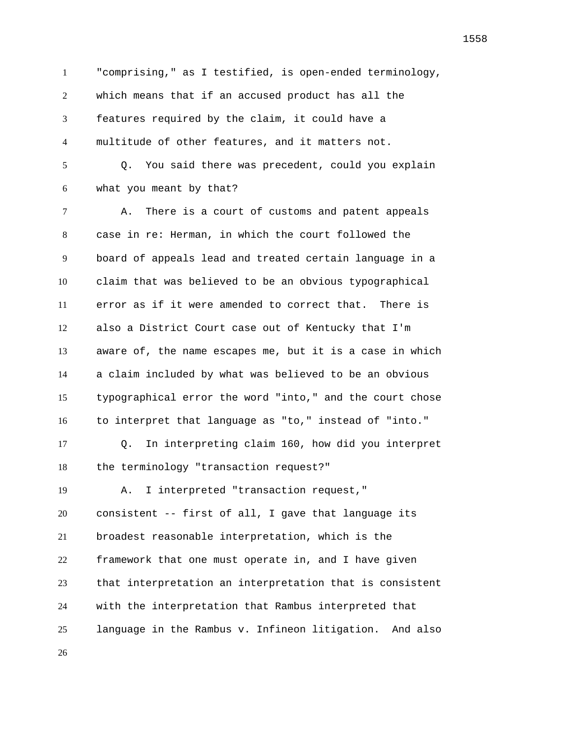"comprising," as I testified, is open-ended terminology, which means that if an accused product has all the features required by the claim, it could have a multitude of other features, and it matters not.

Q. You said there was precedent, could you explain what you meant by that?

A. There is a court of customs and patent appeals case in re: Herman, in which the court followed the board of appeals lead and treated certain language in a claim that was believed to be an obvious typographical error as if it were amended to correct that. There is also a District Court case out of Kentucky that I'm aware of, the name escapes me, but it is a case in which a claim included by what was believed to be an obvious typographical error the word "into," and the court chose to interpret that language as "to," instead of "into."

Q. In interpreting claim 160, how did you interpret the terminology "transaction request?"

A. I interpreted "transaction request," consistent -- first of all, I gave that language its broadest reasonable interpretation, which is the framework that one must operate in, and I have given that interpretation an interpretation that is consistent with the interpretation that Rambus interpreted that language in the Rambus v. Infineon litigation. And also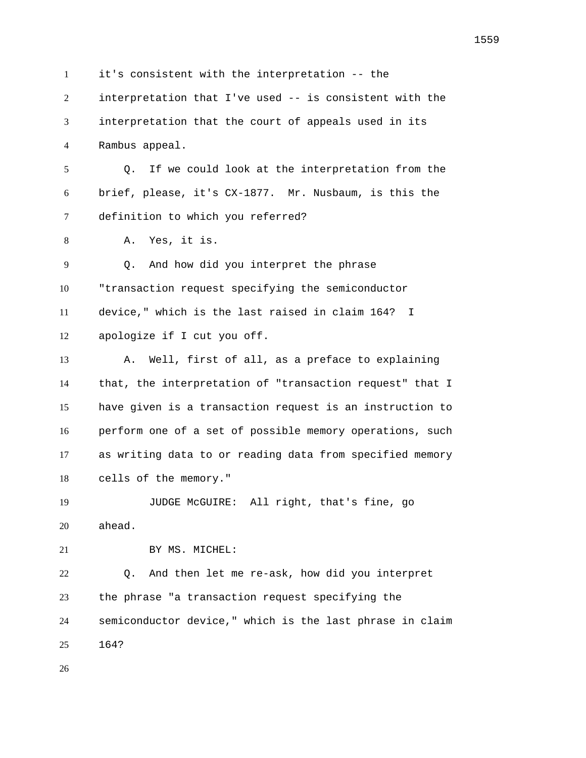it's consistent with the interpretation -- the interpretation that I've used -- is consistent with the interpretation that the court of appeals used in its Rambus appeal.

Q. If we could look at the interpretation from the brief, please, it's CX-1877. Mr. Nusbaum, is this the definition to which you referred?

A. Yes, it is.

Q. And how did you interpret the phrase "transaction request specifying the semiconductor device," which is the last raised in claim 164? I apologize if I cut you off.

A. Well, first of all, as a preface to explaining that, the interpretation of "transaction request" that I have given is a transaction request is an instruction to perform one of a set of possible memory operations, such as writing data to or reading data from specified memory cells of the memory."

JUDGE McGUIRE: All right, that's fine, go ahead.

BY MS. MICHEL:

Q. And then let me re-ask, how did you interpret the phrase "a transaction request specifying the semiconductor device," which is the last phrase in claim 164?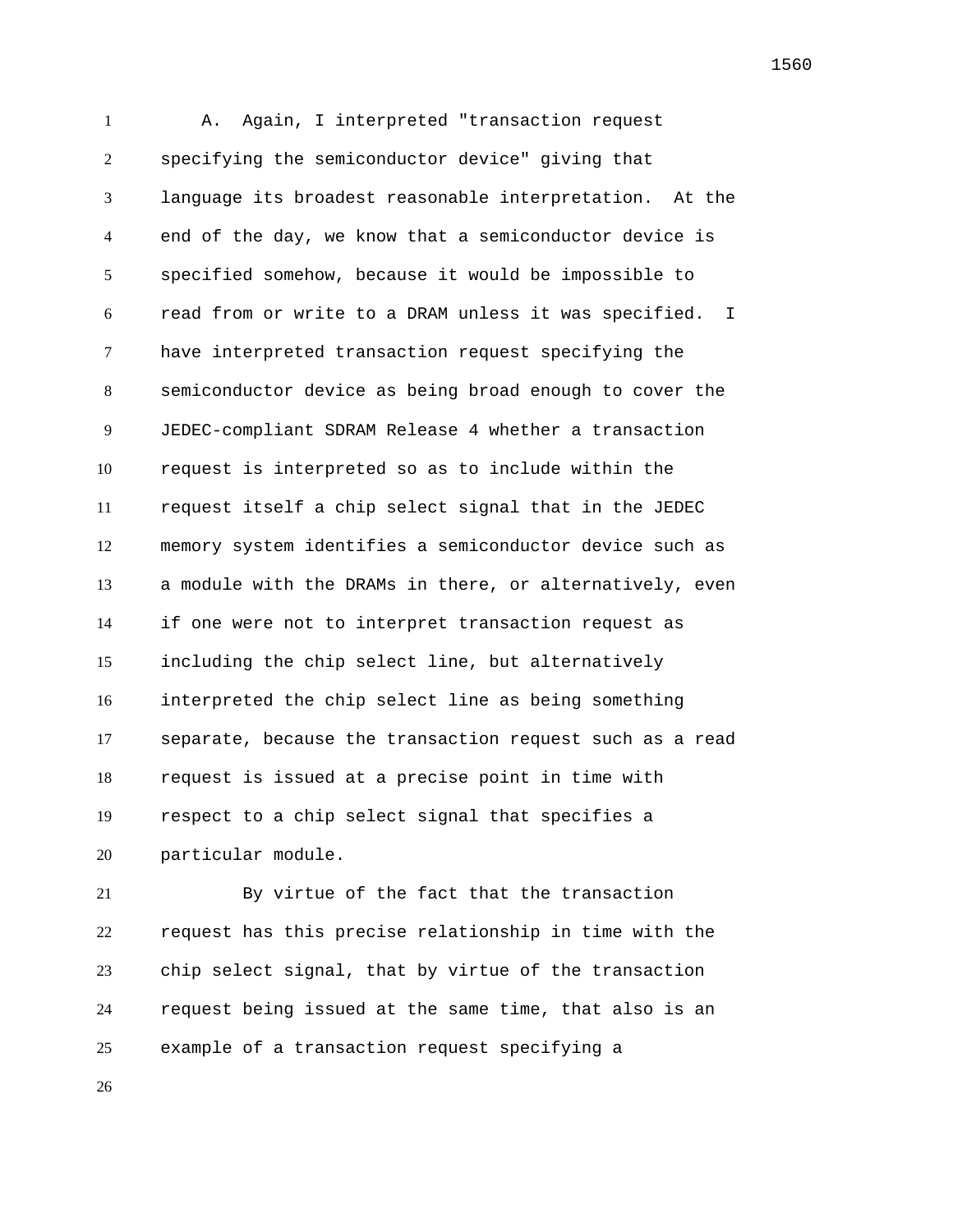A. Again, I interpreted "transaction request specifying the semiconductor device" giving that language its broadest reasonable interpretation. At the end of the day, we know that a semiconductor device is specified somehow, because it would be impossible to read from or write to a DRAM unless it was specified. I have interpreted transaction request specifying the semiconductor device as being broad enough to cover the JEDEC-compliant SDRAM Release 4 whether a transaction request is interpreted so as to include within the request itself a chip select signal that in the JEDEC memory system identifies a semiconductor device such as a module with the DRAMs in there, or alternatively, even if one were not to interpret transaction request as including the chip select line, but alternatively interpreted the chip select line as being something separate, because the transaction request such as a read request is issued at a precise point in time with respect to a chip select signal that specifies a particular module.

By virtue of the fact that the transaction request has this precise relationship in time with the chip select signal, that by virtue of the transaction request being issued at the same time, that also is an example of a transaction request specifying a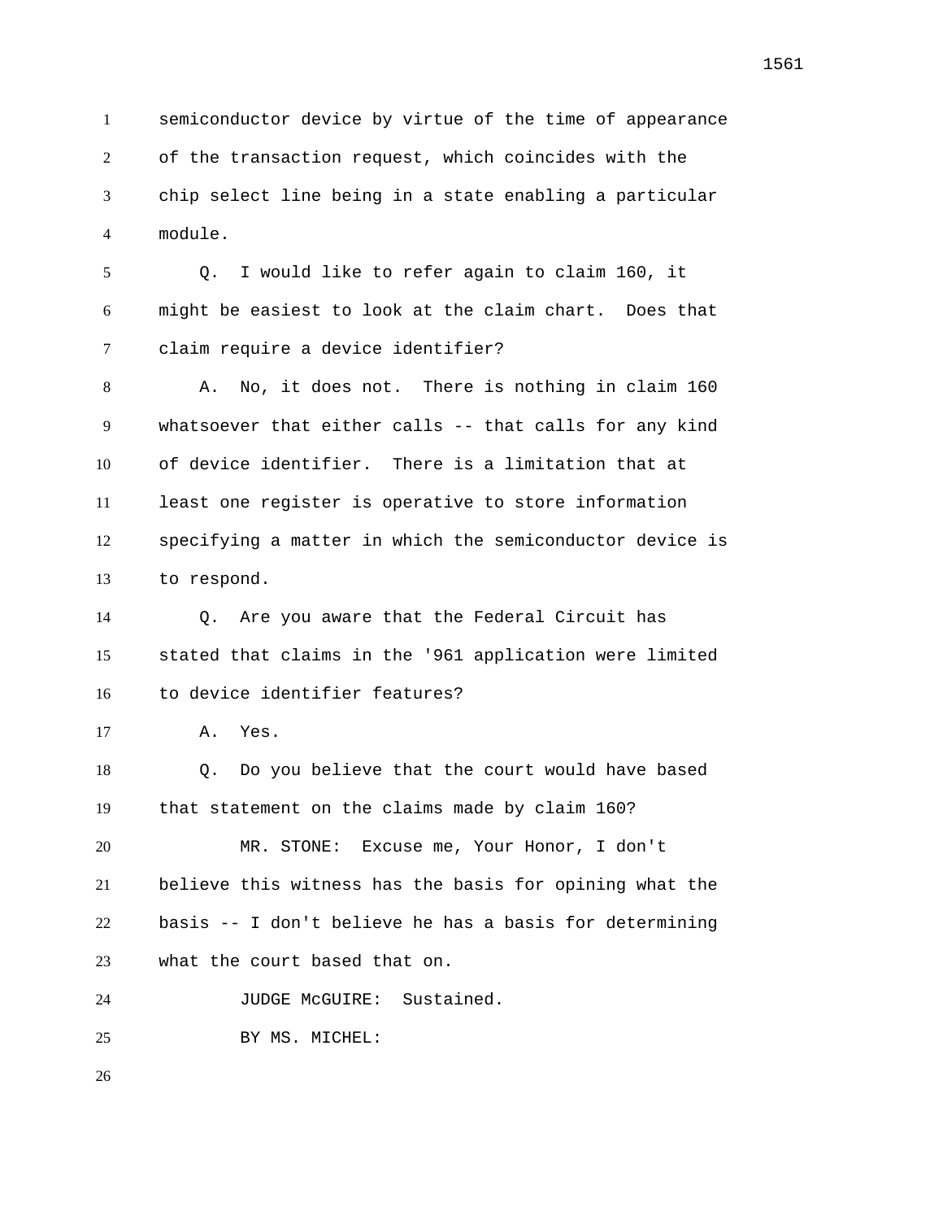semiconductor device by virtue of the time of appearance of the transaction request, which coincides with the chip select line being in a state enabling a particular module.

Q. I would like to refer again to claim 160, it might be easiest to look at the claim chart. Does that claim require a device identifier?

A. No, it does not. There is nothing in claim 160 whatsoever that either calls -- that calls for any kind of device identifier. There is a limitation that at least one register is operative to store information specifying a matter in which the semiconductor device is to respond.

Q. Are you aware that the Federal Circuit has stated that claims in the '961 application were limited to device identifier features?

A. Yes.

Q. Do you believe that the court would have based that statement on the claims made by claim 160?

MR. STONE: Excuse me, Your Honor, I don't believe this witness has the basis for opining what the basis -- I don't believe he has a basis for determining what the court based that on.

JUDGE McGUIRE: Sustained.

BY MS. MICHEL: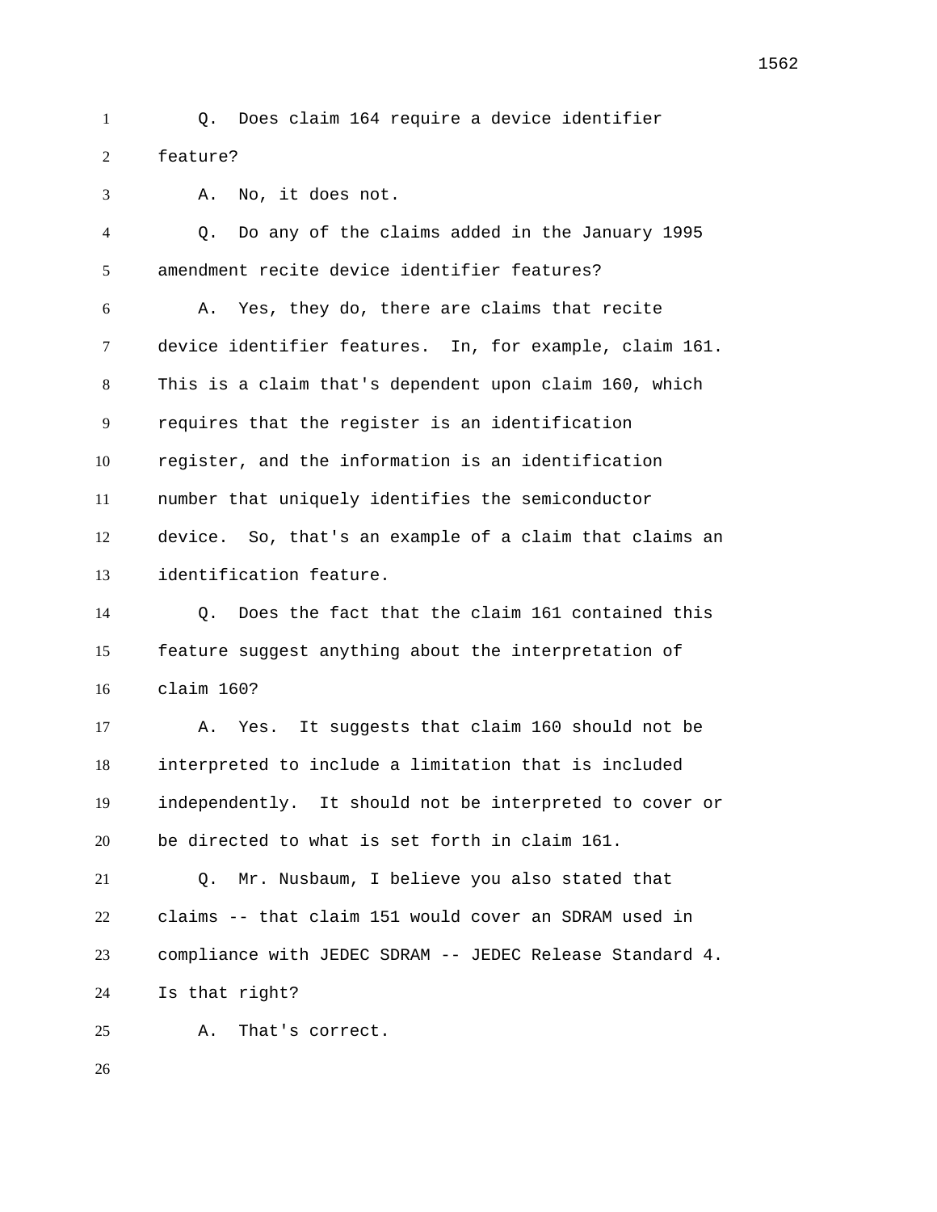Q. Does claim 164 require a device identifier feature?

A. No, it does not.

Q. Do any of the claims added in the January 1995 amendment recite device identifier features?

A. Yes, they do, there are claims that recite device identifier features. In, for example, claim 161. This is a claim that's dependent upon claim 160, which requires that the register is an identification register, and the information is an identification number that uniquely identifies the semiconductor device. So, that's an example of a claim that claims an identification feature.

Q. Does the fact that the claim 161 contained this feature suggest anything about the interpretation of claim 160?

A. Yes. It suggests that claim 160 should not be interpreted to include a limitation that is included independently. It should not be interpreted to cover or be directed to what is set forth in claim 161.

Q. Mr. Nusbaum, I believe you also stated that claims -- that claim 151 would cover an SDRAM used in compliance with JEDEC SDRAM -- JEDEC Release Standard 4. Is that right?

A. That's correct.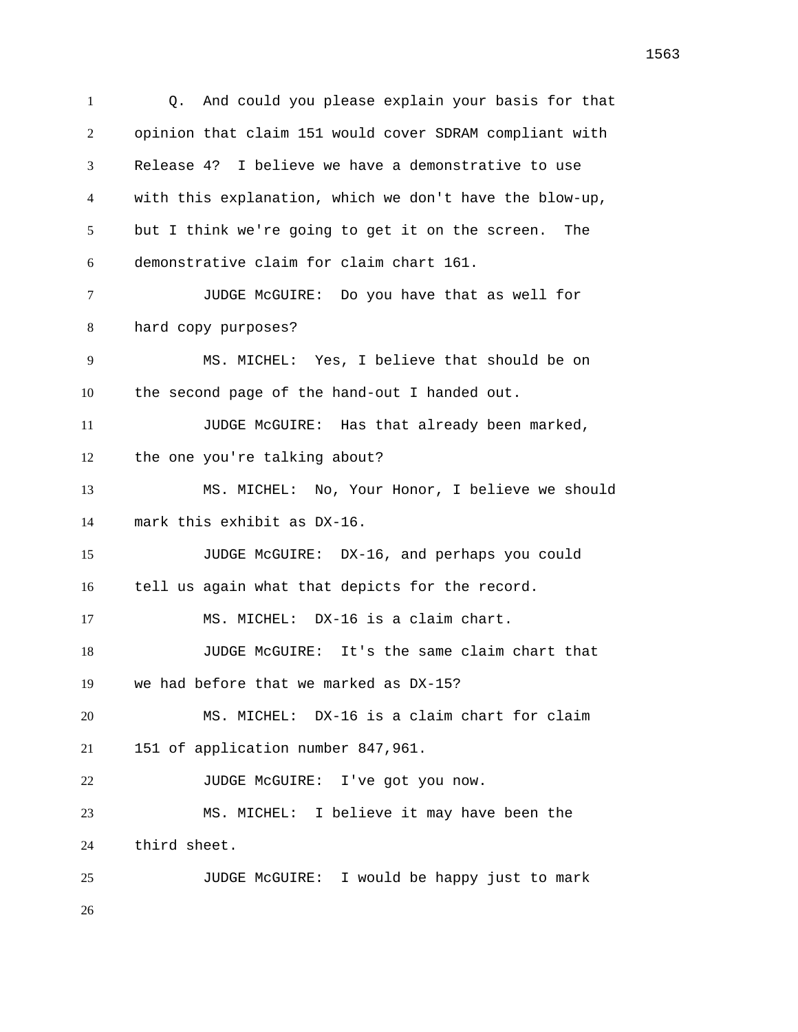Q. And could you please explain your basis for that opinion that claim 151 would cover SDRAM compliant with Release 4? I believe we have a demonstrative to use with this explanation, which we don't have the blow-up, but I think we're going to get it on the screen. The demonstrative claim for claim chart 161.

JUDGE McGUIRE: Do you have that as well for hard copy purposes?

MS. MICHEL: Yes, I believe that should be on the second page of the hand-out I handed out.

JUDGE McGUIRE: Has that already been marked, the one you're talking about?

MS. MICHEL: No, Your Honor, I believe we should mark this exhibit as DX-16.

JUDGE McGUIRE: DX-16, and perhaps you could tell us again what that depicts for the record.

MS. MICHEL: DX-16 is a claim chart.

JUDGE McGUIRE: It's the same claim chart that we had before that we marked as DX-15?

MS. MICHEL: DX-16 is a claim chart for claim 151 of application number 847,961.

JUDGE McGUIRE: I've got you now.

MS. MICHEL: I believe it may have been the third sheet.

JUDGE McGUIRE: I would be happy just to mark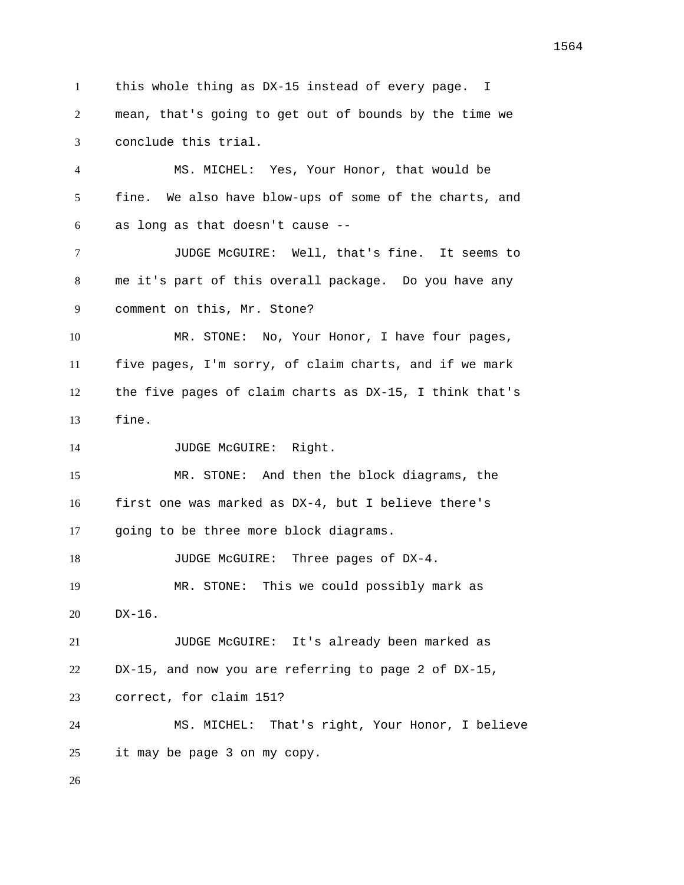this whole thing as DX-15 instead of every page. I mean, that's going to get out of bounds by the time we conclude this trial.

MS. MICHEL: Yes, Your Honor, that would be fine. We also have blow-ups of some of the charts, and as long as that doesn't cause --

JUDGE McGUIRE: Well, that's fine. It seems to me it's part of this overall package. Do you have any comment on this, Mr. Stone?

MR. STONE: No, Your Honor, I have four pages, five pages, I'm sorry, of claim charts, and if we mark the five pages of claim charts as DX-15, I think that's fine.

JUDGE McGUIRE: Right.

MR. STONE: And then the block diagrams, the first one was marked as DX-4, but I believe there's going to be three more block diagrams.

JUDGE McGUIRE: Three pages of DX-4.

MR. STONE: This we could possibly mark as DX-16.

JUDGE McGUIRE: It's already been marked as DX-15, and now you are referring to page 2 of DX-15, correct, for claim 151?

MS. MICHEL: That's right, Your Honor, I believe it may be page 3 on my copy.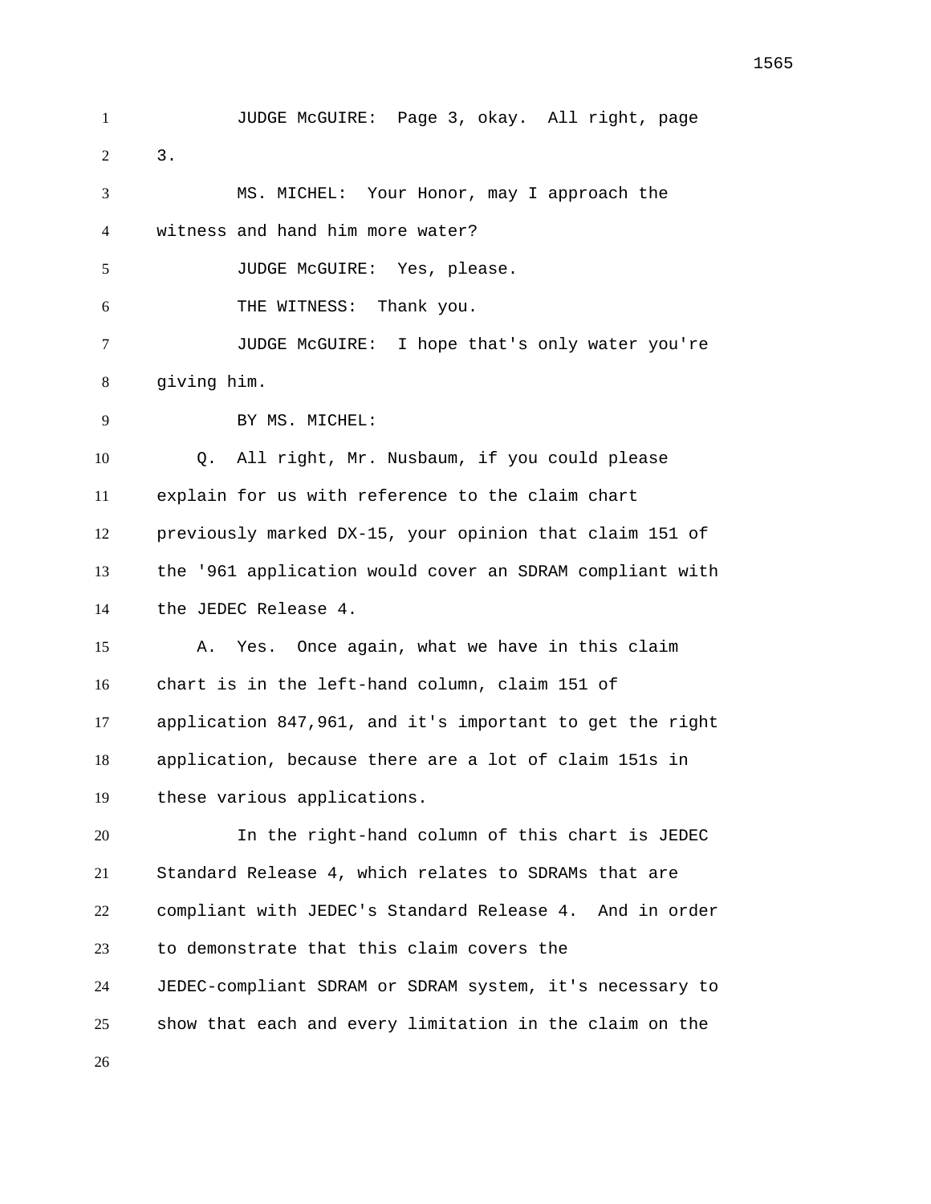JUDGE McGUIRE: Page 3, okay. All right, page 3.

MS. MICHEL: Your Honor, may I approach the witness and hand him more water?

JUDGE McGUIRE: Yes, please.

THE WITNESS: Thank you.

JUDGE McGUIRE: I hope that's only water you're giving him.

BY MS. MICHEL:

Q. All right, Mr. Nusbaum, if you could please explain for us with reference to the claim chart previously marked DX-15, your opinion that claim 151 of the '961 application would cover an SDRAM compliant with the JEDEC Release 4.

A. Yes. Once again, what we have in this claim chart is in the left-hand column, claim 151 of application 847,961, and it's important to get the right application, because there are a lot of claim 151s in these various applications.

In the right-hand column of this chart is JEDEC Standard Release 4, which relates to SDRAMs that are compliant with JEDEC's Standard Release 4. And in order to demonstrate that this claim covers the JEDEC-compliant SDRAM or SDRAM system, it's necessary to show that each and every limitation in the claim on the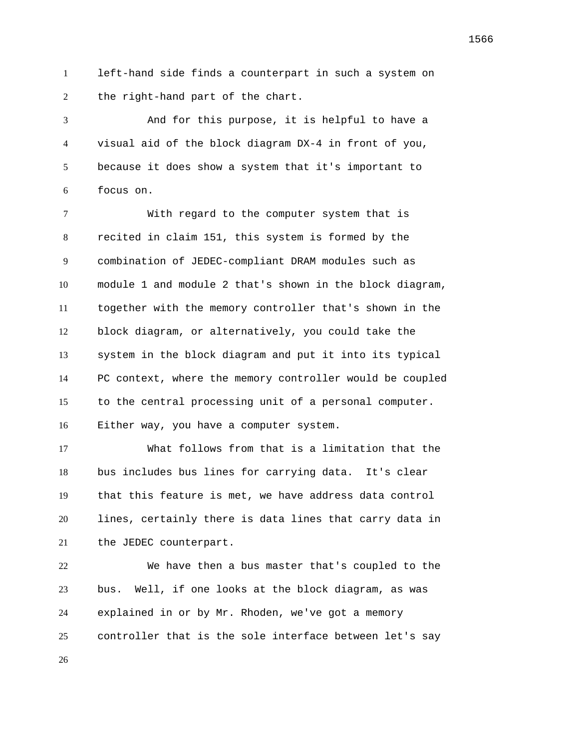left-hand side finds a counterpart in such a system on the right-hand part of the chart.

And for this purpose, it is helpful to have a visual aid of the block diagram DX-4 in front of you, because it does show a system that it's important to focus on.

With regard to the computer system that is recited in claim 151, this system is formed by the combination of JEDEC-compliant DRAM modules such as module 1 and module 2 that's shown in the block diagram, together with the memory controller that's shown in the block diagram, or alternatively, you could take the system in the block diagram and put it into its typical PC context, where the memory controller would be coupled to the central processing unit of a personal computer. Either way, you have a computer system.

What follows from that is a limitation that the bus includes bus lines for carrying data. It's clear that this feature is met, we have address data control lines, certainly there is data lines that carry data in the JEDEC counterpart.

We have then a bus master that's coupled to the bus. Well, if one looks at the block diagram, as was explained in or by Mr. Rhoden, we've got a memory controller that is the sole interface between let's say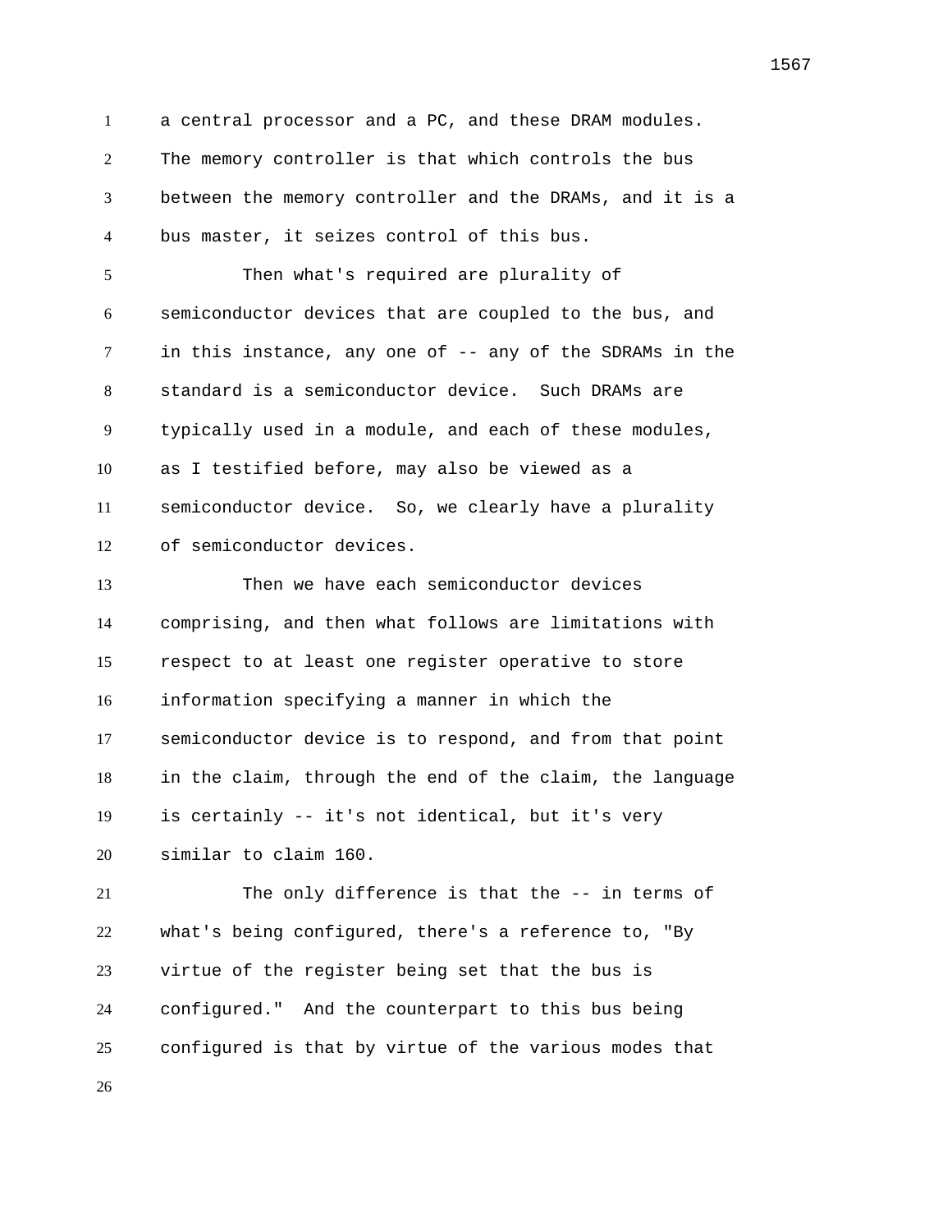a central processor and a PC, and these DRAM modules. The memory controller is that which controls the bus between the memory controller and the DRAMs, and it is a bus master, it seizes control of this bus.

Then what's required are plurality of semiconductor devices that are coupled to the bus, and in this instance, any one of -- any of the SDRAMs in the standard is a semiconductor device. Such DRAMs are typically used in a module, and each of these modules, as I testified before, may also be viewed as a semiconductor device. So, we clearly have a plurality of semiconductor devices.

Then we have each semiconductor devices comprising, and then what follows are limitations with respect to at least one register operative to store information specifying a manner in which the semiconductor device is to respond, and from that point in the claim, through the end of the claim, the language is certainly -- it's not identical, but it's very similar to claim 160.

The only difference is that the -- in terms of what's being configured, there's a reference to, "By virtue of the register being set that the bus is configured." And the counterpart to this bus being configured is that by virtue of the various modes that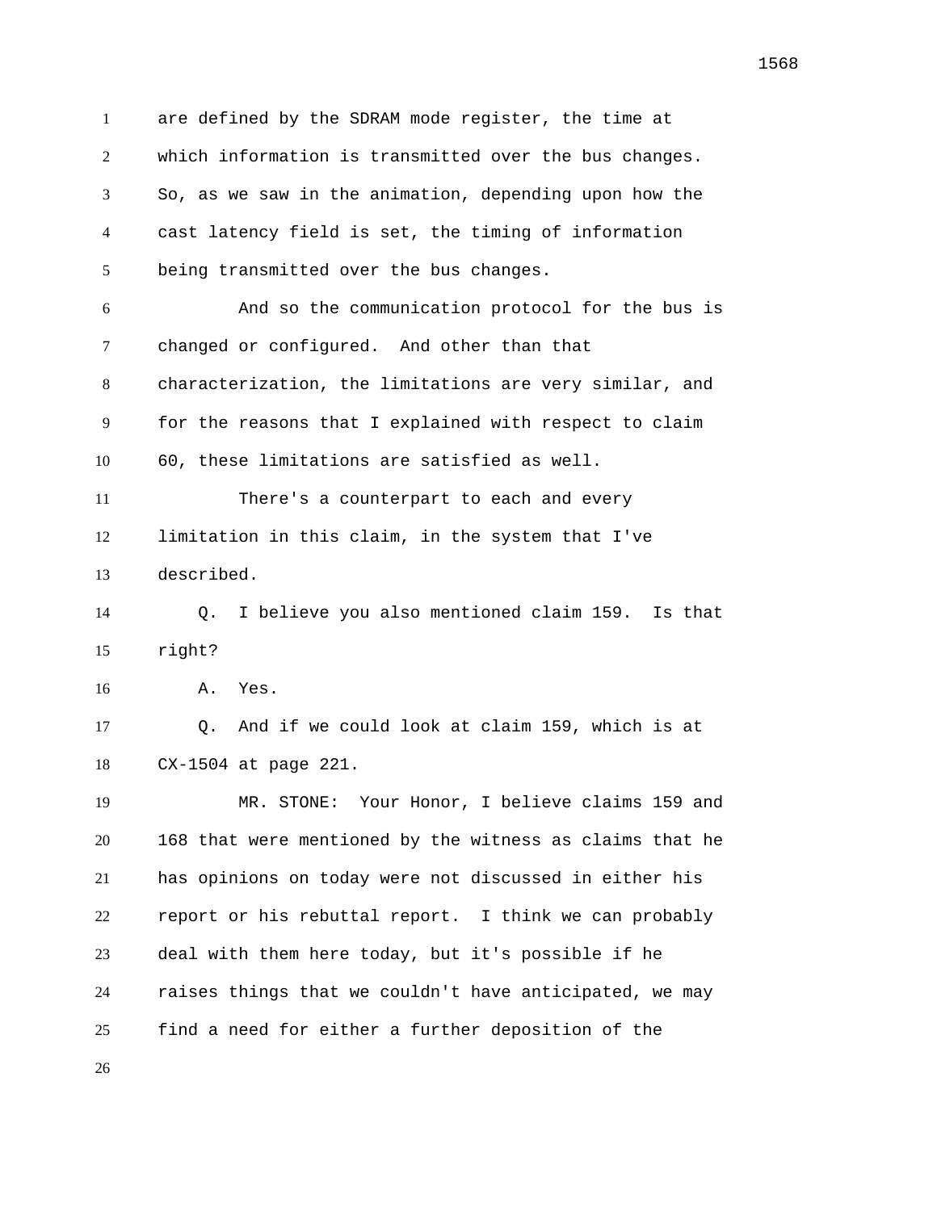are defined by the SDRAM mode register, the time at which information is transmitted over the bus changes. So, as we saw in the animation, depending upon how the cast latency field is set, the timing of information being transmitted over the bus changes.

And so the communication protocol for the bus is changed or configured. And other than that characterization, the limitations are very similar, and for the reasons that I explained with respect to claim 60, these limitations are satisfied as well.

There's a counterpart to each and every limitation in this claim, in the system that I've described.

Q. I believe you also mentioned claim 159. Is that right?

A. Yes.

Q. And if we could look at claim 159, which is at CX-1504 at page 221.

MR. STONE: Your Honor, I believe claims 159 and 168 that were mentioned by the witness as claims that he has opinions on today were not discussed in either his report or his rebuttal report. I think we can probably deal with them here today, but it's possible if he raises things that we couldn't have anticipated, we may find a need for either a further deposition of the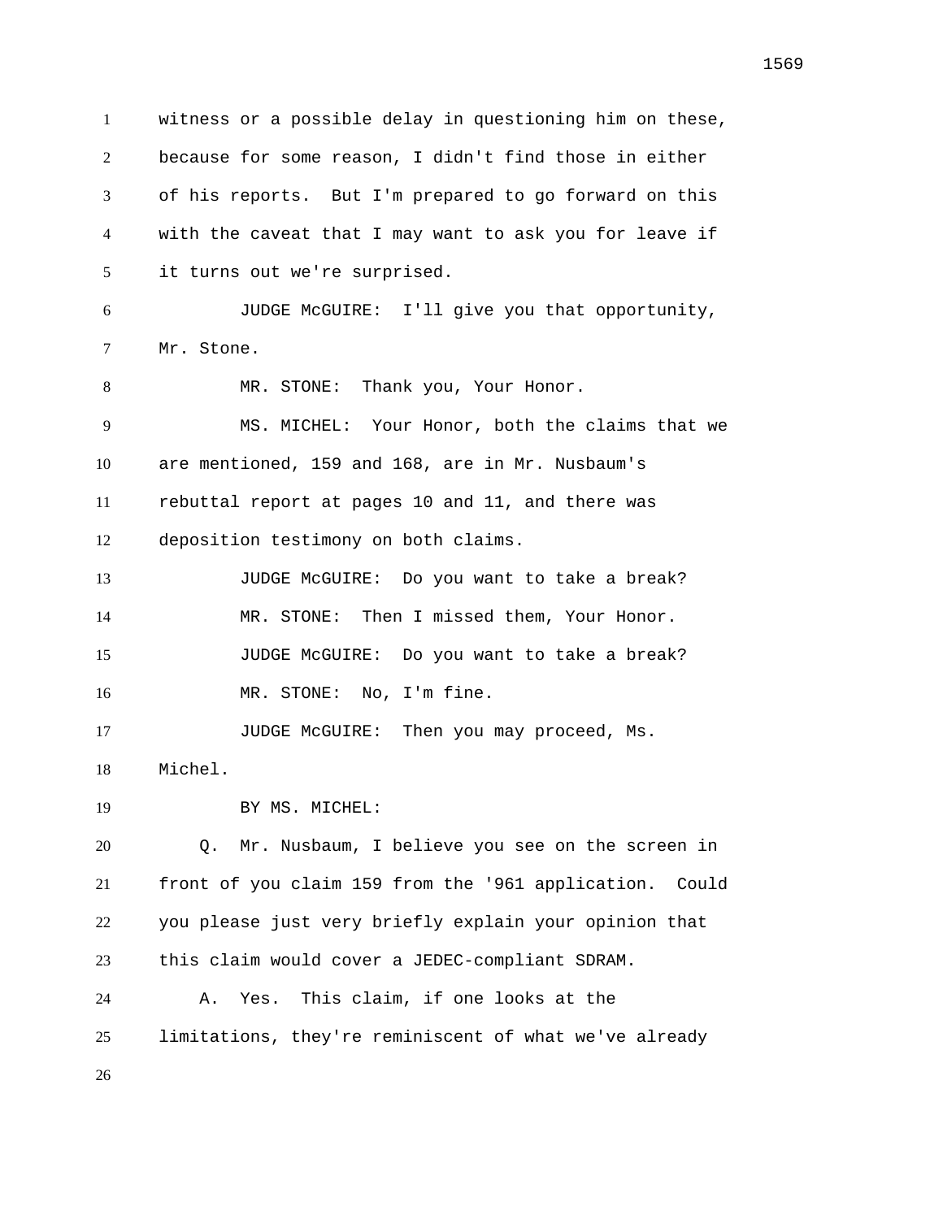witness or a possible delay in questioning him on these, because for some reason, I didn't find those in either of his reports. But I'm prepared to go forward on this with the caveat that I may want to ask you for leave if it turns out we're surprised.

JUDGE McGUIRE: I'll give you that opportunity, Mr. Stone.

MR. STONE: Thank you, Your Honor.

MS. MICHEL: Your Honor, both the claims that we are mentioned, 159 and 168, are in Mr. Nusbaum's rebuttal report at pages 10 and 11, and there was deposition testimony on both claims.

JUDGE McGUIRE: Do you want to take a break?

MR. STONE: Then I missed them, Your Honor.

JUDGE McGUIRE: Do you want to take a break?

MR. STONE: No, I'm fine.

JUDGE McGUIRE: Then you may proceed, Ms. Michel.

BY MS. MICHEL:

Q. Mr. Nusbaum, I believe you see on the screen in front of you claim 159 from the '961 application. Could you please just very briefly explain your opinion that this claim would cover a JEDEC-compliant SDRAM.

A. Yes. This claim, if one looks at the limitations, they're reminiscent of what we've already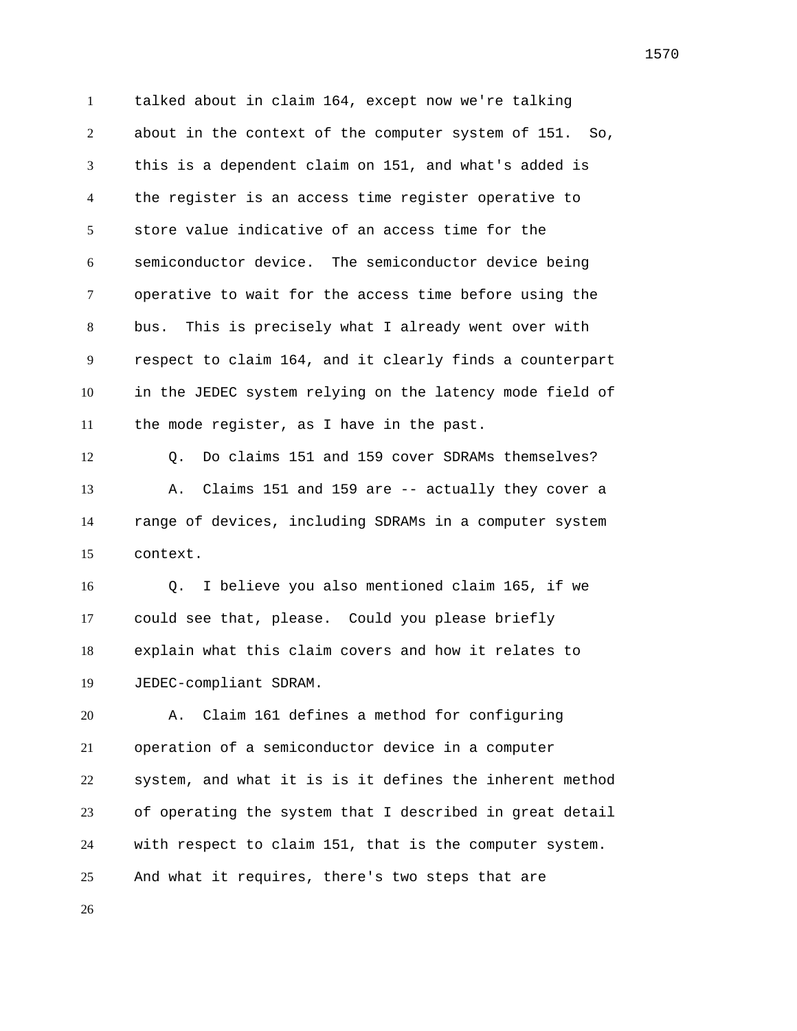talked about in claim 164, except now we're talking about in the context of the computer system of 151. So, this is a dependent claim on 151, and what's added is the register is an access time register operative to store value indicative of an access time for the semiconductor device. The semiconductor device being operative to wait for the access time before using the bus. This is precisely what I already went over with respect to claim 164, and it clearly finds a counterpart in the JEDEC system relying on the latency mode field of the mode register, as I have in the past.

Q. Do claims 151 and 159 cover SDRAMs themselves?

A. Claims 151 and 159 are -- actually they cover a range of devices, including SDRAMs in a computer system context.

Q. I believe you also mentioned claim 165, if we could see that, please. Could you please briefly explain what this claim covers and how it relates to JEDEC-compliant SDRAM.

A. Claim 161 defines a method for configuring operation of a semiconductor device in a computer system, and what it is is it defines the inherent method of operating the system that I described in great detail with respect to claim 151, that is the computer system. And what it requires, there's two steps that are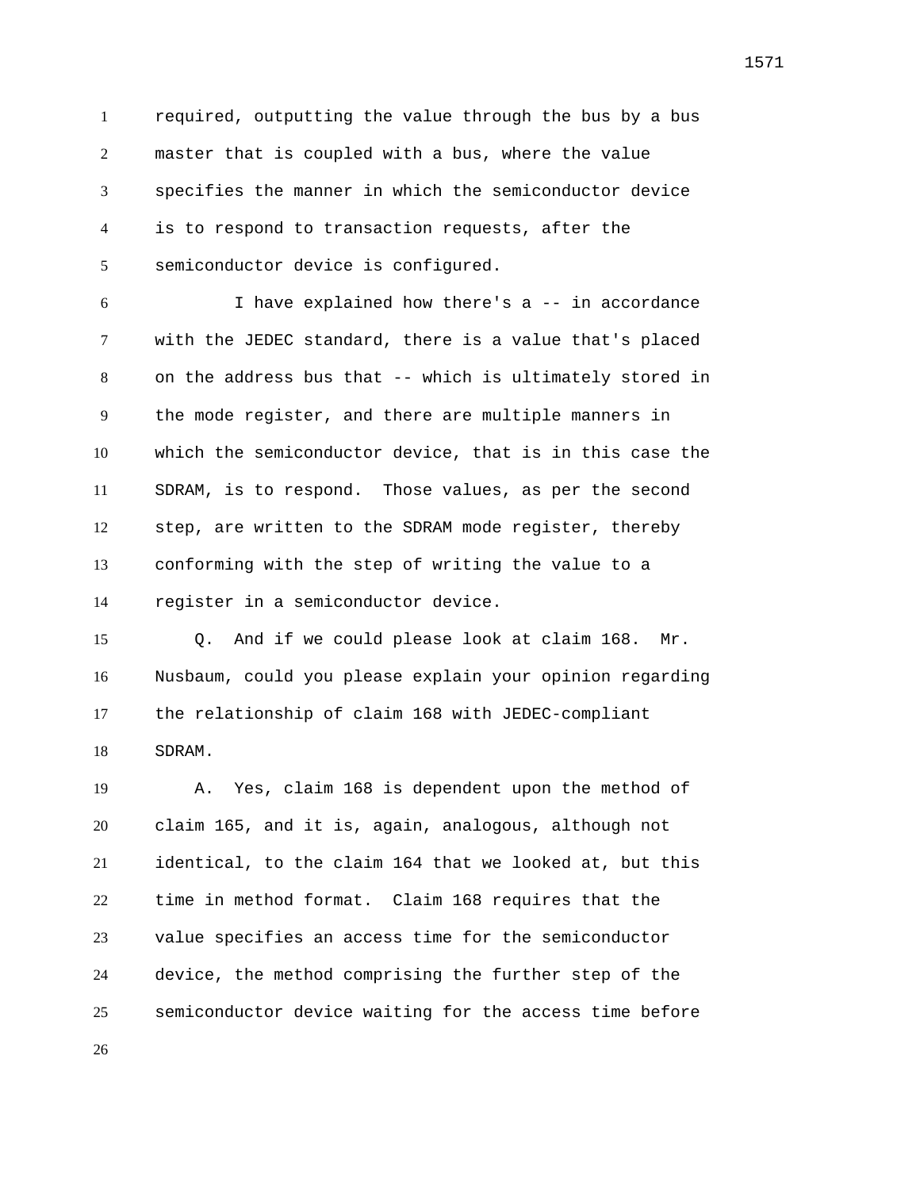required, outputting the value through the bus by a bus master that is coupled with a bus, where the value specifies the manner in which the semiconductor device is to respond to transaction requests, after the semiconductor device is configured.

I have explained how there's a -- in accordance with the JEDEC standard, there is a value that's placed on the address bus that -- which is ultimately stored in the mode register, and there are multiple manners in which the semiconductor device, that is in this case the SDRAM, is to respond. Those values, as per the second step, are written to the SDRAM mode register, thereby conforming with the step of writing the value to a register in a semiconductor device.

Q. And if we could please look at claim 168. Mr. Nusbaum, could you please explain your opinion regarding the relationship of claim 168 with JEDEC-compliant SDRAM.

A. Yes, claim 168 is dependent upon the method of claim 165, and it is, again, analogous, although not identical, to the claim 164 that we looked at, but this time in method format. Claim 168 requires that the value specifies an access time for the semiconductor device, the method comprising the further step of the semiconductor device waiting for the access time before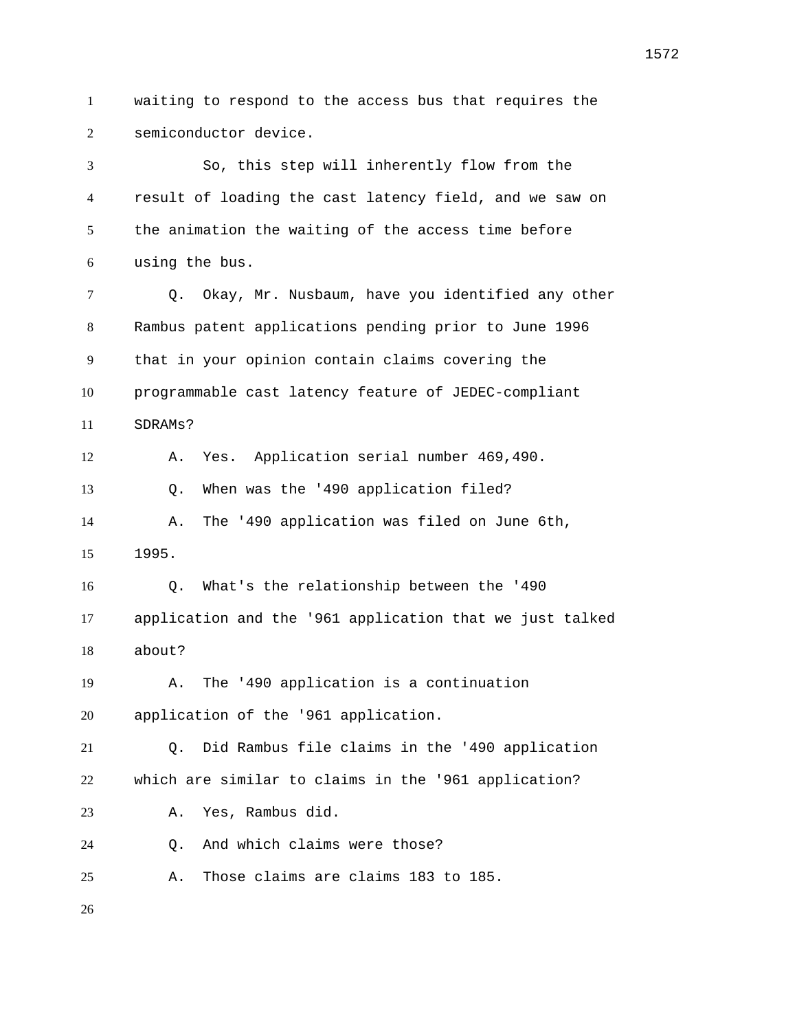waiting to respond to the access bus that requires the semiconductor device.

So, this step will inherently flow from the result of loading the cast latency field, and we saw on the animation the waiting of the access time before using the bus.

Q. Okay, Mr. Nusbaum, have you identified any other Rambus patent applications pending prior to June 1996 that in your opinion contain claims covering the programmable cast latency feature of JEDEC-compliant SDRAMs?

A. Yes. Application serial number 469,490.

Q. When was the '490 application filed?

A. The '490 application was filed on June 6th, 1995.

Q. What's the relationship between the '490 application and the '961 application that we just talked about?

A. The '490 application is a continuation application of the '961 application.

Q. Did Rambus file claims in the '490 application which are similar to claims in the '961 application?

A. Yes, Rambus did.

Q. And which claims were those?

A. Those claims are claims 183 to 185.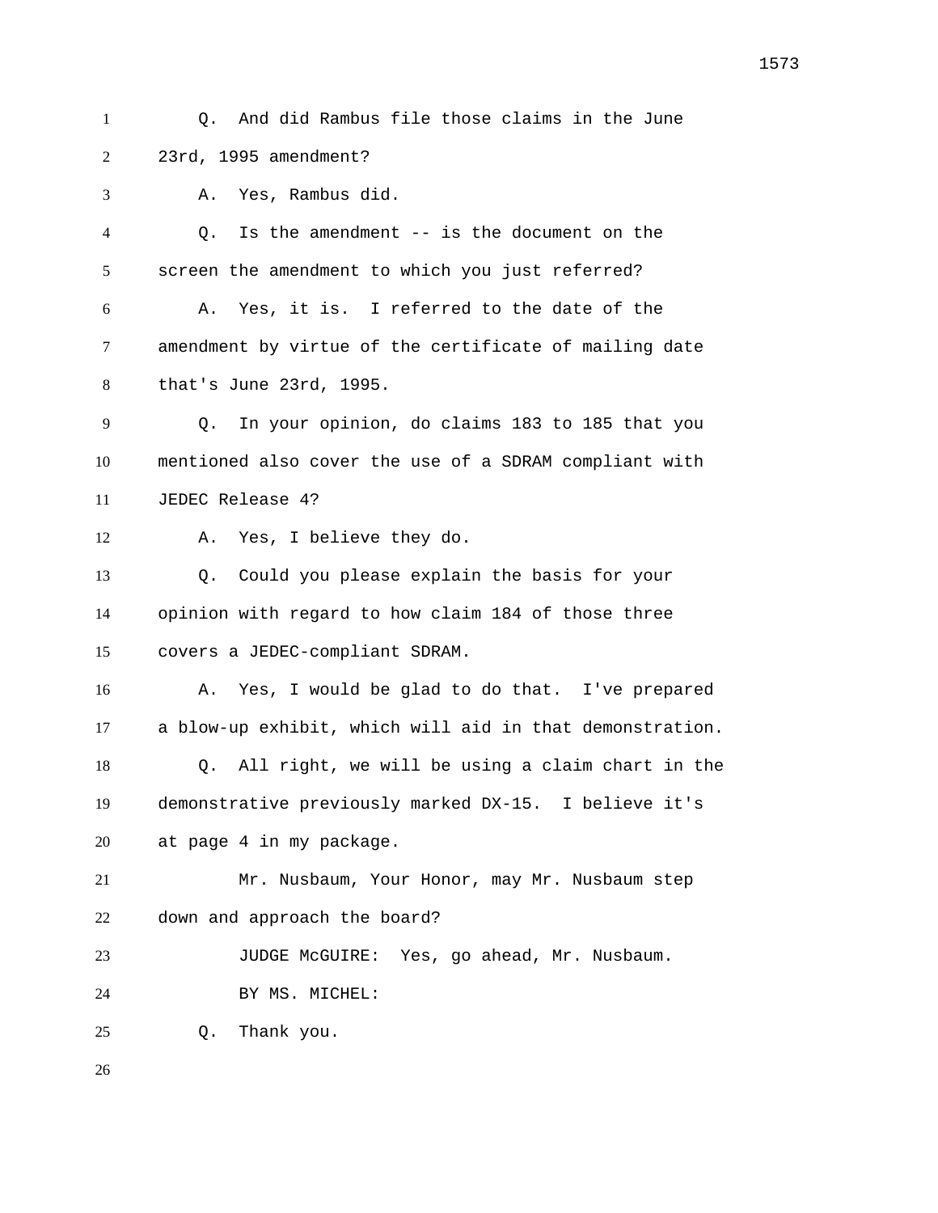Q. And did Rambus file those claims in the June 23rd, 1995 amendment?

A. Yes, Rambus did.

Q. Is the amendment -- is the document on the screen the amendment to which you just referred?

A. Yes, it is. I referred to the date of the amendment by virtue of the certificate of mailing date that's June 23rd, 1995.

Q. In your opinion, do claims 183 to 185 that you mentioned also cover the use of a SDRAM compliant with JEDEC Release 4?

A. Yes, I believe they do.

Q. Could you please explain the basis for your opinion with regard to how claim 184 of those three covers a JEDEC-compliant SDRAM.

A. Yes, I would be glad to do that. I've prepared a blow-up exhibit, which will aid in that demonstration.

Q. All right, we will be using a claim chart in the demonstrative previously marked DX-15. I believe it's at page 4 in my package.

Mr. Nusbaum, Your Honor, may Mr. Nusbaum step down and approach the board?

JUDGE McGUIRE: Yes, go ahead, Mr. Nusbaum.

BY MS. MICHEL:

Q. Thank you.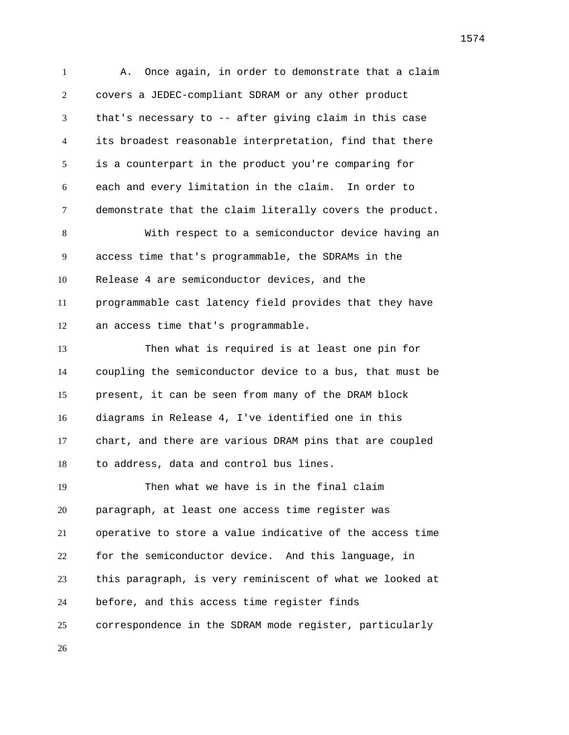A. Once again, in order to demonstrate that a claim covers a JEDEC-compliant SDRAM or any other product that's necessary to -- after giving claim in this case its broadest reasonable interpretation, find that there is a counterpart in the product you're comparing for each and every limitation in the claim. In order to demonstrate that the claim literally covers the product.

With respect to a semiconductor device having an access time that's programmable, the SDRAMs in the Release 4 are semiconductor devices, and the programmable cast latency field provides that they have an access time that's programmable.

Then what is required is at least one pin for coupling the semiconductor device to a bus, that must be present, it can be seen from many of the DRAM block diagrams in Release 4, I've identified one in this chart, and there are various DRAM pins that are coupled to address, data and control bus lines.

Then what we have is in the final claim paragraph, at least one access time register was operative to store a value indicative of the access time for the semiconductor device. And this language, in this paragraph, is very reminiscent of what we looked at before, and this access time register finds correspondence in the SDRAM mode register, particularly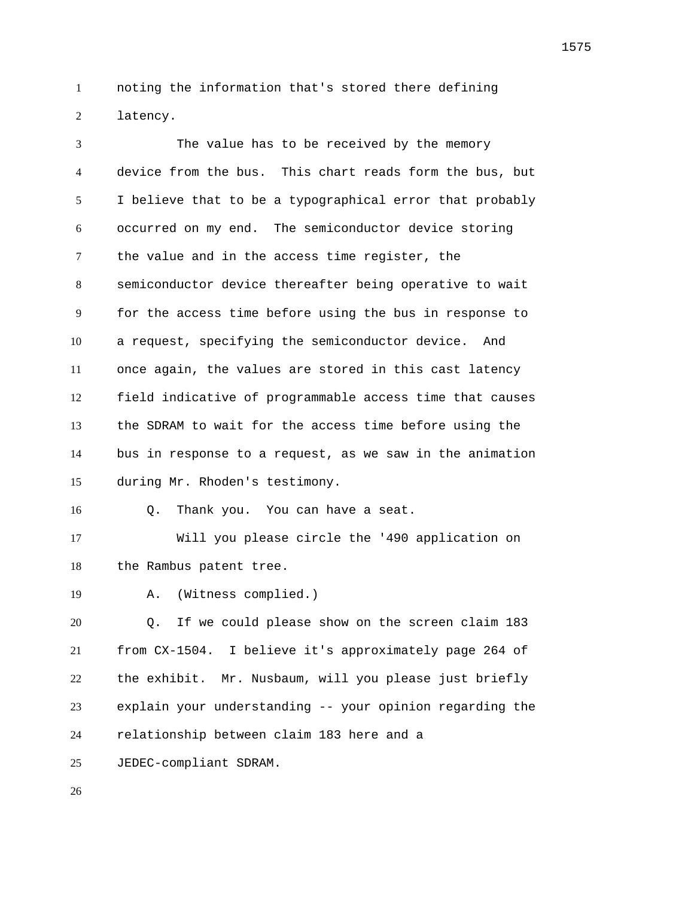noting the information that's stored there defining latency.

The value has to be received by the memory device from the bus. This chart reads form the bus, but I believe that to be a typographical error that probably occurred on my end. The semiconductor device storing the value and in the access time register, the semiconductor device thereafter being operative to wait for the access time before using the bus in response to a request, specifying the semiconductor device. And once again, the values are stored in this cast latency field indicative of programmable access time that causes the SDRAM to wait for the access time before using the bus in response to a request, as we saw in the animation during Mr. Rhoden's testimony.

Q. Thank you. You can have a seat.

Will you please circle the '490 application on the Rambus patent tree.

A. (Witness complied.)

Q. If we could please show on the screen claim 183 from CX-1504. I believe it's approximately page 264 of the exhibit. Mr. Nusbaum, will you please just briefly explain your understanding -- your opinion regarding the relationship between claim 183 here and a JEDEC-compliant SDRAM.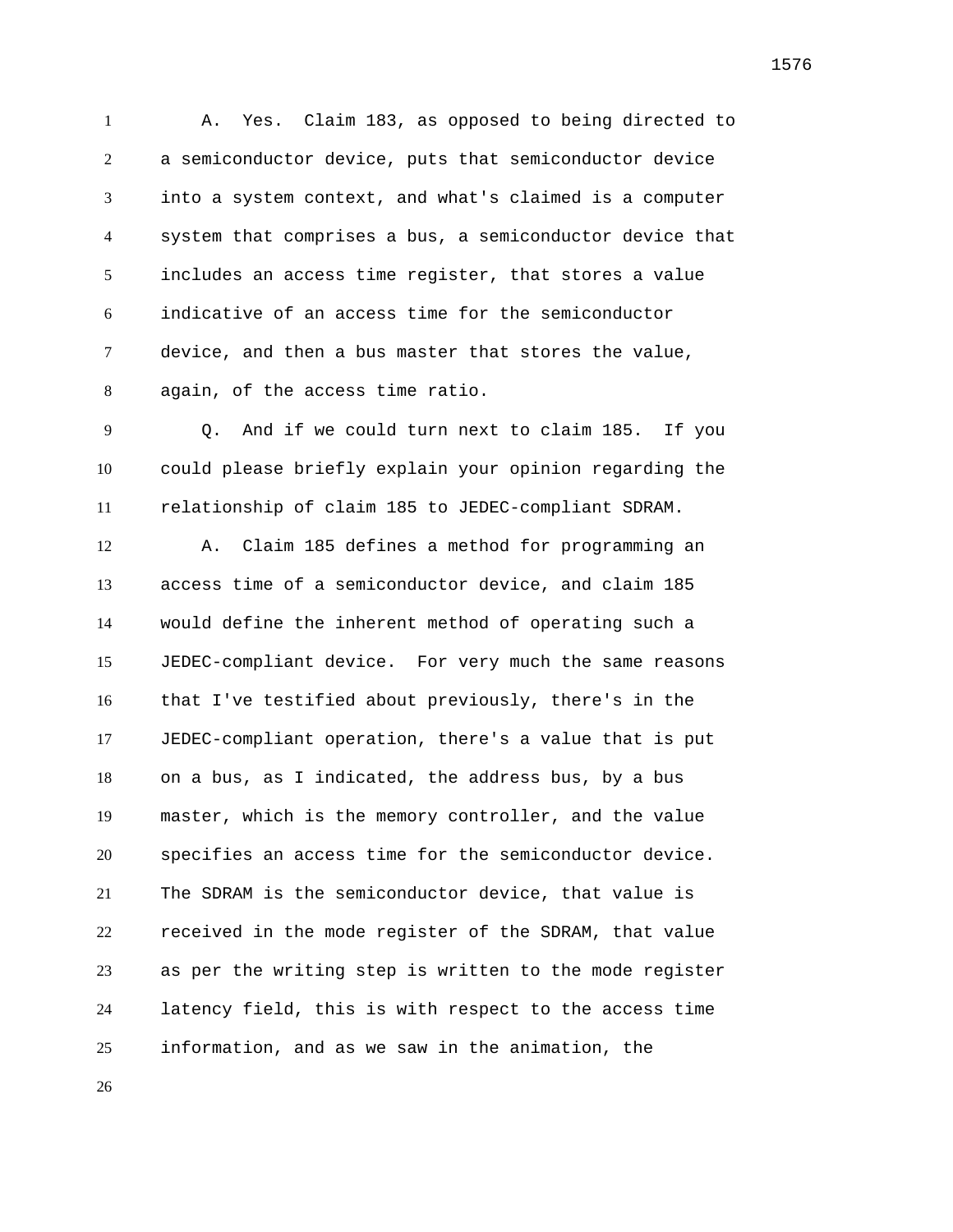A. Yes. Claim 183, as opposed to being directed to a semiconductor device, puts that semiconductor device into a system context, and what's claimed is a computer system that comprises a bus, a semiconductor device that includes an access time register, that stores a value indicative of an access time for the semiconductor device, and then a bus master that stores the value, again, of the access time ratio.

Q. And if we could turn next to claim 185. If you could please briefly explain your opinion regarding the relationship of claim 185 to JEDEC-compliant SDRAM.

A. Claim 185 defines a method for programming an access time of a semiconductor device, and claim 185 would define the inherent method of operating such a JEDEC-compliant device. For very much the same reasons that I've testified about previously, there's in the JEDEC-compliant operation, there's a value that is put on a bus, as I indicated, the address bus, by a bus master, which is the memory controller, and the value specifies an access time for the semiconductor device. The SDRAM is the semiconductor device, that value is received in the mode register of the SDRAM, that value as per the writing step is written to the mode register latency field, this is with respect to the access time information, and as we saw in the animation, the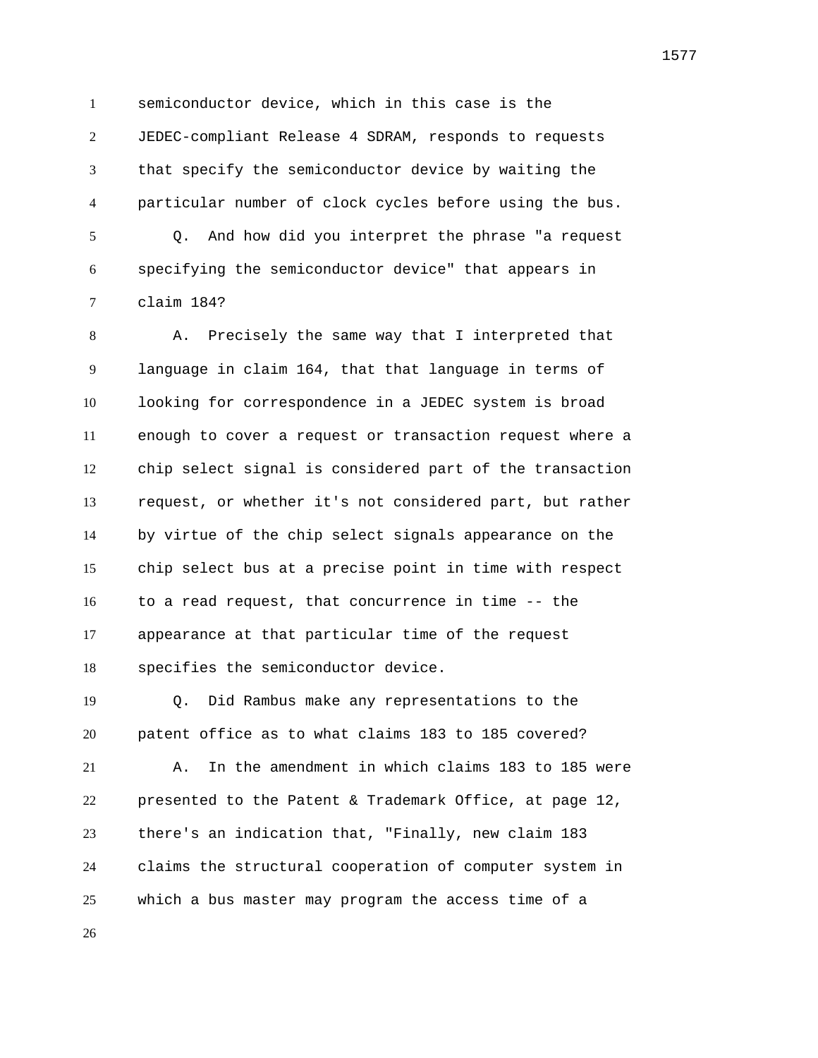semiconductor device, which in this case is the JEDEC-compliant Release 4 SDRAM, responds to requests that specify the semiconductor device by waiting the particular number of clock cycles before using the bus.

Q. And how did you interpret the phrase "a request specifying the semiconductor device" that appears in claim 184?

A. Precisely the same way that I interpreted that language in claim 164, that that language in terms of looking for correspondence in a JEDEC system is broad enough to cover a request or transaction request where a chip select signal is considered part of the transaction request, or whether it's not considered part, but rather by virtue of the chip select signals appearance on the chip select bus at a precise point in time with respect to a read request, that concurrence in time -- the appearance at that particular time of the request specifies the semiconductor device.

Q. Did Rambus make any representations to the patent office as to what claims 183 to 185 covered?

A. In the amendment in which claims 183 to 185 were presented to the Patent & Trademark Office, at page 12, there's an indication that, "Finally, new claim 183 claims the structural cooperation of computer system in which a bus master may program the access time of a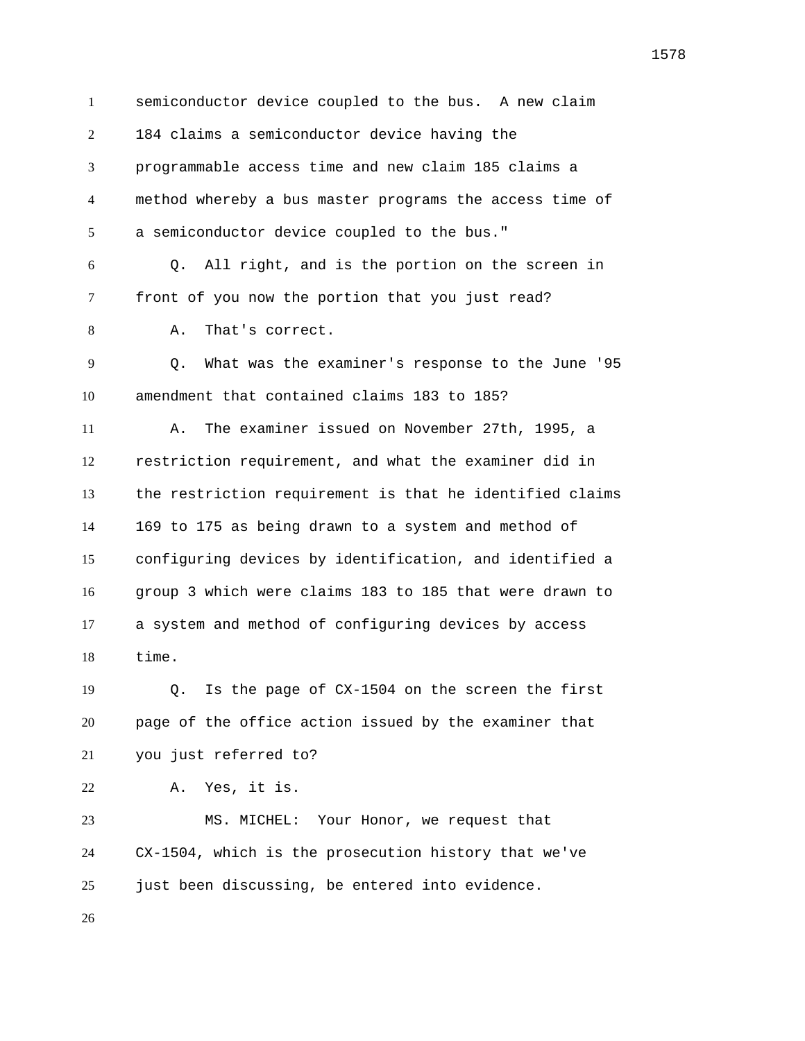semiconductor device coupled to the bus. A new claim 184 claims a semiconductor device having the programmable access time and new claim 185 claims a method whereby a bus master programs the access time of a semiconductor device coupled to the bus."

Q. All right, and is the portion on the screen in front of you now the portion that you just read?

A. That's correct.

Q. What was the examiner's response to the June '95 amendment that contained claims 183 to 185?

A. The examiner issued on November 27th, 1995, a restriction requirement, and what the examiner did in the restriction requirement is that he identified claims 169 to 175 as being drawn to a system and method of configuring devices by identification, and identified a group 3 which were claims 183 to 185 that were drawn to a system and method of configuring devices by access time.

Q. Is the page of CX-1504 on the screen the first page of the office action issued by the examiner that you just referred to?

A. Yes, it is.

MS. MICHEL: Your Honor, we request that CX-1504, which is the prosecution history that we've just been discussing, be entered into evidence.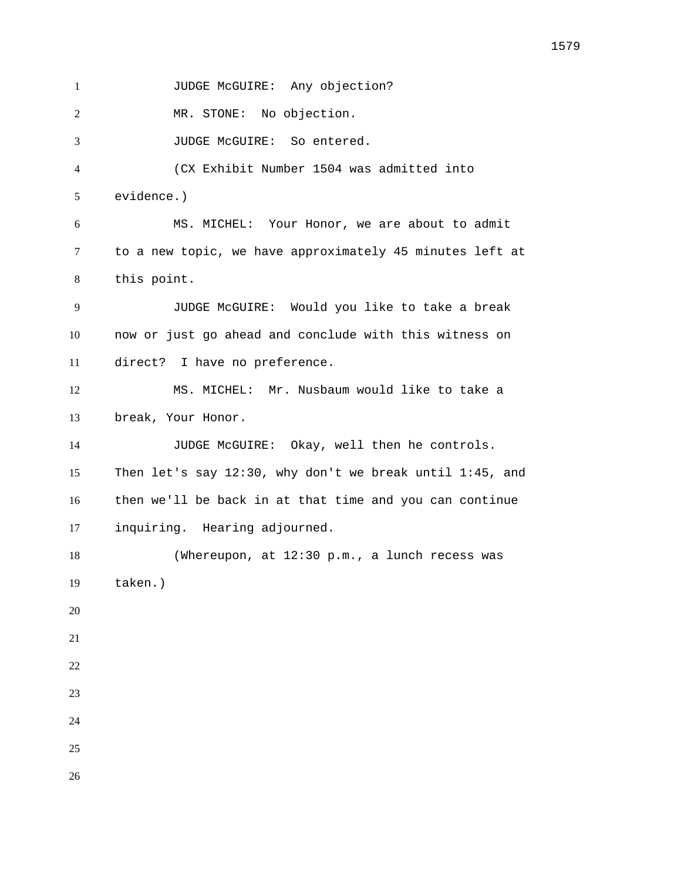JUDGE McGUIRE: Any objection?

MR. STONE: No objection.

JUDGE McGUIRE: So entered.

(CX Exhibit Number 1504 was admitted into evidence.)

MS. MICHEL: Your Honor, we are about to admit to a new topic, we have approximately 45 minutes left at this point.

JUDGE McGUIRE: Would you like to take a break now or just go ahead and conclude with this witness on direct? I have no preference.

MS. MICHEL: Mr. Nusbaum would like to take a break, Your Honor.

JUDGE McGUIRE: Okay, well then he controls. Then let's say 12:30, why don't we break until 1:45, and then we'll be back in at that time and you can continue inquiring. Hearing adjourned.

(Whereupon, at 12:30 p.m., a lunch recess was taken.)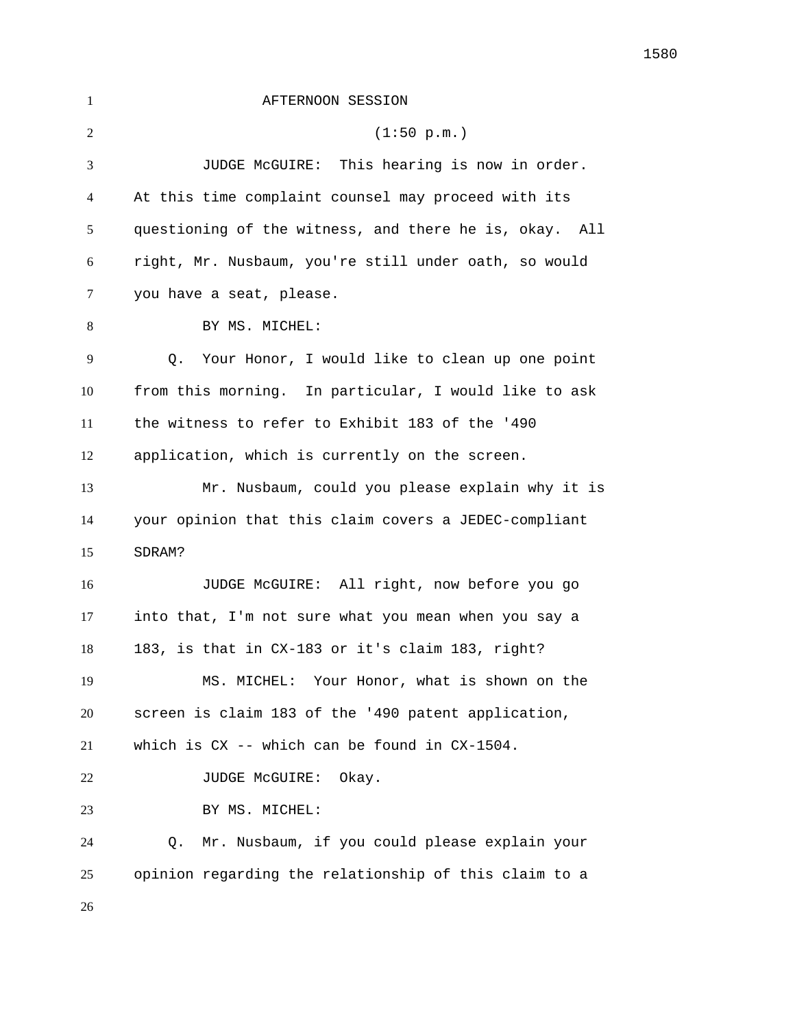AFTERNOON SESSION

(1:50 p.m.)

JUDGE McGUIRE: This hearing is now in order. At this time complaint counsel may proceed with its questioning of the witness, and there he is, okay. All right, Mr. Nusbaum, you're still under oath, so would you have a seat, please.

BY MS. MICHEL:

Q. Your Honor, I would like to clean up one point from this morning. In particular, I would like to ask the witness to refer to Exhibit 183 of the '490 application, which is currently on the screen.

Mr. Nusbaum, could you please explain why it is your opinion that this claim covers a JEDEC-compliant SDRAM?

JUDGE McGUIRE: All right, now before you go into that, I'm not sure what you mean when you say a 183, is that in CX-183 or it's claim 183, right?

MS. MICHEL: Your Honor, what is shown on the screen is claim 183 of the '490 patent application, which is CX -- which can be found in CX-1504.

JUDGE McGUIRE: Okay.

BY MS. MICHEL:

Q. Mr. Nusbaum, if you could please explain your opinion regarding the relationship of this claim to a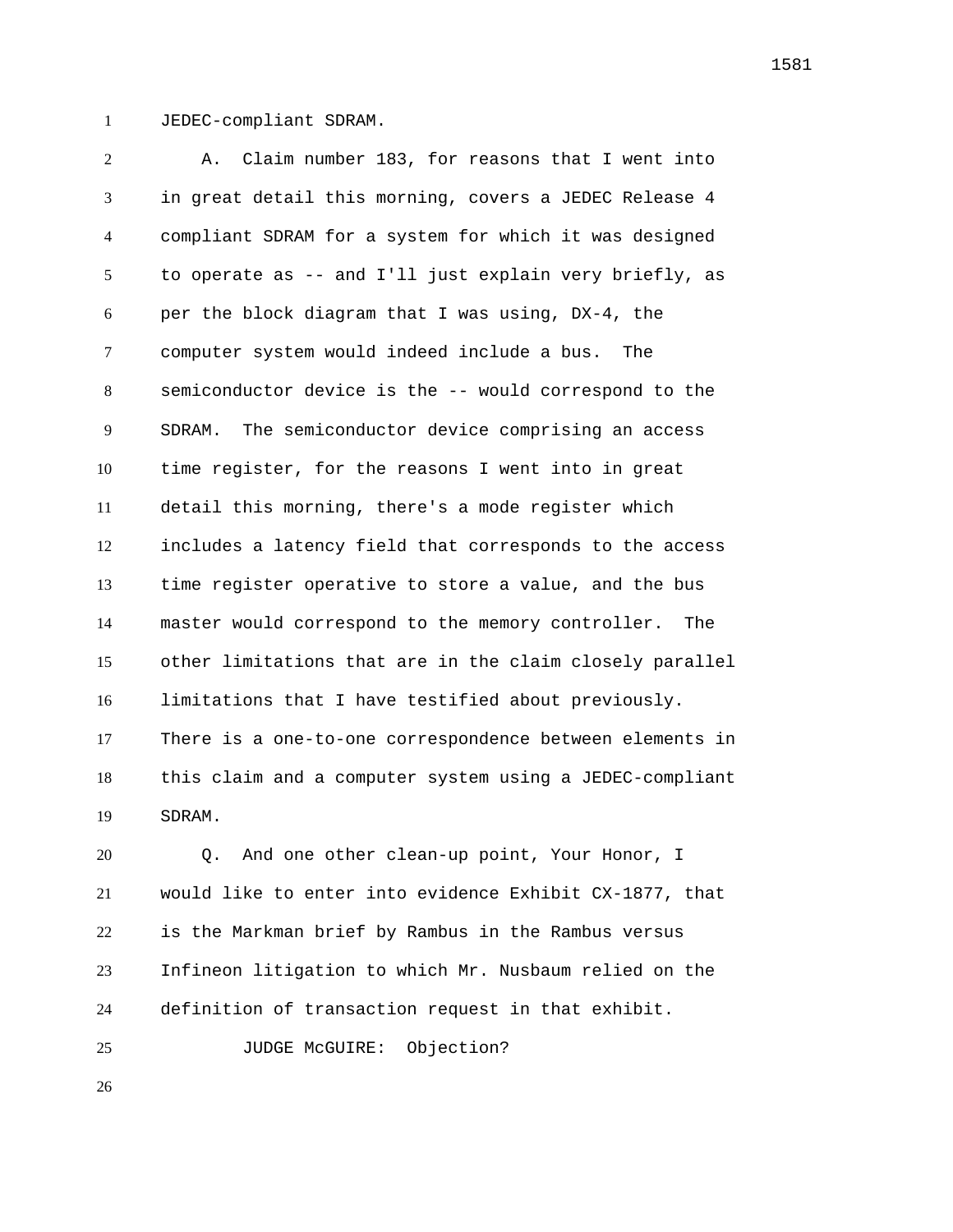JEDEC-compliant SDRAM.

A. Claim number 183, for reasons that I went into in great detail this morning, covers a JEDEC Release 4 compliant SDRAM for a system for which it was designed to operate as -- and I'll just explain very briefly, as per the block diagram that I was using, DX-4, the computer system would indeed include a bus. The semiconductor device is the -- would correspond to the SDRAM. The semiconductor device comprising an access time register, for the reasons I went into in great detail this morning, there's a mode register which includes a latency field that corresponds to the access time register operative to store a value, and the bus master would correspond to the memory controller. The other limitations that are in the claim closely parallel limitations that I have testified about previously. There is a one-to-one correspondence between elements in this claim and a computer system using a JEDEC-compliant SDRAM.

Q. And one other clean-up point, Your Honor, I would like to enter into evidence Exhibit CX-1877, that is the Markman brief by Rambus in the Rambus versus Infineon litigation to which Mr. Nusbaum relied on the definition of transaction request in that exhibit.

JUDGE McGUIRE: Objection?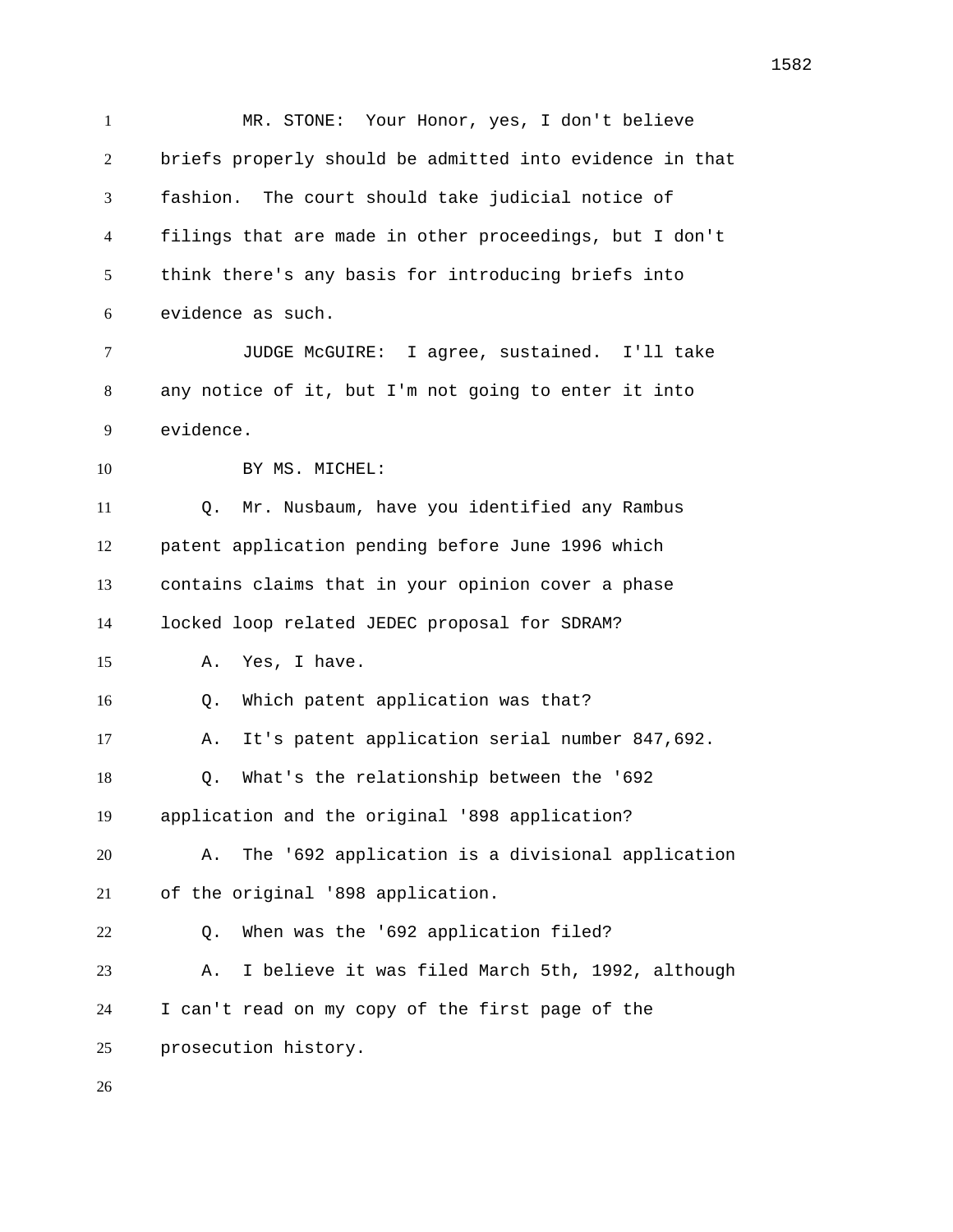MR. STONE: Your Honor, yes, I don't believe briefs properly should be admitted into evidence in that fashion. The court should take judicial notice of filings that are made in other proceedings, but I don't think there's any basis for introducing briefs into evidence as such.

JUDGE McGUIRE: I agree, sustained. I'll take any notice of it, but I'm not going to enter it into evidence.

BY MS. MICHEL:

Q. Mr. Nusbaum, have you identified any Rambus patent application pending before June 1996 which contains claims that in your opinion cover a phase locked loop related JEDEC proposal for SDRAM?

A. Yes, I have.

Q. Which patent application was that?

A. It's patent application serial number 847,692.

Q. What's the relationship between the '692 application and the original '898 application?

A. The '692 application is a divisional application of the original '898 application.

Q. When was the '692 application filed?

A. I believe it was filed March 5th, 1992, although I can't read on my copy of the first page of the prosecution history.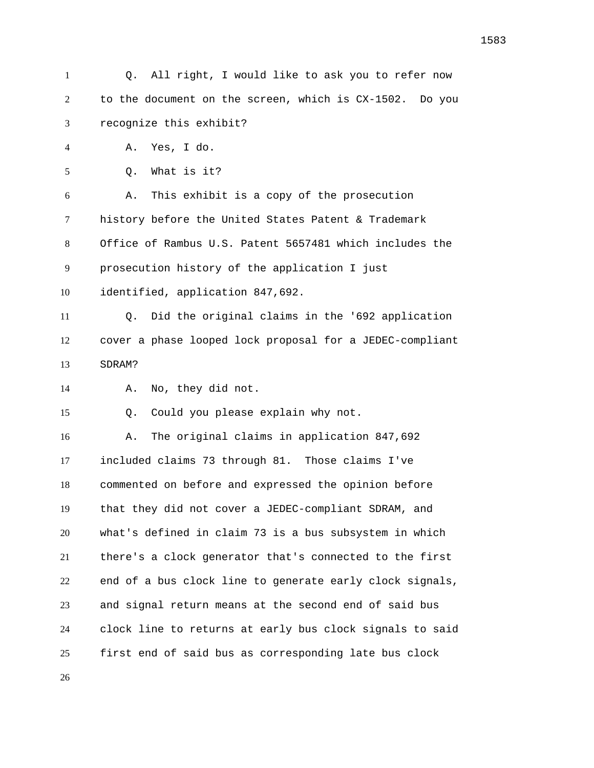Q. All right, I would like to ask you to refer now to the document on the screen, which is CX-1502. Do you recognize this exhibit?

A. Yes, I do.

Q. What is it?

A. This exhibit is a copy of the prosecution history before the United States Patent & Trademark Office of Rambus U.S. Patent 5657481 which includes the prosecution history of the application I just identified, application 847,692.

Q. Did the original claims in the '692 application cover a phase looped lock proposal for a JEDEC-compliant SDRAM?

A. No, they did not.

Q. Could you please explain why not.

A. The original claims in application 847,692 included claims 73 through 81. Those claims I've commented on before and expressed the opinion before that they did not cover a JEDEC-compliant SDRAM, and what's defined in claim 73 is a bus subsystem in which there's a clock generator that's connected to the first end of a bus clock line to generate early clock signals, and signal return means at the second end of said bus clock line to returns at early bus clock signals to said first end of said bus as corresponding late bus clock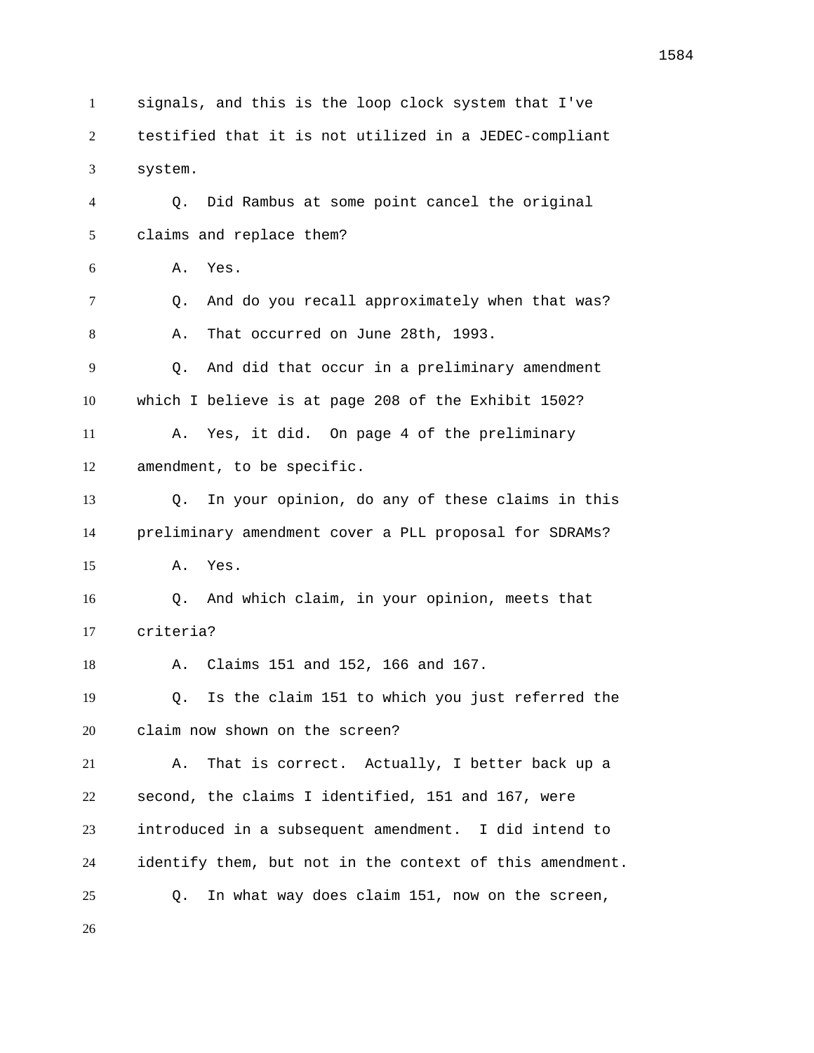signals, and this is the loop clock system that I've testified that it is not utilized in a JEDEC-compliant system.

Q. Did Rambus at some point cancel the original claims and replace them?

A. Yes.

Q. And do you recall approximately when that was?

A. That occurred on June 28th, 1993.

Q. And did that occur in a preliminary amendment which I believe is at page 208 of the Exhibit 1502?

A. Yes, it did. On page 4 of the preliminary amendment, to be specific.

Q. In your opinion, do any of these claims in this preliminary amendment cover a PLL proposal for SDRAMs?

A. Yes.

Q. And which claim, in your opinion, meets that criteria?

A. Claims 151 and 152, 166 and 167.

Q. Is the claim 151 to which you just referred the claim now shown on the screen?

A. That is correct. Actually, I better back up a second, the claims I identified, 151 and 167, were introduced in a subsequent amendment. I did intend to identify them, but not in the context of this amendment.

Q. In what way does claim 151, now on the screen,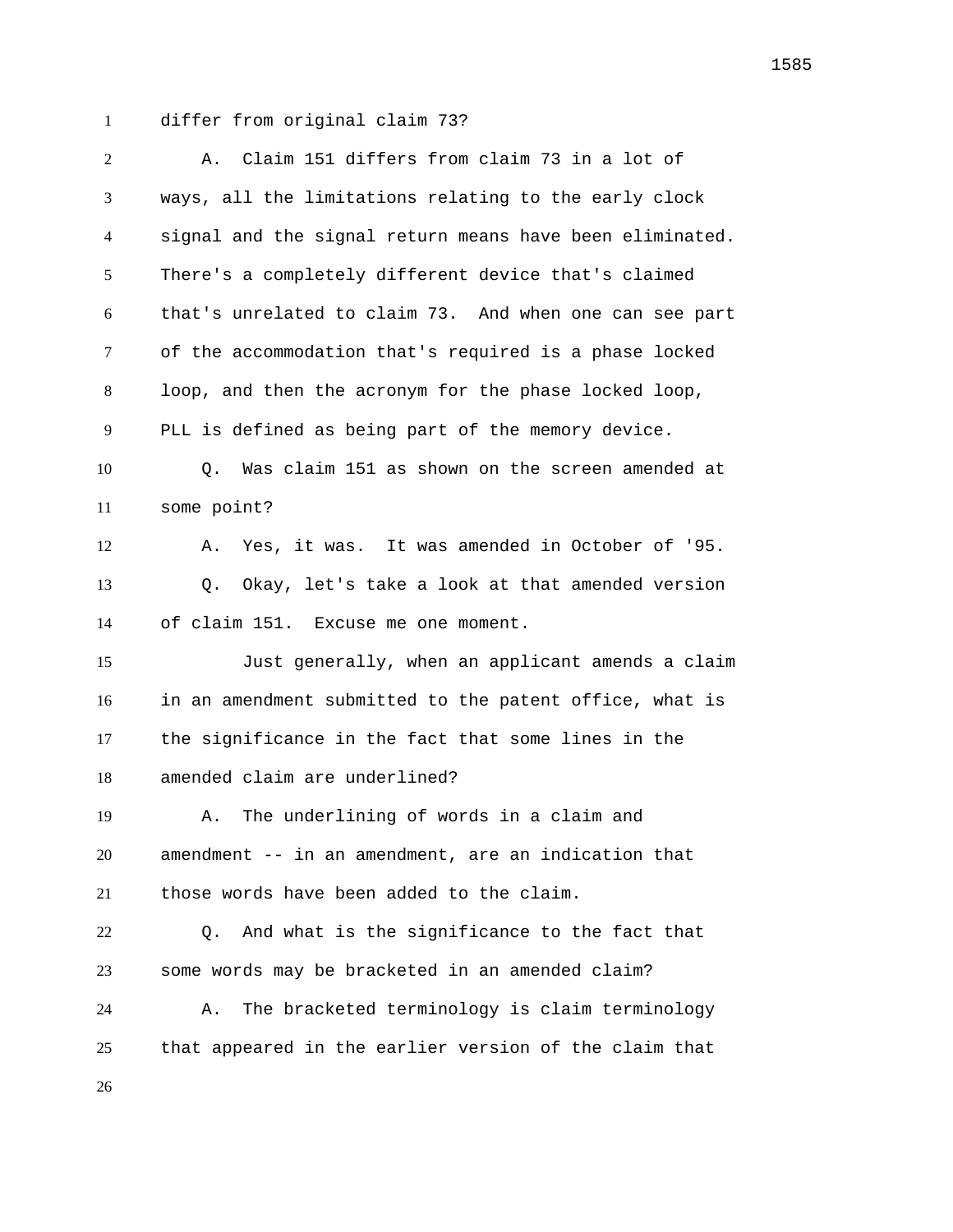differ from original claim 73?

A. Claim 151 differs from claim 73 in a lot of ways, all the limitations relating to the early clock signal and the signal return means have been eliminated. There's a completely different device that's claimed that's unrelated to claim 73. And when one can see part of the accommodation that's required is a phase locked loop, and then the acronym for the phase locked loop, PLL is defined as being part of the memory device.

Q. Was claim 151 as shown on the screen amended at some point?

A. Yes, it was. It was amended in October of '95.

Q. Okay, let's take a look at that amended version of claim 151. Excuse me one moment.

Just generally, when an applicant amends a claim in an amendment submitted to the patent office, what is the significance in the fact that some lines in the amended claim are underlined?

A. The underlining of words in a claim and amendment -- in an amendment, are an indication that those words have been added to the claim.

Q. And what is the significance to the fact that some words may be bracketed in an amended claim?

A. The bracketed terminology is claim terminology that appeared in the earlier version of the claim that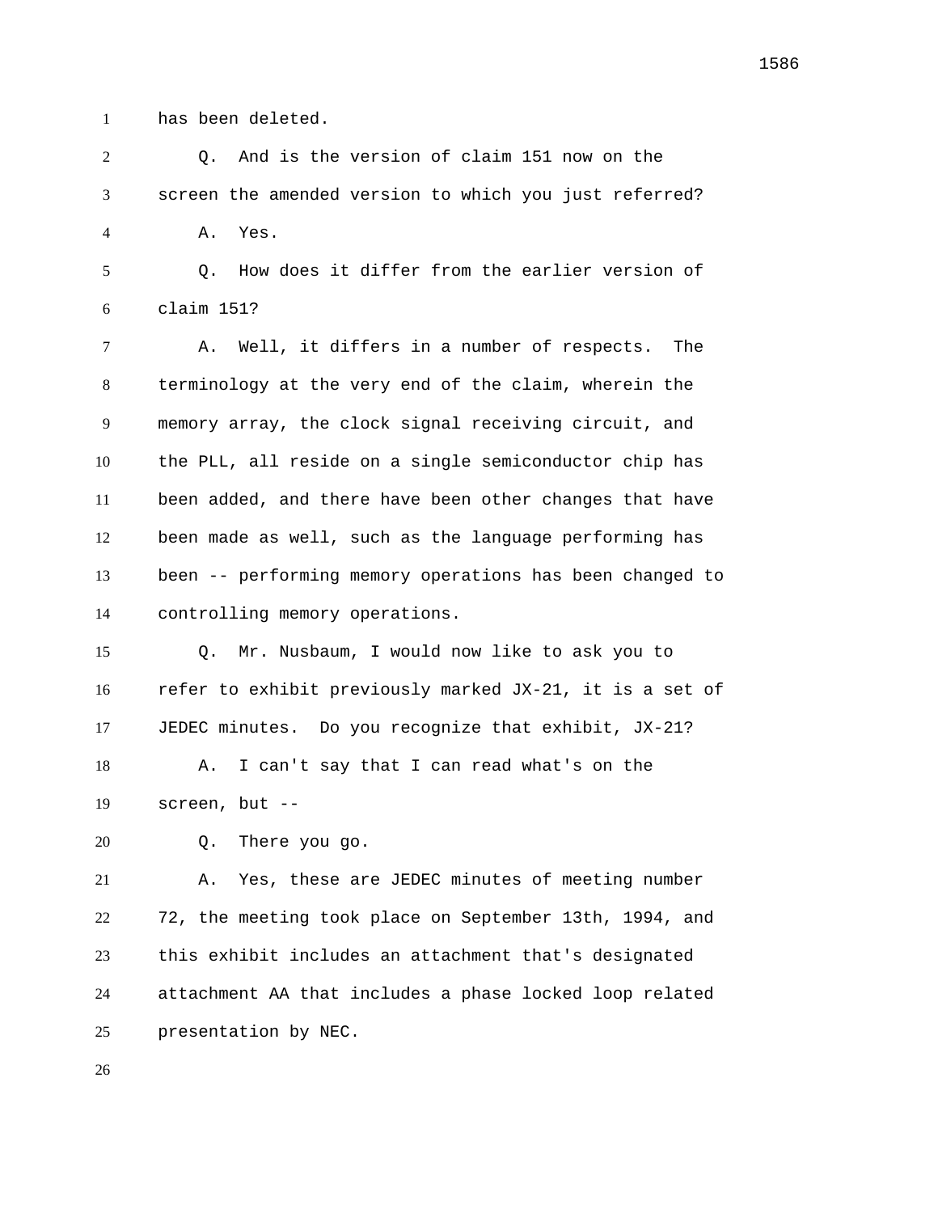has been deleted.

Q. And is the version of claim 151 now on the screen the amended version to which you just referred?

A. Yes.

Q. How does it differ from the earlier version of claim 151?

A. Well, it differs in a number of respects. The terminology at the very end of the claim, wherein the memory array, the clock signal receiving circuit, and the PLL, all reside on a single semiconductor chip has been added, and there have been other changes that have been made as well, such as the language performing has been -- performing memory operations has been changed to controlling memory operations.

Q. Mr. Nusbaum, I would now like to ask you to refer to exhibit previously marked JX-21, it is a set of JEDEC minutes. Do you recognize that exhibit, JX-21?

A. I can't say that I can read what's on the screen, but --

Q. There you go.

A. Yes, these are JEDEC minutes of meeting number 72, the meeting took place on September 13th, 1994, and this exhibit includes an attachment that's designated attachment AA that includes a phase locked loop related presentation by NEC.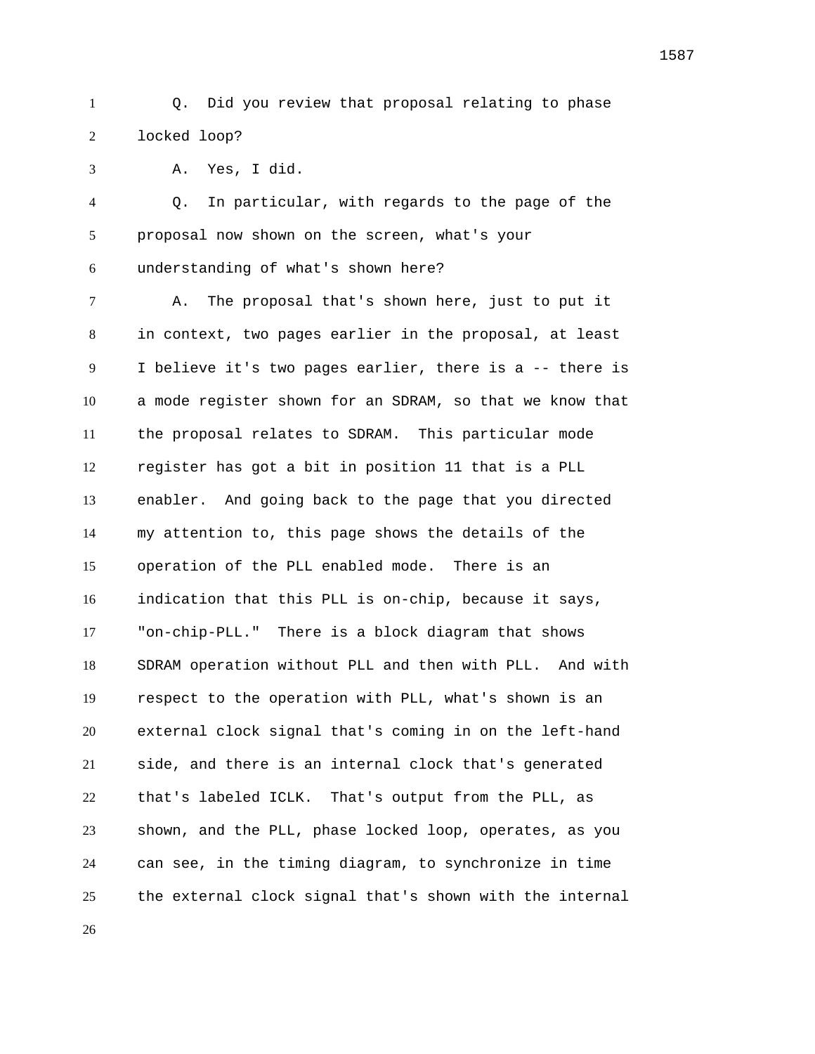Q. Did you review that proposal relating to phase locked loop?

A. Yes, I did.

Q. In particular, with regards to the page of the proposal now shown on the screen, what's your understanding of what's shown here?

A. The proposal that's shown here, just to put it in context, two pages earlier in the proposal, at least I believe it's two pages earlier, there is a -- there is a mode register shown for an SDRAM, so that we know that the proposal relates to SDRAM. This particular mode register has got a bit in position 11 that is a PLL enabler. And going back to the page that you directed my attention to, this page shows the details of the operation of the PLL enabled mode. There is an indication that this PLL is on-chip, because it says, "on-chip-PLL." There is a block diagram that shows SDRAM operation without PLL and then with PLL. And with respect to the operation with PLL, what's shown is an external clock signal that's coming in on the left-hand side, and there is an internal clock that's generated that's labeled ICLK. That's output from the PLL, as shown, and the PLL, phase locked loop, operates, as you can see, in the timing diagram, to synchronize in time the external clock signal that's shown with the internal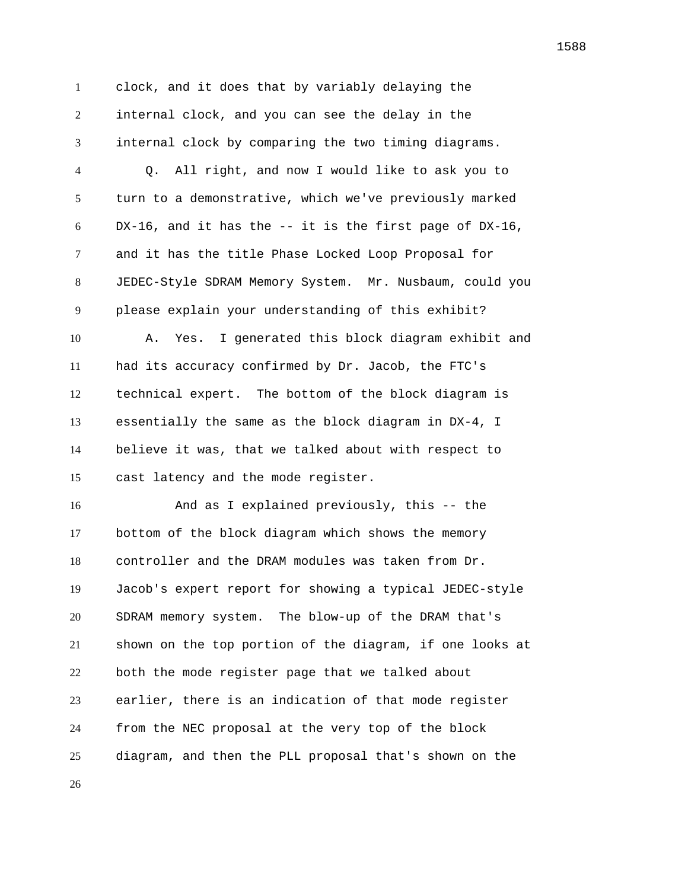clock, and it does that by variably delaying the internal clock, and you can see the delay in the internal clock by comparing the two timing diagrams.

Q. All right, and now I would like to ask you to turn to a demonstrative, which we've previously marked DX-16, and it has the -- it is the first page of DX-16, and it has the title Phase Locked Loop Proposal for JEDEC-Style SDRAM Memory System. Mr. Nusbaum, could you please explain your understanding of this exhibit?

A. Yes. I generated this block diagram exhibit and had its accuracy confirmed by Dr. Jacob, the FTC's technical expert. The bottom of the block diagram is essentially the same as the block diagram in DX-4, I believe it was, that we talked about with respect to cast latency and the mode register.

And as I explained previously, this -- the bottom of the block diagram which shows the memory controller and the DRAM modules was taken from Dr. Jacob's expert report for showing a typical JEDEC-style SDRAM memory system. The blow-up of the DRAM that's shown on the top portion of the diagram, if one looks at both the mode register page that we talked about earlier, there is an indication of that mode register from the NEC proposal at the very top of the block diagram, and then the PLL proposal that's shown on the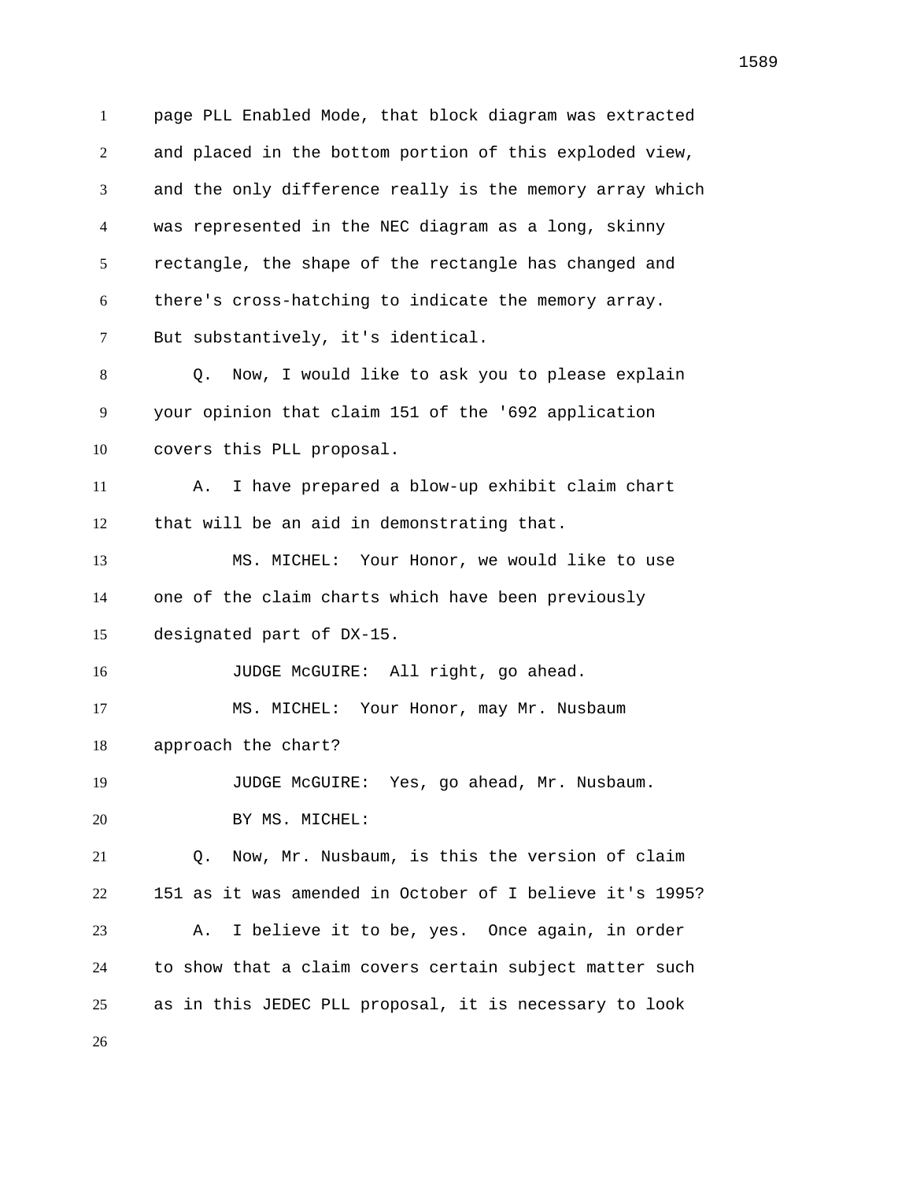page PLL Enabled Mode, that block diagram was extracted and placed in the bottom portion of this exploded view, and the only difference really is the memory array which was represented in the NEC diagram as a long, skinny rectangle, the shape of the rectangle has changed and there's cross-hatching to indicate the memory array. But substantively, it's identical.

Q. Now, I would like to ask you to please explain your opinion that claim 151 of the '692 application covers this PLL proposal.

A. I have prepared a blow-up exhibit claim chart that will be an aid in demonstrating that.

MS. MICHEL: Your Honor, we would like to use one of the claim charts which have been previously designated part of DX-15.

JUDGE McGUIRE: All right, go ahead.

MS. MICHEL: Your Honor, may Mr. Nusbaum approach the chart?

JUDGE McGUIRE: Yes, go ahead, Mr. Nusbaum.

BY MS. MICHEL:

Q. Now, Mr. Nusbaum, is this the version of claim 151 as it was amended in October of I believe it's 1995?

A. I believe it to be, yes. Once again, in order to show that a claim covers certain subject matter such as in this JEDEC PLL proposal, it is necessary to look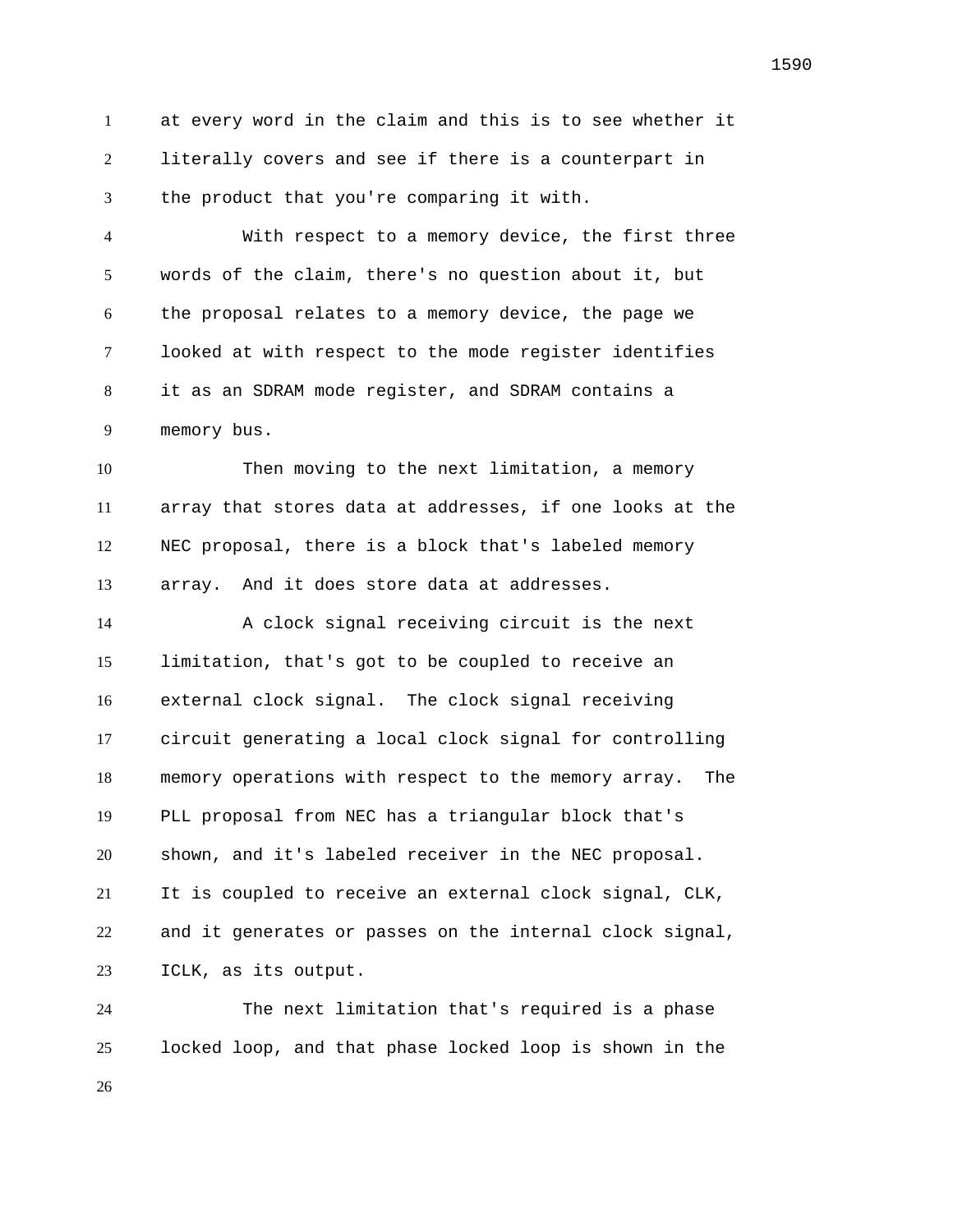at every word in the claim and this is to see whether it literally covers and see if there is a counterpart in the product that you're comparing it with.

With respect to a memory device, the first three words of the claim, there's no question about it, but the proposal relates to a memory device, the page we looked at with respect to the mode register identifies it as an SDRAM mode register, and SDRAM contains a memory bus.

Then moving to the next limitation, a memory array that stores data at addresses, if one looks at the NEC proposal, there is a block that's labeled memory array. And it does store data at addresses.

A clock signal receiving circuit is the next limitation, that's got to be coupled to receive an external clock signal. The clock signal receiving circuit generating a local clock signal for controlling memory operations with respect to the memory array. The PLL proposal from NEC has a triangular block that's shown, and it's labeled receiver in the NEC proposal. It is coupled to receive an external clock signal, CLK, and it generates or passes on the internal clock signal, ICLK, as its output.

The next limitation that's required is a phase locked loop, and that phase locked loop is shown in the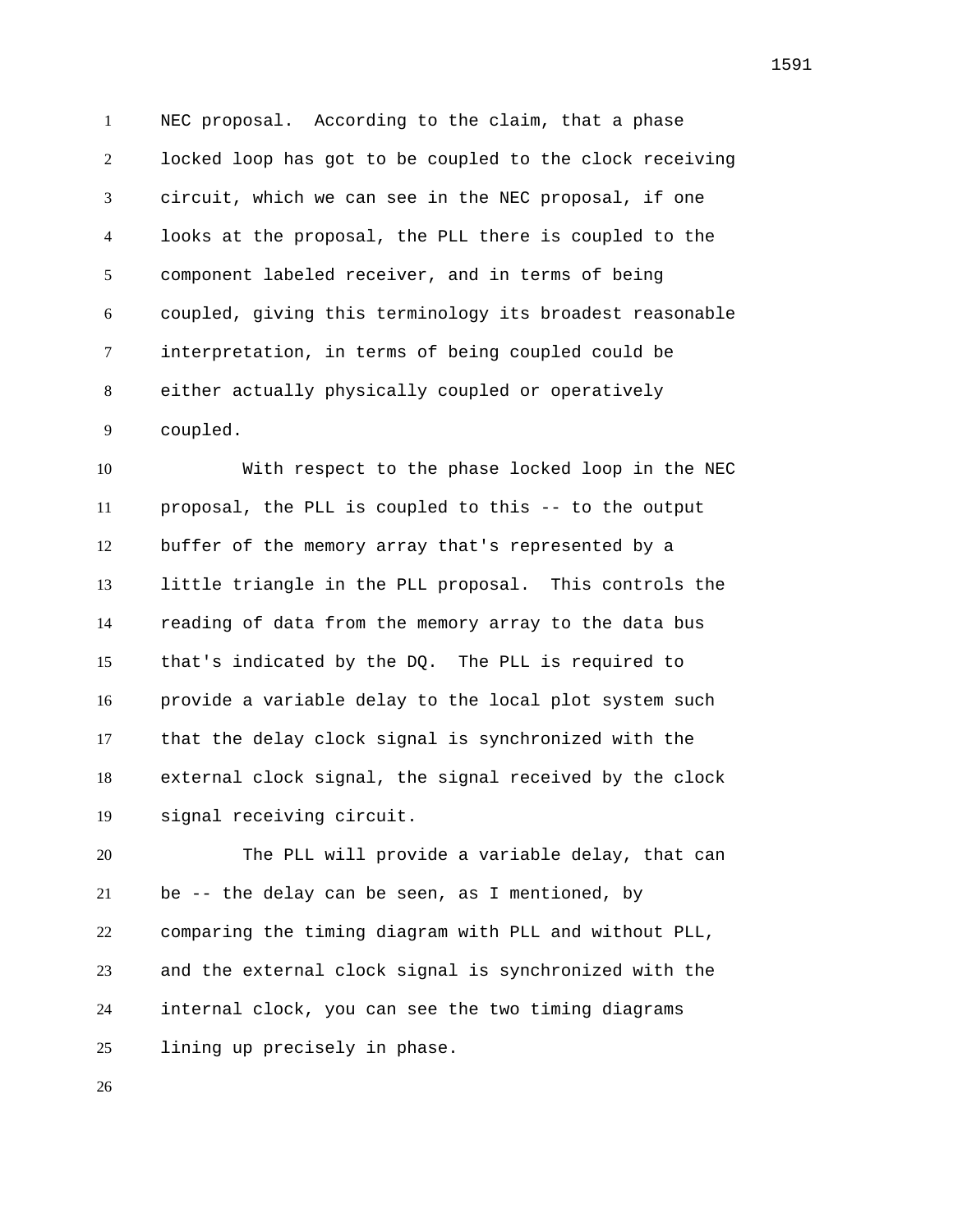NEC proposal. According to the claim, that a phase locked loop has got to be coupled to the clock receiving circuit, which we can see in the NEC proposal, if one looks at the proposal, the PLL there is coupled to the component labeled receiver, and in terms of being coupled, giving this terminology its broadest reasonable interpretation, in terms of being coupled could be either actually physically coupled or operatively coupled.

With respect to the phase locked loop in the NEC proposal, the PLL is coupled to this -- to the output buffer of the memory array that's represented by a little triangle in the PLL proposal. This controls the reading of data from the memory array to the data bus that's indicated by the DQ. The PLL is required to provide a variable delay to the local plot system such that the delay clock signal is synchronized with the external clock signal, the signal received by the clock signal receiving circuit.

The PLL will provide a variable delay, that can be -- the delay can be seen, as I mentioned, by comparing the timing diagram with PLL and without PLL, and the external clock signal is synchronized with the internal clock, you can see the two timing diagrams lining up precisely in phase.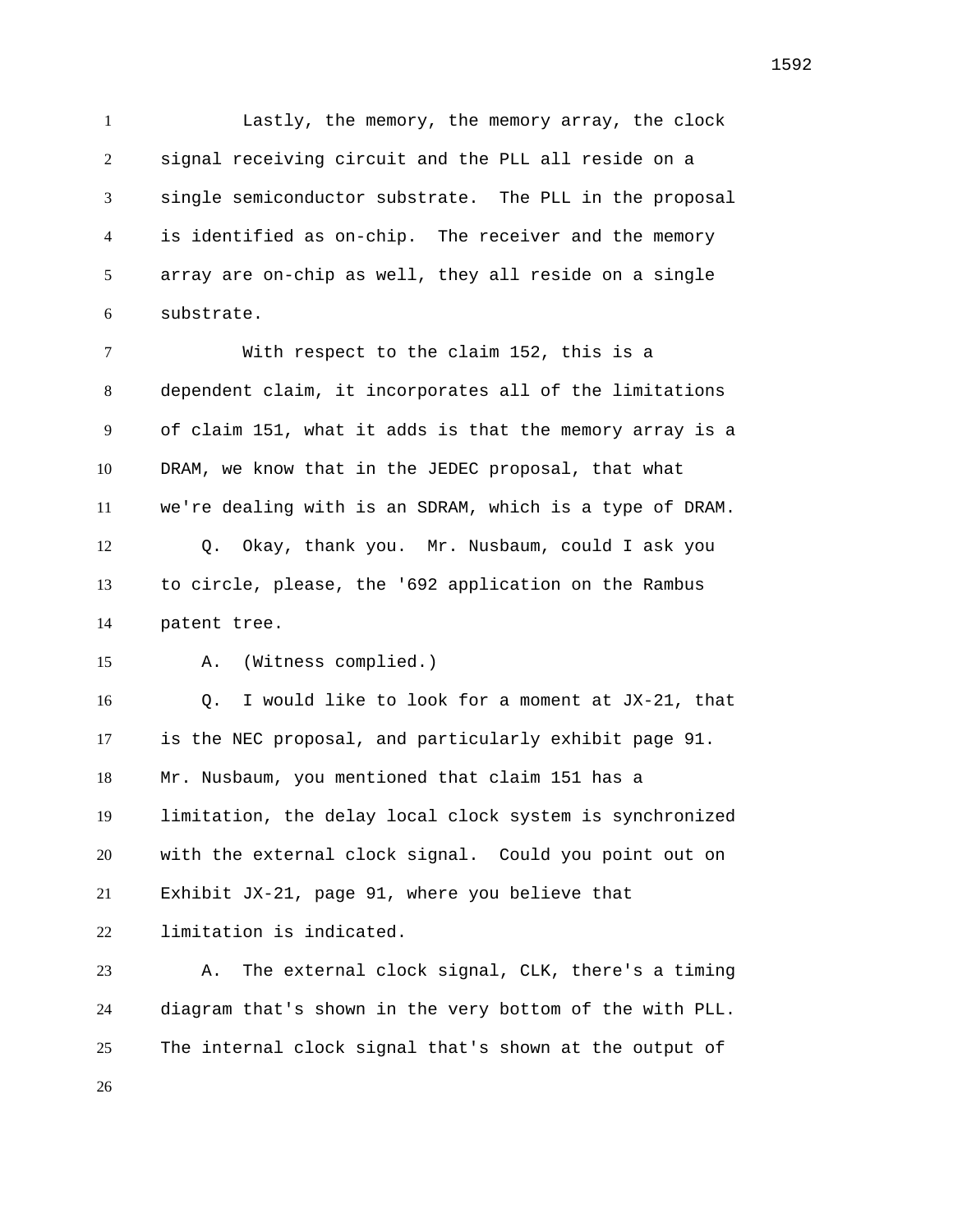Lastly, the memory, the memory array, the clock signal receiving circuit and the PLL all reside on a single semiconductor substrate. The PLL in the proposal is identified as on-chip. The receiver and the memory array are on-chip as well, they all reside on a single substrate.

With respect to the claim 152, this is a dependent claim, it incorporates all of the limitations of claim 151, what it adds is that the memory array is a DRAM, we know that in the JEDEC proposal, that what we're dealing with is an SDRAM, which is a type of DRAM.

Q. Okay, thank you. Mr. Nusbaum, could I ask you to circle, please, the '692 application on the Rambus patent tree.

A. (Witness complied.)

Q. I would like to look for a moment at JX-21, that is the NEC proposal, and particularly exhibit page 91. Mr. Nusbaum, you mentioned that claim 151 has a limitation, the delay local clock system is synchronized with the external clock signal. Could you point out on Exhibit JX-21, page 91, where you believe that limitation is indicated.

A. The external clock signal, CLK, there's a timing diagram that's shown in the very bottom of the with PLL. The internal clock signal that's shown at the output of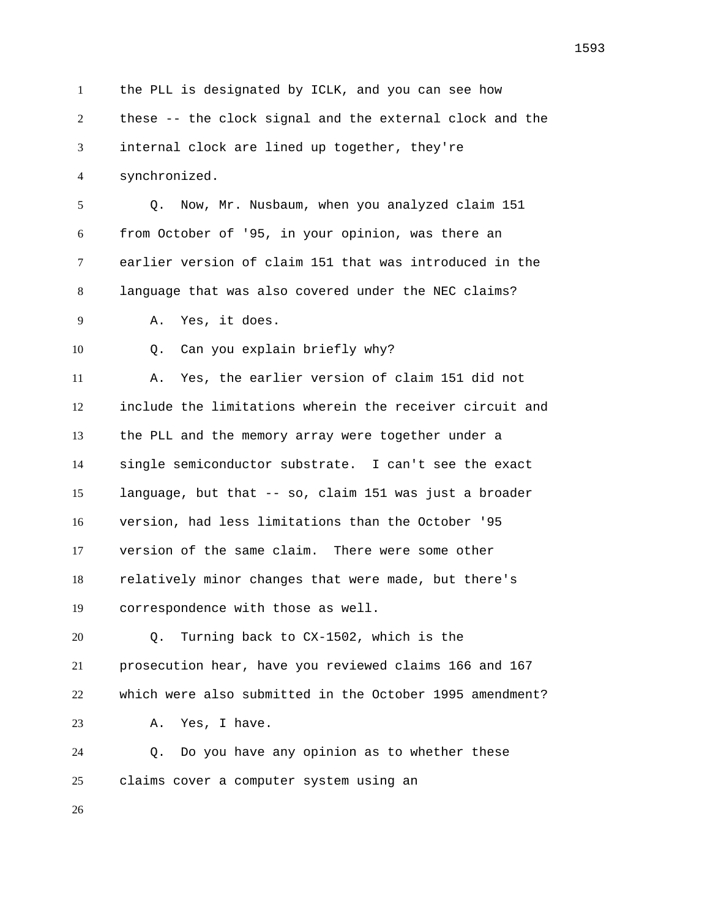the PLL is designated by ICLK, and you can see how these -- the clock signal and the external clock and the internal clock are lined up together, they're synchronized.

Q. Now, Mr. Nusbaum, when you analyzed claim 151 from October of '95, in your opinion, was there an earlier version of claim 151 that was introduced in the language that was also covered under the NEC claims?

A. Yes, it does.

Q. Can you explain briefly why?

A. Yes, the earlier version of claim 151 did not include the limitations wherein the receiver circuit and the PLL and the memory array were together under a single semiconductor substrate. I can't see the exact language, but that -- so, claim 151 was just a broader version, had less limitations than the October '95 version of the same claim. There were some other relatively minor changes that were made, but there's correspondence with those as well.

Q. Turning back to CX-1502, which is the prosecution hear, have you reviewed claims 166 and 167 which were also submitted in the October 1995 amendment?

A. Yes, I have.

Q. Do you have any opinion as to whether these claims cover a computer system using an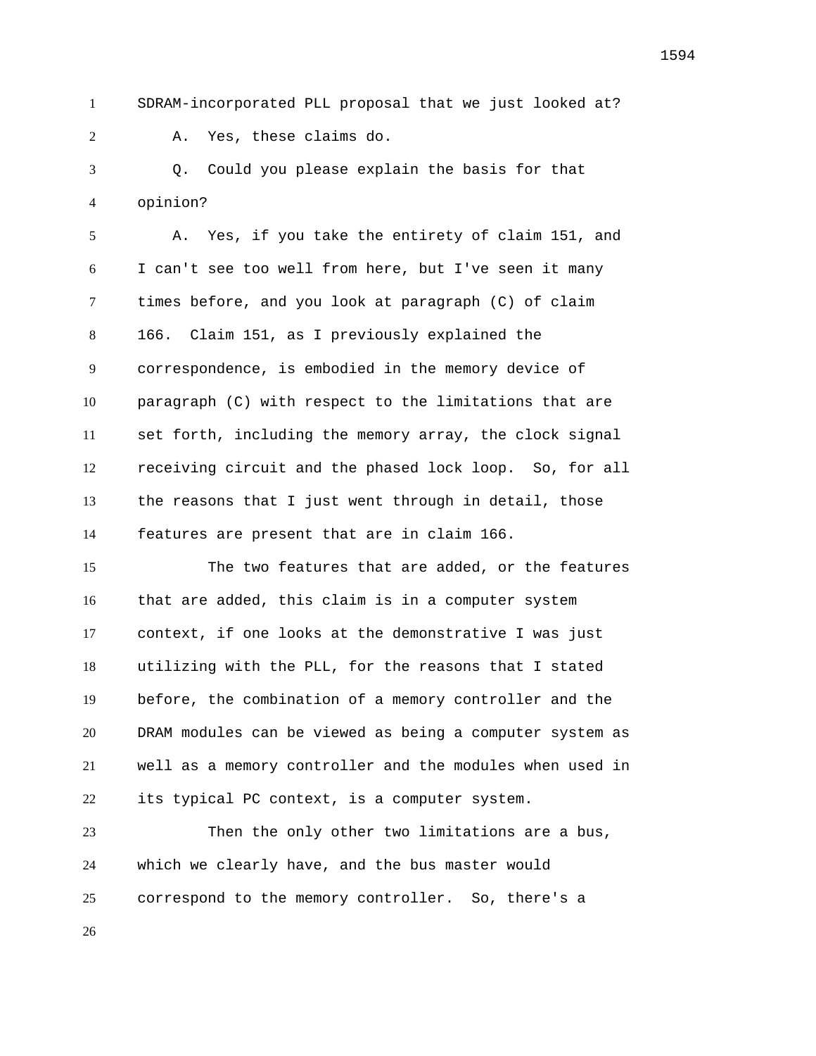SDRAM-incorporated PLL proposal that we just looked at?

A. Yes, these claims do.

Q. Could you please explain the basis for that opinion?

A. Yes, if you take the entirety of claim 151, and I can't see too well from here, but I've seen it many times before, and you look at paragraph (C) of claim 166. Claim 151, as I previously explained the correspondence, is embodied in the memory device of paragraph (C) with respect to the limitations that are set forth, including the memory array, the clock signal receiving circuit and the phased lock loop. So, for all the reasons that I just went through in detail, those features are present that are in claim 166.

The two features that are added, or the features that are added, this claim is in a computer system context, if one looks at the demonstrative I was just utilizing with the PLL, for the reasons that I stated before, the combination of a memory controller and the DRAM modules can be viewed as being a computer system as well as a memory controller and the modules when used in its typical PC context, is a computer system.

Then the only other two limitations are a bus, which we clearly have, and the bus master would correspond to the memory controller. So, there's a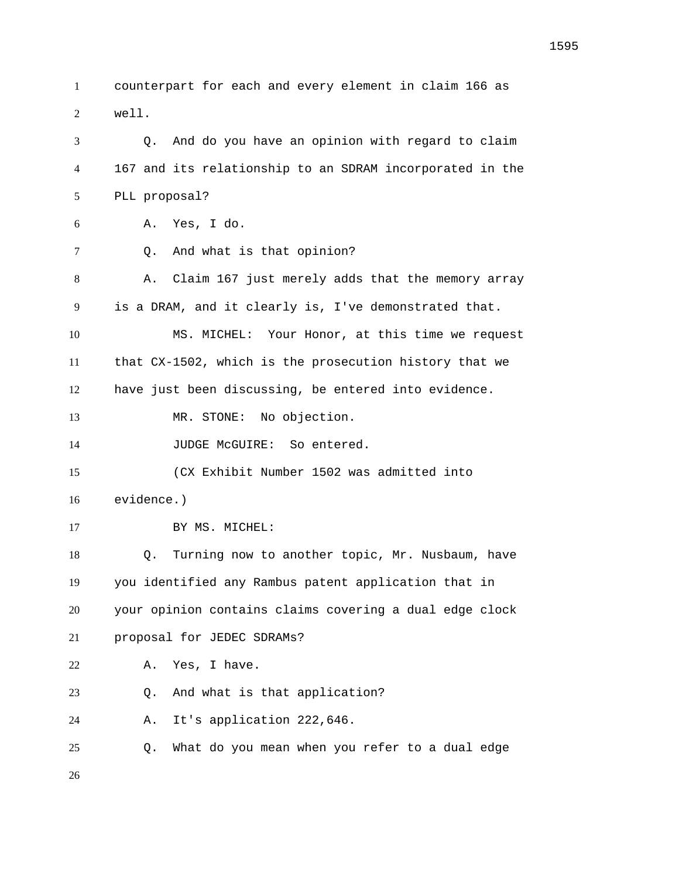counterpart for each and every element in claim 166 as well.

Q. And do you have an opinion with regard to claim 167 and its relationship to an SDRAM incorporated in the PLL proposal?

A. Yes, I do.

Q. And what is that opinion?

A. Claim 167 just merely adds that the memory array is a DRAM, and it clearly is, I've demonstrated that.

MS. MICHEL: Your Honor, at this time we request that CX-1502, which is the prosecution history that we have just been discussing, be entered into evidence.

MR. STONE: No objection.

JUDGE McGUIRE: So entered.

(CX Exhibit Number 1502 was admitted into evidence.)

BY MS. MICHEL:

Q. Turning now to another topic, Mr. Nusbaum, have you identified any Rambus patent application that in your opinion contains claims covering a dual edge clock proposal for JEDEC SDRAMs?

A. Yes, I have.

Q. And what is that application?

A. It's application 222,646.

Q. What do you mean when you refer to a dual edge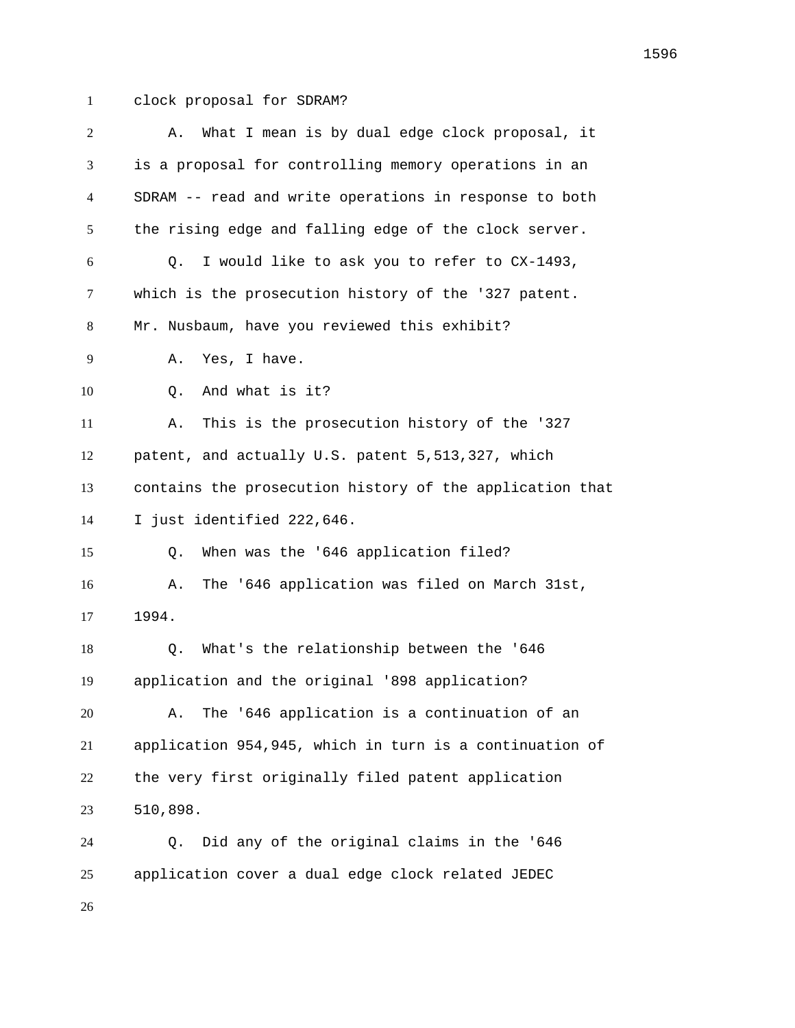clock proposal for SDRAM?

A. What I mean is by dual edge clock proposal, it is a proposal for controlling memory operations in an SDRAM -- read and write operations in response to both the rising edge and falling edge of the clock server.

Q. I would like to ask you to refer to CX-1493, which is the prosecution history of the '327 patent. Mr. Nusbaum, have you reviewed this exhibit?

A. Yes, I have.

Q. And what is it?

A. This is the prosecution history of the '327 patent, and actually U.S. patent 5,513,327, which contains the prosecution history of the application that I just identified 222,646.

Q. When was the '646 application filed?

A. The '646 application was filed on March 31st, 1994.

Q. What's the relationship between the '646 application and the original '898 application?

A. The '646 application is a continuation of an application 954,945, which in turn is a continuation of the very first originally filed patent application 510,898.

Q. Did any of the original claims in the '646 application cover a dual edge clock related JEDEC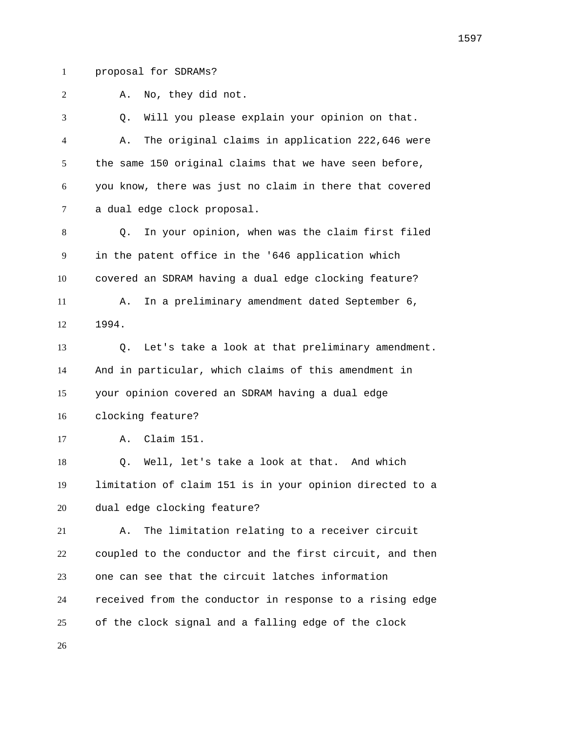proposal for SDRAMs?

A. No, they did not.

Q. Will you please explain your opinion on that.

A. The original claims in application 222,646 were the same 150 original claims that we have seen before, you know, there was just no claim in there that covered a dual edge clock proposal.

Q. In your opinion, when was the claim first filed in the patent office in the '646 application which covered an SDRAM having a dual edge clocking feature?

A. In a preliminary amendment dated September 6, 1994.

Q. Let's take a look at that preliminary amendment. And in particular, which claims of this amendment in your opinion covered an SDRAM having a dual edge clocking feature?

A. Claim 151.

Q. Well, let's take a look at that. And which limitation of claim 151 is in your opinion directed to a dual edge clocking feature?

A. The limitation relating to a receiver circuit coupled to the conductor and the first circuit, and then one can see that the circuit latches information received from the conductor in response to a rising edge of the clock signal and a falling edge of the clock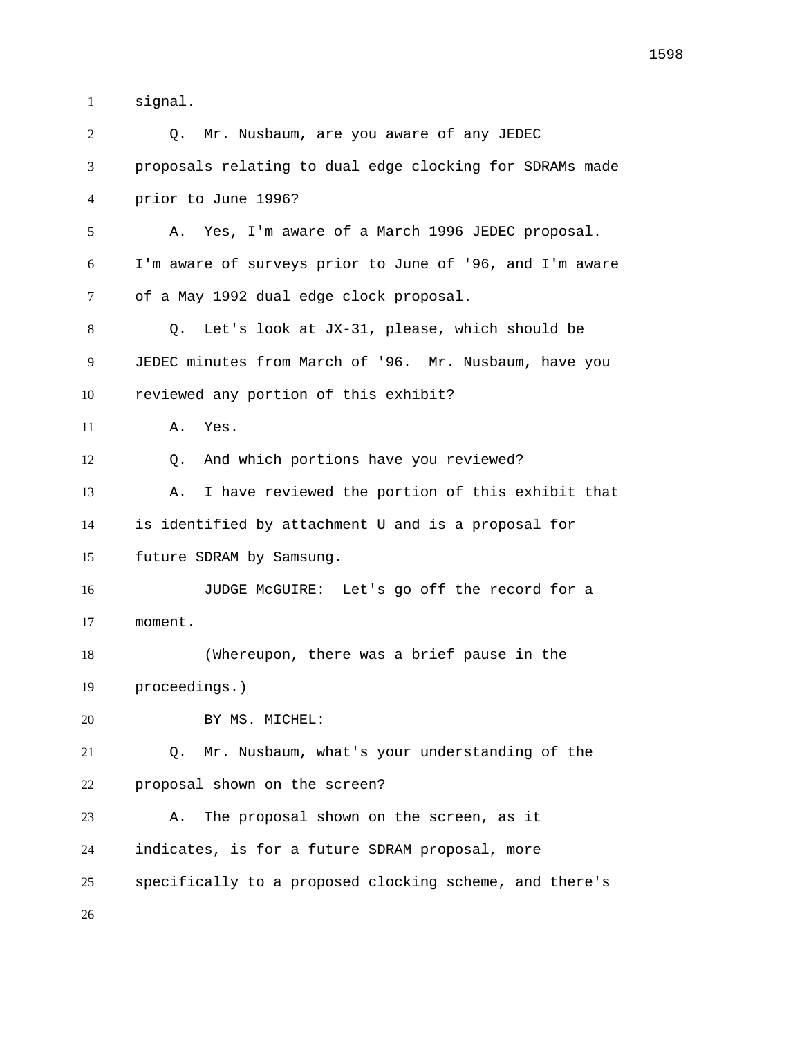signal.

Q. Mr. Nusbaum, are you aware of any JEDEC proposals relating to dual edge clocking for SDRAMs made prior to June 1996?

A. Yes, I'm aware of a March 1996 JEDEC proposal. I'm aware of surveys prior to June of '96, and I'm aware of a May 1992 dual edge clock proposal.

Q. Let's look at JX-31, please, which should be JEDEC minutes from March of '96. Mr. Nusbaum, have you reviewed any portion of this exhibit?

A. Yes.

Q. And which portions have you reviewed?

A. I have reviewed the portion of this exhibit that is identified by attachment U and is a proposal for future SDRAM by Samsung.

JUDGE McGUIRE: Let's go off the record for a moment.

(Whereupon, there was a brief pause in the proceedings.)

BY MS. MICHEL:

Q. Mr. Nusbaum, what's your understanding of the proposal shown on the screen?

A. The proposal shown on the screen, as it indicates, is for a future SDRAM proposal, more specifically to a proposed clocking scheme, and there's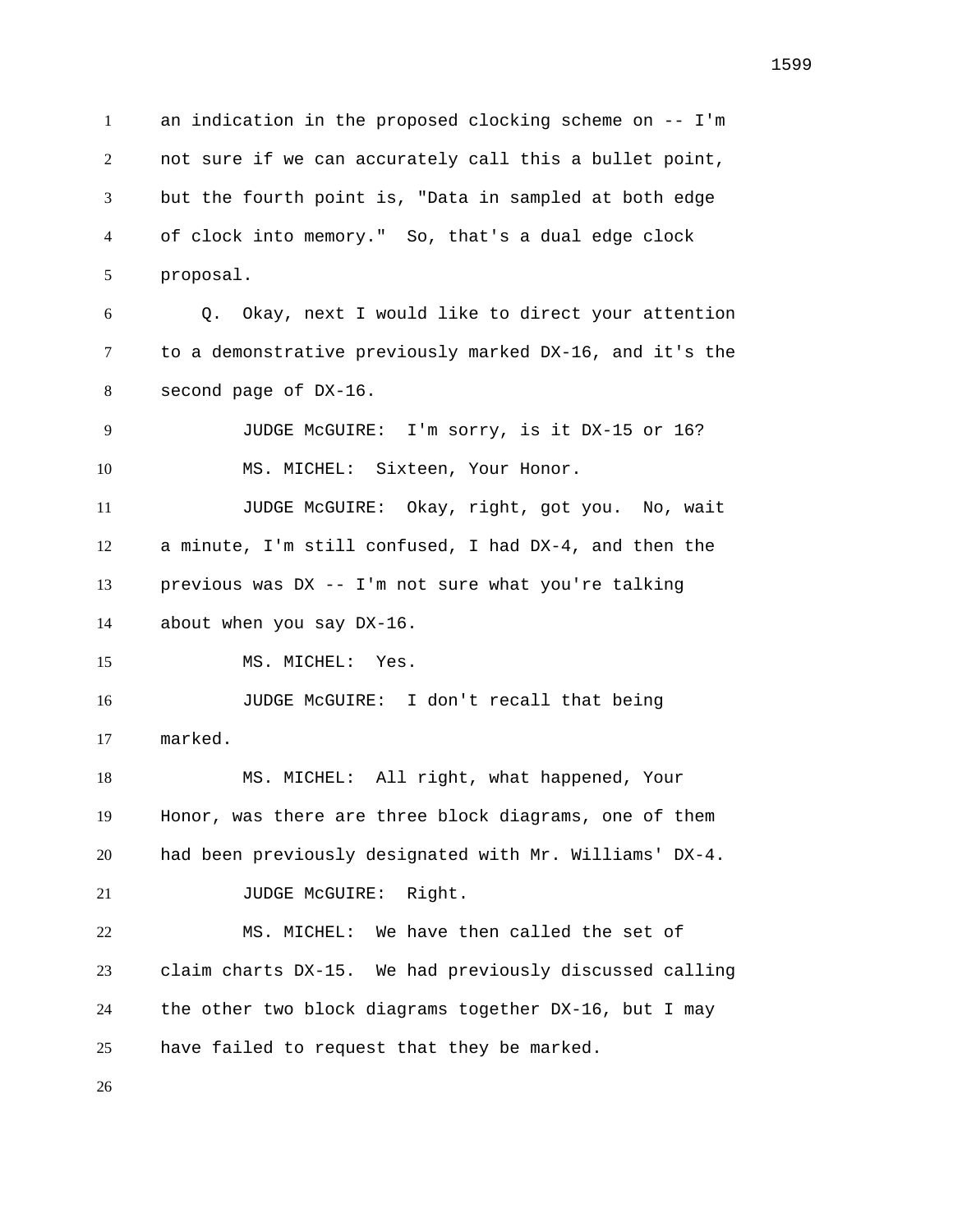an indication in the proposed clocking scheme on -- I'm not sure if we can accurately call this a bullet point, but the fourth point is, "Data in sampled at both edge of clock into memory." So, that's a dual edge clock proposal.

Q. Okay, next I would like to direct your attention to a demonstrative previously marked DX-16, and it's the second page of DX-16.

JUDGE McGUIRE: I'm sorry, is it DX-15 or 16?

MS. MICHEL: Sixteen, Your Honor.

JUDGE McGUIRE: Okay, right, got you. No, wait a minute, I'm still confused, I had DX-4, and then the previous was DX -- I'm not sure what you're talking about when you say DX-16.

MS. MICHEL: Yes.

JUDGE McGUIRE: I don't recall that being marked.

MS. MICHEL: All right, what happened, Your Honor, was there are three block diagrams, one of them had been previously designated with Mr. Williams' DX-4.

JUDGE McGUIRE: Right.

MS. MICHEL: We have then called the set of claim charts DX-15. We had previously discussed calling the other two block diagrams together DX-16, but I may have failed to request that they be marked.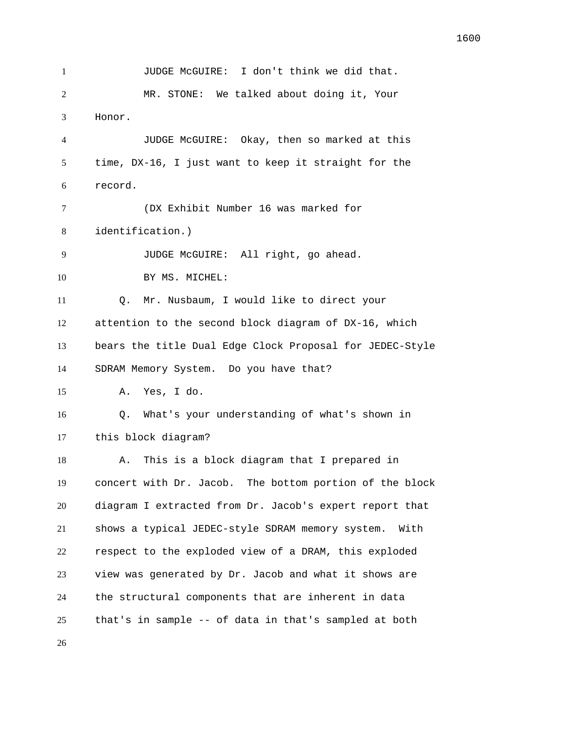JUDGE McGUIRE: I don't think we did that.

MR. STONE: We talked about doing it, Your Honor.

JUDGE McGUIRE: Okay, then so marked at this time, DX-16, I just want to keep it straight for the record.

(DX Exhibit Number 16 was marked for identification.)

JUDGE McGUIRE: All right, go ahead.

BY MS. MICHEL:

Q. Mr. Nusbaum, I would like to direct your attention to the second block diagram of DX-16, which bears the title Dual Edge Clock Proposal for JEDEC-Style SDRAM Memory System. Do you have that?

A. Yes, I do.

Q. What's your understanding of what's shown in this block diagram?

A. This is a block diagram that I prepared in concert with Dr. Jacob. The bottom portion of the block diagram I extracted from Dr. Jacob's expert report that shows a typical JEDEC-style SDRAM memory system. With respect to the exploded view of a DRAM, this exploded view was generated by Dr. Jacob and what it shows are the structural components that are inherent in data that's in sample -- of data in that's sampled at both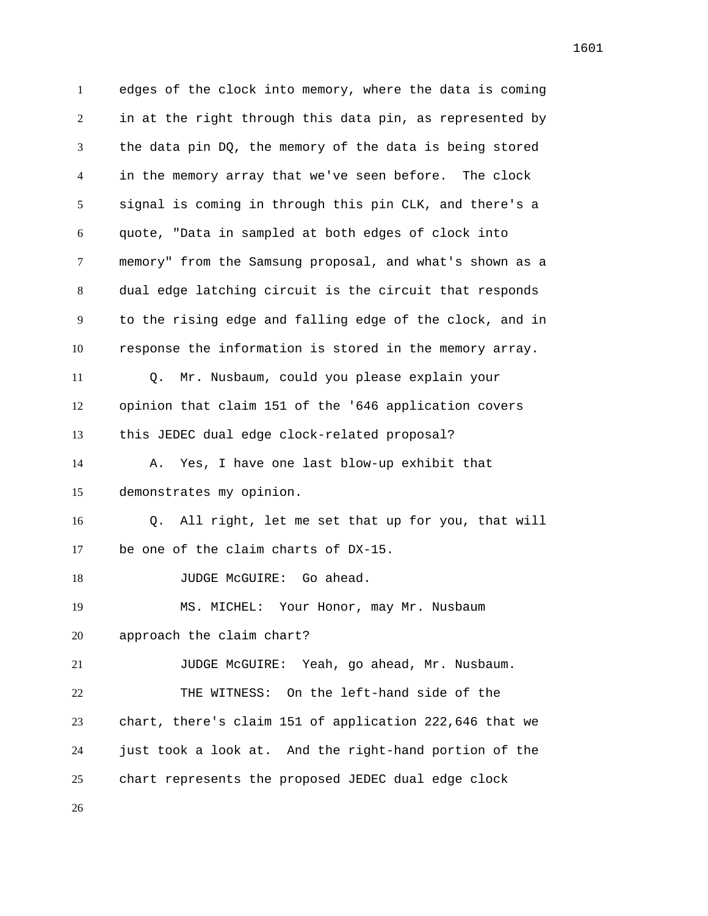edges of the clock into memory, where the data is coming in at the right through this data pin, as represented by the data pin DQ, the memory of the data is being stored in the memory array that we've seen before. The clock signal is coming in through this pin CLK, and there's a quote, "Data in sampled at both edges of clock into memory" from the Samsung proposal, and what's shown as a dual edge latching circuit is the circuit that responds to the rising edge and falling edge of the clock, and in response the information is stored in the memory array.

Q. Mr. Nusbaum, could you please explain your opinion that claim 151 of the '646 application covers this JEDEC dual edge clock-related proposal?

A. Yes, I have one last blow-up exhibit that demonstrates my opinion.

Q. All right, let me set that up for you, that will be one of the claim charts of DX-15.

JUDGE McGUIRE: Go ahead.

MS. MICHEL: Your Honor, may Mr. Nusbaum approach the claim chart?

JUDGE McGUIRE: Yeah, go ahead, Mr. Nusbaum.

THE WITNESS: On the left-hand side of the chart, there's claim 151 of application 222,646 that we just took a look at. And the right-hand portion of the chart represents the proposed JEDEC dual edge clock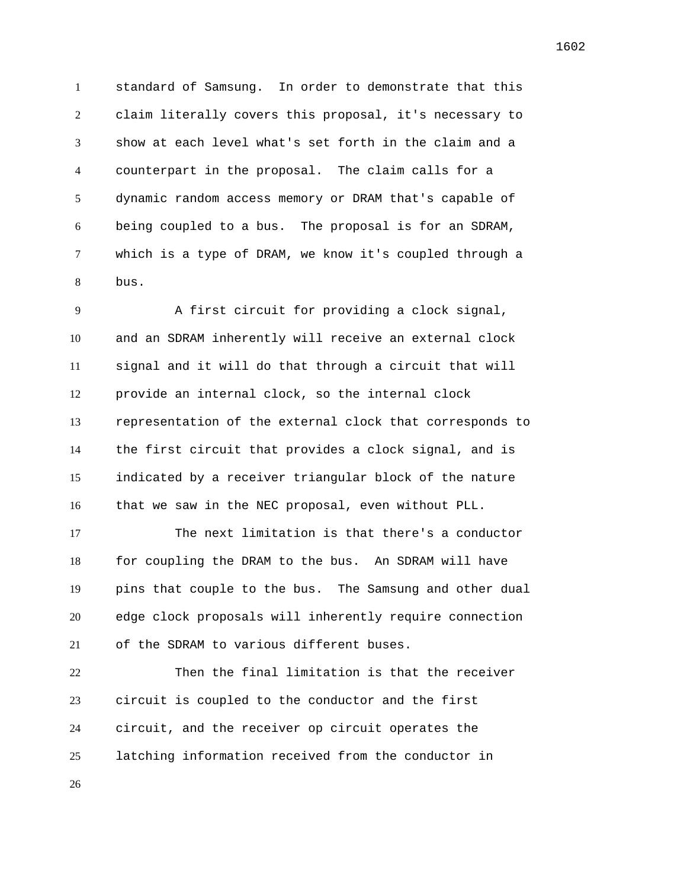standard of Samsung. In order to demonstrate that this claim literally covers this proposal, it's necessary to show at each level what's set forth in the claim and a counterpart in the proposal. The claim calls for a dynamic random access memory or DRAM that's capable of being coupled to a bus. The proposal is for an SDRAM, which is a type of DRAM, we know it's coupled through a bus.

A first circuit for providing a clock signal, and an SDRAM inherently will receive an external clock signal and it will do that through a circuit that will provide an internal clock, so the internal clock representation of the external clock that corresponds to the first circuit that provides a clock signal, and is indicated by a receiver triangular block of the nature that we saw in the NEC proposal, even without PLL.

The next limitation is that there's a conductor for coupling the DRAM to the bus. An SDRAM will have pins that couple to the bus. The Samsung and other dual edge clock proposals will inherently require connection of the SDRAM to various different buses.

Then the final limitation is that the receiver circuit is coupled to the conductor and the first circuit, and the receiver op circuit operates the latching information received from the conductor in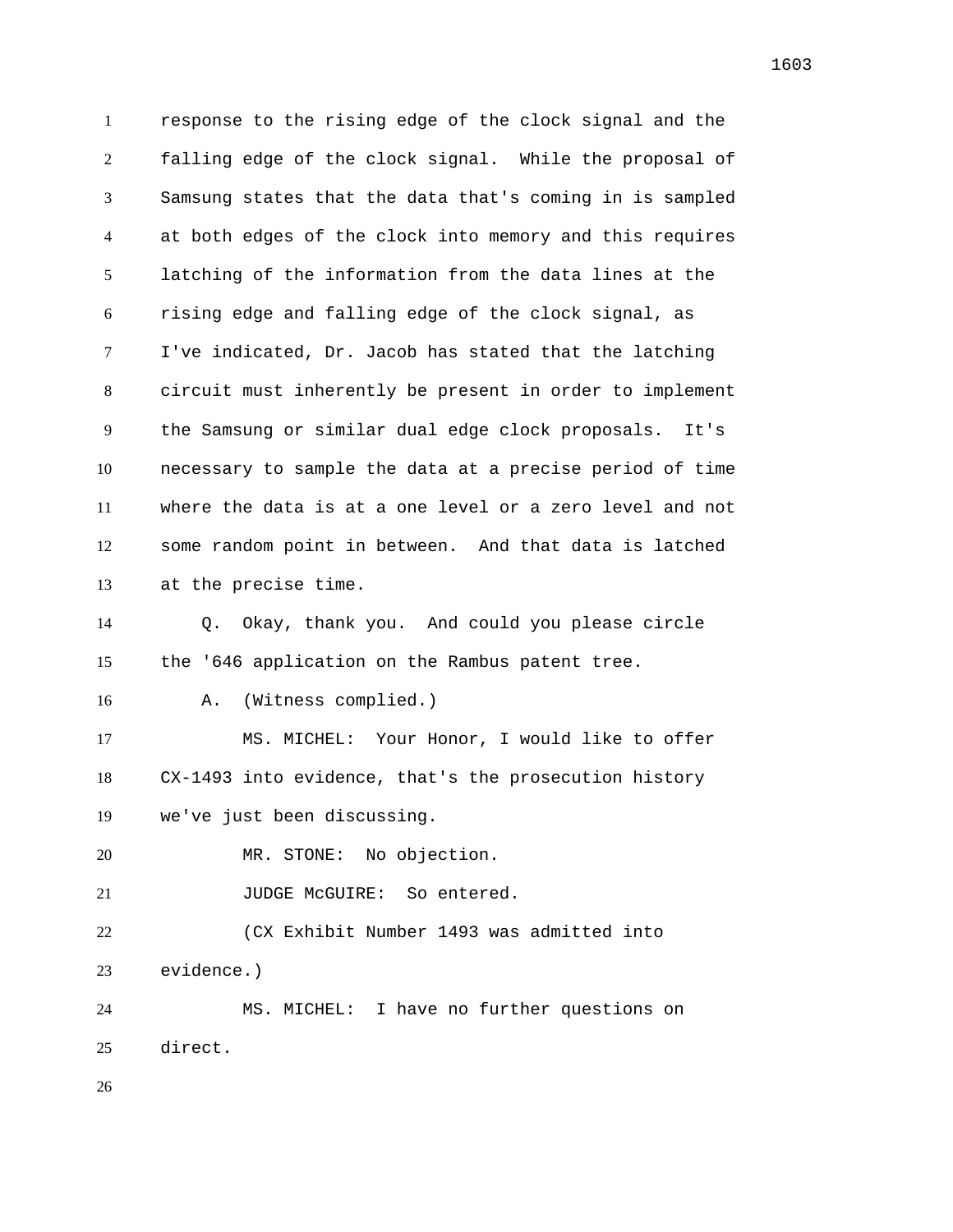response to the rising edge of the clock signal and the falling edge of the clock signal. While the proposal of Samsung states that the data that's coming in is sampled at both edges of the clock into memory and this requires latching of the information from the data lines at the rising edge and falling edge of the clock signal, as I've indicated, Dr. Jacob has stated that the latching circuit must inherently be present in order to implement the Samsung or similar dual edge clock proposals. It's necessary to sample the data at a precise period of time where the data is at a one level or a zero level and not some random point in between. And that data is latched at the precise time.

Q. Okay, thank you. And could you please circle the '646 application on the Rambus patent tree.

A. (Witness complied.)

MS. MICHEL: Your Honor, I would like to offer CX-1493 into evidence, that's the prosecution history we've just been discussing.

MR. STONE: No objection.

JUDGE McGUIRE: So entered.

(CX Exhibit Number 1493 was admitted into evidence.)

MS. MICHEL: I have no further questions on direct.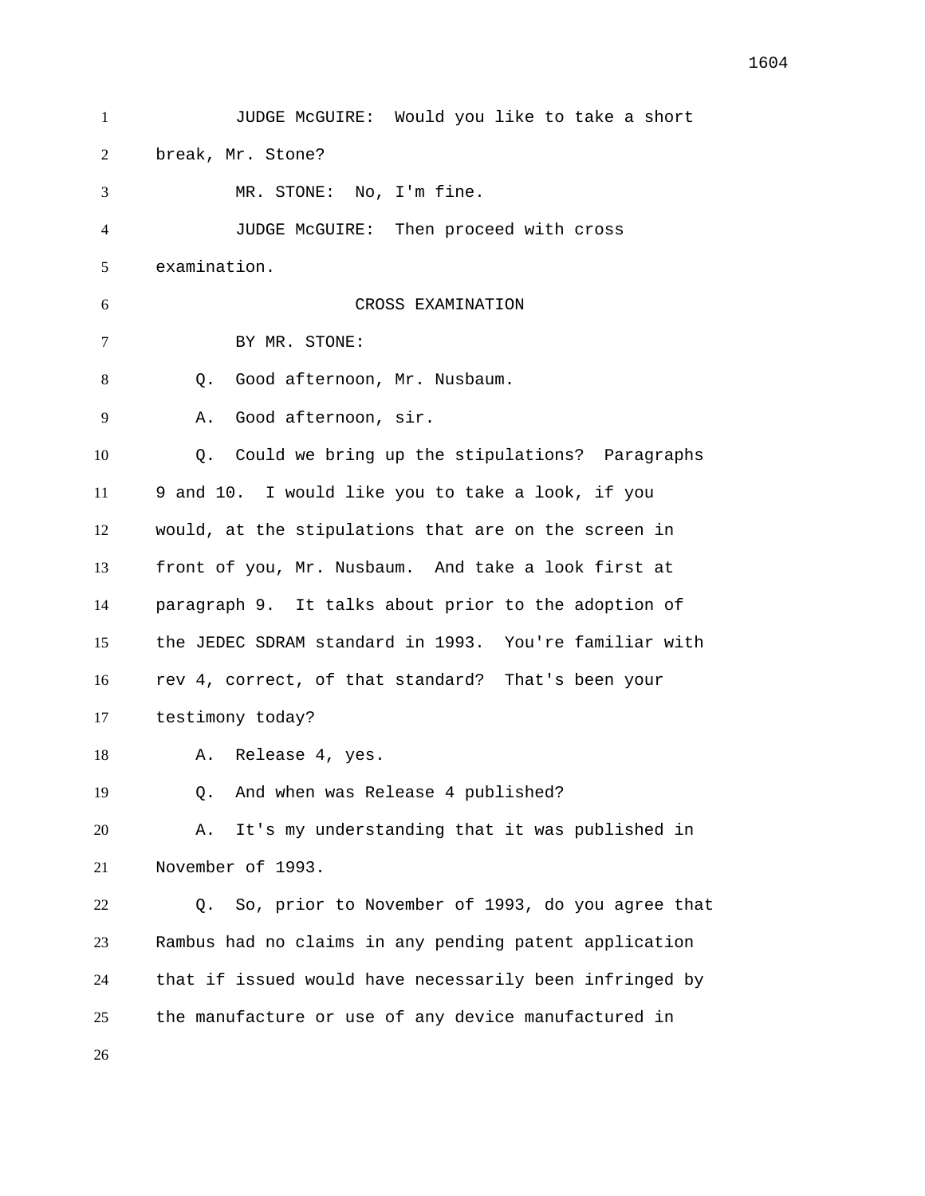JUDGE McGUIRE: Would you like to take a short break, Mr. Stone?

MR. STONE: No, I'm fine.

JUDGE McGUIRE: Then proceed with cross examination.

CROSS EXAMINATION

BY MR. STONE:

Q. Good afternoon, Mr. Nusbaum.

A. Good afternoon, sir.

Q. Could we bring up the stipulations? Paragraphs 9 and 10. I would like you to take a look, if you would, at the stipulations that are on the screen in front of you, Mr. Nusbaum. And take a look first at paragraph 9. It talks about prior to the adoption of the JEDEC SDRAM standard in 1993. You're familiar with rev 4, correct, of that standard? That's been your testimony today?

A. Release 4, yes.

Q. And when was Release 4 published?

A. It's my understanding that it was published in November of 1993.

Q. So, prior to November of 1993, do you agree that Rambus had no claims in any pending patent application that if issued would have necessarily been infringed by the manufacture or use of any device manufactured in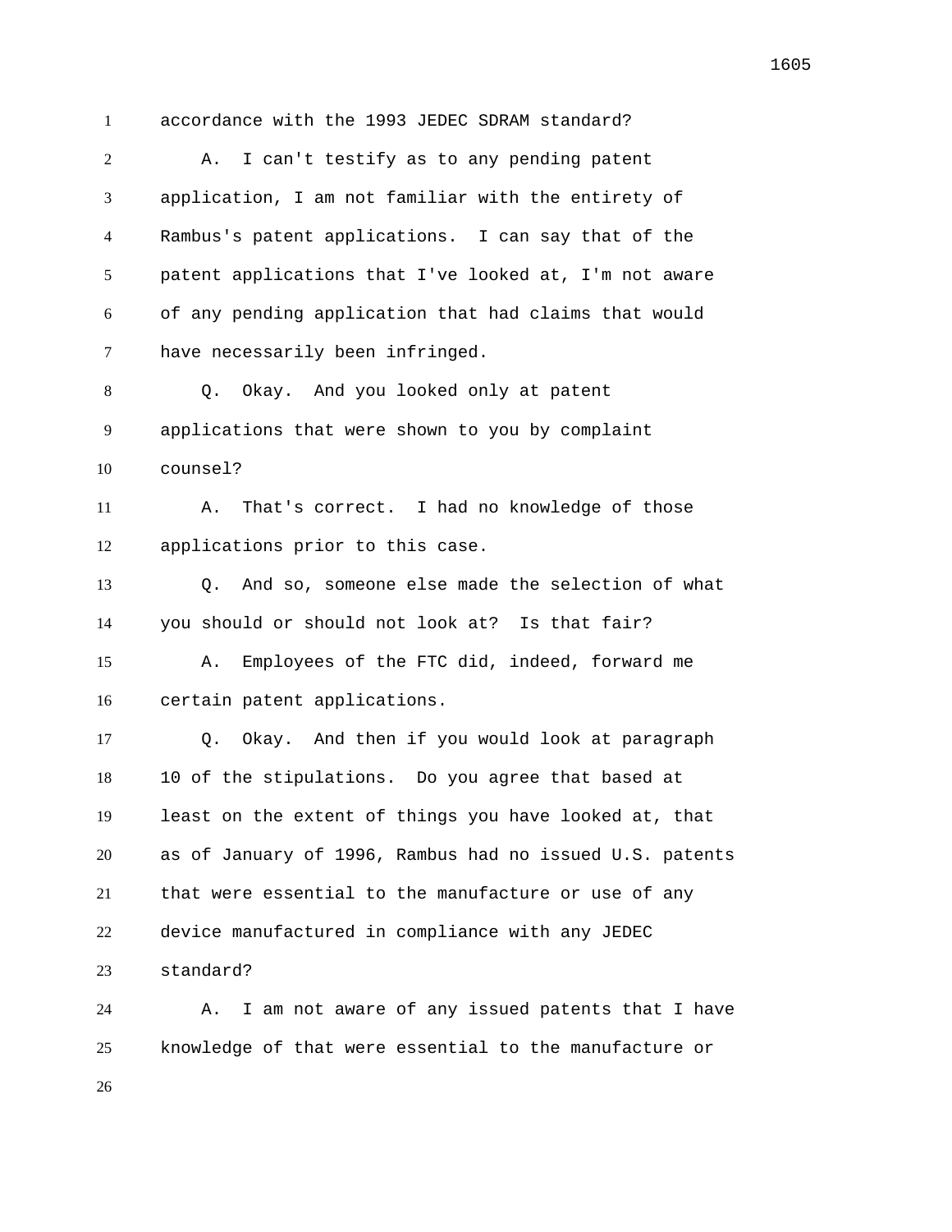accordance with the 1993 JEDEC SDRAM standard?

A. I can't testify as to any pending patent application, I am not familiar with the entirety of Rambus's patent applications. I can say that of the patent applications that I've looked at, I'm not aware of any pending application that had claims that would have necessarily been infringed.

Q. Okay. And you looked only at patent applications that were shown to you by complaint counsel?

A. That's correct. I had no knowledge of those applications prior to this case.

Q. And so, someone else made the selection of what you should or should not look at? Is that fair?

A. Employees of the FTC did, indeed, forward me certain patent applications.

Q. Okay. And then if you would look at paragraph 10 of the stipulations. Do you agree that based at least on the extent of things you have looked at, that as of January of 1996, Rambus had no issued U.S. patents that were essential to the manufacture or use of any device manufactured in compliance with any JEDEC standard?

A. I am not aware of any issued patents that I have knowledge of that were essential to the manufacture or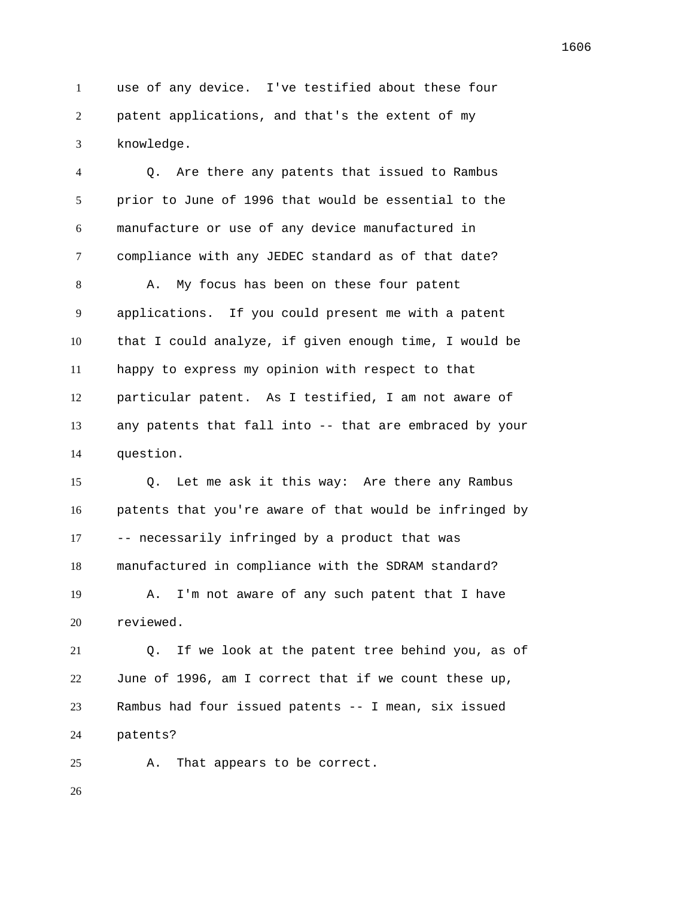use of any device. I've testified about these four patent applications, and that's the extent of my knowledge.

Q. Are there any patents that issued to Rambus prior to June of 1996 that would be essential to the manufacture or use of any device manufactured in compliance with any JEDEC standard as of that date?

A. My focus has been on these four patent applications. If you could present me with a patent that I could analyze, if given enough time, I would be happy to express my opinion with respect to that particular patent. As I testified, I am not aware of any patents that fall into -- that are embraced by your question.

Q. Let me ask it this way: Are there any Rambus patents that you're aware of that would be infringed by -- necessarily infringed by a product that was manufactured in compliance with the SDRAM standard?

A. I'm not aware of any such patent that I have reviewed.

Q. If we look at the patent tree behind you, as of June of 1996, am I correct that if we count these up, Rambus had four issued patents -- I mean, six issued patents?

A. That appears to be correct.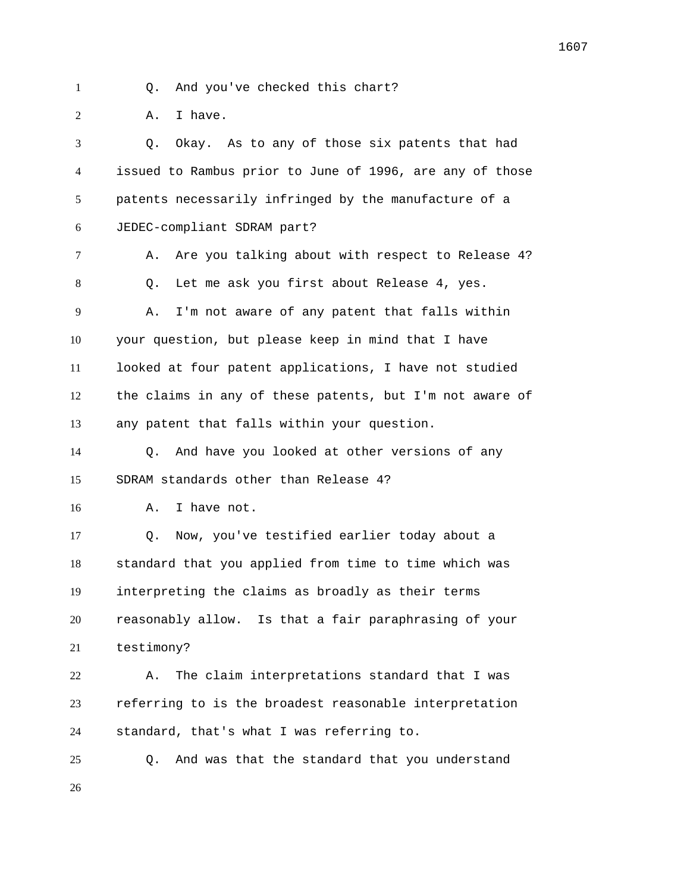Q. And you've checked this chart?

A. I have.

Q. Okay. As to any of those six patents that had issued to Rambus prior to June of 1996, are any of those patents necessarily infringed by the manufacture of a JEDEC-compliant SDRAM part?

A. Are you talking about with respect to Release 4?

Q. Let me ask you first about Release 4, yes.

A. I'm not aware of any patent that falls within your question, but please keep in mind that I have looked at four patent applications, I have not studied the claims in any of these patents, but I'm not aware of any patent that falls within your question.

Q. And have you looked at other versions of any SDRAM standards other than Release 4?

A. I have not.

Q. Now, you've testified earlier today about a standard that you applied from time to time which was interpreting the claims as broadly as their terms reasonably allow. Is that a fair paraphrasing of your testimony?

A. The claim interpretations standard that I was referring to is the broadest reasonable interpretation standard, that's what I was referring to.

Q. And was that the standard that you understand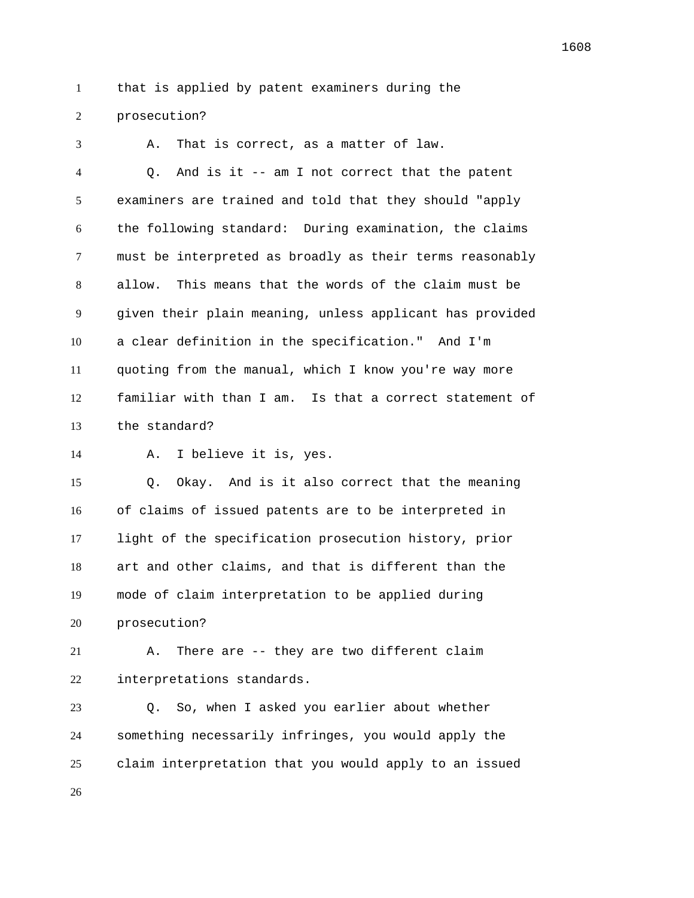that is applied by patent examiners during the prosecution?

A. That is correct, as a matter of law.

Q. And is it -- am I not correct that the patent examiners are trained and told that they should "apply the following standard: During examination, the claims must be interpreted as broadly as their terms reasonably allow. This means that the words of the claim must be given their plain meaning, unless applicant has provided a clear definition in the specification." And I'm quoting from the manual, which I know you're way more familiar with than I am. Is that a correct statement of the standard?

A. I believe it is, yes.

Q. Okay. And is it also correct that the meaning of claims of issued patents are to be interpreted in light of the specification prosecution history, prior art and other claims, and that is different than the mode of claim interpretation to be applied during prosecution?

A. There are -- they are two different claim interpretations standards.

Q. So, when I asked you earlier about whether something necessarily infringes, you would apply the claim interpretation that you would apply to an issued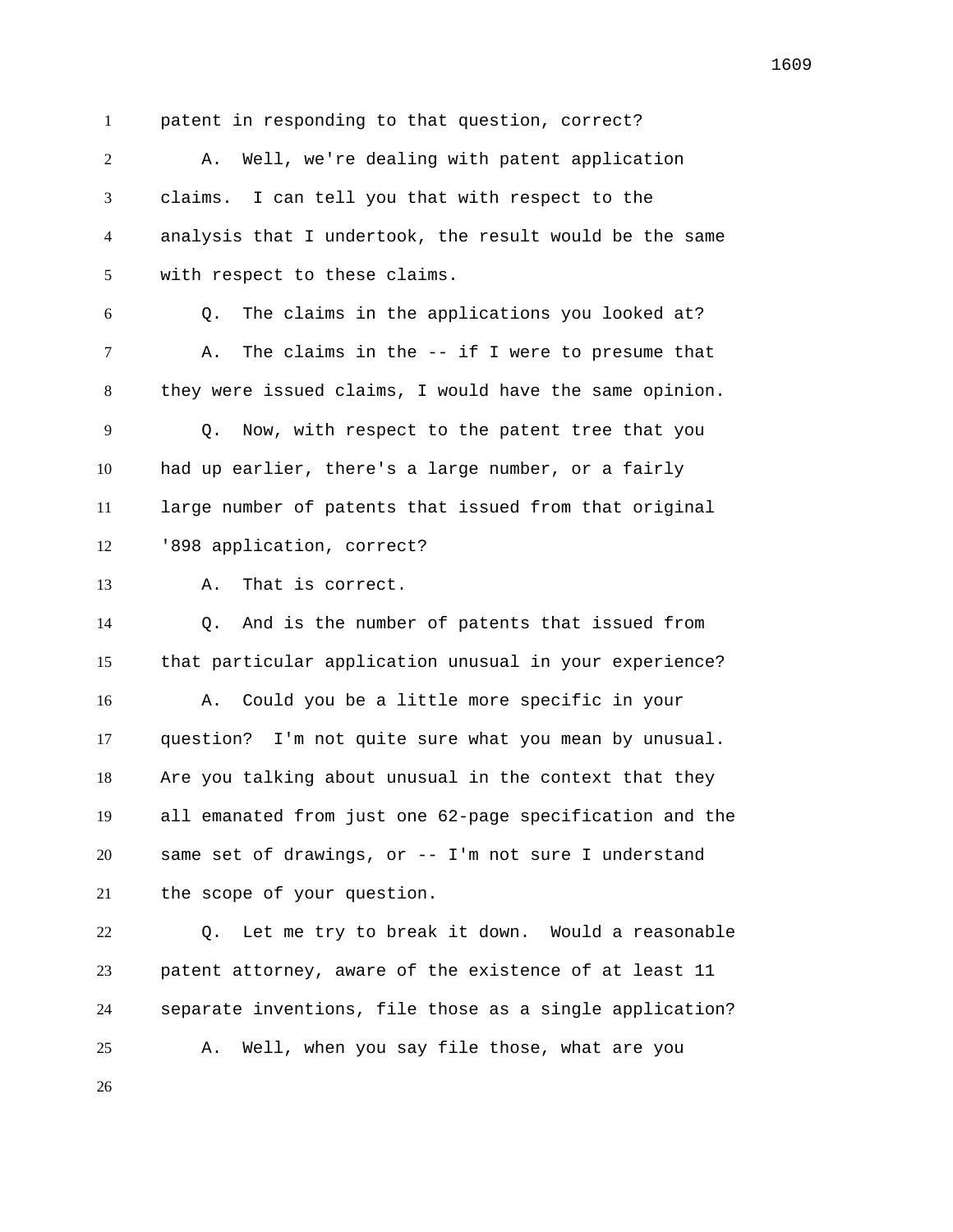patent in responding to that question, correct?

A. Well, we're dealing with patent application claims. I can tell you that with respect to the analysis that I undertook, the result would be the same with respect to these claims.

Q. The claims in the applications you looked at?

A. The claims in the -- if I were to presume that they were issued claims, I would have the same opinion.

Q. Now, with respect to the patent tree that you had up earlier, there's a large number, or a fairly large number of patents that issued from that original '898 application, correct?

A. That is correct.

Q. And is the number of patents that issued from that particular application unusual in your experience?

A. Could you be a little more specific in your question? I'm not quite sure what you mean by unusual. Are you talking about unusual in the context that they all emanated from just one 62-page specification and the same set of drawings, or -- I'm not sure I understand the scope of your question.

Q. Let me try to break it down. Would a reasonable patent attorney, aware of the existence of at least 11 separate inventions, file those as a single application?

A. Well, when you say file those, what are you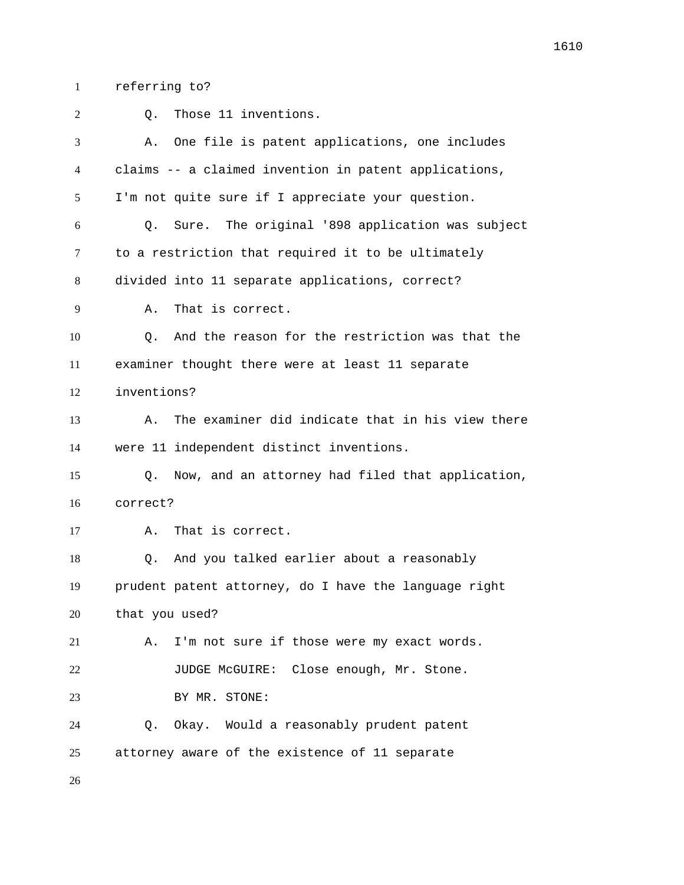referring to?

Q. Those 11 inventions.

A. One file is patent applications, one includes claims -- a claimed invention in patent applications, I'm not quite sure if I appreciate your question.

Q. Sure. The original '898 application was subject to a restriction that required it to be ultimately divided into 11 separate applications, correct?

A. That is correct.

Q. And the reason for the restriction was that the examiner thought there were at least 11 separate inventions?

A. The examiner did indicate that in his view there were 11 independent distinct inventions.

Q. Now, and an attorney had filed that application, correct?

A. That is correct.

Q. And you talked earlier about a reasonably prudent patent attorney, do I have the language right that you used?

A. I'm not sure if those were my exact words.

JUDGE McGUIRE: Close enough, Mr. Stone.

BY MR. STONE:

Q. Okay. Would a reasonably prudent patent attorney aware of the existence of 11 separate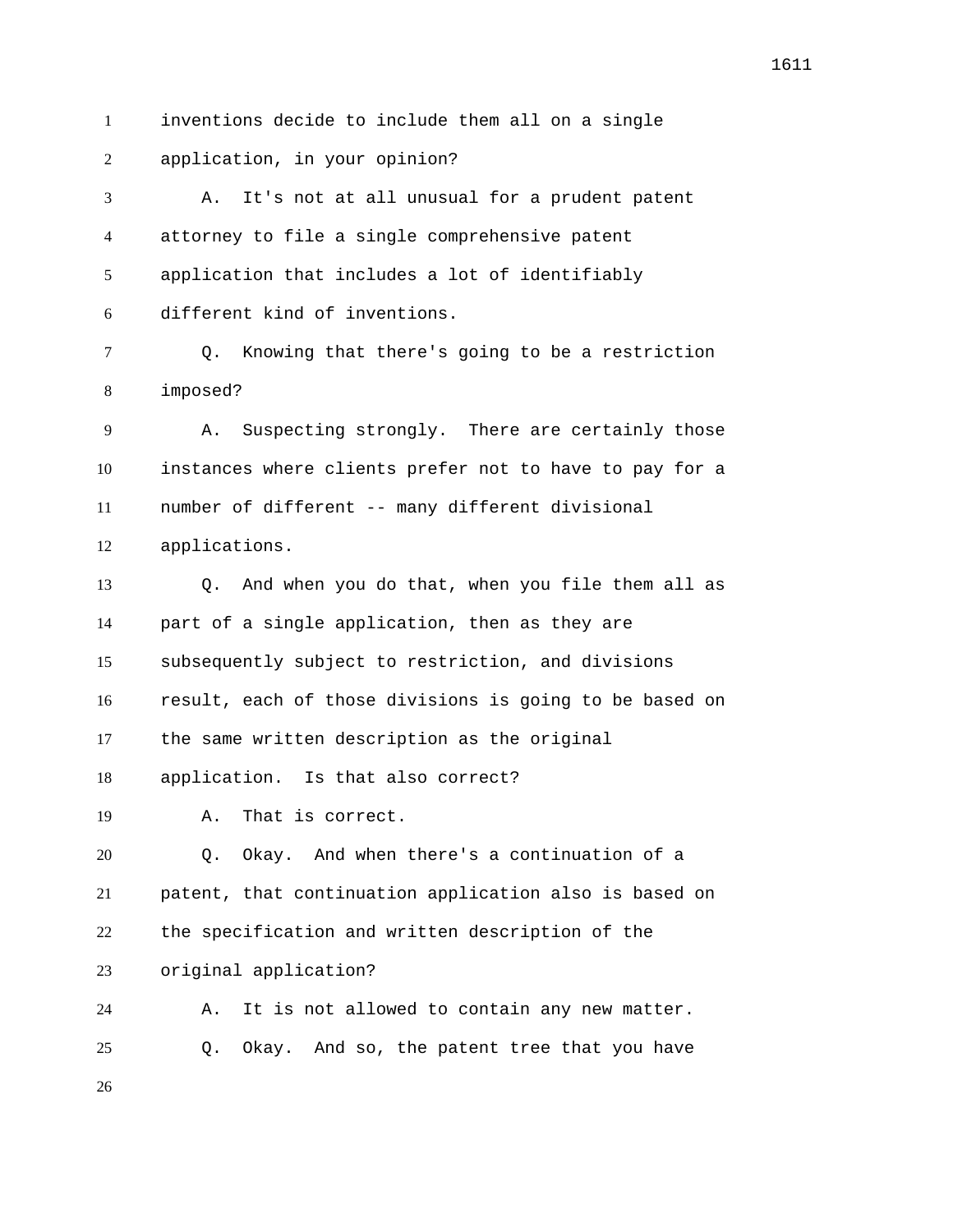inventions decide to include them all on a single application, in your opinion?

A. It's not at all unusual for a prudent patent attorney to file a single comprehensive patent application that includes a lot of identifiably different kind of inventions.

Q. Knowing that there's going to be a restriction imposed?

A. Suspecting strongly. There are certainly those instances where clients prefer not to have to pay for a number of different -- many different divisional applications.

Q. And when you do that, when you file them all as part of a single application, then as they are subsequently subject to restriction, and divisions result, each of those divisions is going to be based on the same written description as the original application. Is that also correct?

A. That is correct.

Q. Okay. And when there's a continuation of a patent, that continuation application also is based on the specification and written description of the original application?

A. It is not allowed to contain any new matter.

Q. Okay. And so, the patent tree that you have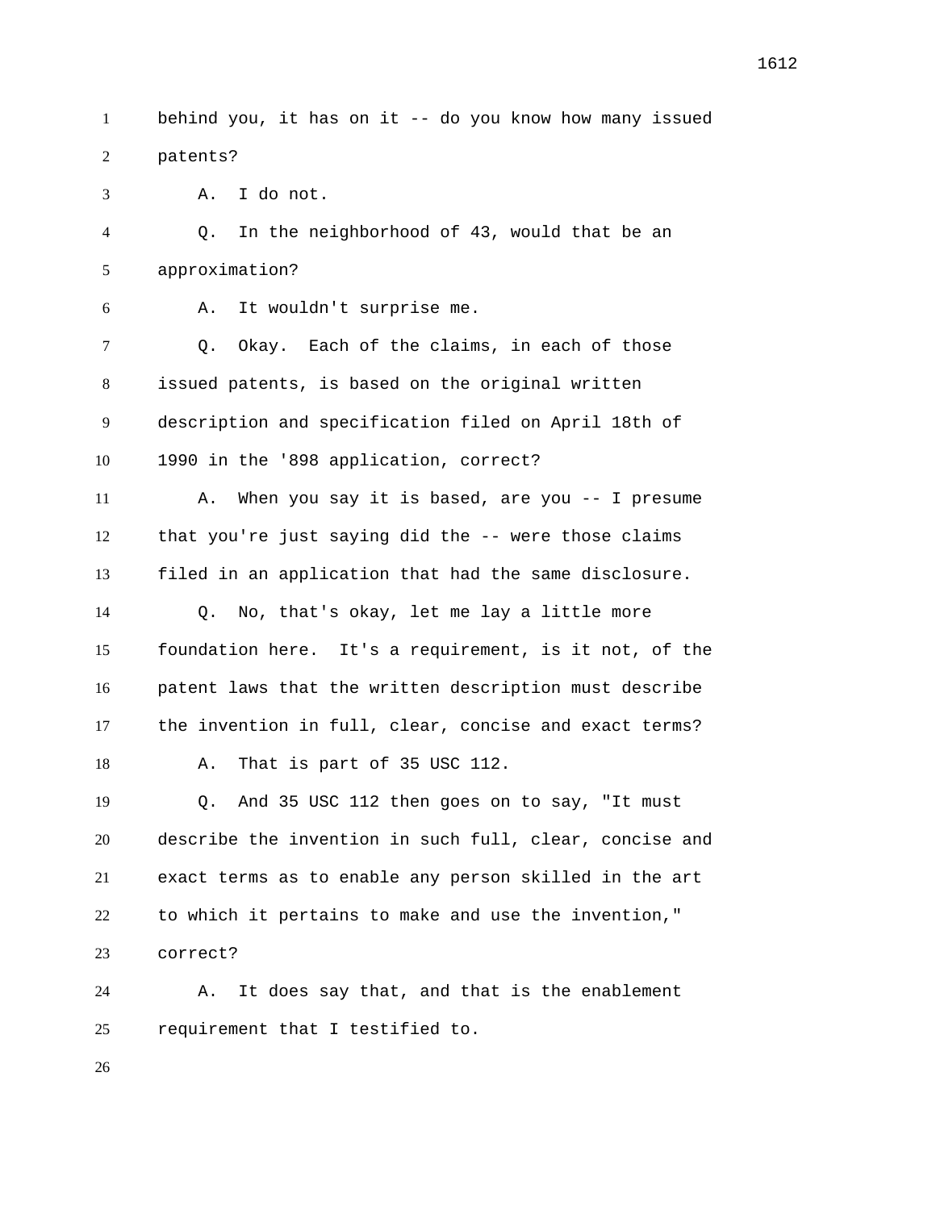behind you, it has on it -- do you know how many issued patents?

A. I do not.

Q. In the neighborhood of 43, would that be an approximation?

A. It wouldn't surprise me.

Q. Okay. Each of the claims, in each of those issued patents, is based on the original written description and specification filed on April 18th of 1990 in the '898 application, correct?

A. When you say it is based, are you -- I presume that you're just saying did the -- were those claims filed in an application that had the same disclosure.

Q. No, that's okay, let me lay a little more foundation here. It's a requirement, is it not, of the patent laws that the written description must describe the invention in full, clear, concise and exact terms?

A. That is part of 35 USC 112.

Q. And 35 USC 112 then goes on to say, "It must describe the invention in such full, clear, concise and exact terms as to enable any person skilled in the art to which it pertains to make and use the invention," correct?

A. It does say that, and that is the enablement requirement that I testified to.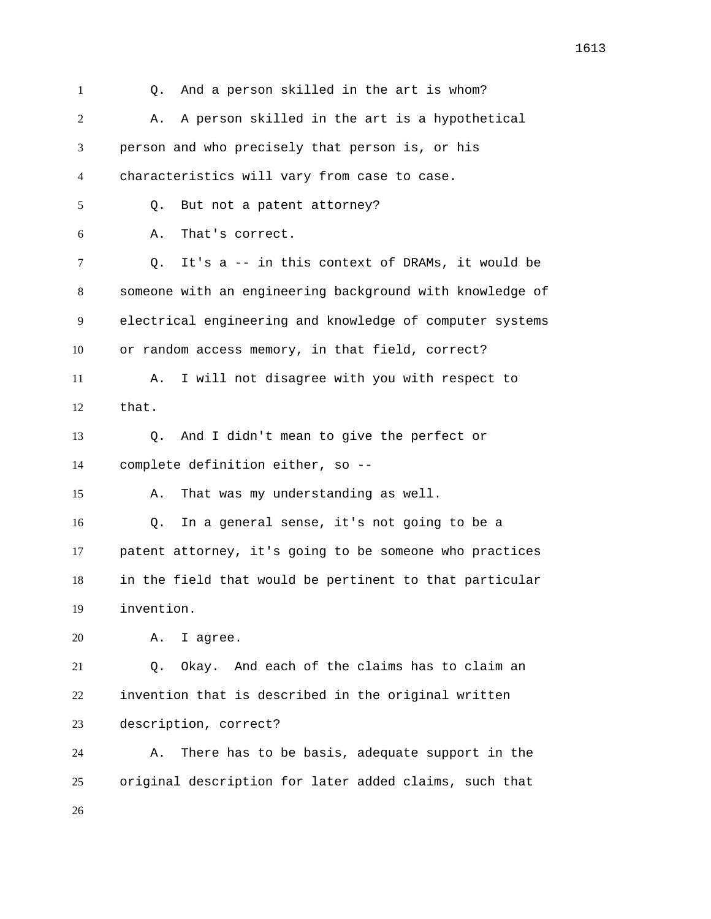Q. And a person skilled in the art is whom?

A. A person skilled in the art is a hypothetical person and who precisely that person is, or his characteristics will vary from case to case.

Q. But not a patent attorney?

A. That's correct.

Q. It's a -- in this context of DRAMs, it would be someone with an engineering background with knowledge of electrical engineering and knowledge of computer systems or random access memory, in that field, correct?

A. I will not disagree with you with respect to that.

Q. And I didn't mean to give the perfect or complete definition either, so --

A. That was my understanding as well.

Q. In a general sense, it's not going to be a patent attorney, it's going to be someone who practices in the field that would be pertinent to that particular invention.

A. I agree.

Q. Okay. And each of the claims has to claim an invention that is described in the original written description, correct?

A. There has to be basis, adequate support in the original description for later added claims, such that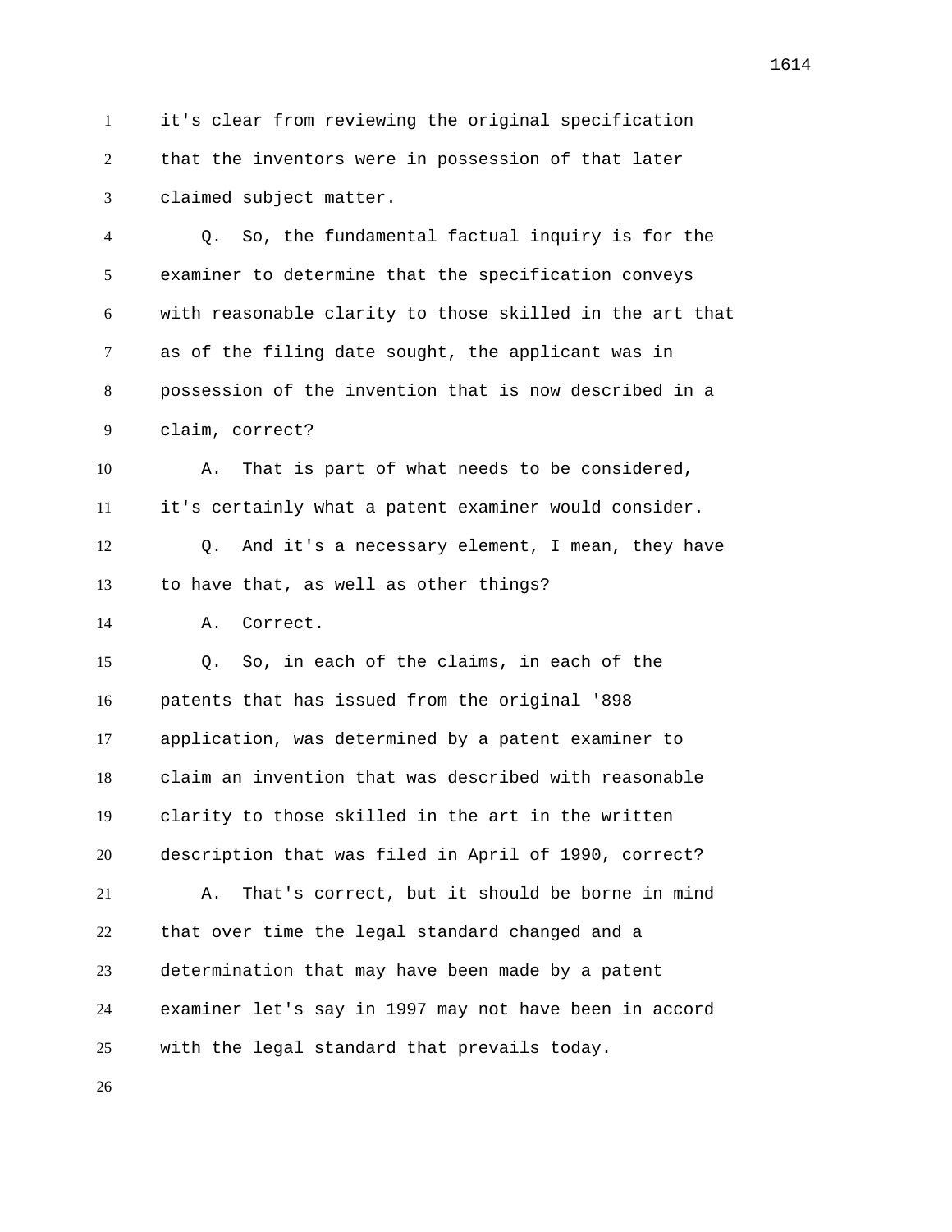it's clear from reviewing the original specification that the inventors were in possession of that later claimed subject matter.

Q. So, the fundamental factual inquiry is for the examiner to determine that the specification conveys with reasonable clarity to those skilled in the art that as of the filing date sought, the applicant was in possession of the invention that is now described in a claim, correct?

A. That is part of what needs to be considered, it's certainly what a patent examiner would consider.

Q. And it's a necessary element, I mean, they have to have that, as well as other things?

A. Correct.

Q. So, in each of the claims, in each of the patents that has issued from the original '898 application, was determined by a patent examiner to claim an invention that was described with reasonable clarity to those skilled in the art in the written description that was filed in April of 1990, correct?

A. That's correct, but it should be borne in mind that over time the legal standard changed and a determination that may have been made by a patent examiner let's say in 1997 may not have been in accord with the legal standard that prevails today.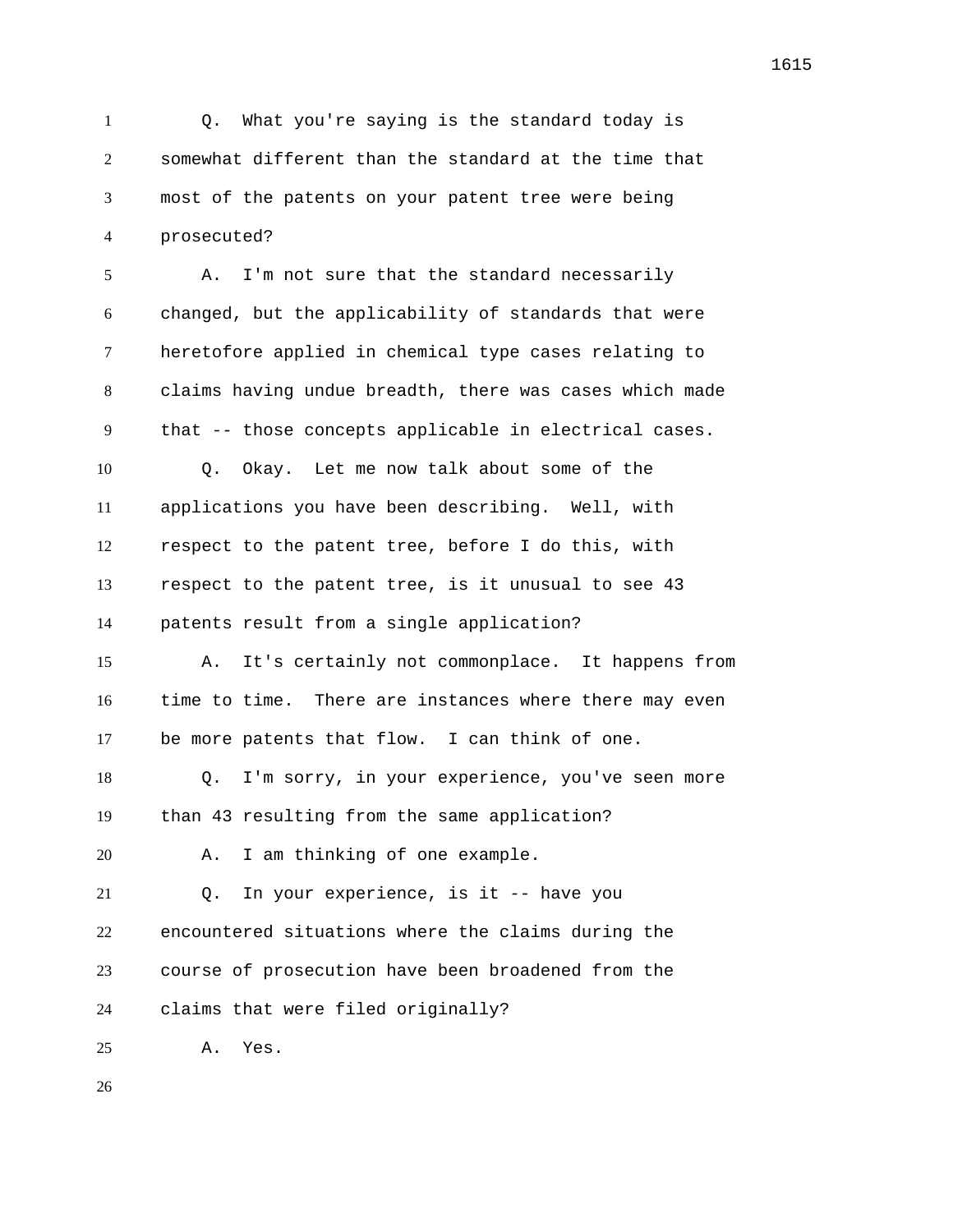Q. What you're saying is the standard today is somewhat different than the standard at the time that most of the patents on your patent tree were being prosecuted?

A. I'm not sure that the standard necessarily changed, but the applicability of standards that were heretofore applied in chemical type cases relating to claims having undue breadth, there was cases which made that -- those concepts applicable in electrical cases.

Q. Okay. Let me now talk about some of the applications you have been describing. Well, with respect to the patent tree, before I do this, with respect to the patent tree, is it unusual to see 43 patents result from a single application?

A. It's certainly not commonplace. It happens from time to time. There are instances where there may even be more patents that flow. I can think of one.

Q. I'm sorry, in your experience, you've seen more than 43 resulting from the same application?

A. I am thinking of one example.

Q. In your experience, is it -- have you encountered situations where the claims during the course of prosecution have been broadened from the claims that were filed originally?

A. Yes.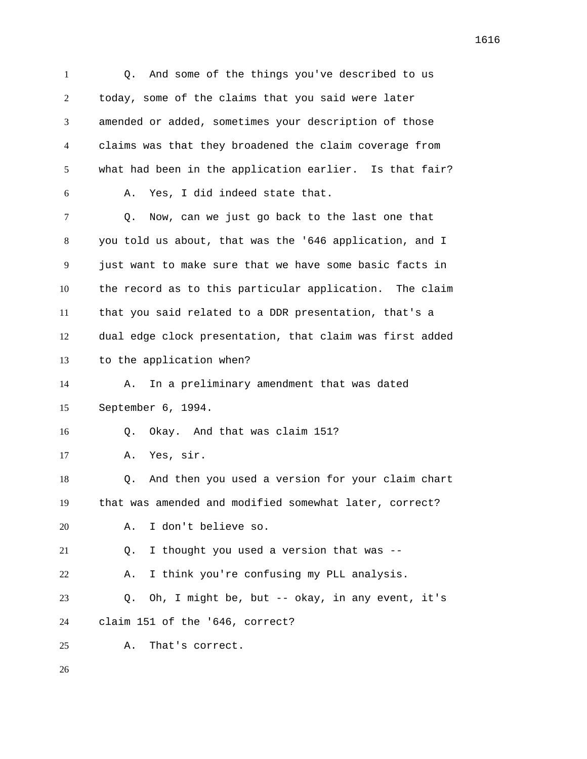Q. And some of the things you've described to us today, some of the claims that you said were later amended or added, sometimes your description of those claims was that they broadened the claim coverage from what had been in the application earlier. Is that fair?

A. Yes, I did indeed state that.

Q. Now, can we just go back to the last one that you told us about, that was the '646 application, and I just want to make sure that we have some basic facts in the record as to this particular application. The claim that you said related to a DDR presentation, that's a dual edge clock presentation, that claim was first added to the application when?

A. In a preliminary amendment that was dated September 6, 1994.

Q. Okay. And that was claim 151?

A. Yes, sir.

Q. And then you used a version for your claim chart that was amended and modified somewhat later, correct?

A. I don't believe so.

Q. I thought you used a version that was --

A. I think you're confusing my PLL analysis.

Q. Oh, I might be, but -- okay, in any event, it's claim 151 of the '646, correct?

A. That's correct.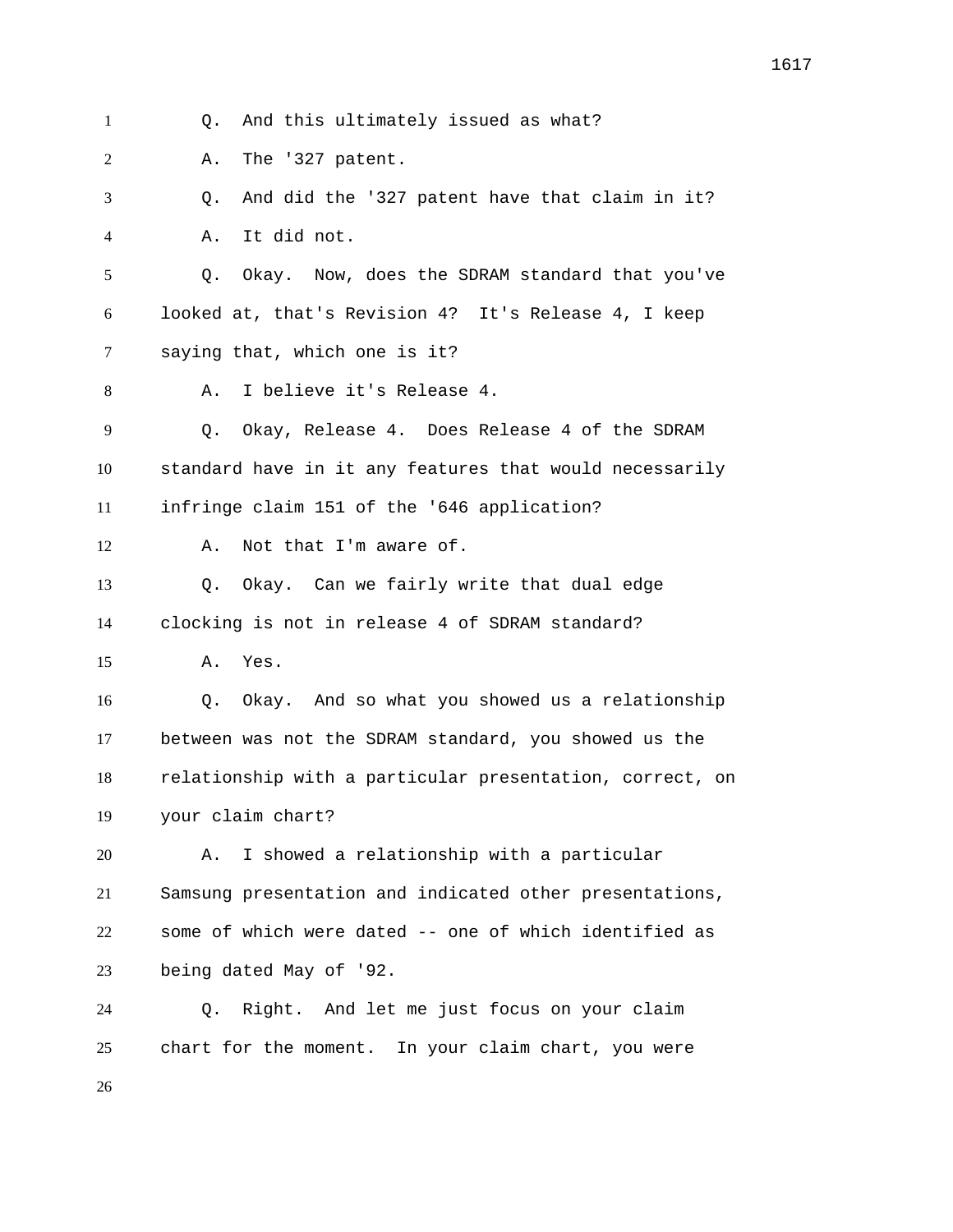Q. And this ultimately issued as what?

A. The '327 patent.

Q. And did the '327 patent have that claim in it?

A. It did not.

Q. Okay. Now, does the SDRAM standard that you've looked at, that's Revision 4? It's Release 4, I keep saying that, which one is it?

A. I believe it's Release 4.

Q. Okay, Release 4. Does Release 4 of the SDRAM standard have in it any features that would necessarily infringe claim 151 of the '646 application?

A. Not that I'm aware of.

Q. Okay. Can we fairly write that dual edge clocking is not in release 4 of SDRAM standard?

A. Yes.

Q. Okay. And so what you showed us a relationship between was not the SDRAM standard, you showed us the relationship with a particular presentation, correct, on your claim chart?

A. I showed a relationship with a particular Samsung presentation and indicated other presentations, some of which were dated -- one of which identified as being dated May of '92.

Q. Right. And let me just focus on your claim chart for the moment. In your claim chart, you were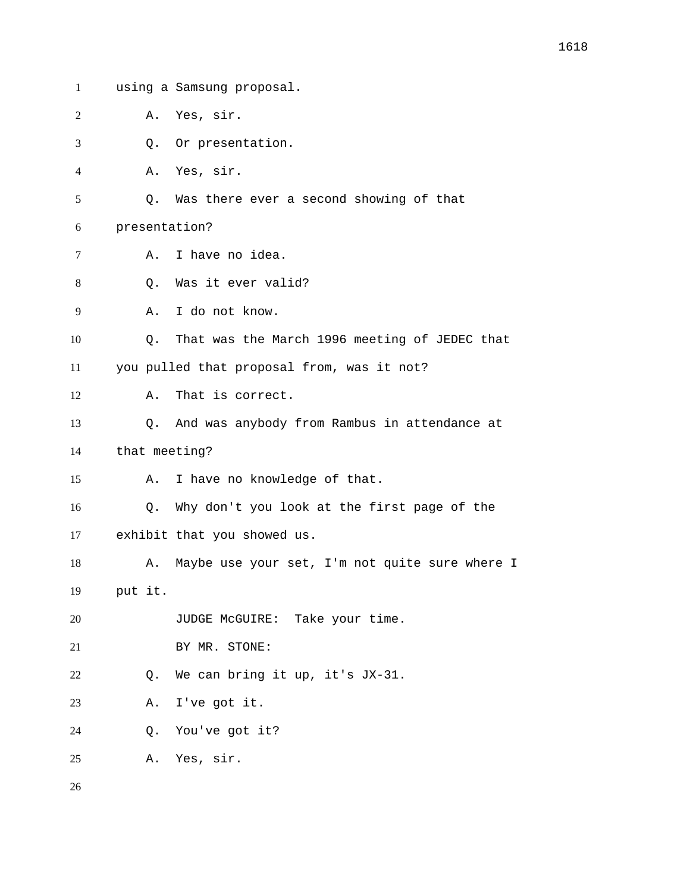using a Samsung proposal.

A. Yes, sir.

Q. Or presentation.

A. Yes, sir.

Q. Was there ever a second showing of that presentation?

A. I have no idea.

Q. Was it ever valid?

A. I do not know.

Q. That was the March 1996 meeting of JEDEC that you pulled that proposal from, was it not?

A. That is correct.

Q. And was anybody from Rambus in attendance at that meeting?

A. I have no knowledge of that.

Q. Why don't you look at the first page of the exhibit that you showed us.

A. Maybe use your set, I'm not quite sure where I put it.

JUDGE McGUIRE: Take your time.

BY MR. STONE:

Q. We can bring it up, it's JX-31.

A. I've got it.

Q. You've got it?

A. Yes, sir.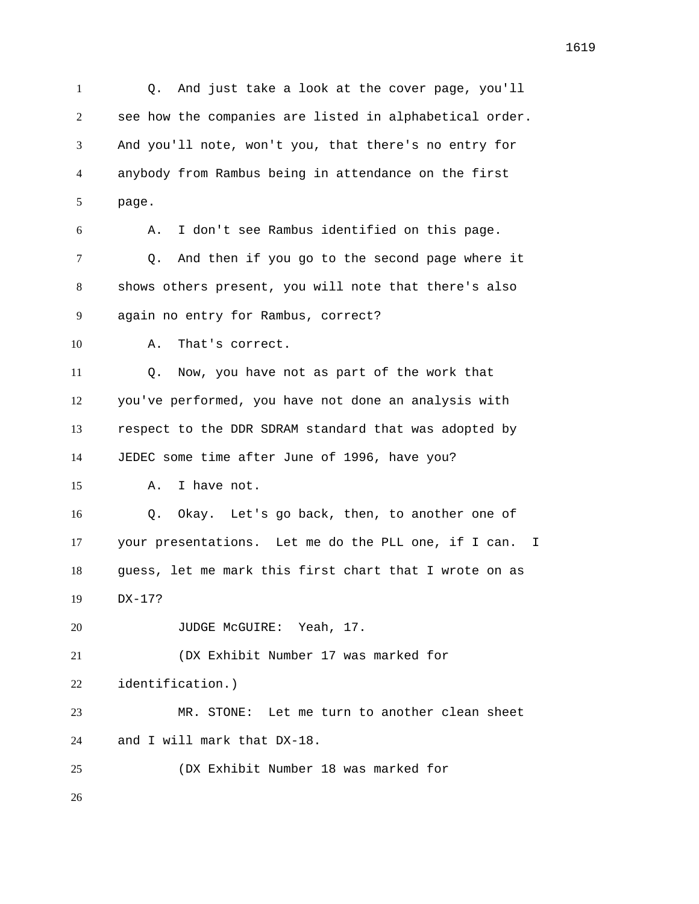Q. And just take a look at the cover page, you'll see how the companies are listed in alphabetical order. And you'll note, won't you, that there's no entry for anybody from Rambus being in attendance on the first page.

A. I don't see Rambus identified on this page.

Q. And then if you go to the second page where it shows others present, you will note that there's also again no entry for Rambus, correct?

A. That's correct.

Q. Now, you have not as part of the work that you've performed, you have not done an analysis with respect to the DDR SDRAM standard that was adopted by JEDEC some time after June of 1996, have you?

A. I have not.

Q. Okay. Let's go back, then, to another one of your presentations. Let me do the PLL one, if I can. I guess, let me mark this first chart that I wrote on as DX-17?

JUDGE McGUIRE: Yeah, 17.

(DX Exhibit Number 17 was marked for identification.)

MR. STONE: Let me turn to another clean sheet and I will mark that DX-18.

(DX Exhibit Number 18 was marked for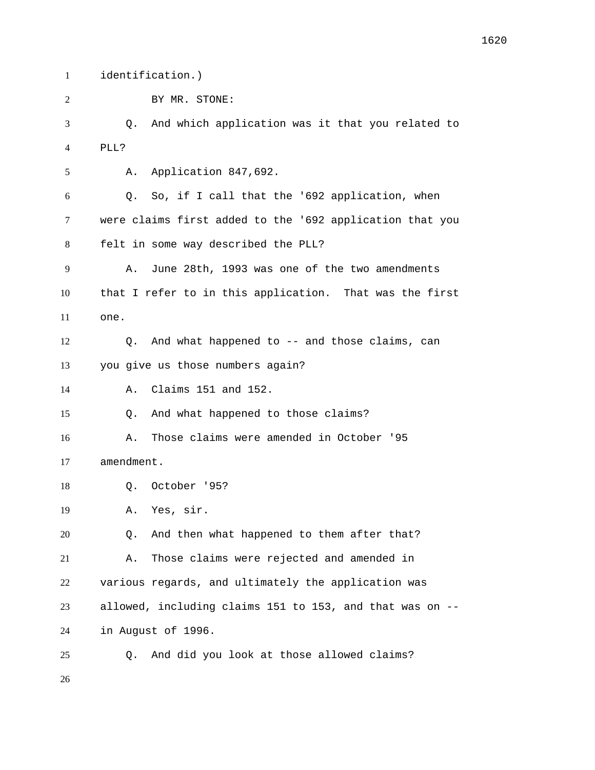identification.)

BY MR. STONE:

Q. And which application was it that you related to PLL?

A. Application 847,692.

Q. So, if I call that the '692 application, when were claims first added to the '692 application that you felt in some way described the PLL?

A. June 28th, 1993 was one of the two amendments that I refer to in this application. That was the first one.

Q. And what happened to -- and those claims, can you give us those numbers again?

A. Claims 151 and 152.

Q. And what happened to those claims?

A. Those claims were amended in October '95 amendment.

Q. October '95?

A. Yes, sir.

Q. And then what happened to them after that?

A. Those claims were rejected and amended in various regards, and ultimately the application was allowed, including claims 151 to 153, and that was on -- in August of 1996.

Q. And did you look at those allowed claims?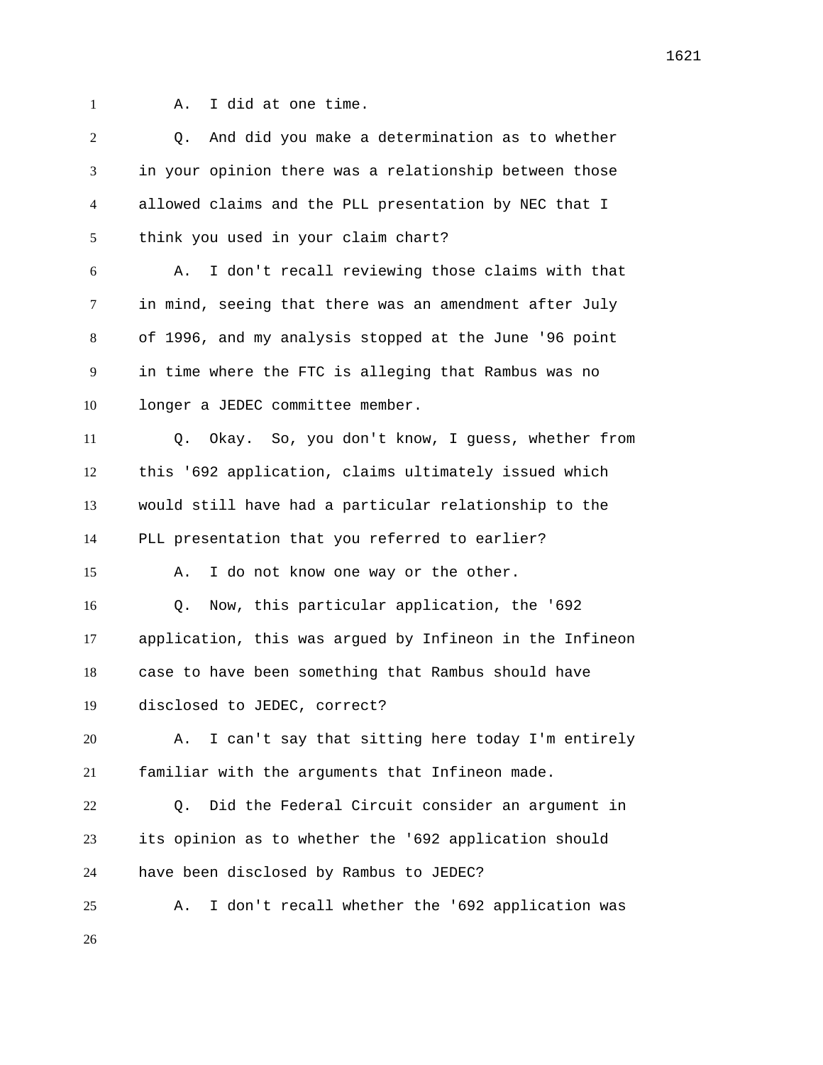A. I did at one time.

Q. And did you make a determination as to whether in your opinion there was a relationship between those allowed claims and the PLL presentation by NEC that I think you used in your claim chart?

A. I don't recall reviewing those claims with that in mind, seeing that there was an amendment after July of 1996, and my analysis stopped at the June '96 point in time where the FTC is alleging that Rambus was no longer a JEDEC committee member.

Q. Okay. So, you don't know, I guess, whether from this '692 application, claims ultimately issued which would still have had a particular relationship to the PLL presentation that you referred to earlier?

A. I do not know one way or the other.

Q. Now, this particular application, the '692 application, this was argued by Infineon in the Infineon case to have been something that Rambus should have disclosed to JEDEC, correct?

A. I can't say that sitting here today I'm entirely familiar with the arguments that Infineon made.

Q. Did the Federal Circuit consider an argument in its opinion as to whether the '692 application should have been disclosed by Rambus to JEDEC?

A. I don't recall whether the '692 application was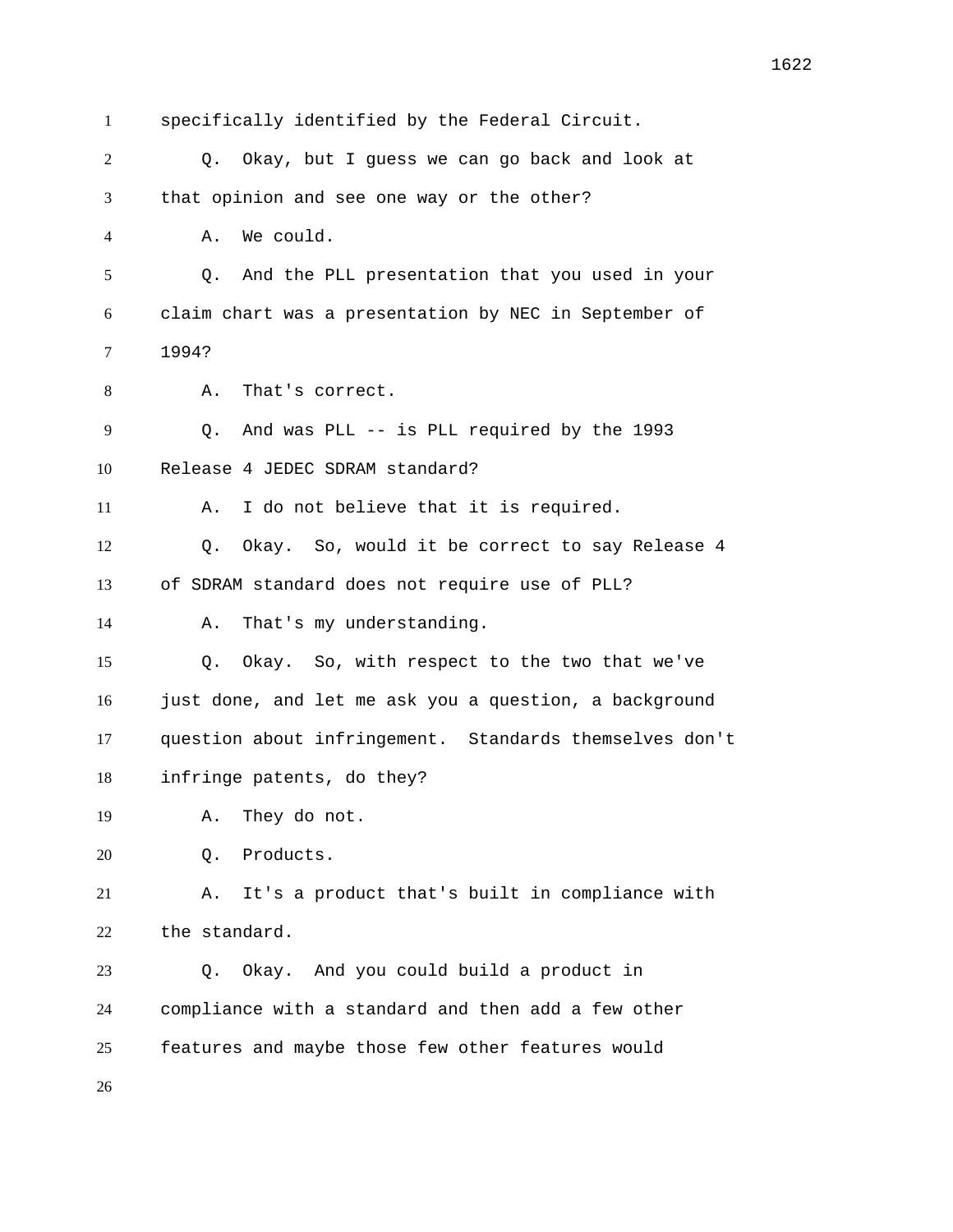specifically identified by the Federal Circuit.

Q. Okay, but I guess we can go back and look at that opinion and see one way or the other?

A. We could.

Q. And the PLL presentation that you used in your claim chart was a presentation by NEC in September of 1994?

A. That's correct.

Q. And was PLL -- is PLL required by the 1993 Release 4 JEDEC SDRAM standard?

A. I do not believe that it is required.

Q. Okay. So, would it be correct to say Release 4 of SDRAM standard does not require use of PLL?

A. That's my understanding.

Q. Okay. So, with respect to the two that we've just done, and let me ask you a question, a background question about infringement. Standards themselves don't infringe patents, do they?

A. They do not.

Q. Products.

A. It's a product that's built in compliance with the standard.

Q. Okay. And you could build a product in compliance with a standard and then add a few other features and maybe those few other features would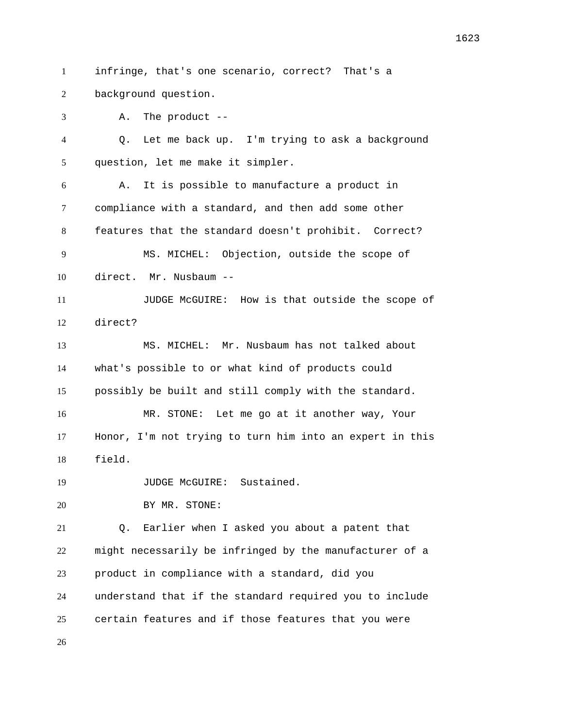infringe, that's one scenario, correct? That's a background question.

A. The product --

Q. Let me back up. I'm trying to ask a background question, let me make it simpler.

A. It is possible to manufacture a product in compliance with a standard, and then add some other features that the standard doesn't prohibit. Correct?

MS. MICHEL: Objection, outside the scope of direct. Mr. Nusbaum --

JUDGE McGUIRE: How is that outside the scope of direct?

MS. MICHEL: Mr. Nusbaum has not talked about what's possible to or what kind of products could possibly be built and still comply with the standard.

MR. STONE: Let me go at it another way, Your Honor, I'm not trying to turn him into an expert in this field.

JUDGE McGUIRE: Sustained.

BY MR. STONE:

Q. Earlier when I asked you about a patent that might necessarily be infringed by the manufacturer of a product in compliance with a standard, did you understand that if the standard required you to include certain features and if those features that you were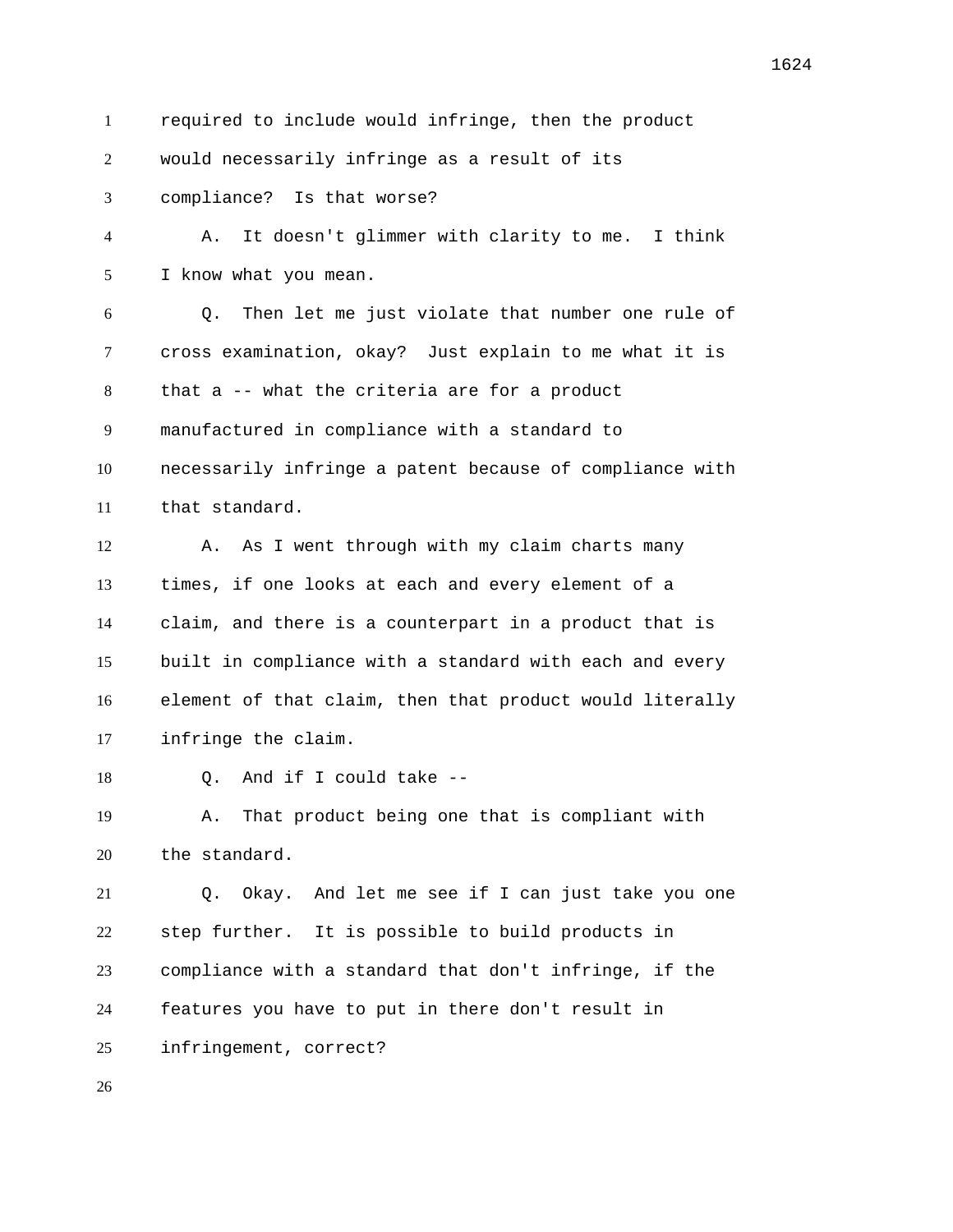required to include would infringe, then the product would necessarily infringe as a result of its compliance? Is that worse?

A. It doesn't glimmer with clarity to me. I think I know what you mean.

Q. Then let me just violate that number one rule of cross examination, okay? Just explain to me what it is that a -- what the criteria are for a product manufactured in compliance with a standard to necessarily infringe a patent because of compliance with that standard.

A. As I went through with my claim charts many times, if one looks at each and every element of a claim, and there is a counterpart in a product that is built in compliance with a standard with each and every element of that claim, then that product would literally infringe the claim.

Q. And if I could take --

A. That product being one that is compliant with the standard.

Q. Okay. And let me see if I can just take you one step further. It is possible to build products in compliance with a standard that don't infringe, if the features you have to put in there don't result in infringement, correct?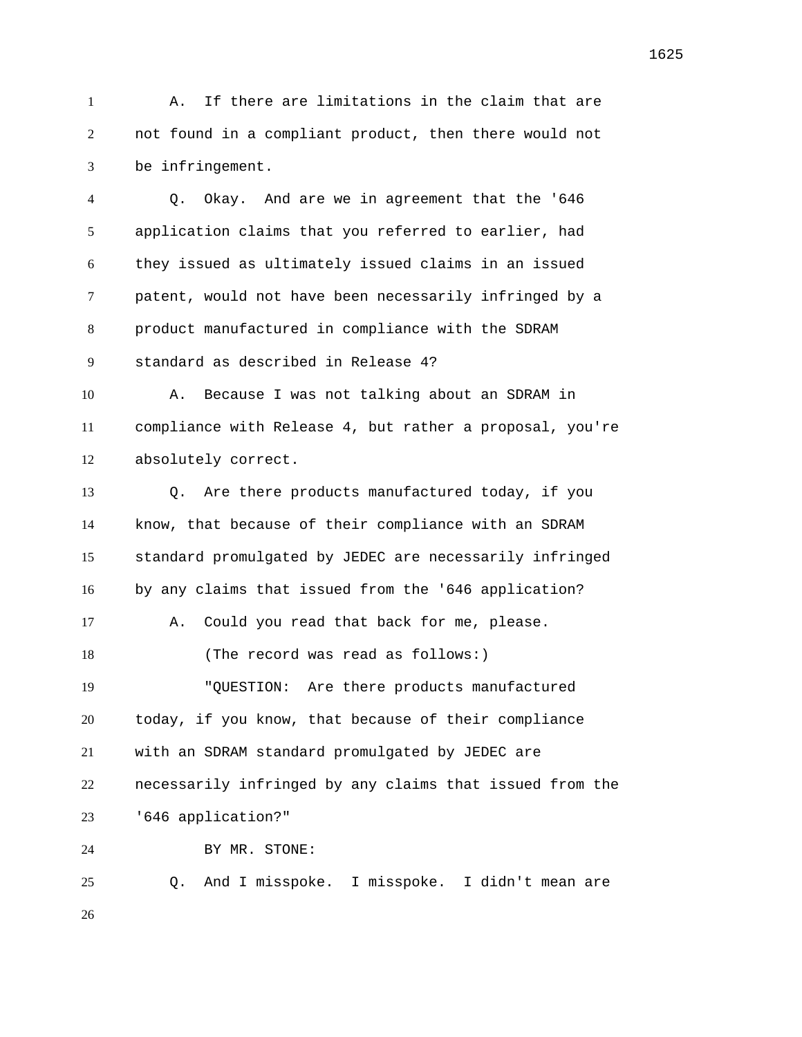A. If there are limitations in the claim that are not found in a compliant product, then there would not be infringement.

Q. Okay. And are we in agreement that the '646 application claims that you referred to earlier, had they issued as ultimately issued claims in an issued patent, would not have been necessarily infringed by a product manufactured in compliance with the SDRAM standard as described in Release 4?

A. Because I was not talking about an SDRAM in compliance with Release 4, but rather a proposal, you're absolutely correct.

Q. Are there products manufactured today, if you know, that because of their compliance with an SDRAM standard promulgated by JEDEC are necessarily infringed by any claims that issued from the '646 application?

A. Could you read that back for me, please.

(The record was read as follows:)

"QUESTION: Are there products manufactured today, if you know, that because of their compliance with an SDRAM standard promulgated by JEDEC are necessarily infringed by any claims that issued from the '646 application?"

BY MR. STONE:

Q. And I misspoke. I misspoke. I didn't mean are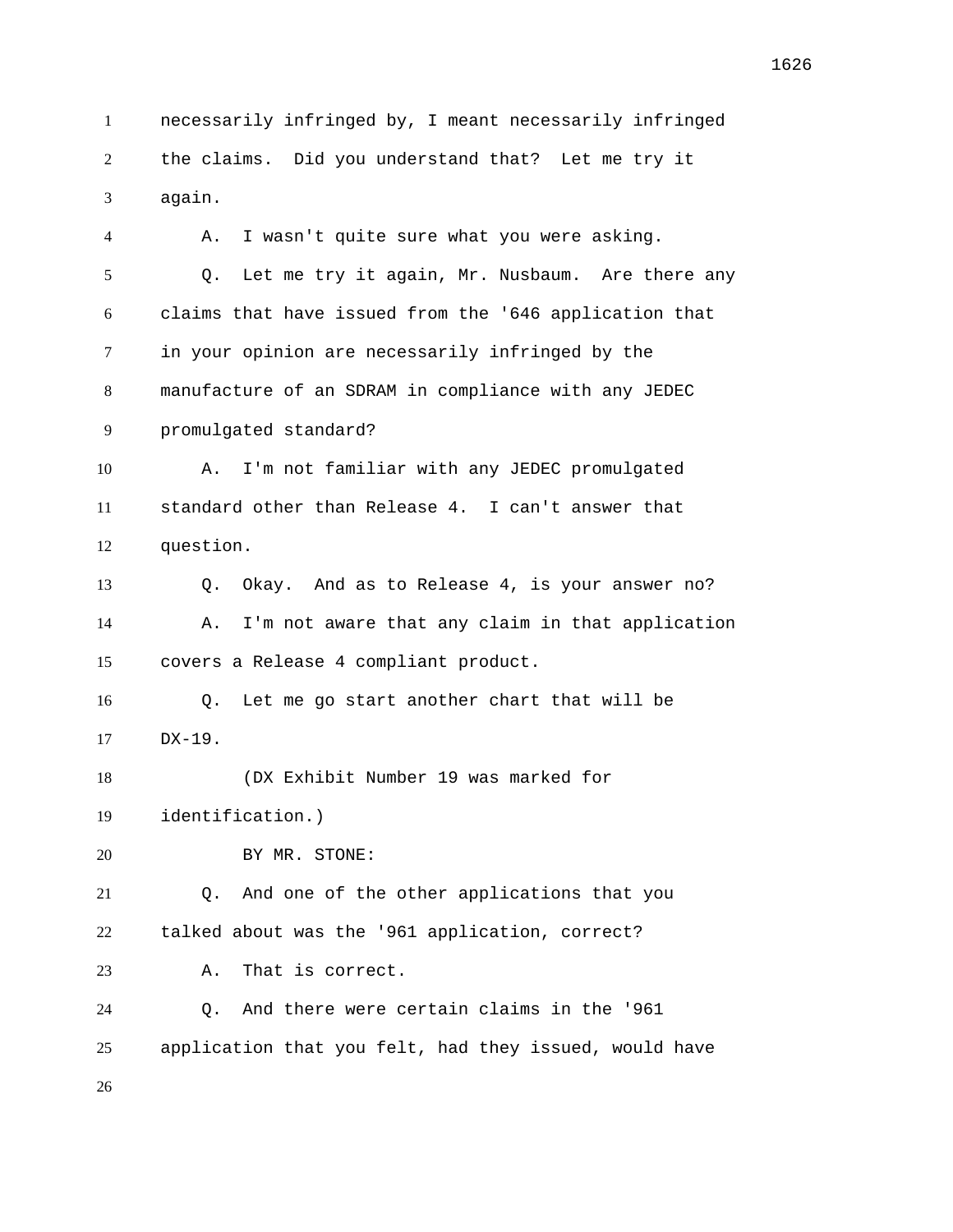necessarily infringed by, I meant necessarily infringed the claims. Did you understand that? Let me try it again.

A. I wasn't quite sure what you were asking.

Q. Let me try it again, Mr. Nusbaum. Are there any claims that have issued from the '646 application that in your opinion are necessarily infringed by the manufacture of an SDRAM in compliance with any JEDEC promulgated standard?

A. I'm not familiar with any JEDEC promulgated standard other than Release 4. I can't answer that question.

Q. Okay. And as to Release 4, is your answer no?

A. I'm not aware that any claim in that application covers a Release 4 compliant product.

Q. Let me go start another chart that will be DX-19.

(DX Exhibit Number 19 was marked for identification.)

BY MR. STONE:

Q. And one of the other applications that you talked about was the '961 application, correct?

A. That is correct.

Q. And there were certain claims in the '961 application that you felt, had they issued, would have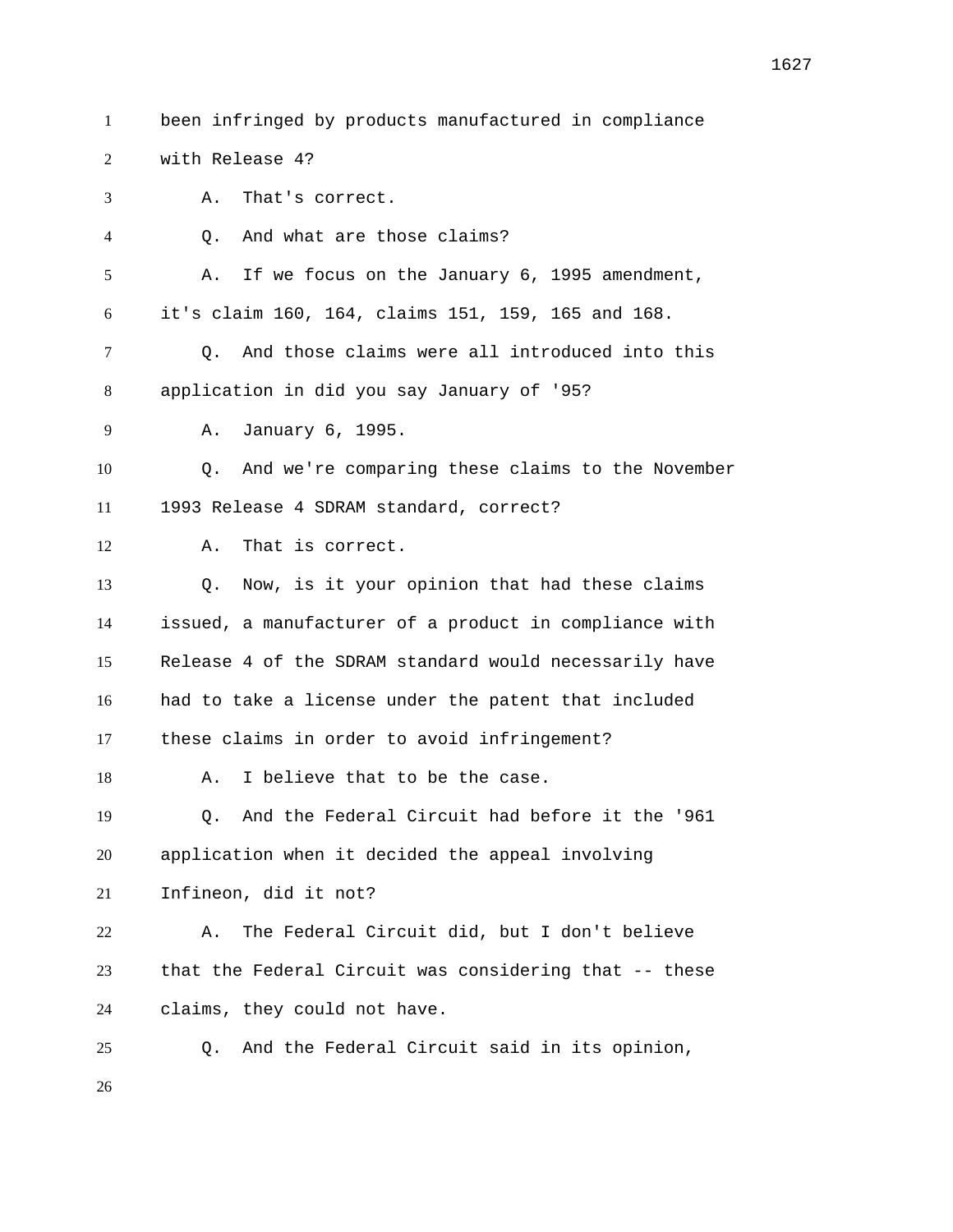been infringed by products manufactured in compliance with Release 4?

A. That's correct.

Q. And what are those claims?

A. If we focus on the January 6, 1995 amendment, it's claim 160, 164, claims 151, 159, 165 and 168.

Q. And those claims were all introduced into this application in did you say January of '95?

A. January 6, 1995.

Q. And we're comparing these claims to the November 1993 Release 4 SDRAM standard, correct?

A. That is correct.

Q. Now, is it your opinion that had these claims issued, a manufacturer of a product in compliance with Release 4 of the SDRAM standard would necessarily have had to take a license under the patent that included these claims in order to avoid infringement?

A. I believe that to be the case.

Q. And the Federal Circuit had before it the '961 application when it decided the appeal involving Infineon, did it not?

A. The Federal Circuit did, but I don't believe that the Federal Circuit was considering that -- these claims, they could not have.

Q. And the Federal Circuit said in its opinion,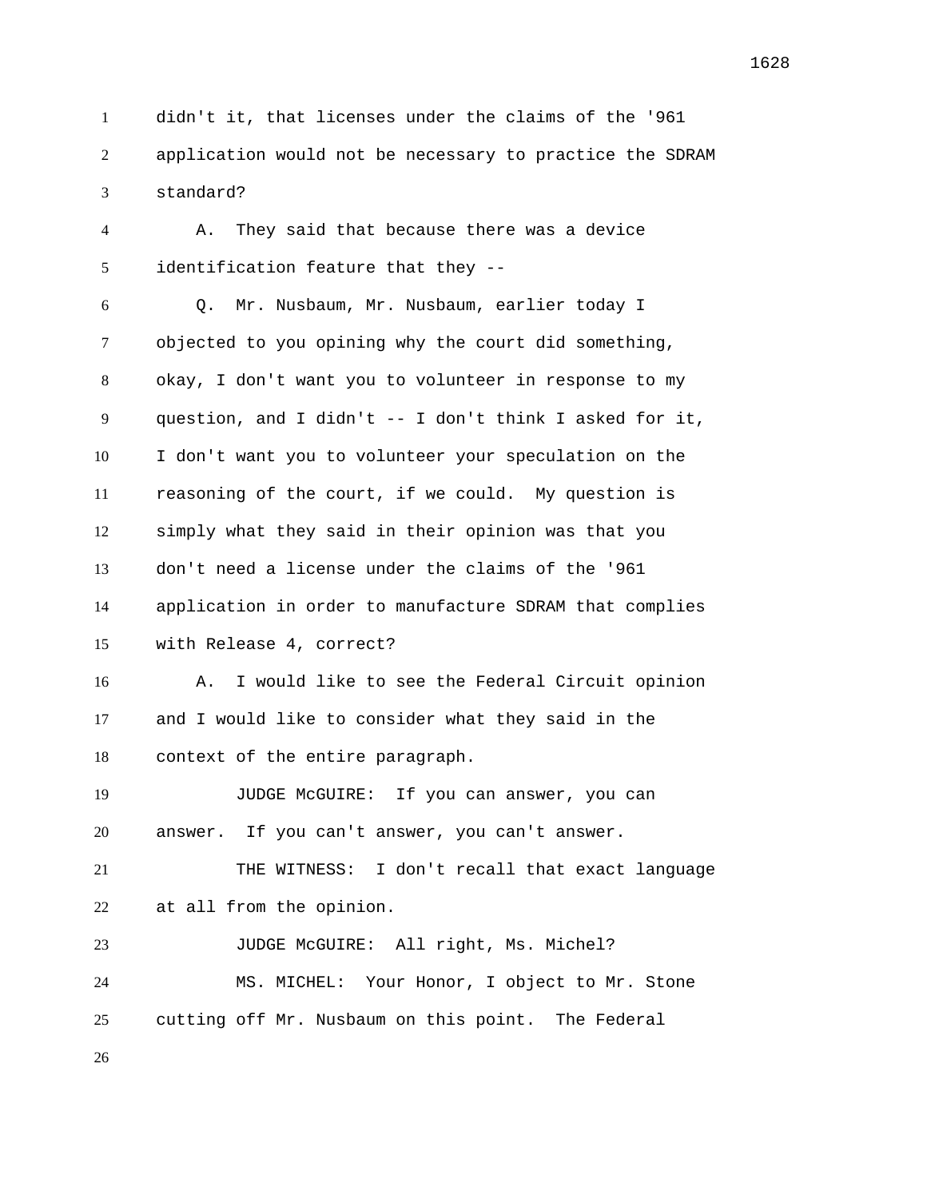didn't it, that licenses under the claims of the '961 application would not be necessary to practice the SDRAM standard?

A. They said that because there was a device identification feature that they --

Q. Mr. Nusbaum, Mr. Nusbaum, earlier today I objected to you opining why the court did something, okay, I don't want you to volunteer in response to my question, and I didn't -- I don't think I asked for it, I don't want you to volunteer your speculation on the reasoning of the court, if we could. My question is simply what they said in their opinion was that you don't need a license under the claims of the '961 application in order to manufacture SDRAM that complies with Release 4, correct?

A. I would like to see the Federal Circuit opinion and I would like to consider what they said in the context of the entire paragraph.

JUDGE McGUIRE: If you can answer, you can answer. If you can't answer, you can't answer.

THE WITNESS: I don't recall that exact language at all from the opinion.

JUDGE McGUIRE: All right, Ms. Michel?

MS. MICHEL: Your Honor, I object to Mr. Stone cutting off Mr. Nusbaum on this point. The Federal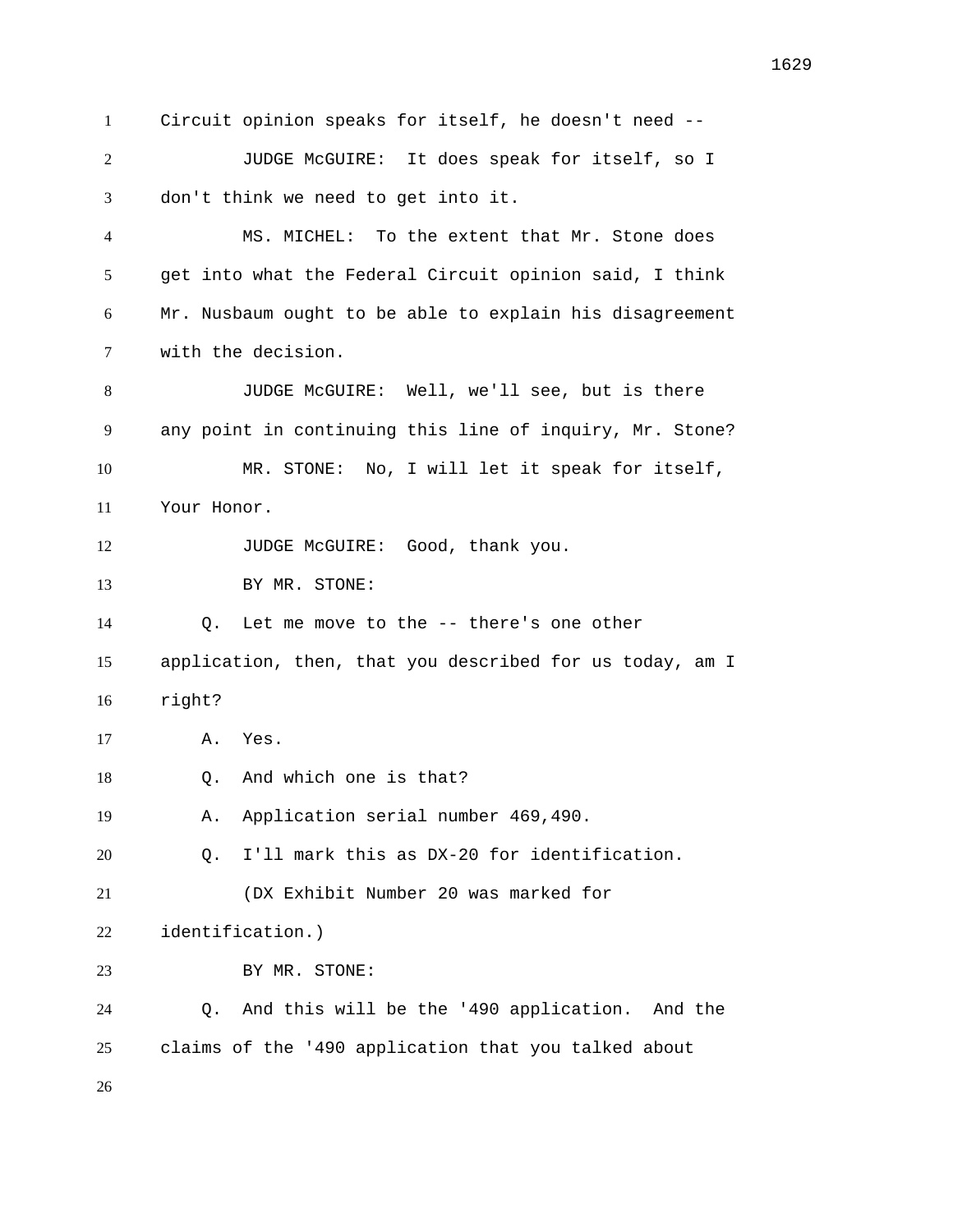Circuit opinion speaks for itself, he doesn't need --

JUDGE McGUIRE: It does speak for itself, so I don't think we need to get into it.

MS. MICHEL: To the extent that Mr. Stone does get into what the Federal Circuit opinion said, I think Mr. Nusbaum ought to be able to explain his disagreement with the decision.

JUDGE McGUIRE: Well, we'll see, but is there any point in continuing this line of inquiry, Mr. Stone?

MR. STONE: No, I will let it speak for itself, Your Honor.

JUDGE McGUIRE: Good, thank you.

BY MR. STONE:

Q. Let me move to the -- there's one other application, then, that you described for us today, am I right?

A. Yes.

Q. And which one is that?

A. Application serial number 469,490.

Q. I'll mark this as DX-20 for identification.

(DX Exhibit Number 20 was marked for identification.)

BY MR. STONE:

Q. And this will be the '490 application. And the claims of the '490 application that you talked about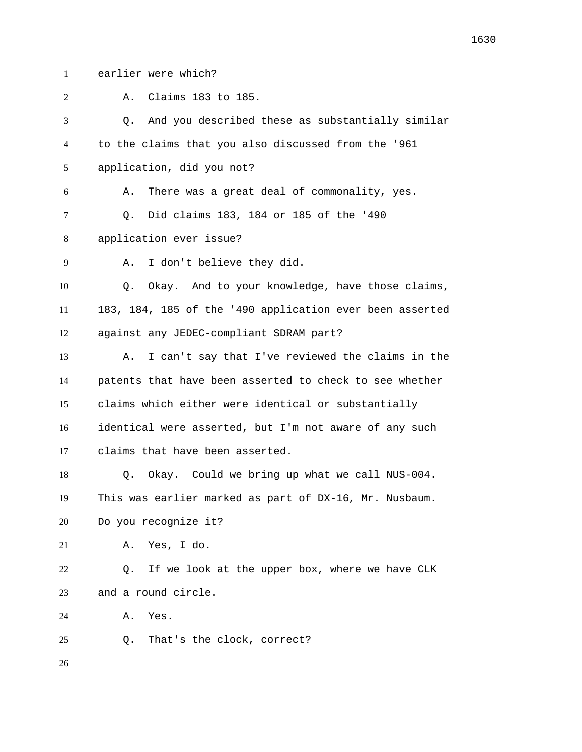earlier were which?

A. Claims 183 to 185.

Q. And you described these as substantially similar to the claims that you also discussed from the '961 application, did you not?

A. There was a great deal of commonality, yes.

Q. Did claims 183, 184 or 185 of the '490 application ever issue?

A. I don't believe they did.

Q. Okay. And to your knowledge, have those claims, 183, 184, 185 of the '490 application ever been asserted against any JEDEC-compliant SDRAM part?

A. I can't say that I've reviewed the claims in the patents that have been asserted to check to see whether claims which either were identical or substantially identical were asserted, but I'm not aware of any such claims that have been asserted.

Q. Okay. Could we bring up what we call NUS-004. This was earlier marked as part of DX-16, Mr. Nusbaum. Do you recognize it?

A. Yes, I do.

Q. If we look at the upper box, where we have CLK and a round circle.

A. Yes.

Q. That's the clock, correct?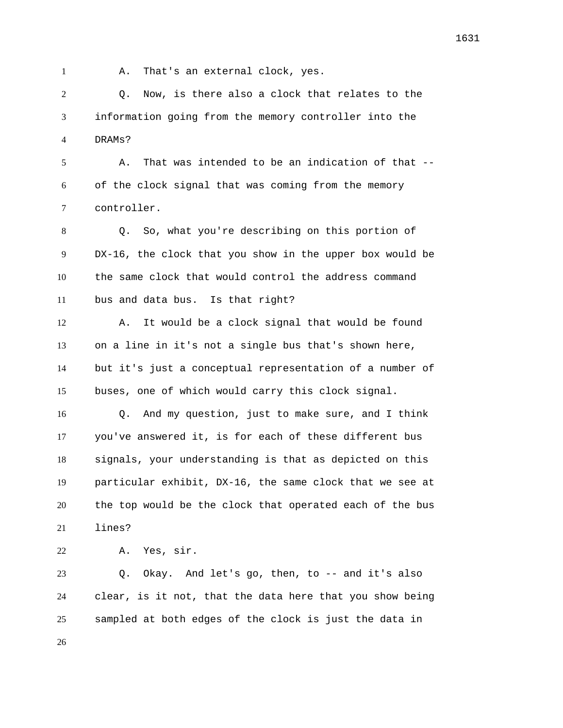A. That's an external clock, yes.

Q. Now, is there also a clock that relates to the information going from the memory controller into the DRAMs?

A. That was intended to be an indication of that -- of the clock signal that was coming from the memory controller.

Q. So, what you're describing on this portion of DX-16, the clock that you show in the upper box would be the same clock that would control the address command bus and data bus. Is that right?

A. It would be a clock signal that would be found on a line in it's not a single bus that's shown here, but it's just a conceptual representation of a number of buses, one of which would carry this clock signal.

Q. And my question, just to make sure, and I think you've answered it, is for each of these different bus signals, your understanding is that as depicted on this particular exhibit, DX-16, the same clock that we see at the top would be the clock that operated each of the bus lines?

A. Yes, sir.

Q. Okay. And let's go, then, to -- and it's also clear, is it not, that the data here that you show being sampled at both edges of the clock is just the data in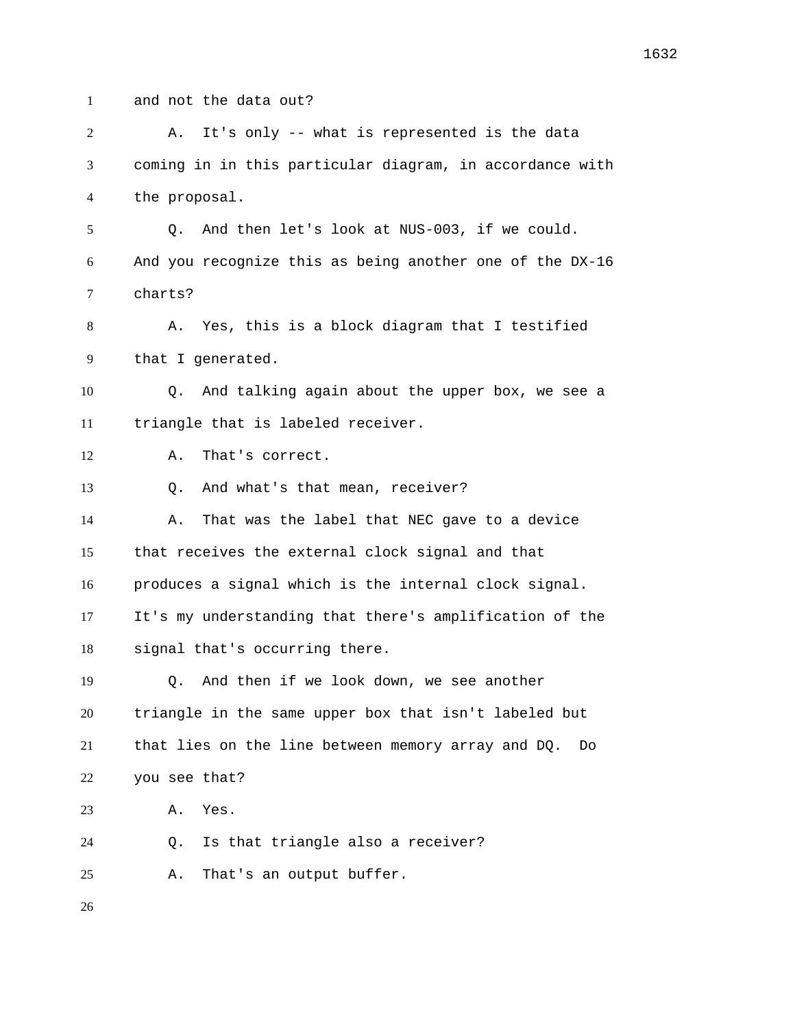and not the data out?

A. It's only -- what is represented is the data coming in in this particular diagram, in accordance with the proposal.

Q. And then let's look at NUS-003, if we could. And you recognize this as being another one of the DX-16 charts?

A. Yes, this is a block diagram that I testified that I generated.

Q. And talking again about the upper box, we see a triangle that is labeled receiver.

A. That's correct.

Q. And what's that mean, receiver?

A. That was the label that NEC gave to a device that receives the external clock signal and that produces a signal which is the internal clock signal. It's my understanding that there's amplification of the signal that's occurring there.

Q. And then if we look down, we see another triangle in the same upper box that isn't labeled but that lies on the line between memory array and DQ. Do you see that?

A. Yes.

Q. Is that triangle also a receiver?

A. That's an output buffer.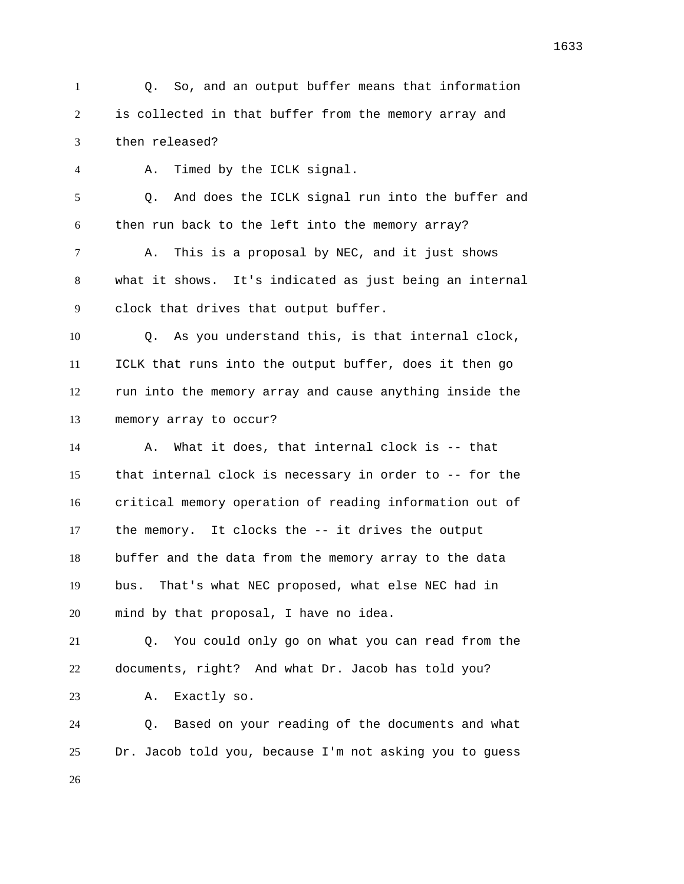Q. So, and an output buffer means that information is collected in that buffer from the memory array and then released?

A. Timed by the ICLK signal.

Q. And does the ICLK signal run into the buffer and then run back to the left into the memory array?

A. This is a proposal by NEC, and it just shows what it shows. It's indicated as just being an internal clock that drives that output buffer.

Q. As you understand this, is that internal clock, ICLK that runs into the output buffer, does it then go run into the memory array and cause anything inside the memory array to occur?

A. What it does, that internal clock is -- that that internal clock is necessary in order to -- for the critical memory operation of reading information out of the memory. It clocks the -- it drives the output buffer and the data from the memory array to the data bus. That's what NEC proposed, what else NEC had in mind by that proposal, I have no idea.

Q. You could only go on what you can read from the documents, right? And what Dr. Jacob has told you?

A. Exactly so.

Q. Based on your reading of the documents and what Dr. Jacob told you, because I'm not asking you to guess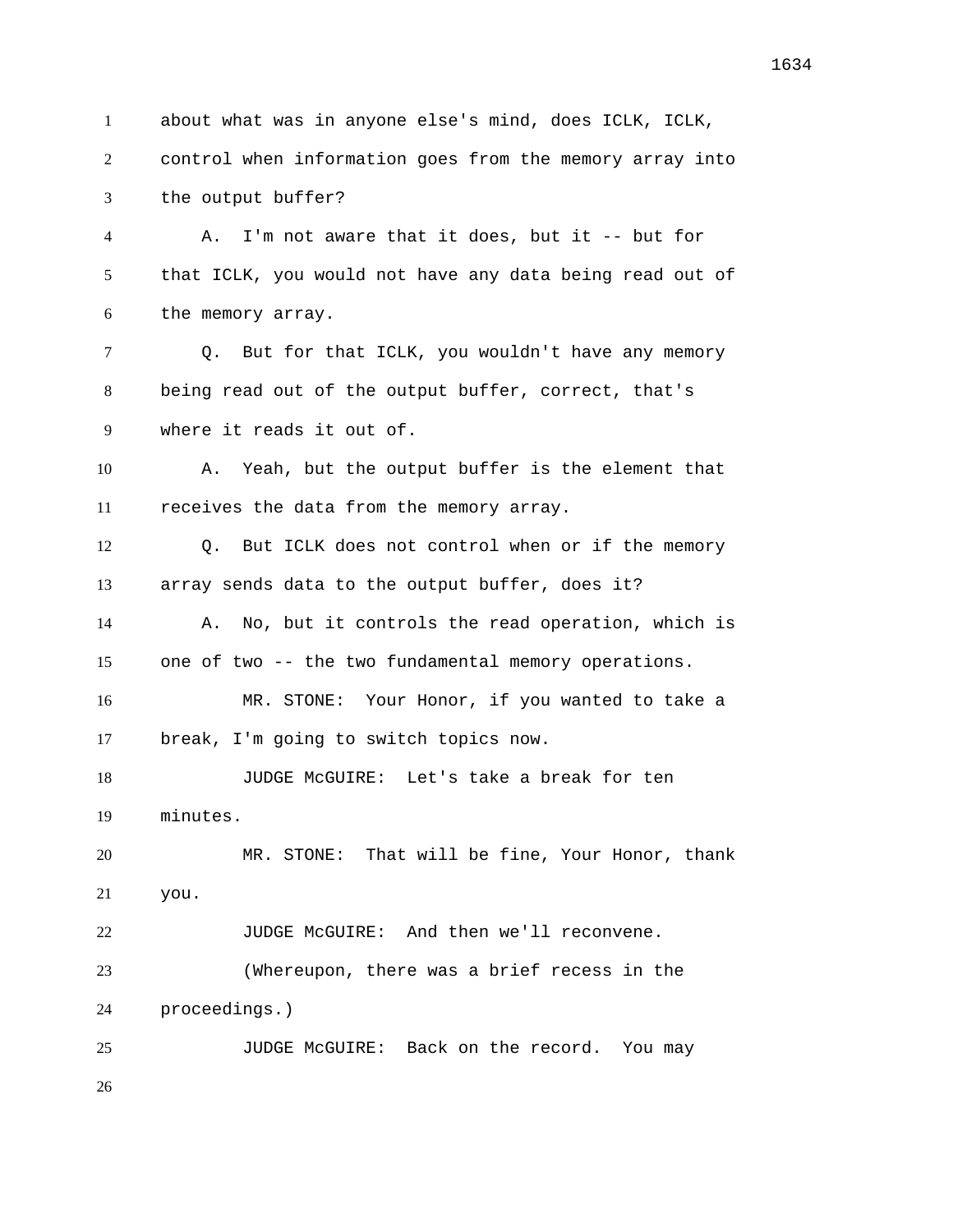about what was in anyone else's mind, does ICLK, ICLK, control when information goes from the memory array into the output buffer?

A. I'm not aware that it does, but it -- but for that ICLK, you would not have any data being read out of the memory array.

Q. But for that ICLK, you wouldn't have any memory being read out of the output buffer, correct, that's where it reads it out of.

A. Yeah, but the output buffer is the element that receives the data from the memory array.

Q. But ICLK does not control when or if the memory array sends data to the output buffer, does it?

A. No, but it controls the read operation, which is one of two -- the two fundamental memory operations.

MR. STONE: Your Honor, if you wanted to take a break, I'm going to switch topics now.

JUDGE McGUIRE: Let's take a break for ten minutes.

MR. STONE: That will be fine, Your Honor, thank you.

JUDGE McGUIRE: And then we'll reconvene.

(Whereupon, there was a brief recess in the proceedings.)

JUDGE McGUIRE: Back on the record. You may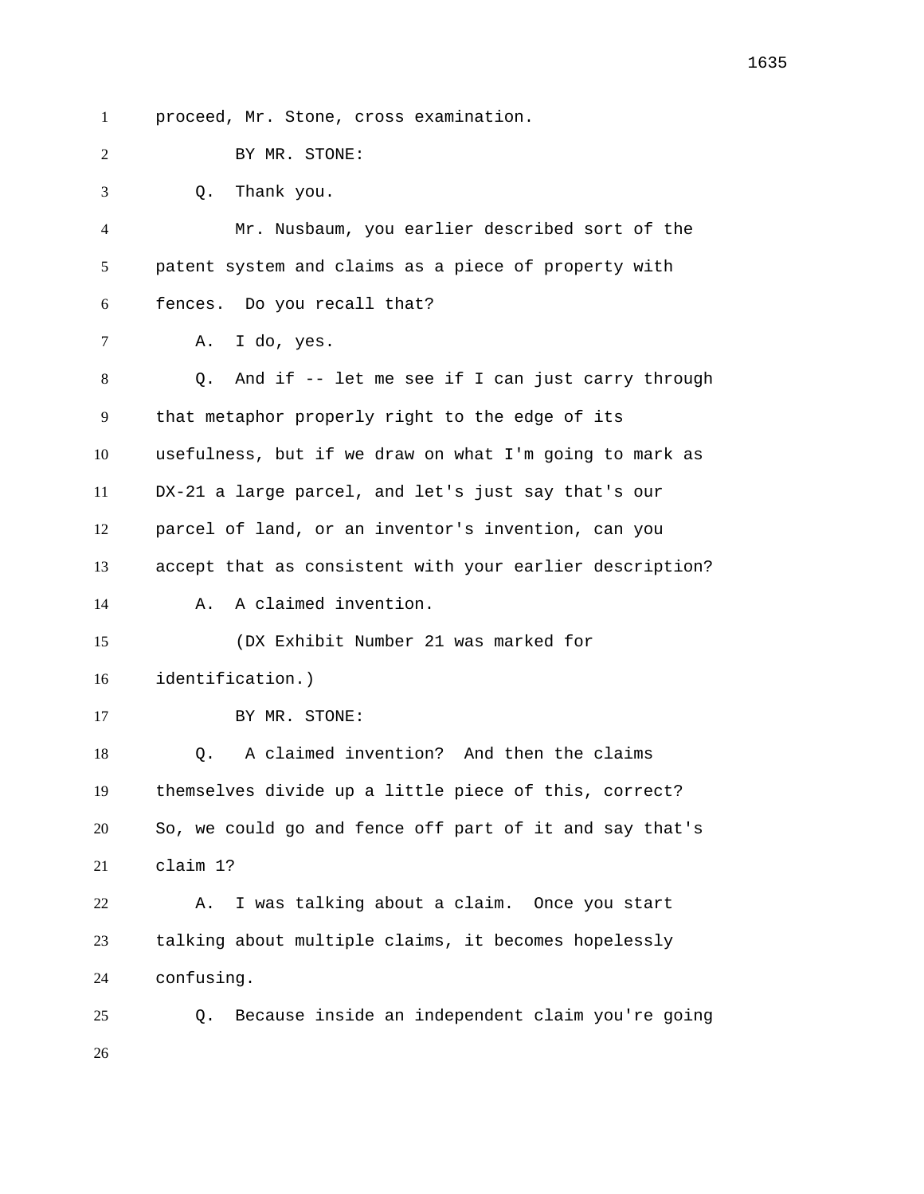proceed, Mr. Stone, cross examination.

BY MR. STONE:

Q. Thank you.

Mr. Nusbaum, you earlier described sort of the patent system and claims as a piece of property with fences. Do you recall that?

A. I do, yes.

Q. And if -- let me see if I can just carry through that metaphor properly right to the edge of its usefulness, but if we draw on what I'm going to mark as DX-21 a large parcel, and let's just say that's our parcel of land, or an inventor's invention, can you accept that as consistent with your earlier description?

A. A claimed invention.

(DX Exhibit Number 21 was marked for identification.)

BY MR. STONE:

Q. A claimed invention? And then the claims themselves divide up a little piece of this, correct? So, we could go and fence off part of it and say that's claim 1?

A. I was talking about a claim. Once you start talking about multiple claims, it becomes hopelessly confusing.

Q. Because inside an independent claim you're going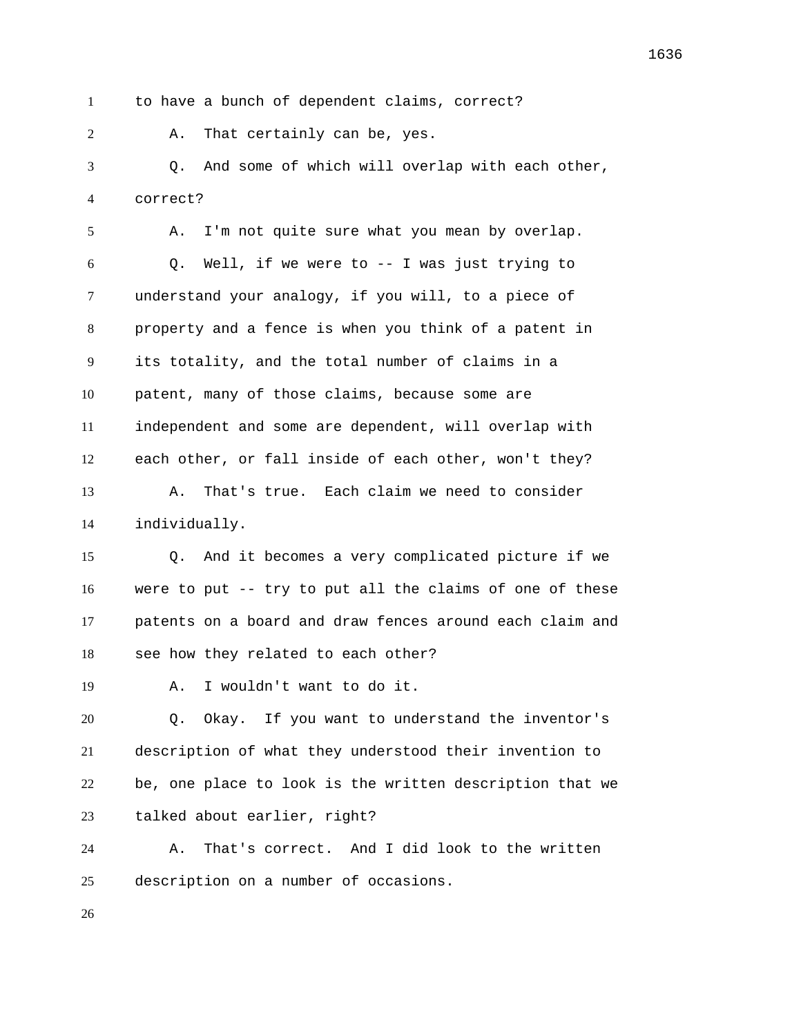to have a bunch of dependent claims, correct?

A. That certainly can be, yes.

Q. And some of which will overlap with each other, correct?

A. I'm not quite sure what you mean by overlap.

Q. Well, if we were to -- I was just trying to understand your analogy, if you will, to a piece of property and a fence is when you think of a patent in its totality, and the total number of claims in a patent, many of those claims, because some are independent and some are dependent, will overlap with each other, or fall inside of each other, won't they?

A. That's true. Each claim we need to consider individually.

Q. And it becomes a very complicated picture if we were to put -- try to put all the claims of one of these patents on a board and draw fences around each claim and see how they related to each other?

A. I wouldn't want to do it.

Q. Okay. If you want to understand the inventor's description of what they understood their invention to be, one place to look is the written description that we talked about earlier, right?

A. That's correct. And I did look to the written description on a number of occasions.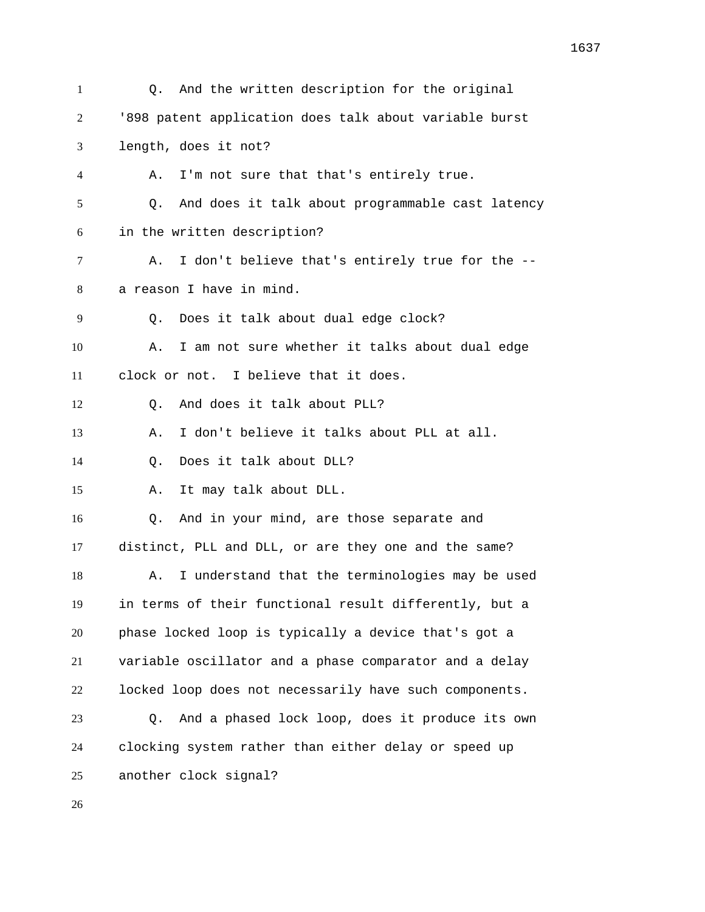Q. And the written description for the original '898 patent application does talk about variable burst length, does it not?

A. I'm not sure that that's entirely true.

Q. And does it talk about programmable cast latency in the written description?

A. I don't believe that's entirely true for the -- a reason I have in mind.

Q. Does it talk about dual edge clock?

A. I am not sure whether it talks about dual edge clock or not. I believe that it does.

Q. And does it talk about PLL?

A. I don't believe it talks about PLL at all.

Q. Does it talk about DLL?

A. It may talk about DLL.

Q. And in your mind, are those separate and distinct, PLL and DLL, or are they one and the same?

A. I understand that the terminologies may be used in terms of their functional result differently, but a phase locked loop is typically a device that's got a variable oscillator and a phase comparator and a delay locked loop does not necessarily have such components.

Q. And a phased lock loop, does it produce its own clocking system rather than either delay or speed up another clock signal?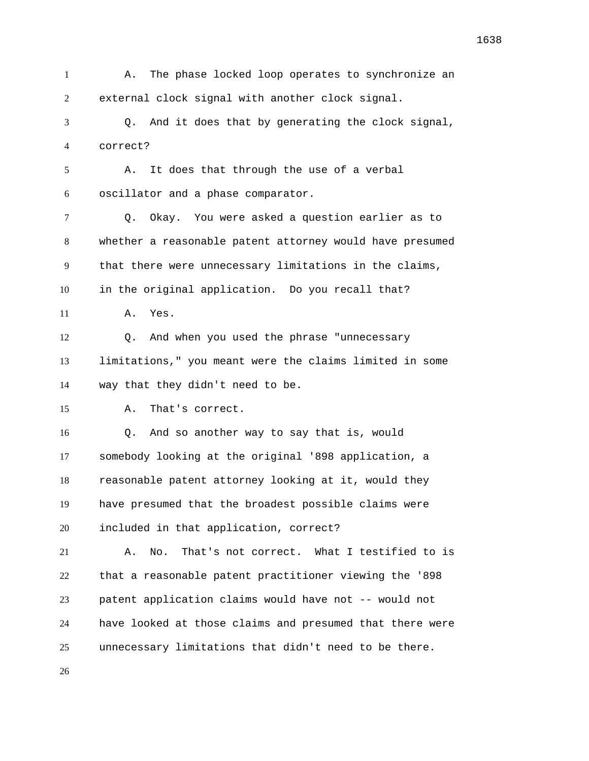A. The phase locked loop operates to synchronize an external clock signal with another clock signal.

Q. And it does that by generating the clock signal, correct?

A. It does that through the use of a verbal oscillator and a phase comparator.

Q. Okay. You were asked a question earlier as to whether a reasonable patent attorney would have presumed that there were unnecessary limitations in the claims, in the original application. Do you recall that?

A. Yes.

Q. And when you used the phrase "unnecessary limitations," you meant were the claims limited in some way that they didn't need to be.

A. That's correct.

Q. And so another way to say that is, would somebody looking at the original '898 application, a reasonable patent attorney looking at it, would they have presumed that the broadest possible claims were included in that application, correct?

A. No. That's not correct. What I testified to is that a reasonable patent practitioner viewing the '898 patent application claims would have not -- would not have looked at those claims and presumed that there were unnecessary limitations that didn't need to be there.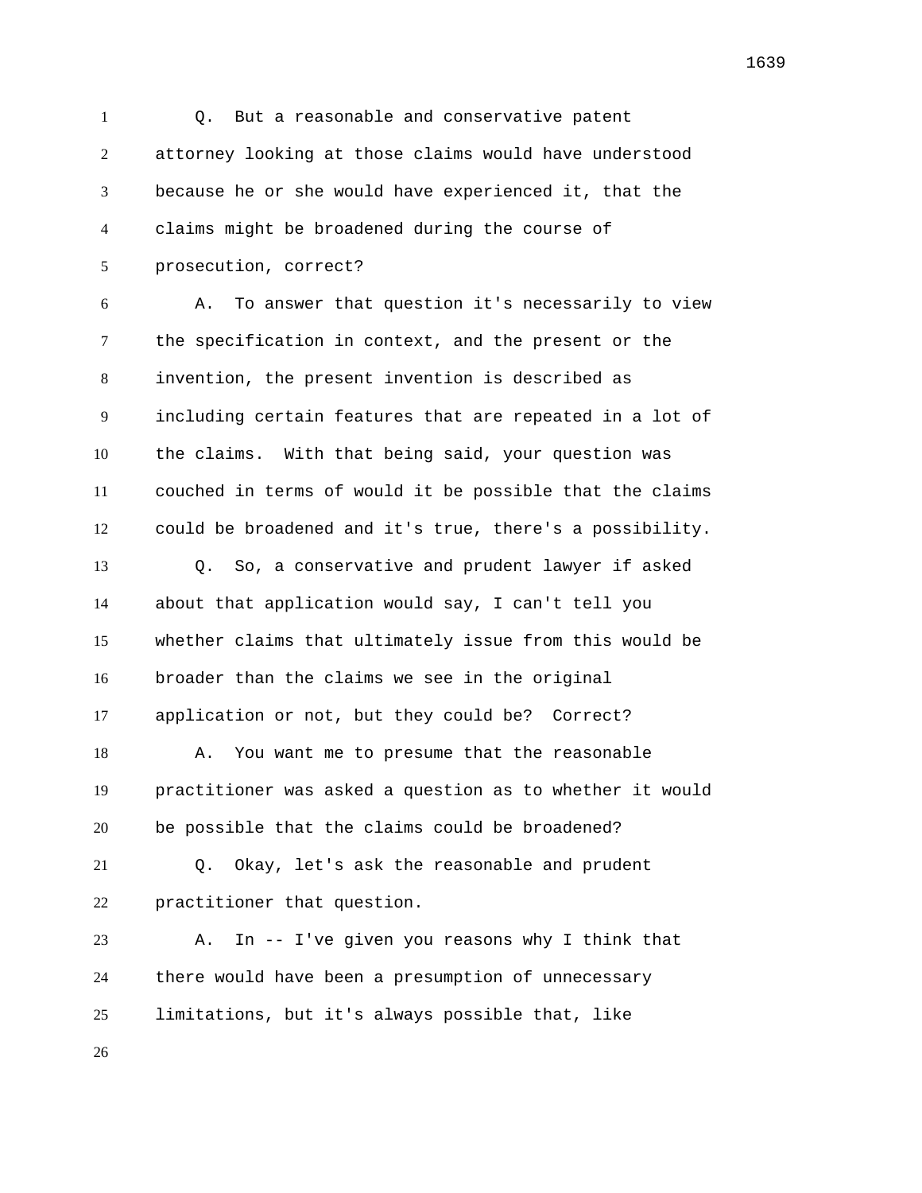Q. But a reasonable and conservative patent attorney looking at those claims would have understood because he or she would have experienced it, that the claims might be broadened during the course of prosecution, correct?

A. To answer that question it's necessarily to view the specification in context, and the present or the invention, the present invention is described as including certain features that are repeated in a lot of the claims. With that being said, your question was couched in terms of would it be possible that the claims could be broadened and it's true, there's a possibility.

Q. So, a conservative and prudent lawyer if asked about that application would say, I can't tell you whether claims that ultimately issue from this would be broader than the claims we see in the original application or not, but they could be? Correct?

A. You want me to presume that the reasonable practitioner was asked a question as to whether it would be possible that the claims could be broadened?

Q. Okay, let's ask the reasonable and prudent practitioner that question.

A. In -- I've given you reasons why I think that there would have been a presumption of unnecessary limitations, but it's always possible that, like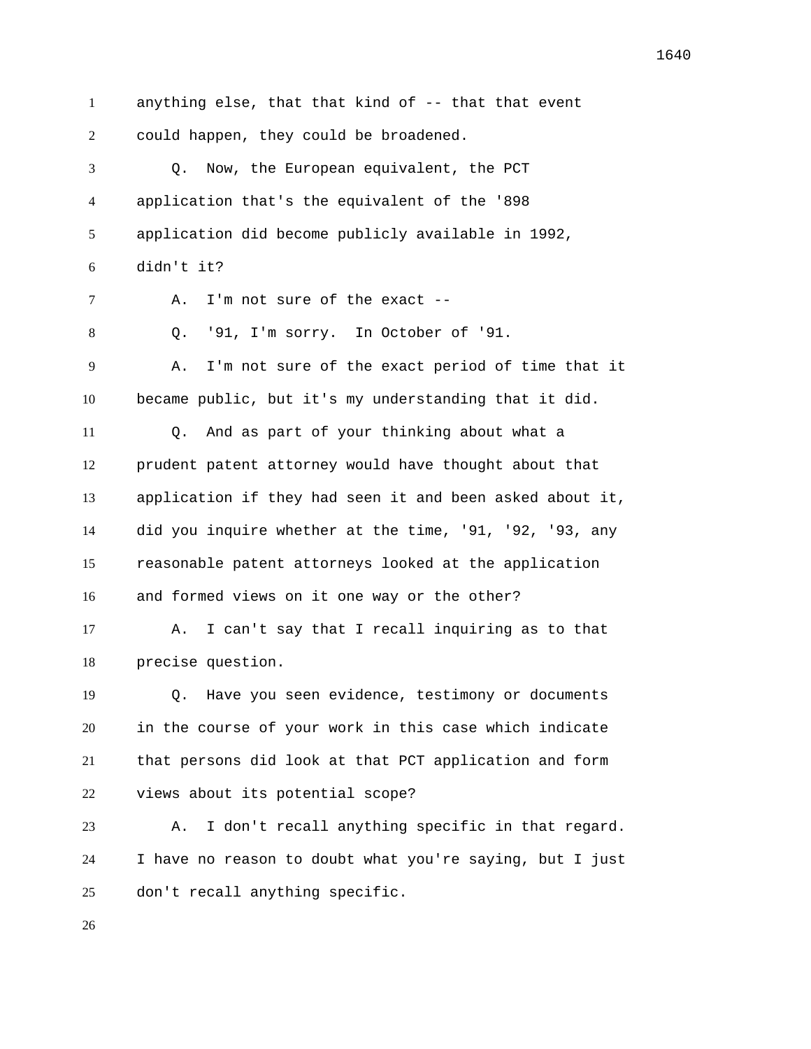anything else, that that kind of -- that that event could happen, they could be broadened.

Q. Now, the European equivalent, the PCT application that's the equivalent of the '898 application did become publicly available in 1992, didn't it?

A. I'm not sure of the exact --

Q. '91, I'm sorry. In October of '91.

A. I'm not sure of the exact period of time that it became public, but it's my understanding that it did.

Q. And as part of your thinking about what a prudent patent attorney would have thought about that application if they had seen it and been asked about it, did you inquire whether at the time, '91, '92, '93, any reasonable patent attorneys looked at the application and formed views on it one way or the other?

A. I can't say that I recall inquiring as to that precise question.

Q. Have you seen evidence, testimony or documents in the course of your work in this case which indicate that persons did look at that PCT application and form views about its potential scope?

A. I don't recall anything specific in that regard. I have no reason to doubt what you're saying, but I just don't recall anything specific.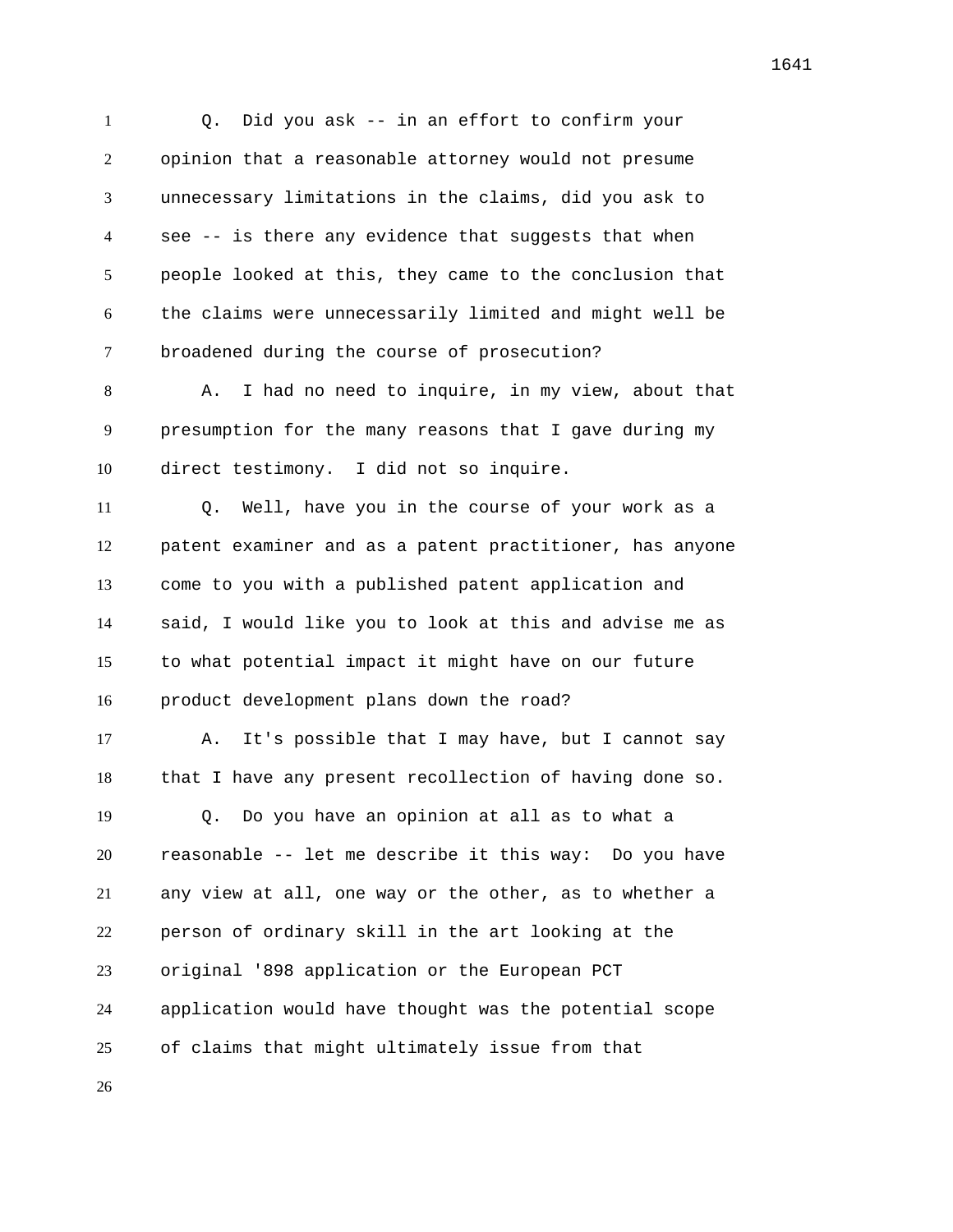Q. Did you ask -- in an effort to confirm your opinion that a reasonable attorney would not presume unnecessary limitations in the claims, did you ask to see -- is there any evidence that suggests that when people looked at this, they came to the conclusion that the claims were unnecessarily limited and might well be broadened during the course of prosecution?

A. I had no need to inquire, in my view, about that presumption for the many reasons that I gave during my direct testimony. I did not so inquire.

Q. Well, have you in the course of your work as a patent examiner and as a patent practitioner, has anyone come to you with a published patent application and said, I would like you to look at this and advise me as to what potential impact it might have on our future product development plans down the road?

A. It's possible that I may have, but I cannot say that I have any present recollection of having done so.

Q. Do you have an opinion at all as to what a reasonable -- let me describe it this way: Do you have any view at all, one way or the other, as to whether a person of ordinary skill in the art looking at the original '898 application or the European PCT application would have thought was the potential scope of claims that might ultimately issue from that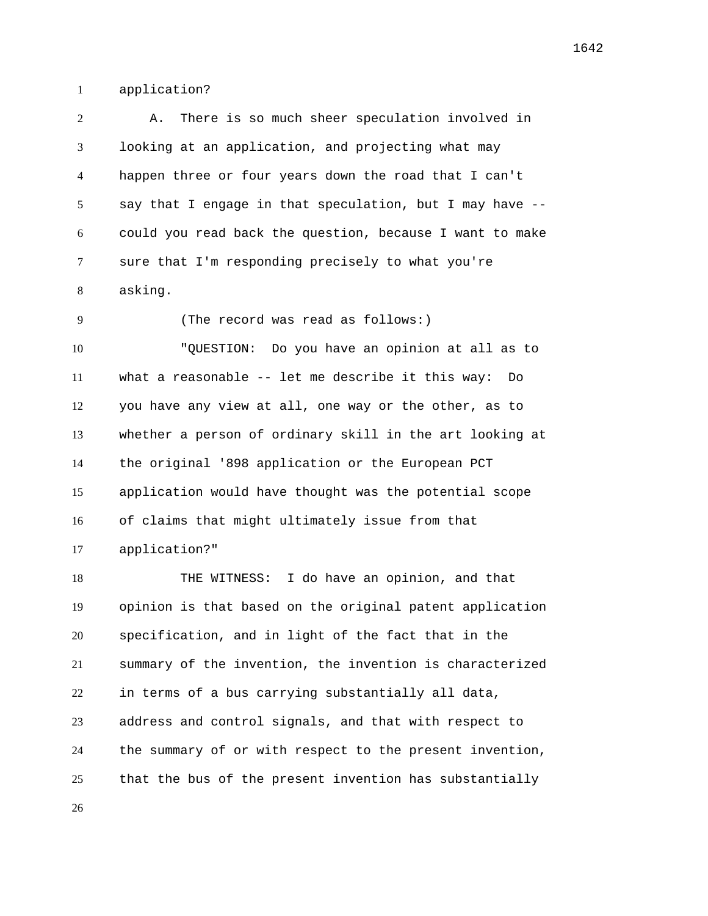application?

A. There is so much sheer speculation involved in looking at an application, and projecting what may happen three or four years down the road that I can't say that I engage in that speculation, but I may have -- could you read back the question, because I want to make sure that I'm responding precisely to what you're asking.

(The record was read as follows:)

"QUESTION: Do you have an opinion at all as to what a reasonable -- let me describe it this way: Do you have any view at all, one way or the other, as to whether a person of ordinary skill in the art looking at the original '898 application or the European PCT application would have thought was the potential scope of claims that might ultimately issue from that application?"

THE WITNESS: I do have an opinion, and that opinion is that based on the original patent application specification, and in light of the fact that in the summary of the invention, the invention is characterized in terms of a bus carrying substantially all data, address and control signals, and that with respect to the summary of or with respect to the present invention, that the bus of the present invention has substantially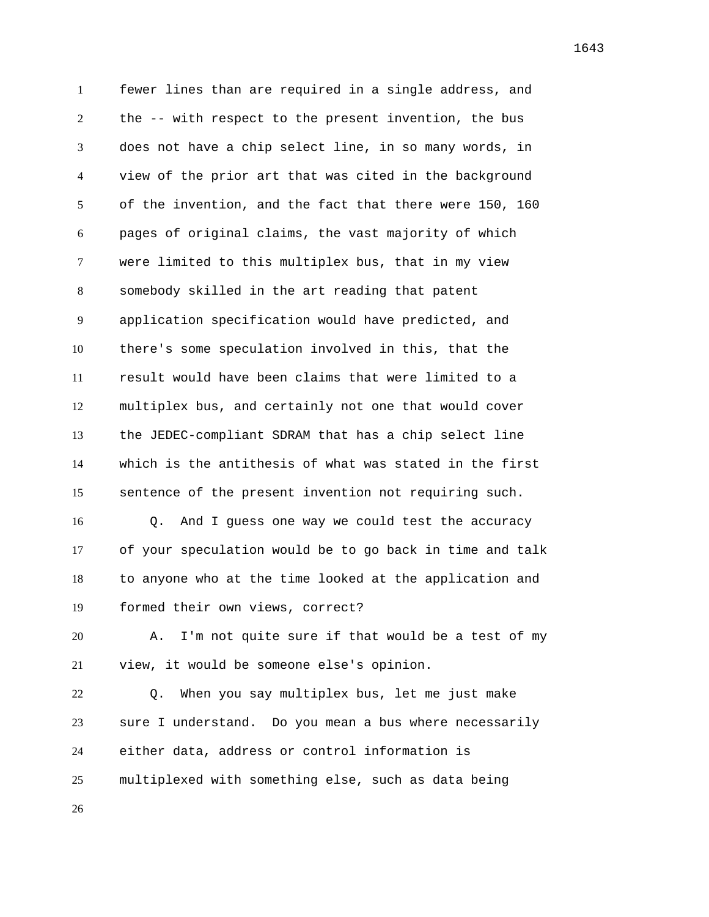fewer lines than are required in a single address, and the -- with respect to the present invention, the bus does not have a chip select line, in so many words, in view of the prior art that was cited in the background of the invention, and the fact that there were 150, 160 pages of original claims, the vast majority of which were limited to this multiplex bus, that in my view somebody skilled in the art reading that patent application specification would have predicted, and there's some speculation involved in this, that the result would have been claims that were limited to a multiplex bus, and certainly not one that would cover the JEDEC-compliant SDRAM that has a chip select line which is the antithesis of what was stated in the first sentence of the present invention not requiring such.

Q. And I guess one way we could test the accuracy of your speculation would be to go back in time and talk to anyone who at the time looked at the application and formed their own views, correct?

A. I'm not quite sure if that would be a test of my view, it would be someone else's opinion.

Q. When you say multiplex bus, let me just make sure I understand. Do you mean a bus where necessarily either data, address or control information is multiplexed with something else, such as data being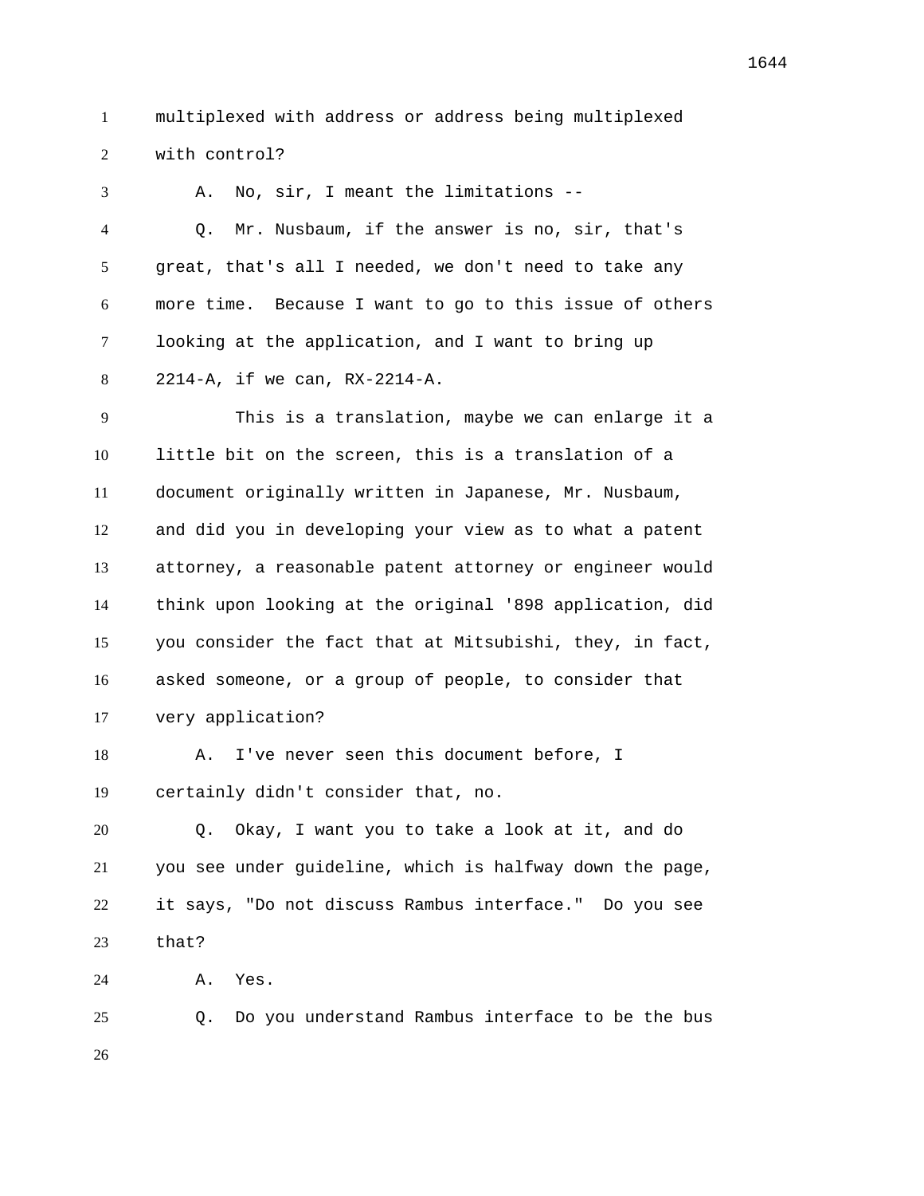multiplexed with address or address being multiplexed with control?

A. No, sir, I meant the limitations --

Q. Mr. Nusbaum, if the answer is no, sir, that's great, that's all I needed, we don't need to take any more time. Because I want to go to this issue of others looking at the application, and I want to bring up 2214-A, if we can, RX-2214-A.

This is a translation, maybe we can enlarge it a little bit on the screen, this is a translation of a document originally written in Japanese, Mr. Nusbaum, and did you in developing your view as to what a patent attorney, a reasonable patent attorney or engineer would think upon looking at the original '898 application, did you consider the fact that at Mitsubishi, they, in fact, asked someone, or a group of people, to consider that very application?

A. I've never seen this document before, I certainly didn't consider that, no.

Q. Okay, I want you to take a look at it, and do you see under guideline, which is halfway down the page, it says, "Do not discuss Rambus interface." Do you see that?

A. Yes.

Q. Do you understand Rambus interface to be the bus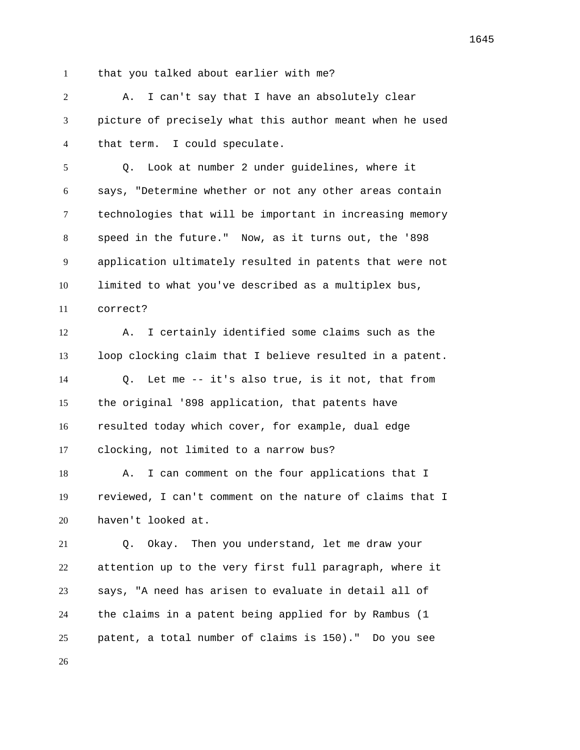that you talked about earlier with me?

A. I can't say that I have an absolutely clear picture of precisely what this author meant when he used that term. I could speculate.

Q. Look at number 2 under guidelines, where it says, "Determine whether or not any other areas contain technologies that will be important in increasing memory speed in the future." Now, as it turns out, the '898 application ultimately resulted in patents that were not limited to what you've described as a multiplex bus, correct?

A. I certainly identified some claims such as the loop clocking claim that I believe resulted in a patent.

Q. Let me -- it's also true, is it not, that from the original '898 application, that patents have resulted today which cover, for example, dual edge clocking, not limited to a narrow bus?

A. I can comment on the four applications that I reviewed, I can't comment on the nature of claims that I haven't looked at.

Q. Okay. Then you understand, let me draw your attention up to the very first full paragraph, where it says, "A need has arisen to evaluate in detail all of the claims in a patent being applied for by Rambus (1 patent, a total number of claims is 150)." Do you see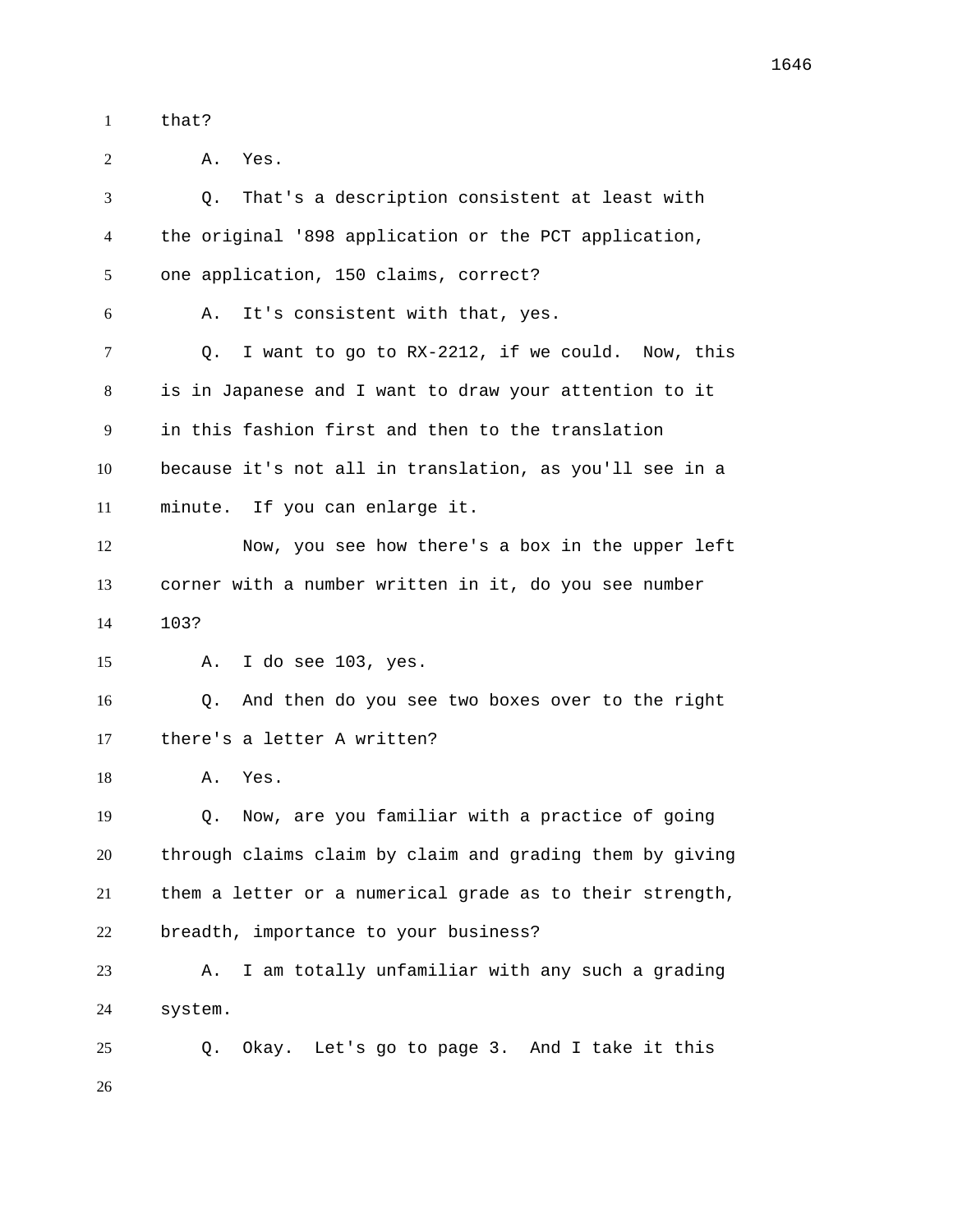that?

A. Yes.

Q. That's a description consistent at least with the original '898 application or the PCT application, one application, 150 claims, correct?

A. It's consistent with that, yes.

Q. I want to go to RX-2212, if we could. Now, this is in Japanese and I want to draw your attention to it in this fashion first and then to the translation because it's not all in translation, as you'll see in a minute. If you can enlarge it.

Now, you see how there's a box in the upper left corner with a number written in it, do you see number 103?

A. I do see 103, yes.

Q. And then do you see two boxes over to the right there's a letter A written?

A. Yes.

Q. Now, are you familiar with a practice of going through claims claim by claim and grading them by giving them a letter or a numerical grade as to their strength, breadth, importance to your business?

A. I am totally unfamiliar with any such a grading system.

Q. Okay. Let's go to page 3. And I take it this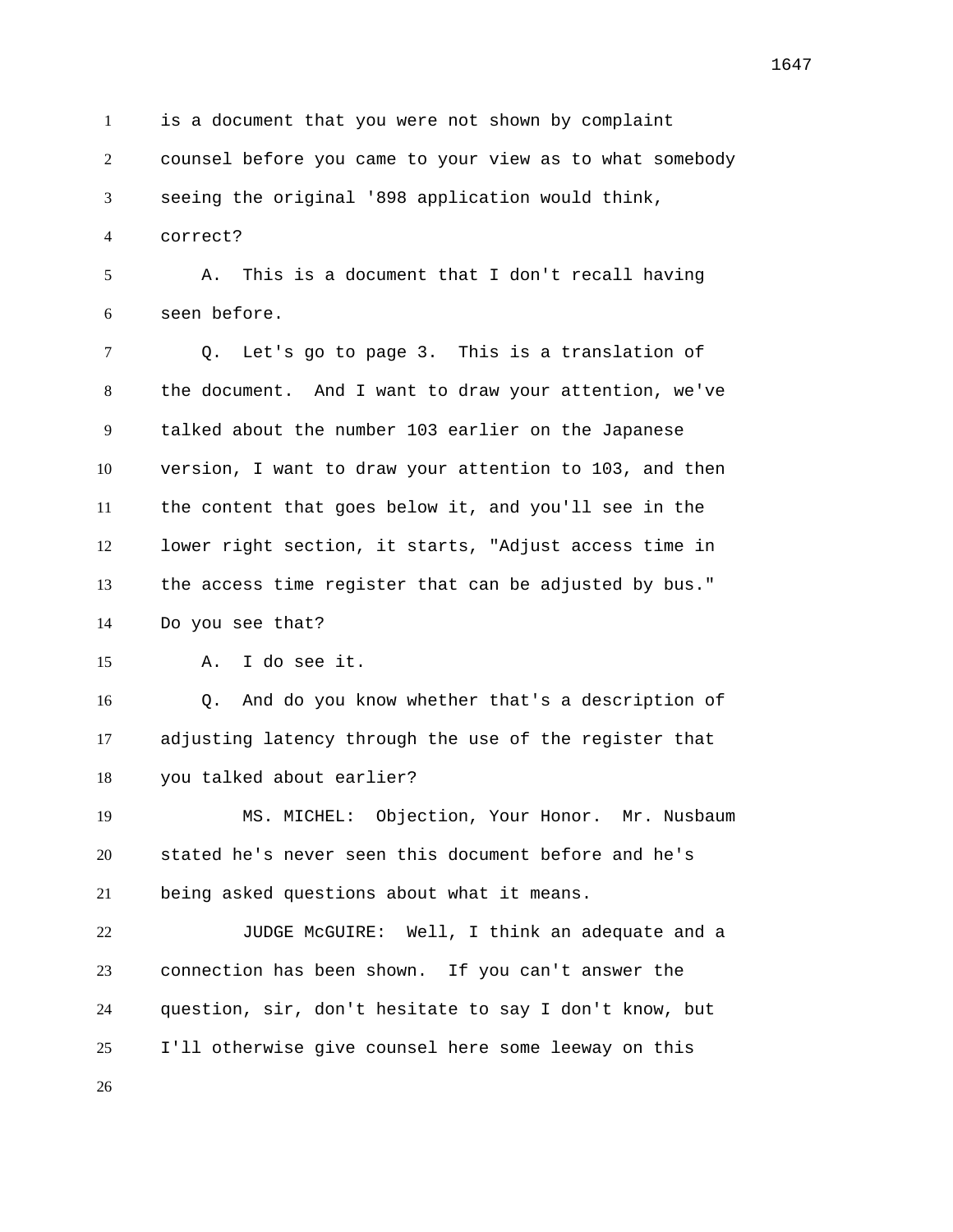is a document that you were not shown by complaint counsel before you came to your view as to what somebody seeing the original '898 application would think, correct?

A. This is a document that I don't recall having seen before.

Q. Let's go to page 3. This is a translation of the document. And I want to draw your attention, we've talked about the number 103 earlier on the Japanese version, I want to draw your attention to 103, and then the content that goes below it, and you'll see in the lower right section, it starts, "Adjust access time in the access time register that can be adjusted by bus." Do you see that?

A. I do see it.

Q. And do you know whether that's a description of adjusting latency through the use of the register that you talked about earlier?

MS. MICHEL: Objection, Your Honor. Mr. Nusbaum stated he's never seen this document before and he's being asked questions about what it means.

JUDGE McGUIRE: Well, I think an adequate and a connection has been shown. If you can't answer the question, sir, don't hesitate to say I don't know, but I'll otherwise give counsel here some leeway on this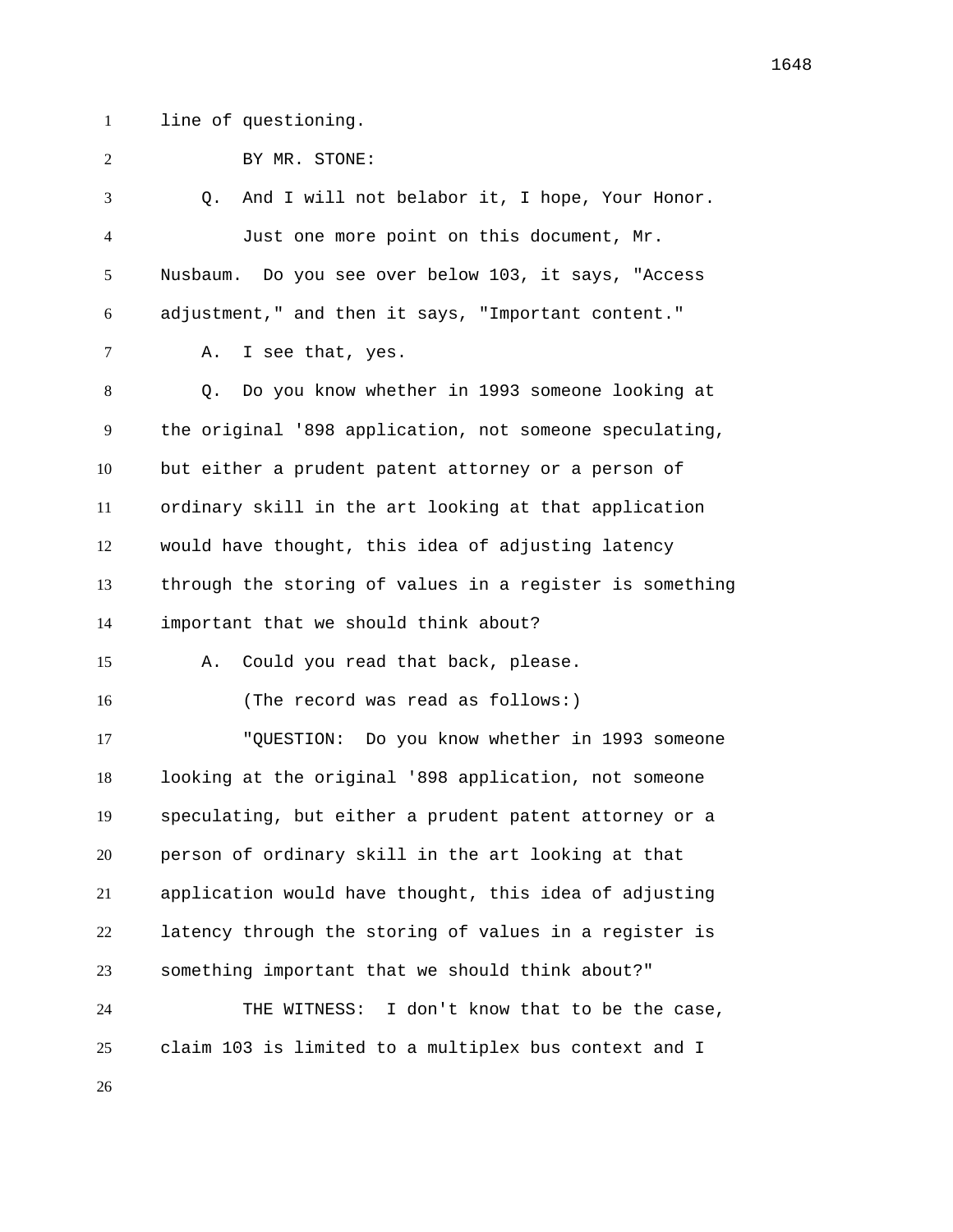line of questioning.

BY MR. STONE:

Q. And I will not belabor it, I hope, Your Honor.

Just one more point on this document, Mr. Nusbaum. Do you see over below 103, it says, "Access adjustment," and then it says, "Important content."

A. I see that, yes.

Q. Do you know whether in 1993 someone looking at the original '898 application, not someone speculating, but either a prudent patent attorney or a person of ordinary skill in the art looking at that application would have thought, this idea of adjusting latency through the storing of values in a register is something important that we should think about?

A. Could you read that back, please.

(The record was read as follows:)

"QUESTION: Do you know whether in 1993 someone looking at the original '898 application, not someone speculating, but either a prudent patent attorney or a person of ordinary skill in the art looking at that application would have thought, this idea of adjusting latency through the storing of values in a register is something important that we should think about?"

THE WITNESS: I don't know that to be the case, claim 103 is limited to a multiplex bus context and I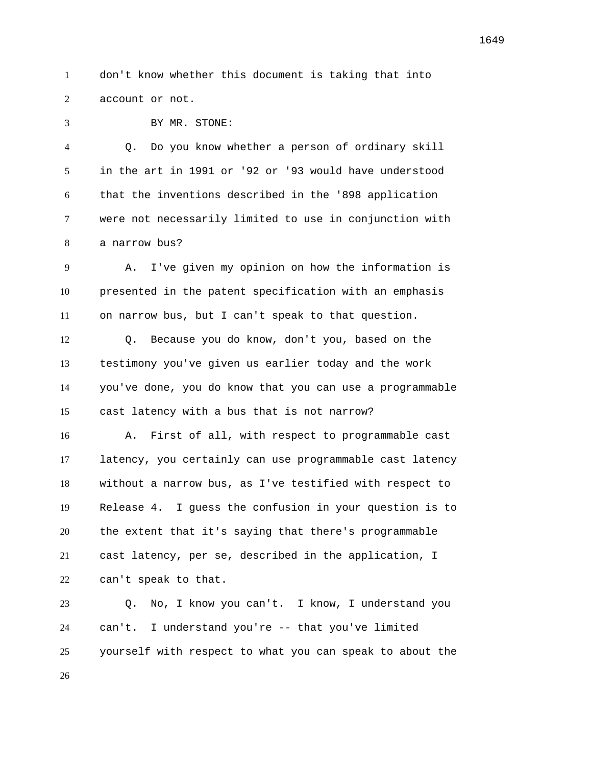don't know whether this document is taking that into account or not.

BY MR. STONE:

Q. Do you know whether a person of ordinary skill in the art in 1991 or '92 or '93 would have understood that the inventions described in the '898 application were not necessarily limited to use in conjunction with a narrow bus?

A. I've given my opinion on how the information is presented in the patent specification with an emphasis on narrow bus, but I can't speak to that question.

Q. Because you do know, don't you, based on the testimony you've given us earlier today and the work you've done, you do know that you can use a programmable cast latency with a bus that is not narrow?

A. First of all, with respect to programmable cast latency, you certainly can use programmable cast latency without a narrow bus, as I've testified with respect to Release 4. I guess the confusion in your question is to the extent that it's saying that there's programmable cast latency, per se, described in the application, I can't speak to that.

Q. No, I know you can't. I know, I understand you can't. I understand you're -- that you've limited yourself with respect to what you can speak to about the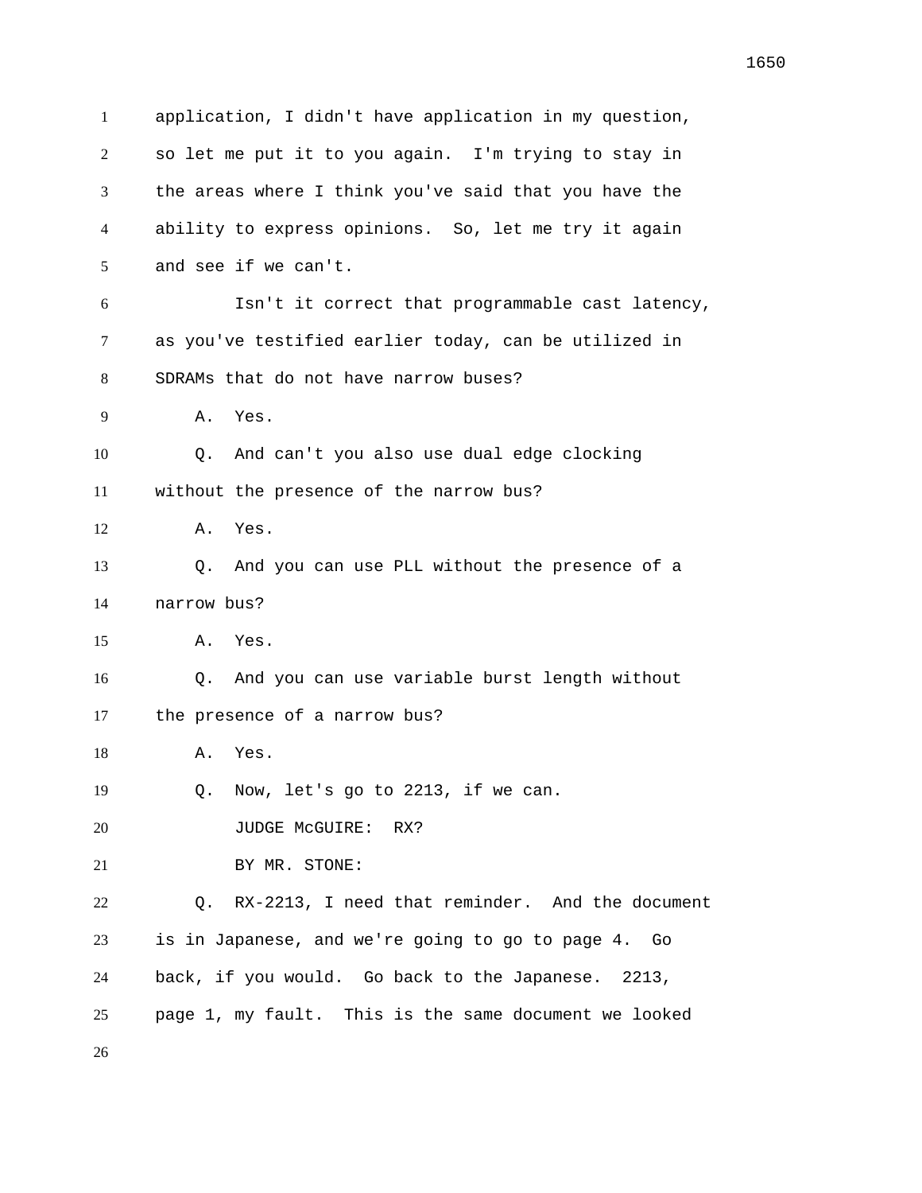application, I didn't have application in my question, so let me put it to you again. I'm trying to stay in the areas where I think you've said that you have the ability to express opinions. So, let me try it again and see if we can't.

Isn't it correct that programmable cast latency, as you've testified earlier today, can be utilized in SDRAMs that do not have narrow buses?

A. Yes.

Q. And can't you also use dual edge clocking without the presence of the narrow bus?

A. Yes.

Q. And you can use PLL without the presence of a narrow bus?

A. Yes.

Q. And you can use variable burst length without the presence of a narrow bus?

A. Yes.

Q. Now, let's go to 2213, if we can.

JUDGE McGUIRE: RX?

BY MR. STONE:

Q. RX-2213, I need that reminder. And the document is in Japanese, and we're going to go to page 4. Go back, if you would. Go back to the Japanese. 2213, page 1, my fault. This is the same document we looked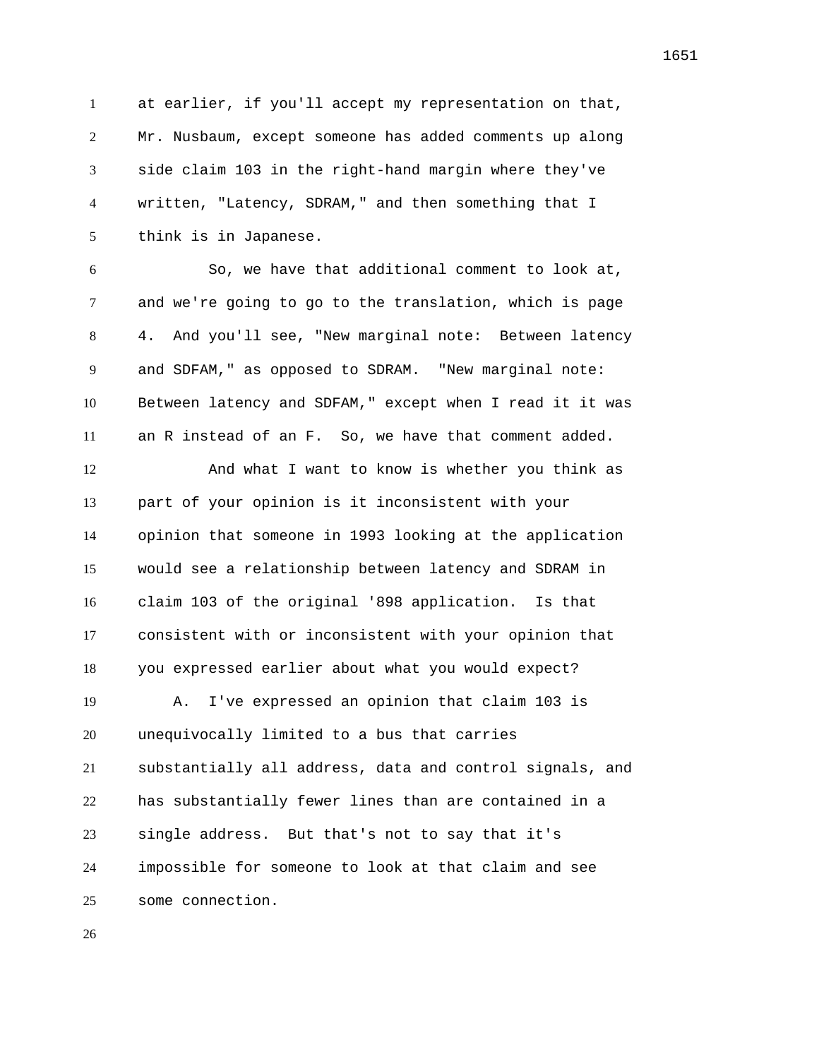at earlier, if you'll accept my representation on that, Mr. Nusbaum, except someone has added comments up along side claim 103 in the right-hand margin where they've written, "Latency, SDRAM," and then something that I think is in Japanese.

So, we have that additional comment to look at, and we're going to go to the translation, which is page 4. And you'll see, "New marginal note: Between latency and SDFAM," as opposed to SDRAM. "New marginal note: Between latency and SDFAM," except when I read it it was an R instead of an F. So, we have that comment added.

And what I want to know is whether you think as part of your opinion is it inconsistent with your opinion that someone in 1993 looking at the application would see a relationship between latency and SDRAM in claim 103 of the original '898 application. Is that consistent with or inconsistent with your opinion that you expressed earlier about what you would expect?

A. I've expressed an opinion that claim 103 is unequivocally limited to a bus that carries substantially all address, data and control signals, and has substantially fewer lines than are contained in a single address. But that's not to say that it's impossible for someone to look at that claim and see some connection.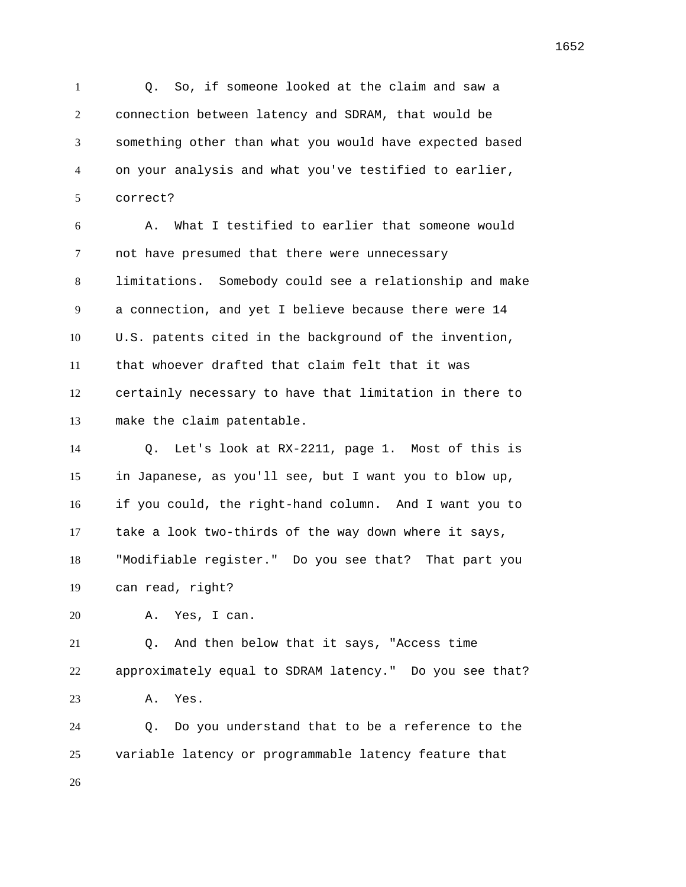Q. So, if someone looked at the claim and saw a connection between latency and SDRAM, that would be something other than what you would have expected based on your analysis and what you've testified to earlier, correct?

A. What I testified to earlier that someone would not have presumed that there were unnecessary limitations. Somebody could see a relationship and make a connection, and yet I believe because there were 14 U.S. patents cited in the background of the invention, that whoever drafted that claim felt that it was certainly necessary to have that limitation in there to make the claim patentable.

Q. Let's look at RX-2211, page 1. Most of this is in Japanese, as you'll see, but I want you to blow up, if you could, the right-hand column. And I want you to take a look two-thirds of the way down where it says, "Modifiable register." Do you see that? That part you can read, right?

A. Yes, I can.

Q. And then below that it says, "Access time approximately equal to SDRAM latency." Do you see that?

A. Yes.

Q. Do you understand that to be a reference to the variable latency or programmable latency feature that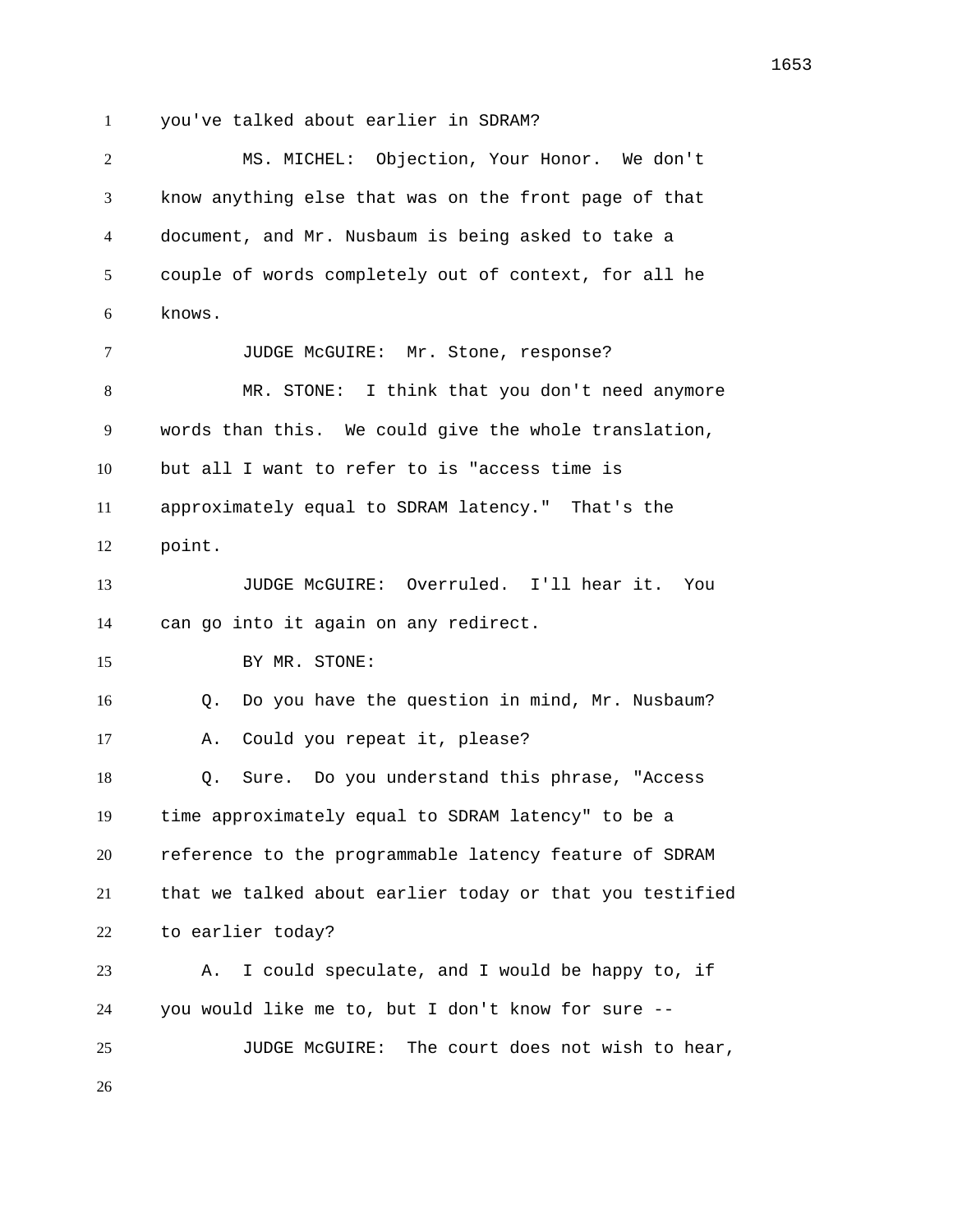you've talked about earlier in SDRAM?

MS. MICHEL: Objection, Your Honor. We don't know anything else that was on the front page of that document, and Mr. Nusbaum is being asked to take a couple of words completely out of context, for all he knows.

JUDGE McGUIRE: Mr. Stone, response?

MR. STONE: I think that you don't need anymore words than this. We could give the whole translation, but all I want to refer to is "access time is approximately equal to SDRAM latency." That's the point.

JUDGE McGUIRE: Overruled. I'll hear it. You can go into it again on any redirect.

BY MR. STONE:

Q. Do you have the question in mind, Mr. Nusbaum?

A. Could you repeat it, please?

Q. Sure. Do you understand this phrase, "Access time approximately equal to SDRAM latency" to be a reference to the programmable latency feature of SDRAM that we talked about earlier today or that you testified to earlier today?

A. I could speculate, and I would be happy to, if you would like me to, but I don't know for sure --

JUDGE McGUIRE: The court does not wish to hear,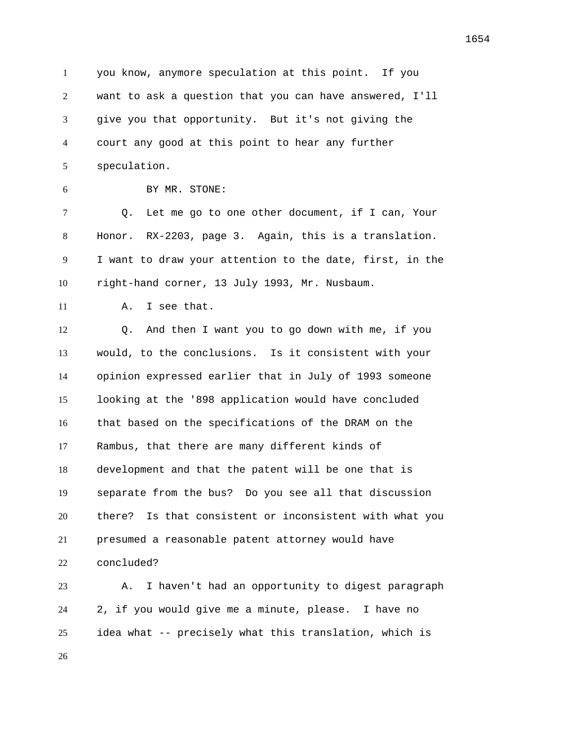you know, anymore speculation at this point. If you want to ask a question that you can have answered, I'll give you that opportunity. But it's not giving the court any good at this point to hear any further speculation.

BY MR. STONE:

Q. Let me go to one other document, if I can, Your Honor. RX-2203, page 3. Again, this is a translation. I want to draw your attention to the date, first, in the right-hand corner, 13 July 1993, Mr. Nusbaum.

A. I see that.

Q. And then I want you to go down with me, if you would, to the conclusions. Is it consistent with your opinion expressed earlier that in July of 1993 someone looking at the '898 application would have concluded that based on the specifications of the DRAM on the Rambus, that there are many different kinds of development and that the patent will be one that is separate from the bus? Do you see all that discussion there? Is that consistent or inconsistent with what you presumed a reasonable patent attorney would have concluded?

A. I haven't had an opportunity to digest paragraph 2, if you would give me a minute, please. I have no idea what -- precisely what this translation, which is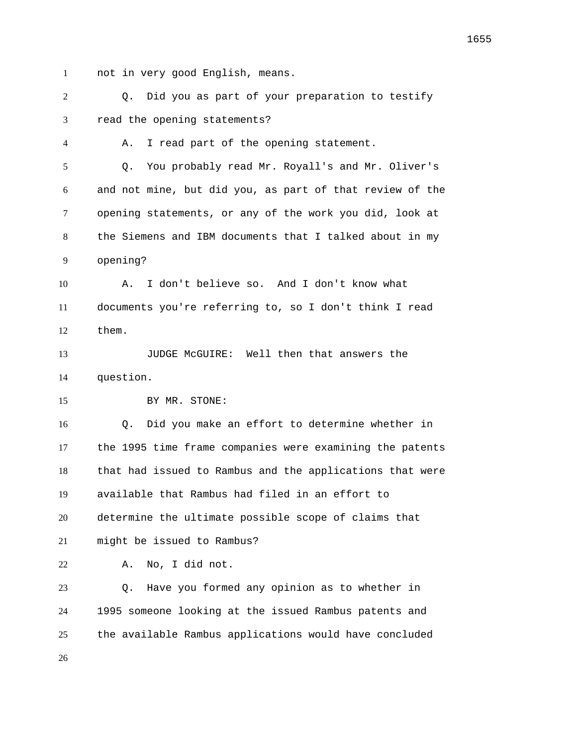not in very good English, means.

Q. Did you as part of your preparation to testify read the opening statements?

A. I read part of the opening statement.

Q. You probably read Mr. Royall's and Mr. Oliver's and not mine, but did you, as part of that review of the opening statements, or any of the work you did, look at the Siemens and IBM documents that I talked about in my opening?

A. I don't believe so. And I don't know what documents you're referring to, so I don't think I read them.

JUDGE McGUIRE: Well then that answers the question.

BY MR. STONE:

Q. Did you make an effort to determine whether in the 1995 time frame companies were examining the patents that had issued to Rambus and the applications that were available that Rambus had filed in an effort to determine the ultimate possible scope of claims that might be issued to Rambus?

A. No, I did not.

Q. Have you formed any opinion as to whether in 1995 someone looking at the issued Rambus patents and the available Rambus applications would have concluded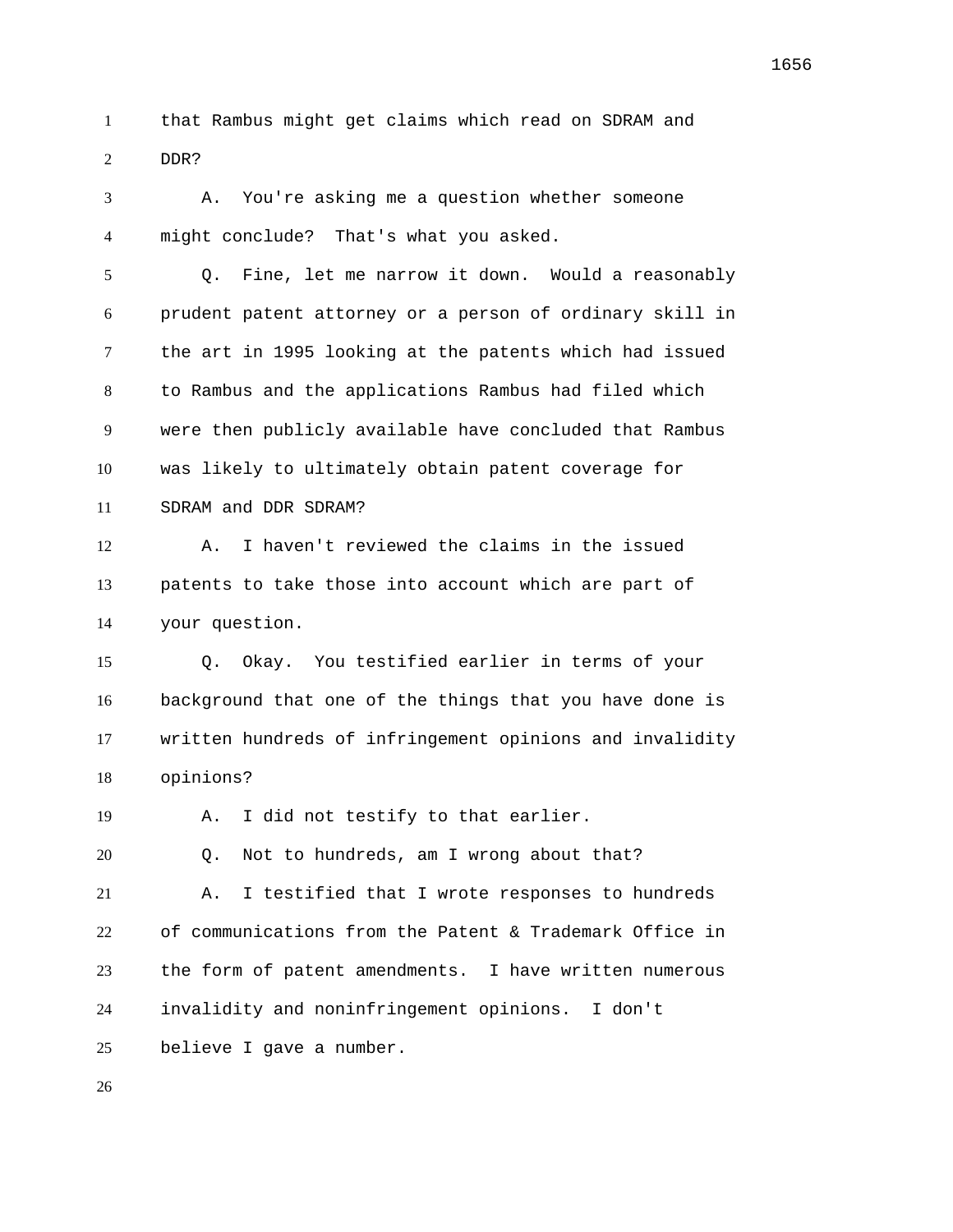that Rambus might get claims which read on SDRAM and DDR?

A. You're asking me a question whether someone might conclude? That's what you asked.

Q. Fine, let me narrow it down. Would a reasonably prudent patent attorney or a person of ordinary skill in the art in 1995 looking at the patents which had issued to Rambus and the applications Rambus had filed which were then publicly available have concluded that Rambus was likely to ultimately obtain patent coverage for SDRAM and DDR SDRAM?

A. I haven't reviewed the claims in the issued patents to take those into account which are part of your question.

Q. Okay. You testified earlier in terms of your background that one of the things that you have done is written hundreds of infringement opinions and invalidity opinions?

A. I did not testify to that earlier.

Q. Not to hundreds, am I wrong about that?

A. I testified that I wrote responses to hundreds of communications from the Patent & Trademark Office in the form of patent amendments. I have written numerous invalidity and noninfringement opinions. I don't believe I gave a number.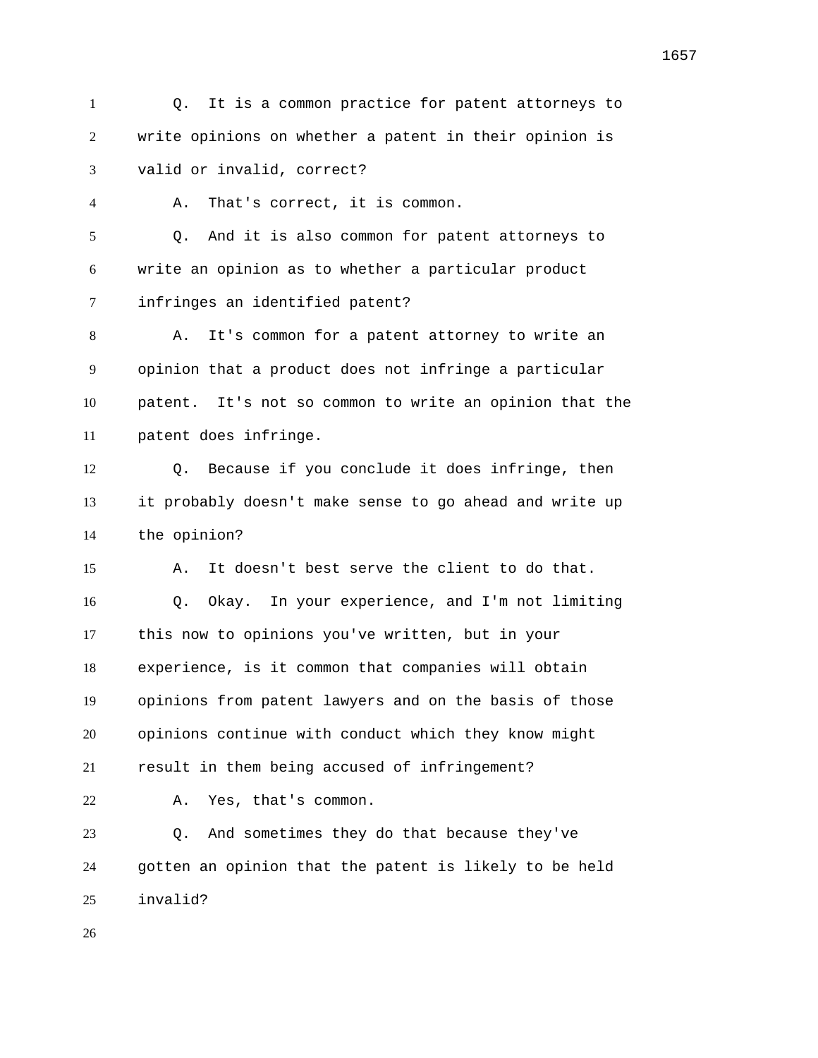Q. It is a common practice for patent attorneys to write opinions on whether a patent in their opinion is valid or invalid, correct?

A. That's correct, it is common.

Q. And it is also common for patent attorneys to write an opinion as to whether a particular product infringes an identified patent?

A. It's common for a patent attorney to write an opinion that a product does not infringe a particular patent. It's not so common to write an opinion that the patent does infringe.

Q. Because if you conclude it does infringe, then it probably doesn't make sense to go ahead and write up the opinion?

A. It doesn't best serve the client to do that.

Q. Okay. In your experience, and I'm not limiting this now to opinions you've written, but in your experience, is it common that companies will obtain opinions from patent lawyers and on the basis of those opinions continue with conduct which they know might result in them being accused of infringement?

A. Yes, that's common.

Q. And sometimes they do that because they've gotten an opinion that the patent is likely to be held invalid?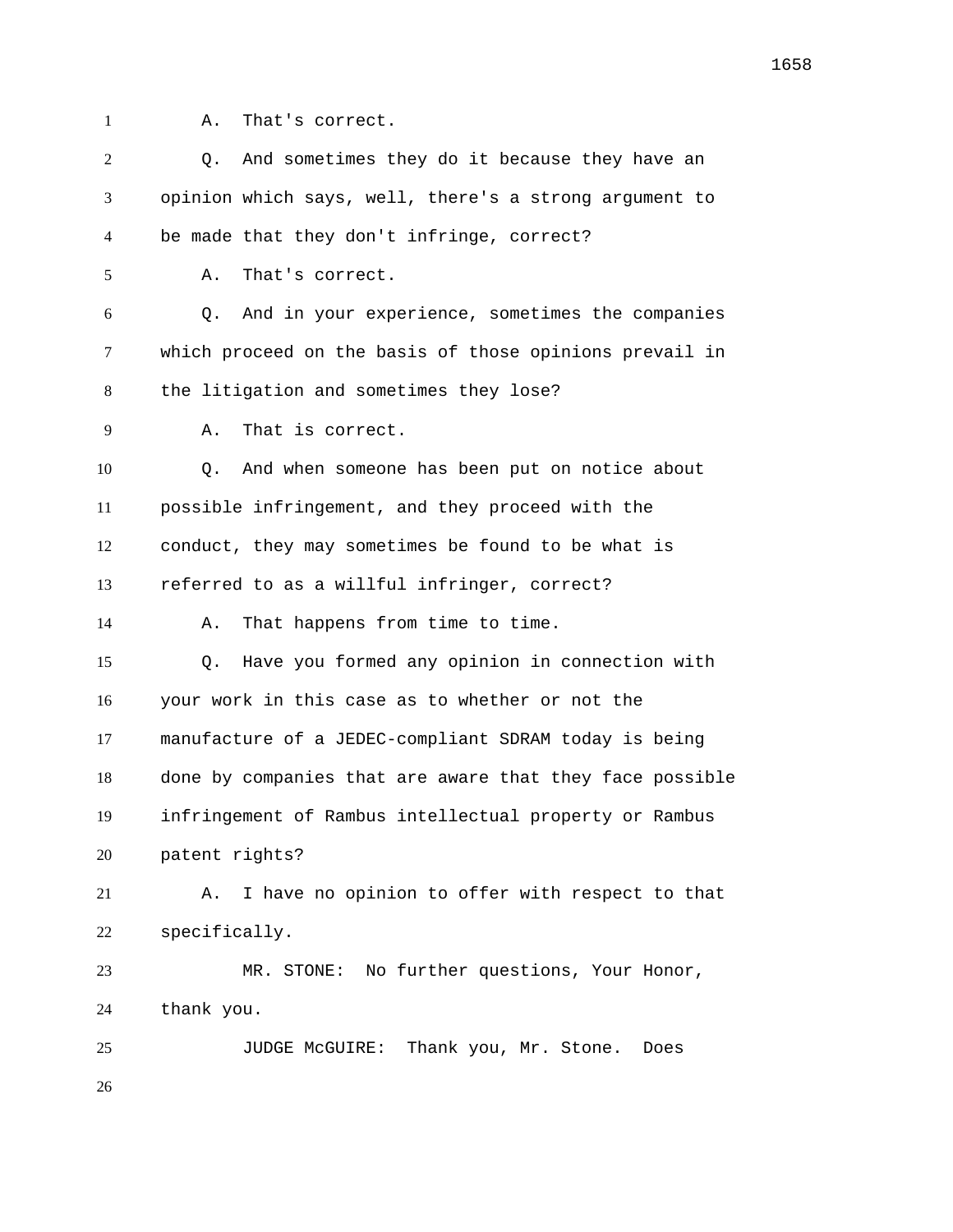A. That's correct.

Q. And sometimes they do it because they have an opinion which says, well, there's a strong argument to be made that they don't infringe, correct?

A. That's correct.

Q. And in your experience, sometimes the companies which proceed on the basis of those opinions prevail in the litigation and sometimes they lose?

A. That is correct.

Q. And when someone has been put on notice about possible infringement, and they proceed with the conduct, they may sometimes be found to be what is referred to as a willful infringer, correct?

A. That happens from time to time.

Q. Have you formed any opinion in connection with your work in this case as to whether or not the manufacture of a JEDEC-compliant SDRAM today is being done by companies that are aware that they face possible infringement of Rambus intellectual property or Rambus patent rights?

A. I have no opinion to offer with respect to that specifically.

MR. STONE: No further questions, Your Honor, thank you.

JUDGE McGUIRE: Thank you, Mr. Stone. Does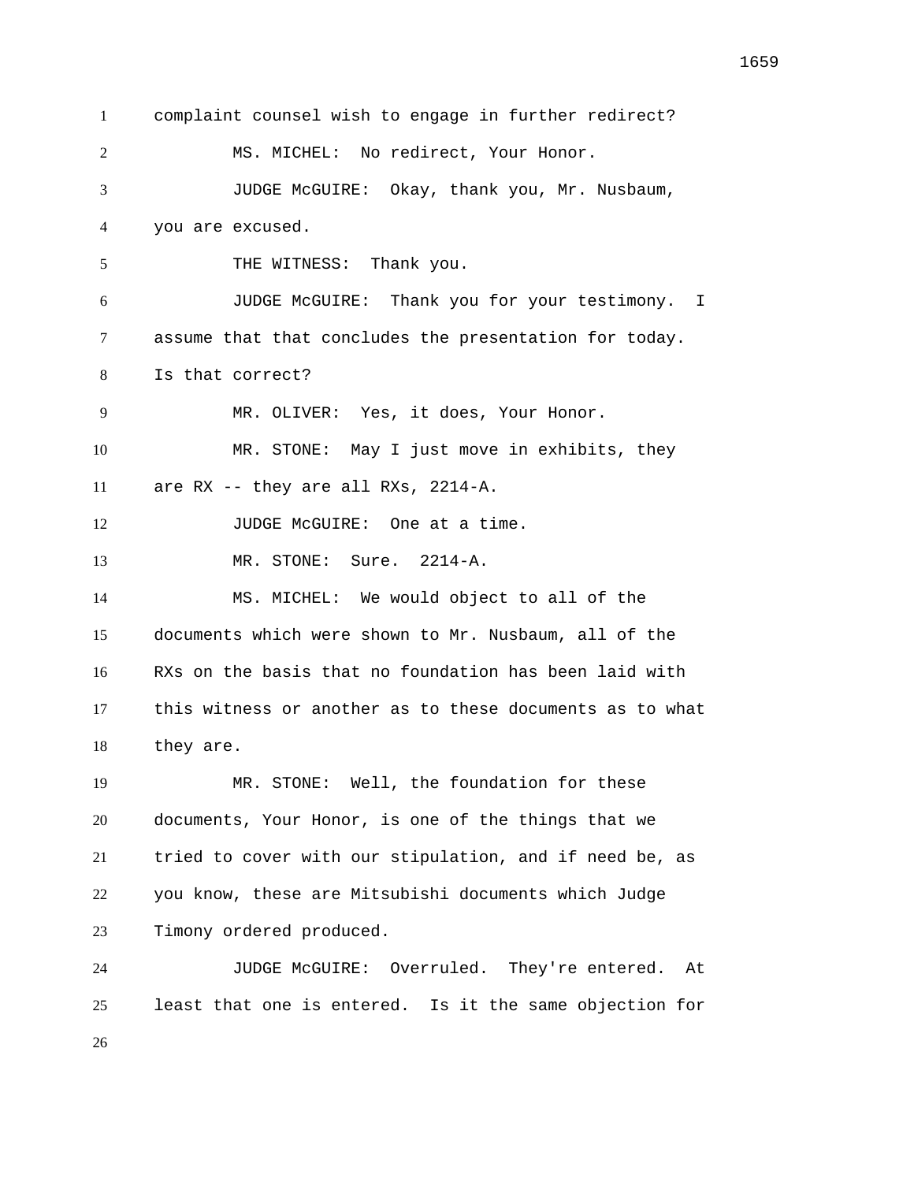complaint counsel wish to engage in further redirect?

MS. MICHEL: No redirect, Your Honor.

JUDGE McGUIRE: Okay, thank you, Mr. Nusbaum, you are excused.

THE WITNESS: Thank you.

JUDGE McGUIRE: Thank you for your testimony. I assume that that concludes the presentation for today. Is that correct?

MR. OLIVER: Yes, it does, Your Honor.

MR. STONE: May I just move in exhibits, they are RX -- they are all RXs, 2214-A.

JUDGE McGUIRE: One at a time.

MR. STONE: Sure. 2214-A.

MS. MICHEL: We would object to all of the documents which were shown to Mr. Nusbaum, all of the RXs on the basis that no foundation has been laid with this witness or another as to these documents as to what they are.

MR. STONE: Well, the foundation for these documents, Your Honor, is one of the things that we tried to cover with our stipulation, and if need be, as you know, these are Mitsubishi documents which Judge Timony ordered produced.

JUDGE McGUIRE: Overruled. They're entered. At least that one is entered. Is it the same objection for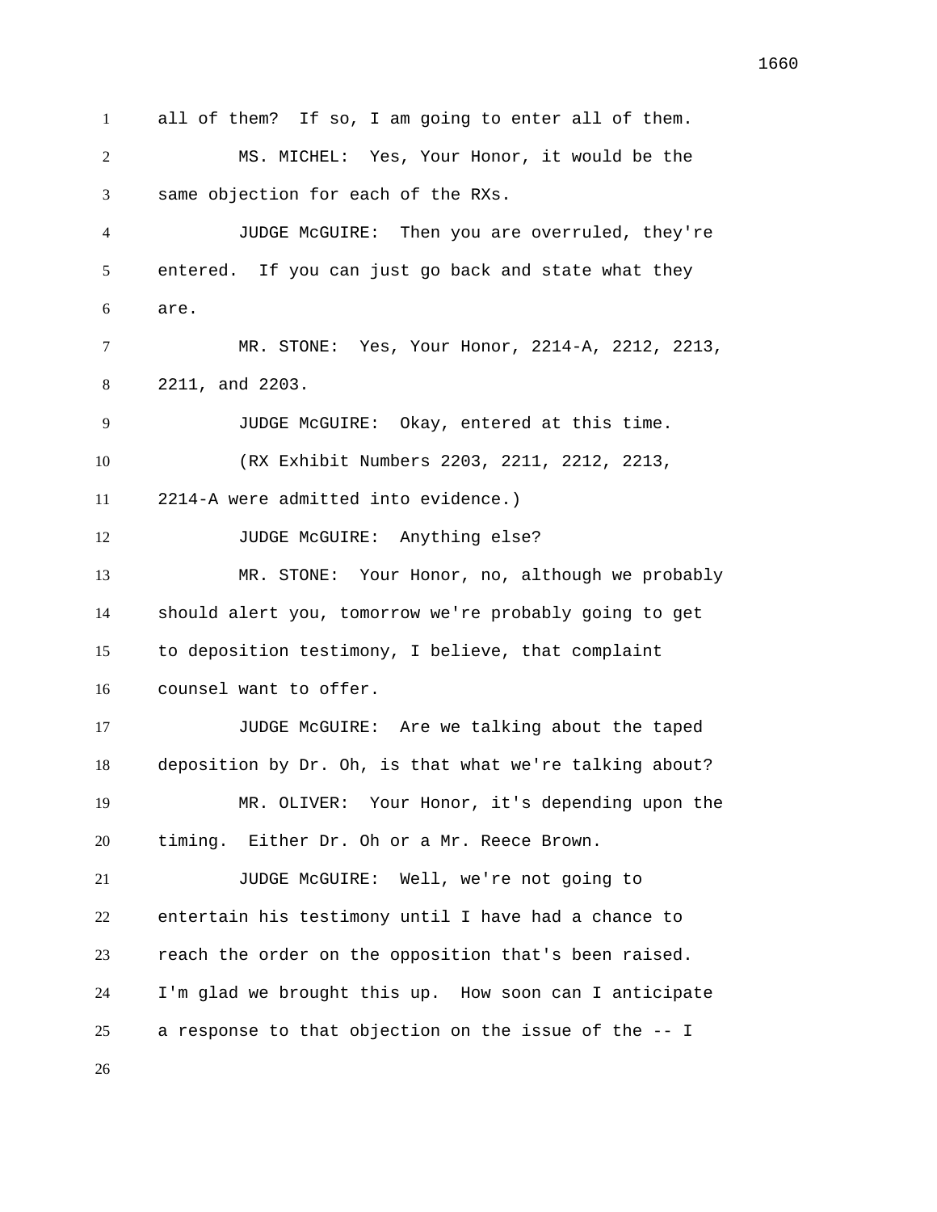all of them? If so, I am going to enter all of them.

MS. MICHEL: Yes, Your Honor, it would be the same objection for each of the RXs.

JUDGE McGUIRE: Then you are overruled, they're entered. If you can just go back and state what they are.

MR. STONE: Yes, Your Honor, 2214-A, 2212, 2213, 2211, and 2203.

JUDGE McGUIRE: Okay, entered at this time.

(RX Exhibit Numbers 2203, 2211, 2212, 2213, 2214-A were admitted into evidence.)

JUDGE McGUIRE: Anything else?

MR. STONE: Your Honor, no, although we probably should alert you, tomorrow we're probably going to get to deposition testimony, I believe, that complaint counsel want to offer.

JUDGE McGUIRE: Are we talking about the taped deposition by Dr. Oh, is that what we're talking about?

MR. OLIVER: Your Honor, it's depending upon the timing. Either Dr. Oh or a Mr. Reece Brown.

JUDGE McGUIRE: Well, we're not going to entertain his testimony until I have had a chance to reach the order on the opposition that's been raised. I'm glad we brought this up. How soon can I anticipate a response to that objection on the issue of the -- I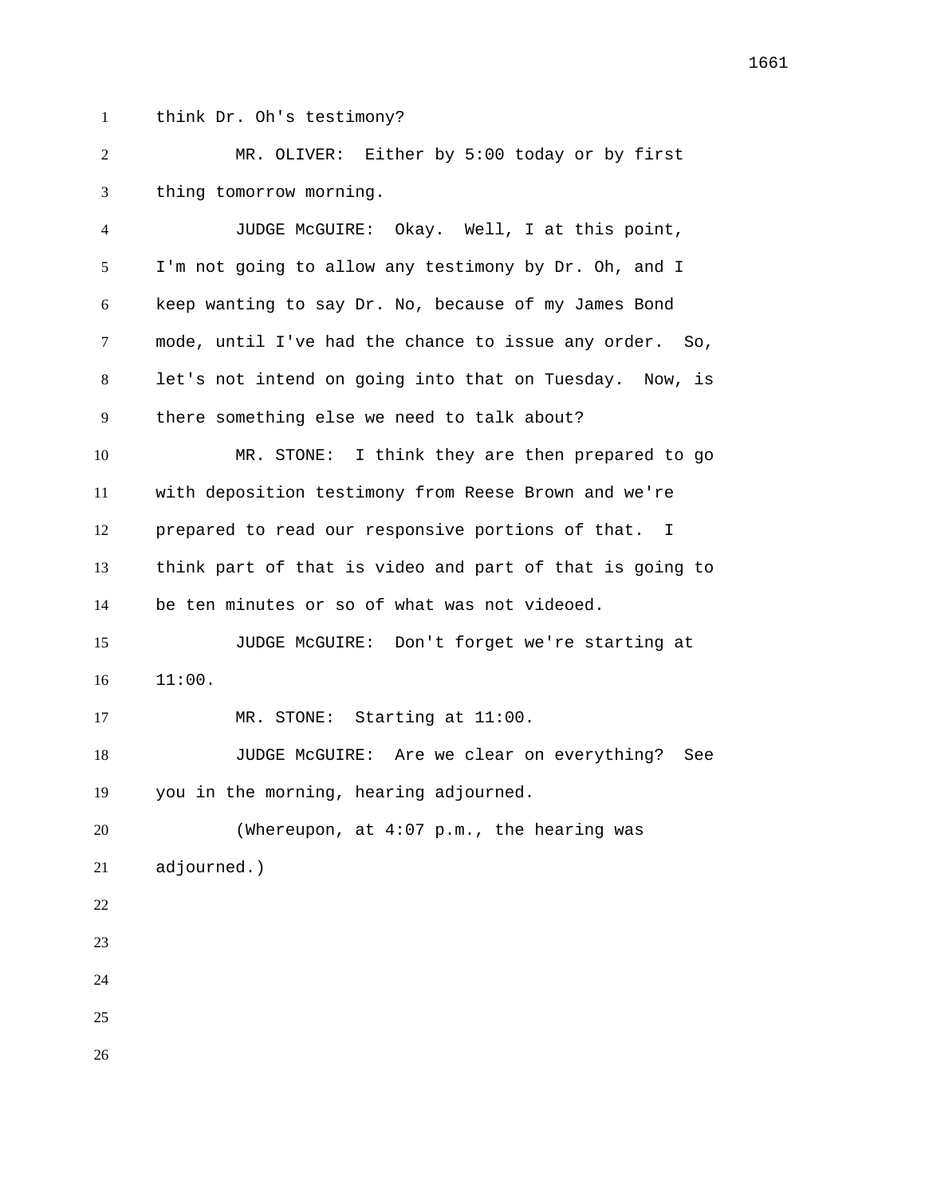think Dr. Oh's testimony?

MR. OLIVER: Either by 5:00 today or by first thing tomorrow morning.

JUDGE McGUIRE: Okay. Well, I at this point, I'm not going to allow any testimony by Dr. Oh, and I keep wanting to say Dr. No, because of my James Bond mode, until I've had the chance to issue any order. So, let's not intend on going into that on Tuesday. Now, is there something else we need to talk about?

MR. STONE: I think they are then prepared to go with deposition testimony from Reese Brown and we're prepared to read our responsive portions of that. I think part of that is video and part of that is going to be ten minutes or so of what was not videoed.

JUDGE McGUIRE: Don't forget we're starting at 11:00.

MR. STONE: Starting at 11:00.

JUDGE McGUIRE: Are we clear on everything? See you in the morning, hearing adjourned.

(Whereupon, at 4:07 p.m., the hearing was adjourned.)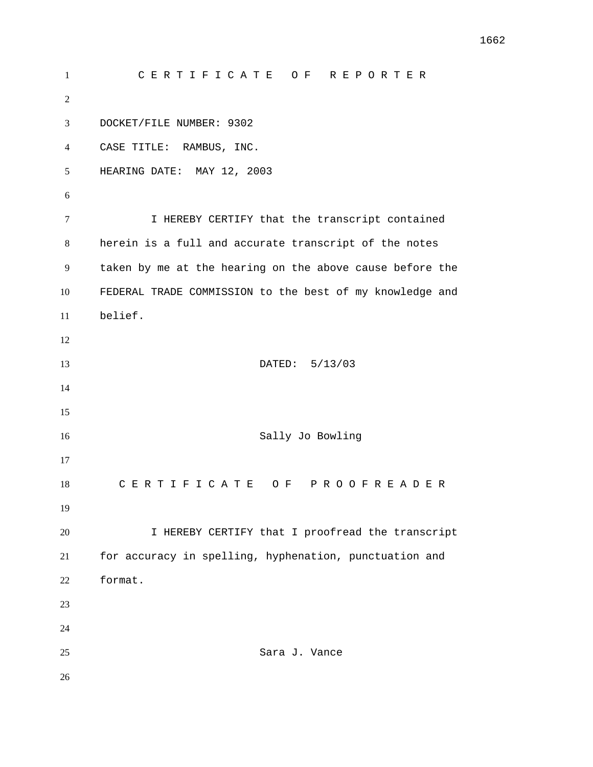# C E R T I F I C A T E   O F   R E P O R T E R

DOCKET/FILE NUMBER: 9302

CASE TITLE: RAMBUS, INC.

HEARING DATE: MAY 12, 2003

I HEREBY CERTIFY that the transcript contained herein is a full and accurate transcript of the notes taken by me at the hearing on the above cause before the FEDERAL TRADE COMMISSION to the best of my knowledge and belief.

DATED: 5/13/03

Sally Jo Bowling

# C E R T I F I C A T E   O F   P R O O F R E A D E R

I HEREBY CERTIFY that I proofread the transcript for accuracy in spelling, hyphenation, punctuation and format.

Sara J. Vance